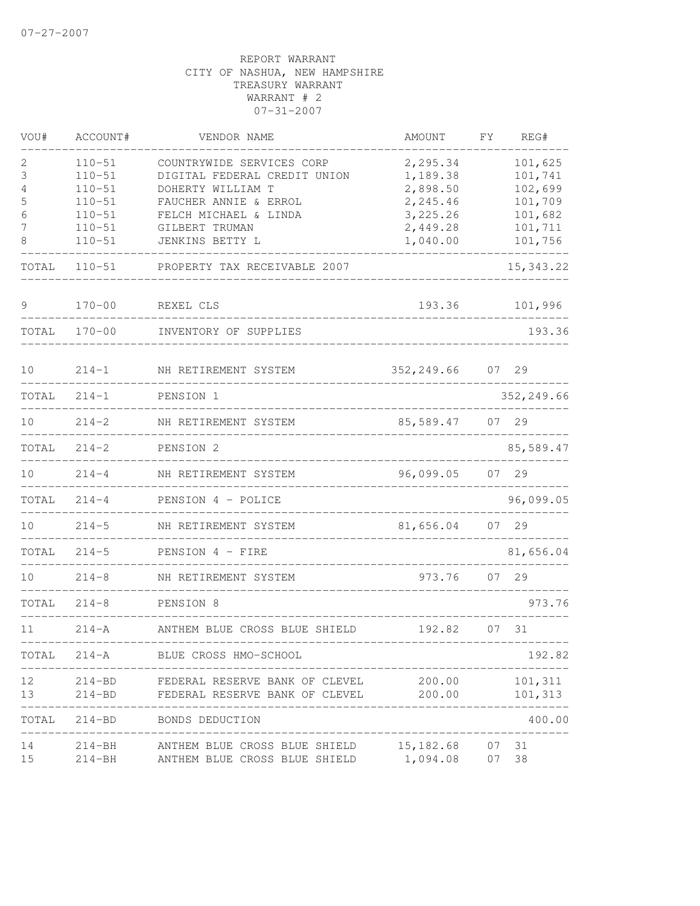07-27-2007

REPORT WARRANT
CITY OF NASHUA, NEW HAMPSHIRE
TREASURY WARRANT
WARRANT # 2
07-31-2007

| VOU# | ACCOUNT# | VENDOR NAME | AMOUNT | FY | REG# |
|---|---|---|---|---|---|
| 2 | 110-51 | COUNTRYWIDE SERVICES CORP | 2,295.34 | | 101,625 |
| 3 | 110-51 | DIGITAL FEDERAL CREDIT UNION | 1,189.38 | | 101,741 |
| 4 | 110-51 | DOHERTY WILLIAM T | 2,898.50 | | 102,699 |
| 5 | 110-51 | FAUCHER ANNIE & ERROL | 2,245.46 | | 101,709 |
| 6 | 110-51 | FELCH MICHAEL & LINDA | 3,225.26 | | 101,682 |
| 7 | 110-51 | GILBERT TRUMAN | 2,449.28 | | 101,711 |
| 8 | 110-51 | JENKINS BETTY L | 1,040.00 | | 101,756 |
| TOTAL | 110-51 | PROPERTY TAX RECEIVABLE 2007 | | | 15,343.22 |
| 9 | 170-00 | REXEL CLS | 193.36 | | 101,996 |
| TOTAL | 170-00 | INVENTORY OF SUPPLIES | | | 193.36 |
| 10 | 214-1 | NH RETIREMENT SYSTEM | 352,249.66 | 07 | 29 |
| TOTAL | 214-1 | PENSION 1 | | | 352,249.66 |
| 10 | 214-2 | NH RETIREMENT SYSTEM | 85,589.47 | 07 | 29 |
| TOTAL | 214-2 | PENSION 2 | | | 85,589.47 |
| 10 | 214-4 | NH RETIREMENT SYSTEM | 96,099.05 | 07 | 29 |
| TOTAL | 214-4 | PENSION 4 - POLICE | | | 96,099.05 |
| 10 | 214-5 | NH RETIREMENT SYSTEM | 81,656.04 | 07 | 29 |
| TOTAL | 214-5 | PENSION 4 - FIRE | | | 81,656.04 |
| 10 | 214-8 | NH RETIREMENT SYSTEM | 973.76 | 07 | 29 |
| TOTAL | 214-8 | PENSION 8 | | | 973.76 |
| 11 | 214-A | ANTHEM BLUE CROSS BLUE SHIELD | 192.82 | 07 | 31 |
| TOTAL | 214-A | BLUE CROSS HMO-SCHOOL | | | 192.82 |
| 12 | 214-BD | FEDERAL RESERVE BANK OF CLEVEL | 200.00 | | 101,311 |
| 13 | 214-BD | FEDERAL RESERVE BANK OF CLEVEL | 200.00 | | 101,313 |
| TOTAL | 214-BD | BONDS DEDUCTION | | | 400.00 |
| 14 | 214-BH | ANTHEM BLUE CROSS BLUE SHIELD | 15,182.68 | 07 | 31 |
| 15 | 214-BH | ANTHEM BLUE CROSS BLUE SHIELD | 1,094.08 | 07 | 38 |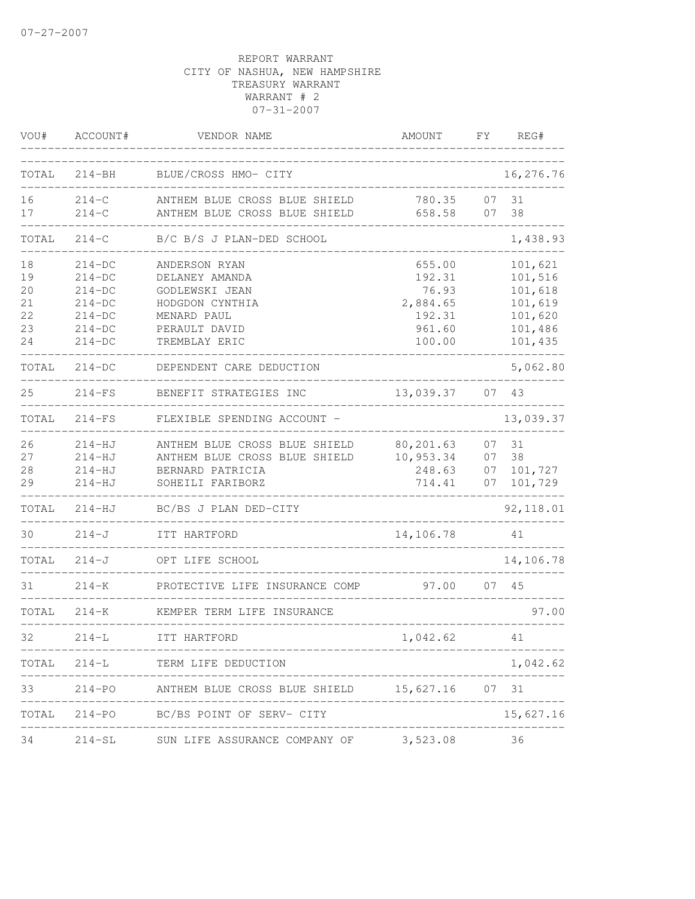07-27-2007

REPORT WARRANT
CITY OF NASHUA, NEW HAMPSHIRE
TREASURY WARRANT
WARRANT # 2
07-31-2007

| VOU# | ACCOUNT# | VENDOR NAME | AMOUNT | FY | REG# |
|---|---|---|---|---|---|
| TOTAL | 214-BH | BLUE/CROSS HMO- CITY | | | 16,276.76 |
| 16 | 214-C | ANTHEM BLUE CROSS BLUE SHIELD | 780.35 | 07 | 31 |
| 17 | 214-C | ANTHEM BLUE CROSS BLUE SHIELD | 658.58 | 07 | 38 |
| TOTAL | 214-C | B/C B/S J PLAN-DED SCHOOL | | | 1,438.93 |
| 18 | 214-DC | ANDERSON RYAN | 655.00 | | 101,621 |
| 19 | 214-DC | DELANEY AMANDA | 192.31 | | 101,516 |
| 20 | 214-DC | GODLEWSKI JEAN | 76.93 | | 101,618 |
| 21 | 214-DC | HODGDON CYNTHIA | 2,884.65 | | 101,619 |
| 22 | 214-DC | MENARD PAUL | 192.31 | | 101,620 |
| 23 | 214-DC | PERAULT DAVID | 961.60 | | 101,486 |
| 24 | 214-DC | TREMBLAY ERIC | 100.00 | | 101,435 |
| TOTAL | 214-DC | DEPENDENT CARE DEDUCTION | | | 5,062.80 |
| 25 | 214-FS | BENEFIT STRATEGIES INC | 13,039.37 | 07 | 43 |
| TOTAL | 214-FS | FLEXIBLE SPENDING ACCOUNT - | | | 13,039.37 |
| 26 | 214-HJ | ANTHEM BLUE CROSS BLUE SHIELD | 80,201.63 | 07 | 31 |
| 27 | 214-HJ | ANTHEM BLUE CROSS BLUE SHIELD | 10,953.34 | 07 | 38 |
| 28 | 214-HJ | BERNARD PATRICIA | 248.63 | 07 | 101,727 |
| 29 | 214-HJ | SOHEILI FARIBORZ | 714.41 | 07 | 101,729 |
| TOTAL | 214-HJ | BC/BS J PLAN DED-CITY | | | 92,118.01 |
| 30 | 214-J | ITT HARTFORD | 14,106.78 | | 41 |
| TOTAL | 214-J | OPT LIFE SCHOOL | | | 14,106.78 |
| 31 | 214-K | PROTECTIVE LIFE INSURANCE COMP | 97.00 | 07 | 45 |
| TOTAL | 214-K | KEMPER TERM LIFE INSURANCE | | | 97.00 |
| 32 | 214-L | ITT HARTFORD | 1,042.62 | | 41 |
| TOTAL | 214-L | TERM LIFE DEDUCTION | | | 1,042.62 |
| 33 | 214-PO | ANTHEM BLUE CROSS BLUE SHIELD | 15,627.16 | 07 | 31 |
| TOTAL | 214-PO | BC/BS POINT OF SERV- CITY | | | 15,627.16 |
| 34 | 214-SL | SUN LIFE ASSURANCE COMPANY OF | 3,523.08 | | 36 |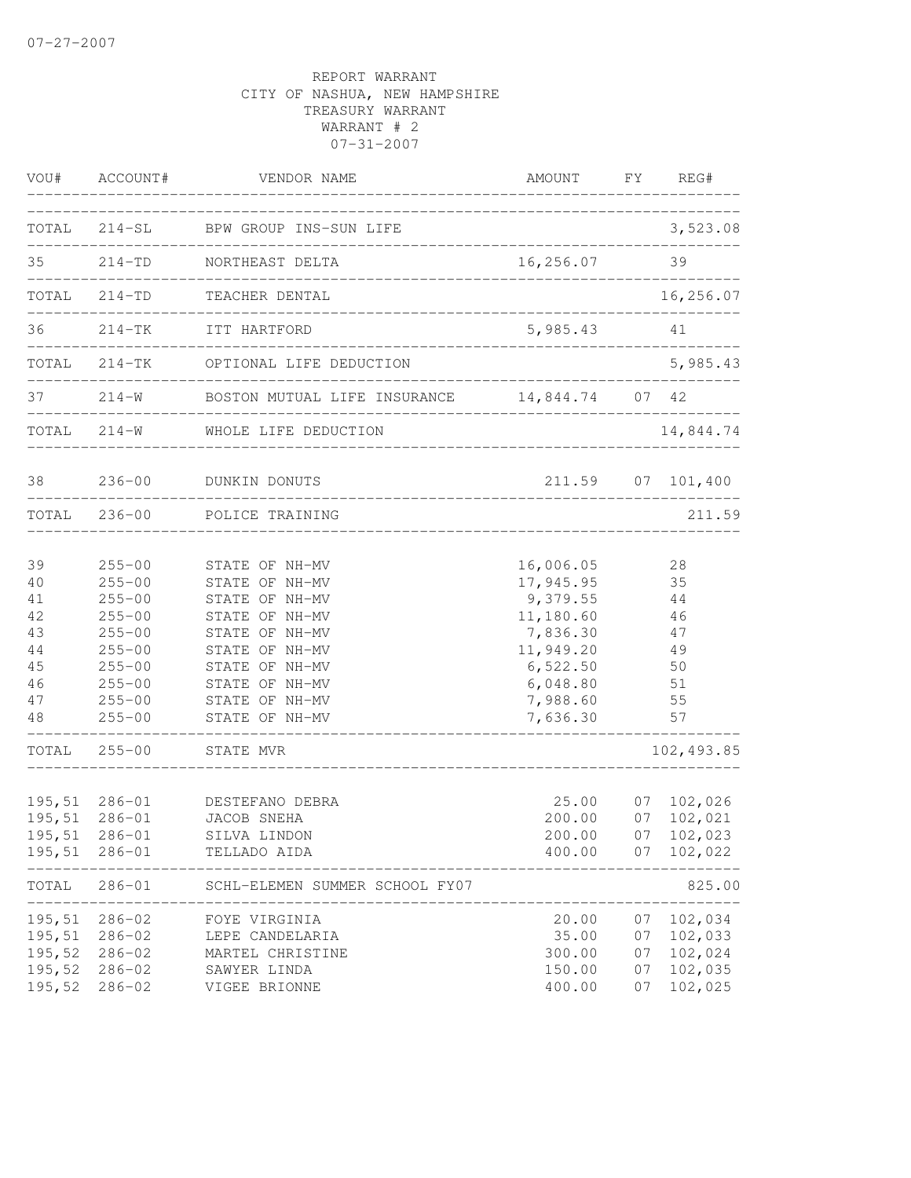07-27-2007

REPORT WARRANT
CITY OF NASHUA, NEW HAMPSHIRE
TREASURY WARRANT
WARRANT # 2
07-31-2007

| VOU# | ACCOUNT# | VENDOR NAME | AMOUNT | FY | REG# |
|---|---|---|---|---|---|
| TOTAL | 214-SL | BPW GROUP INS-SUN LIFE | | | 3,523.08 |
| 35 | 214-TD | NORTHEAST DELTA | 16,256.07 | | 39 |
| TOTAL | 214-TD | TEACHER DENTAL | | | 16,256.07 |
| 36 | 214-TK | ITT HARTFORD | 5,985.43 | | 41 |
| TOTAL | 214-TK | OPTIONAL LIFE DEDUCTION | | | 5,985.43 |
| 37 | 214-W | BOSTON MUTUAL LIFE INSURANCE | 14,844.74 | 07 | 42 |
| TOTAL | 214-W | WHOLE LIFE DEDUCTION | | | 14,844.74 |
| 38 | 236-00 | DUNKIN DONUTS | 211.59 | 07 | 101,400 |
| TOTAL | 236-00 | POLICE TRAINING | | | 211.59 |
| 39 | 255-00 | STATE OF NH-MV | 16,006.05 | | 28 |
| 40 | 255-00 | STATE OF NH-MV | 17,945.95 | | 35 |
| 41 | 255-00 | STATE OF NH-MV | 9,379.55 | | 44 |
| 42 | 255-00 | STATE OF NH-MV | 11,180.60 | | 46 |
| 43 | 255-00 | STATE OF NH-MV | 7,836.30 | | 47 |
| 44 | 255-00 | STATE OF NH-MV | 11,949.20 | | 49 |
| 45 | 255-00 | STATE OF NH-MV | 6,522.50 | | 50 |
| 46 | 255-00 | STATE OF NH-MV | 6,048.80 | | 51 |
| 47 | 255-00 | STATE OF NH-MV | 7,988.60 | | 55 |
| 48 | 255-00 | STATE OF NH-MV | 7,636.30 | | 57 |
| TOTAL | 255-00 | STATE MVR | | | 102,493.85 |
| 195,51 | 286-01 | DESTEFANO DEBRA | 25.00 | 07 | 102,026 |
| 195,51 | 286-01 | JACOB SNEHA | 200.00 | 07 | 102,021 |
| 195,51 | 286-01 | SILVA LINDON | 200.00 | 07 | 102,023 |
| 195,51 | 286-01 | TELLADO AIDA | 400.00 | 07 | 102,022 |
| TOTAL | 286-01 | SCHL-ELEMEN SUMMER SCHOOL FY07 | | | 825.00 |
| 195,51 | 286-02 | FOYE VIRGINIA | 20.00 | 07 | 102,034 |
| 195,51 | 286-02 | LEPE CANDELARIA | 35.00 | 07 | 102,033 |
| 195,52 | 286-02 | MARTEL CHRISTINE | 300.00 | 07 | 102,024 |
| 195,52 | 286-02 | SAWYER LINDA | 150.00 | 07 | 102,035 |
| 195,52 | 286-02 | VIGEE BRIONNE | 400.00 | 07 | 102,025 |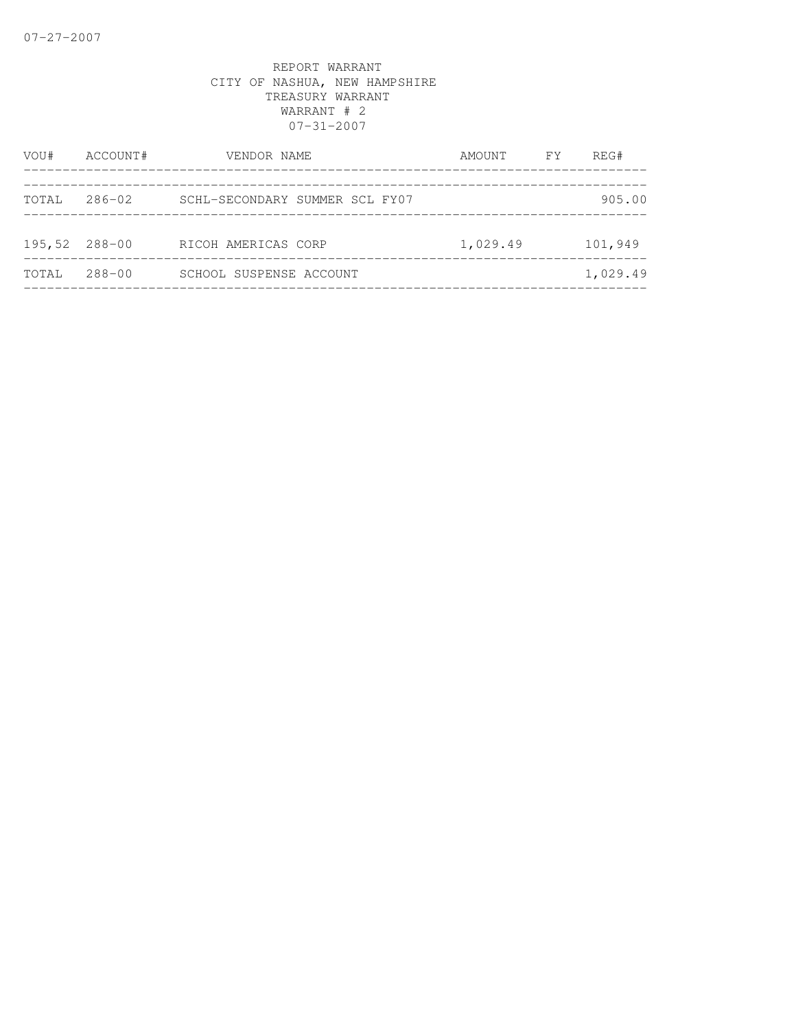REPORT WARRANT
CITY OF NASHUA, NEW HAMPSHIRE
TREASURY WARRANT
WARRANT # 2
07-31-2007

| VOU# | ACCOUNT# | VENDOR NAME | AMOUNT | FY | REG# |
|---|---|---|---|---|---|
| TOTAL | 286-02 | SCHL-SECONDARY SUMMER SCL FY07 | | | 905.00 |
| 195,52 | 288-00 | RICOH AMERICAS CORP | 1,029.49 | | 101,949 |
| TOTAL | 288-00 | SCHOOL SUSPENSE ACCOUNT | | | 1,029.49 |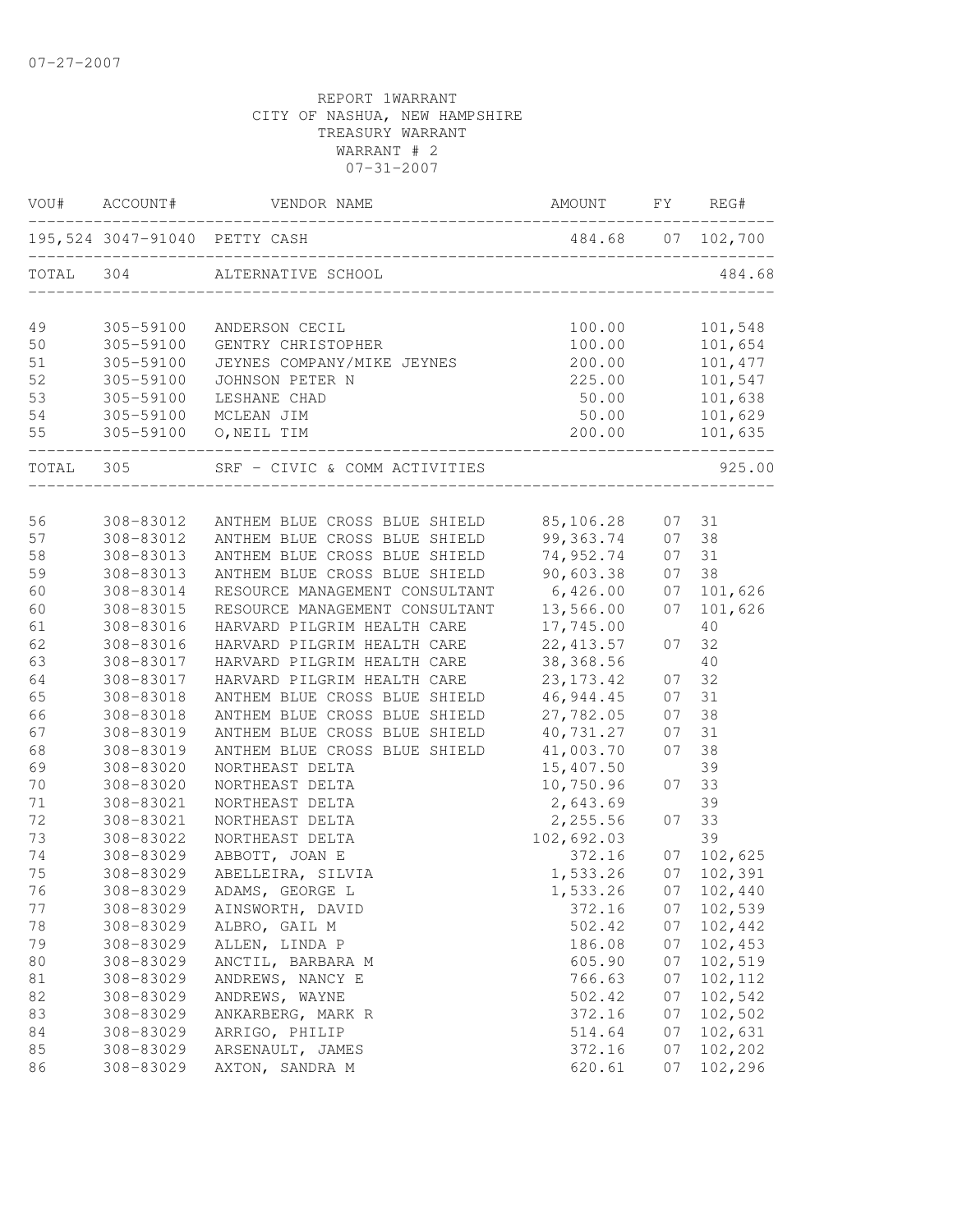07-27-2007

REPORT 1WARRANT
CITY OF NASHUA, NEW HAMPSHIRE
TREASURY WARRANT
WARRANT # 2
07-31-2007

| VOU# | ACCOUNT# | VENDOR NAME | AMOUNT | FY | REG# |
|---|---|---|---|---|---|
| 195,524 | 3047-91040 | PETTY CASH | 484.68 | 07 | 102,700 |
| TOTAL | 304 | ALTERNATIVE SCHOOL | | | 484.68 |
| 49 | 305-59100 | ANDERSON CECIL | 100.00 | | 101,548 |
| 50 | 305-59100 | GENTRY CHRISTOPHER | 100.00 | | 101,654 |
| 51 | 305-59100 | JEYNES COMPANY/MIKE JEYNES | 200.00 | | 101,477 |
| 52 | 305-59100 | JOHNSON PETER N | 225.00 | | 101,547 |
| 53 | 305-59100 | LESHANE CHAD | 50.00 | | 101,638 |
| 54 | 305-59100 | MCLEAN JIM | 50.00 | | 101,629 |
| 55 | 305-59100 | O,NEIL TIM | 200.00 | | 101,635 |
| TOTAL | 305 | SRF - CIVIC & COMM ACTIVITIES | | | 925.00 |
| 56 | 308-83012 | ANTHEM BLUE CROSS BLUE SHIELD | 85,106.28 | 07 | 31 |
| 57 | 308-83012 | ANTHEM BLUE CROSS BLUE SHIELD | 99,363.74 | 07 | 38 |
| 58 | 308-83013 | ANTHEM BLUE CROSS BLUE SHIELD | 74,952.74 | 07 | 31 |
| 59 | 308-83013 | ANTHEM BLUE CROSS BLUE SHIELD | 90,603.38 | 07 | 38 |
| 60 | 308-83014 | RESOURCE MANAGEMENT CONSULTANT | 6,426.00 | 07 | 101,626 |
| 60 | 308-83015 | RESOURCE MANAGEMENT CONSULTANT | 13,566.00 | 07 | 101,626 |
| 61 | 308-83016 | HARVARD PILGRIM HEALTH CARE | 17,745.00 | | 40 |
| 62 | 308-83016 | HARVARD PILGRIM HEALTH CARE | 22,413.57 | 07 | 32 |
| 63 | 308-83017 | HARVARD PILGRIM HEALTH CARE | 38,368.56 | | 40 |
| 64 | 308-83017 | HARVARD PILGRIM HEALTH CARE | 23,173.42 | 07 | 32 |
| 65 | 308-83018 | ANTHEM BLUE CROSS BLUE SHIELD | 46,944.45 | 07 | 31 |
| 66 | 308-83018 | ANTHEM BLUE CROSS BLUE SHIELD | 27,782.05 | 07 | 38 |
| 67 | 308-83019 | ANTHEM BLUE CROSS BLUE SHIELD | 40,731.27 | 07 | 31 |
| 68 | 308-83019 | ANTHEM BLUE CROSS BLUE SHIELD | 41,003.70 | 07 | 38 |
| 69 | 308-83020 | NORTHEAST DELTA | 15,407.50 | | 39 |
| 70 | 308-83020 | NORTHEAST DELTA | 10,750.96 | 07 | 33 |
| 71 | 308-83021 | NORTHEAST DELTA | 2,643.69 | | 39 |
| 72 | 308-83021 | NORTHEAST DELTA | 2,255.56 | 07 | 33 |
| 73 | 308-83022 | NORTHEAST DELTA | 102,692.03 | | 39 |
| 74 | 308-83029 | ABBOTT, JOAN E | 372.16 | 07 | 102,625 |
| 75 | 308-83029 | ABELLEIRA, SILVIA | 1,533.26 | 07 | 102,391 |
| 76 | 308-83029 | ADAMS, GEORGE L | 1,533.26 | 07 | 102,440 |
| 77 | 308-83029 | AINSWORTH, DAVID | 372.16 | 07 | 102,539 |
| 78 | 308-83029 | ALBRO, GAIL M | 502.42 | 07 | 102,442 |
| 79 | 308-83029 | ALLEN, LINDA P | 186.08 | 07 | 102,453 |
| 80 | 308-83029 | ANCTIL, BARBARA M | 605.90 | 07 | 102,519 |
| 81 | 308-83029 | ANDREWS, NANCY E | 766.63 | 07 | 102,112 |
| 82 | 308-83029 | ANDREWS, WAYNE | 502.42 | 07 | 102,542 |
| 83 | 308-83029 | ANKARBERG, MARK R | 372.16 | 07 | 102,502 |
| 84 | 308-83029 | ARRIGO, PHILIP | 514.64 | 07 | 102,631 |
| 85 | 308-83029 | ARSENAULT, JAMES | 372.16 | 07 | 102,202 |
| 86 | 308-83029 | AXTON, SANDRA M | 620.61 | 07 | 102,296 |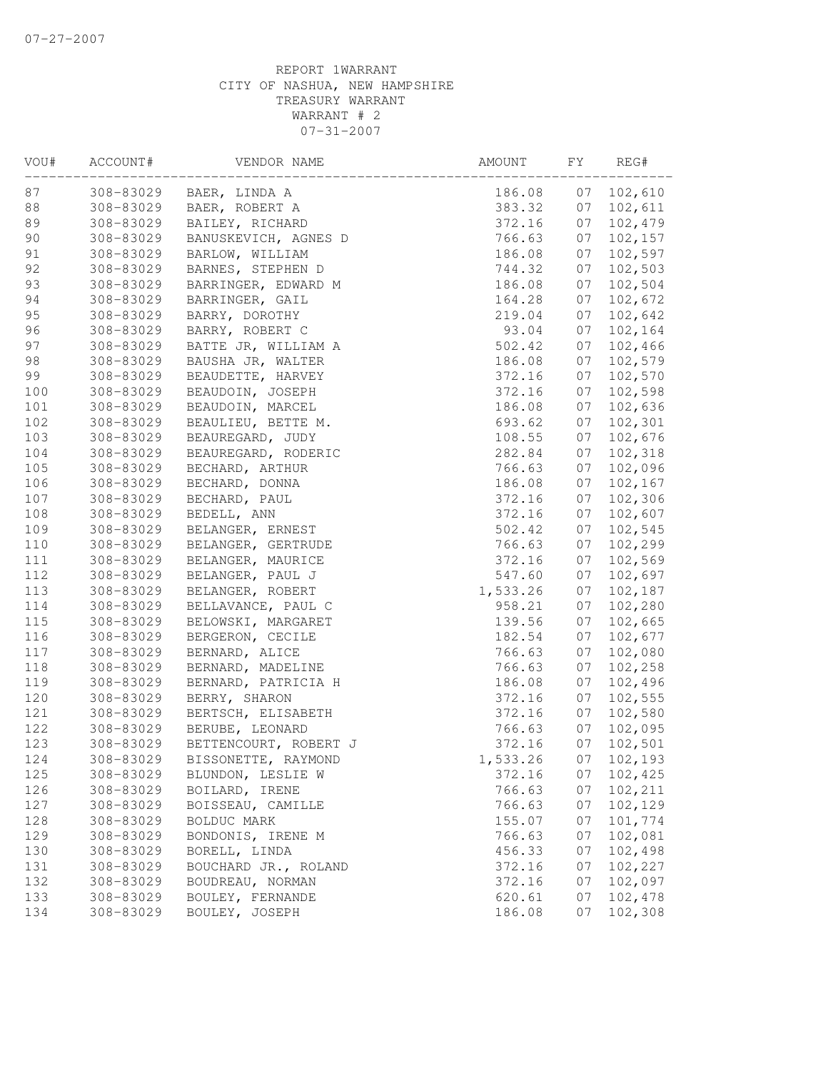07-27-2007

REPORT 1WARRANT
CITY OF NASHUA, NEW HAMPSHIRE
TREASURY WARRANT
WARRANT # 2
07-31-2007

| VOU# | ACCOUNT# | VENDOR NAME | AMOUNT | FY | REG# |
|---|---|---|---|---|---|
| 87 | 308-83029 | BAER, LINDA A | 186.08 | 07 | 102,610 |
| 88 | 308-83029 | BAER, ROBERT A | 383.32 | 07 | 102,611 |
| 89 | 308-83029 | BAILEY, RICHARD | 372.16 | 07 | 102,479 |
| 90 | 308-83029 | BANUSKEVICH, AGNES D | 766.63 | 07 | 102,157 |
| 91 | 308-83029 | BARLOW, WILLIAM | 186.08 | 07 | 102,597 |
| 92 | 308-83029 | BARNES, STEPHEN D | 744.32 | 07 | 102,503 |
| 93 | 308-83029 | BARRINGER, EDWARD M | 186.08 | 07 | 102,504 |
| 94 | 308-83029 | BARRINGER, GAIL | 164.28 | 07 | 102,672 |
| 95 | 308-83029 | BARRY, DOROTHY | 219.04 | 07 | 102,642 |
| 96 | 308-83029 | BARRY, ROBERT C | 93.04 | 07 | 102,164 |
| 97 | 308-83029 | BATTE JR, WILLIAM A | 502.42 | 07 | 102,466 |
| 98 | 308-83029 | BAUSHA JR, WALTER | 186.08 | 07 | 102,579 |
| 99 | 308-83029 | BEAUDETTE, HARVEY | 372.16 | 07 | 102,570 |
| 100 | 308-83029 | BEAUDOIN, JOSEPH | 372.16 | 07 | 102,598 |
| 101 | 308-83029 | BEAUDOIN, MARCEL | 186.08 | 07 | 102,636 |
| 102 | 308-83029 | BEAULIEU, BETTE M. | 693.62 | 07 | 102,301 |
| 103 | 308-83029 | BEAUREGARD, JUDY | 108.55 | 07 | 102,676 |
| 104 | 308-83029 | BEAUREGARD, RODERIC | 282.84 | 07 | 102,318 |
| 105 | 308-83029 | BECHARD, ARTHUR | 766.63 | 07 | 102,096 |
| 106 | 308-83029 | BECHARD, DONNA | 186.08 | 07 | 102,167 |
| 107 | 308-83029 | BECHARD, PAUL | 372.16 | 07 | 102,306 |
| 108 | 308-83029 | BEDELL, ANN | 372.16 | 07 | 102,607 |
| 109 | 308-83029 | BELANGER, ERNEST | 502.42 | 07 | 102,545 |
| 110 | 308-83029 | BELANGER, GERTRUDE | 766.63 | 07 | 102,299 |
| 111 | 308-83029 | BELANGER, MAURICE | 372.16 | 07 | 102,569 |
| 112 | 308-83029 | BELANGER, PAUL J | 547.60 | 07 | 102,697 |
| 113 | 308-83029 | BELANGER, ROBERT | 1,533.26 | 07 | 102,187 |
| 114 | 308-83029 | BELLAVANCE, PAUL C | 958.21 | 07 | 102,280 |
| 115 | 308-83029 | BELOWSKI, MARGARET | 139.56 | 07 | 102,665 |
| 116 | 308-83029 | BERGERON, CECILE | 182.54 | 07 | 102,677 |
| 117 | 308-83029 | BERNARD, ALICE | 766.63 | 07 | 102,080 |
| 118 | 308-83029 | BERNARD, MADELINE | 766.63 | 07 | 102,258 |
| 119 | 308-83029 | BERNARD, PATRICIA H | 186.08 | 07 | 102,496 |
| 120 | 308-83029 | BERRY, SHARON | 372.16 | 07 | 102,555 |
| 121 | 308-83029 | BERTSCH, ELISABETH | 372.16 | 07 | 102,580 |
| 122 | 308-83029 | BERUBE, LEONARD | 766.63 | 07 | 102,095 |
| 123 | 308-83029 | BETTENCOURT, ROBERT J | 372.16 | 07 | 102,501 |
| 124 | 308-83029 | BISSONETTE, RAYMOND | 1,533.26 | 07 | 102,193 |
| 125 | 308-83029 | BLUNDON, LESLIE W | 372.16 | 07 | 102,425 |
| 126 | 308-83029 | BOILARD, IRENE | 766.63 | 07 | 102,211 |
| 127 | 308-83029 | BOISSEAU, CAMILLE | 766.63 | 07 | 102,129 |
| 128 | 308-83029 | BOLDUC MARK | 155.07 | 07 | 101,774 |
| 129 | 308-83029 | BONDONIS, IRENE M | 766.63 | 07 | 102,081 |
| 130 | 308-83029 | BORELL, LINDA | 456.33 | 07 | 102,498 |
| 131 | 308-83029 | BOUCHARD JR., ROLAND | 372.16 | 07 | 102,227 |
| 132 | 308-83029 | BOUDREAU, NORMAN | 372.16 | 07 | 102,097 |
| 133 | 308-83029 | BOULEY, FERNANDE | 620.61 | 07 | 102,478 |
| 134 | 308-83029 | BOULEY, JOSEPH | 186.08 | 07 | 102,308 |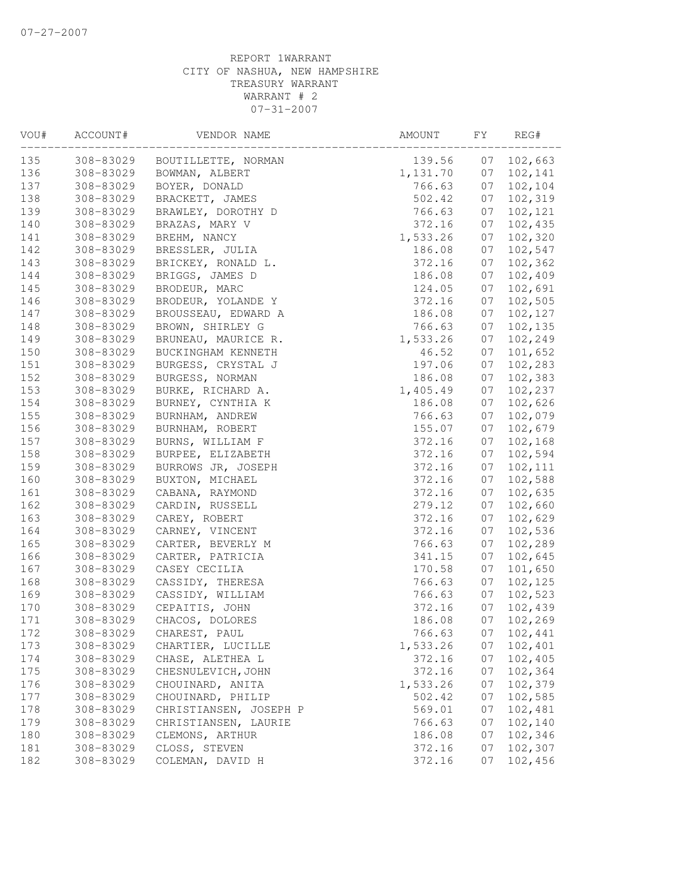07-27-2007

REPORT 1WARRANT
CITY OF NASHUA, NEW HAMPSHIRE
TREASURY WARRANT
WARRANT # 2
07-31-2007

| VOU# | ACCOUNT# | VENDOR NAME | AMOUNT | FY | REG# |
|---|---|---|---|---|---|
| 135 | 308-83029 | BOUTILLETTE, NORMAN | 139.56 | 07 | 102,663 |
| 136 | 308-83029 | BOWMAN, ALBERT | 1,131.70 | 07 | 102,141 |
| 137 | 308-83029 | BOYER, DONALD | 766.63 | 07 | 102,104 |
| 138 | 308-83029 | BRACKETT, JAMES | 502.42 | 07 | 102,319 |
| 139 | 308-83029 | BRAWLEY, DOROTHY D | 766.63 | 07 | 102,121 |
| 140 | 308-83029 | BRAZAS, MARY V | 372.16 | 07 | 102,435 |
| 141 | 308-83029 | BREHM, NANCY | 1,533.26 | 07 | 102,320 |
| 142 | 308-83029 | BRESSLER, JULIA | 186.08 | 07 | 102,547 |
| 143 | 308-83029 | BRICKEY, RONALD L. | 372.16 | 07 | 102,362 |
| 144 | 308-83029 | BRIGGS, JAMES D | 186.08 | 07 | 102,409 |
| 145 | 308-83029 | BRODEUR, MARC | 124.05 | 07 | 102,691 |
| 146 | 308-83029 | BRODEUR, YOLANDE Y | 372.16 | 07 | 102,505 |
| 147 | 308-83029 | BROUSSEAU, EDWARD A | 186.08 | 07 | 102,127 |
| 148 | 308-83029 | BROWN, SHIRLEY G | 766.63 | 07 | 102,135 |
| 149 | 308-83029 | BRUNEAU, MAURICE R. | 1,533.26 | 07 | 102,249 |
| 150 | 308-83029 | BUCKINGHAM KENNETH | 46.52 | 07 | 101,652 |
| 151 | 308-83029 | BURGESS, CRYSTAL J | 197.06 | 07 | 102,283 |
| 152 | 308-83029 | BURGESS, NORMAN | 186.08 | 07 | 102,383 |
| 153 | 308-83029 | BURKE, RICHARD A. | 1,405.49 | 07 | 102,237 |
| 154 | 308-83029 | BURNEY, CYNTHIA K | 186.08 | 07 | 102,626 |
| 155 | 308-83029 | BURNHAM, ANDREW | 766.63 | 07 | 102,079 |
| 156 | 308-83029 | BURNHAM, ROBERT | 155.07 | 07 | 102,679 |
| 157 | 308-83029 | BURNS, WILLIAM F | 372.16 | 07 | 102,168 |
| 158 | 308-83029 | BURPEE, ELIZABETH | 372.16 | 07 | 102,594 |
| 159 | 308-83029 | BURROWS JR, JOSEPH | 372.16 | 07 | 102,111 |
| 160 | 308-83029 | BUXTON, MICHAEL | 372.16 | 07 | 102,588 |
| 161 | 308-83029 | CABANA, RAYMOND | 372.16 | 07 | 102,635 |
| 162 | 308-83029 | CARDIN, RUSSELL | 279.12 | 07 | 102,660 |
| 163 | 308-83029 | CAREY, ROBERT | 372.16 | 07 | 102,629 |
| 164 | 308-83029 | CARNEY, VINCENT | 372.16 | 07 | 102,536 |
| 165 | 308-83029 | CARTER, BEVERLY M | 766.63 | 07 | 102,289 |
| 166 | 308-83029 | CARTER, PATRICIA | 341.15 | 07 | 102,645 |
| 167 | 308-83029 | CASEY CECILIA | 170.58 | 07 | 101,650 |
| 168 | 308-83029 | CASSIDY, THERESA | 766.63 | 07 | 102,125 |
| 169 | 308-83029 | CASSIDY, WILLIAM | 766.63 | 07 | 102,523 |
| 170 | 308-83029 | CEPAITIS, JOHN | 372.16 | 07 | 102,439 |
| 171 | 308-83029 | CHACOS, DOLORES | 186.08 | 07 | 102,269 |
| 172 | 308-83029 | CHAREST, PAUL | 766.63 | 07 | 102,441 |
| 173 | 308-83029 | CHARTIER, LUCILLE | 1,533.26 | 07 | 102,401 |
| 174 | 308-83029 | CHASE, ALETHEA L | 372.16 | 07 | 102,405 |
| 175 | 308-83029 | CHESNULEVICH,JOHN | 372.16 | 07 | 102,364 |
| 176 | 308-83029 | CHOUINARD, ANITA | 1,533.26 | 07 | 102,379 |
| 177 | 308-83029 | CHOUINARD, PHILIP | 502.42 | 07 | 102,585 |
| 178 | 308-83029 | CHRISTIANSEN, JOSEPH P | 569.01 | 07 | 102,481 |
| 179 | 308-83029 | CHRISTIANSEN, LAURIE | 766.63 | 07 | 102,140 |
| 180 | 308-83029 | CLEMONS, ARTHUR | 186.08 | 07 | 102,346 |
| 181 | 308-83029 | CLOSS, STEVEN | 372.16 | 07 | 102,307 |
| 182 | 308-83029 | COLEMAN, DAVID H | 372.16 | 07 | 102,456 |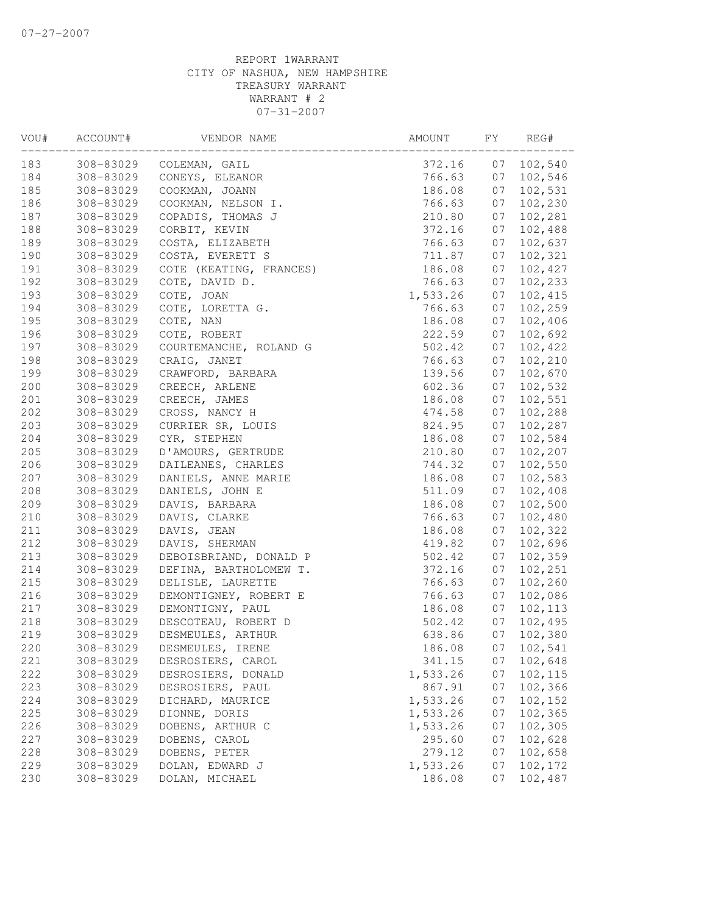07-27-2007

REPORT 1WARRANT
CITY OF NASHUA, NEW HAMPSHIRE
TREASURY WARRANT
WARRANT # 2
07-31-2007

| VOU# | ACCOUNT# | VENDOR NAME | AMOUNT | FY | REG# |
|---|---|---|---|---|---|
| 183 | 308-83029 | COLEMAN, GAIL | 372.16 | 07 | 102,540 |
| 184 | 308-83029 | CONEYS, ELEANOR | 766.63 | 07 | 102,546 |
| 185 | 308-83029 | COOKMAN, JOANN | 186.08 | 07 | 102,531 |
| 186 | 308-83029 | COOKMAN, NELSON I. | 766.63 | 07 | 102,230 |
| 187 | 308-83029 | COPADIS, THOMAS J | 210.80 | 07 | 102,281 |
| 188 | 308-83029 | CORBIT, KEVIN | 372.16 | 07 | 102,488 |
| 189 | 308-83029 | COSTA, ELIZABETH | 766.63 | 07 | 102,637 |
| 190 | 308-83029 | COSTA, EVERETT S | 711.87 | 07 | 102,321 |
| 191 | 308-83029 | COTE (KEATING, FRANCES) | 186.08 | 07 | 102,427 |
| 192 | 308-83029 | COTE, DAVID D. | 766.63 | 07 | 102,233 |
| 193 | 308-83029 | COTE, JOAN | 1,533.26 | 07 | 102,415 |
| 194 | 308-83029 | COTE, LORETTA G. | 766.63 | 07 | 102,259 |
| 195 | 308-83029 | COTE, NAN | 186.08 | 07 | 102,406 |
| 196 | 308-83029 | COTE, ROBERT | 222.59 | 07 | 102,692 |
| 197 | 308-83029 | COURTEMANCHE, ROLAND G | 502.42 | 07 | 102,422 |
| 198 | 308-83029 | CRAIG, JANET | 766.63 | 07 | 102,210 |
| 199 | 308-83029 | CRAWFORD, BARBARA | 139.56 | 07 | 102,670 |
| 200 | 308-83029 | CREECH, ARLENE | 602.36 | 07 | 102,532 |
| 201 | 308-83029 | CREECH, JAMES | 186.08 | 07 | 102,551 |
| 202 | 308-83029 | CROSS, NANCY H | 474.58 | 07 | 102,288 |
| 203 | 308-83029 | CURRIER SR, LOUIS | 824.95 | 07 | 102,287 |
| 204 | 308-83029 | CYR, STEPHEN | 186.08 | 07 | 102,584 |
| 205 | 308-83029 | D'AMOURS, GERTRUDE | 210.80 | 07 | 102,207 |
| 206 | 308-83029 | DAILEANES, CHARLES | 744.32 | 07 | 102,550 |
| 207 | 308-83029 | DANIELS, ANNE MARIE | 186.08 | 07 | 102,583 |
| 208 | 308-83029 | DANIELS, JOHN E | 511.09 | 07 | 102,408 |
| 209 | 308-83029 | DAVIS, BARBARA | 186.08 | 07 | 102,500 |
| 210 | 308-83029 | DAVIS, CLARKE | 766.63 | 07 | 102,480 |
| 211 | 308-83029 | DAVIS, JEAN | 186.08 | 07 | 102,322 |
| 212 | 308-83029 | DAVIS, SHERMAN | 419.82 | 07 | 102,696 |
| 213 | 308-83029 | DEBOISBRIAND, DONALD P | 502.42 | 07 | 102,359 |
| 214 | 308-83029 | DEFINA, BARTHOLOMEW T. | 372.16 | 07 | 102,251 |
| 215 | 308-83029 | DELISLE, LAURETTE | 766.63 | 07 | 102,260 |
| 216 | 308-83029 | DEMONTIGNEY, ROBERT E | 766.63 | 07 | 102,086 |
| 217 | 308-83029 | DEMONTIGNY, PAUL | 186.08 | 07 | 102,113 |
| 218 | 308-83029 | DESCOTEAU, ROBERT D | 502.42 | 07 | 102,495 |
| 219 | 308-83029 | DESMEULES, ARTHUR | 638.86 | 07 | 102,380 |
| 220 | 308-83029 | DESMEULES, IRENE | 186.08 | 07 | 102,541 |
| 221 | 308-83029 | DESROSIERS, CAROL | 341.15 | 07 | 102,648 |
| 222 | 308-83029 | DESROSIERS, DONALD | 1,533.26 | 07 | 102,115 |
| 223 | 308-83029 | DESROSIERS, PAUL | 867.91 | 07 | 102,366 |
| 224 | 308-83029 | DICHARD, MAURICE | 1,533.26 | 07 | 102,152 |
| 225 | 308-83029 | DIONNE, DORIS | 1,533.26 | 07 | 102,365 |
| 226 | 308-83029 | DOBENS, ARTHUR C | 1,533.26 | 07 | 102,305 |
| 227 | 308-83029 | DOBENS, CAROL | 295.60 | 07 | 102,628 |
| 228 | 308-83029 | DOBENS, PETER | 279.12 | 07 | 102,658 |
| 229 | 308-83029 | DOLAN, EDWARD J | 1,533.26 | 07 | 102,172 |
| 230 | 308-83029 | DOLAN, MICHAEL | 186.08 | 07 | 102,487 |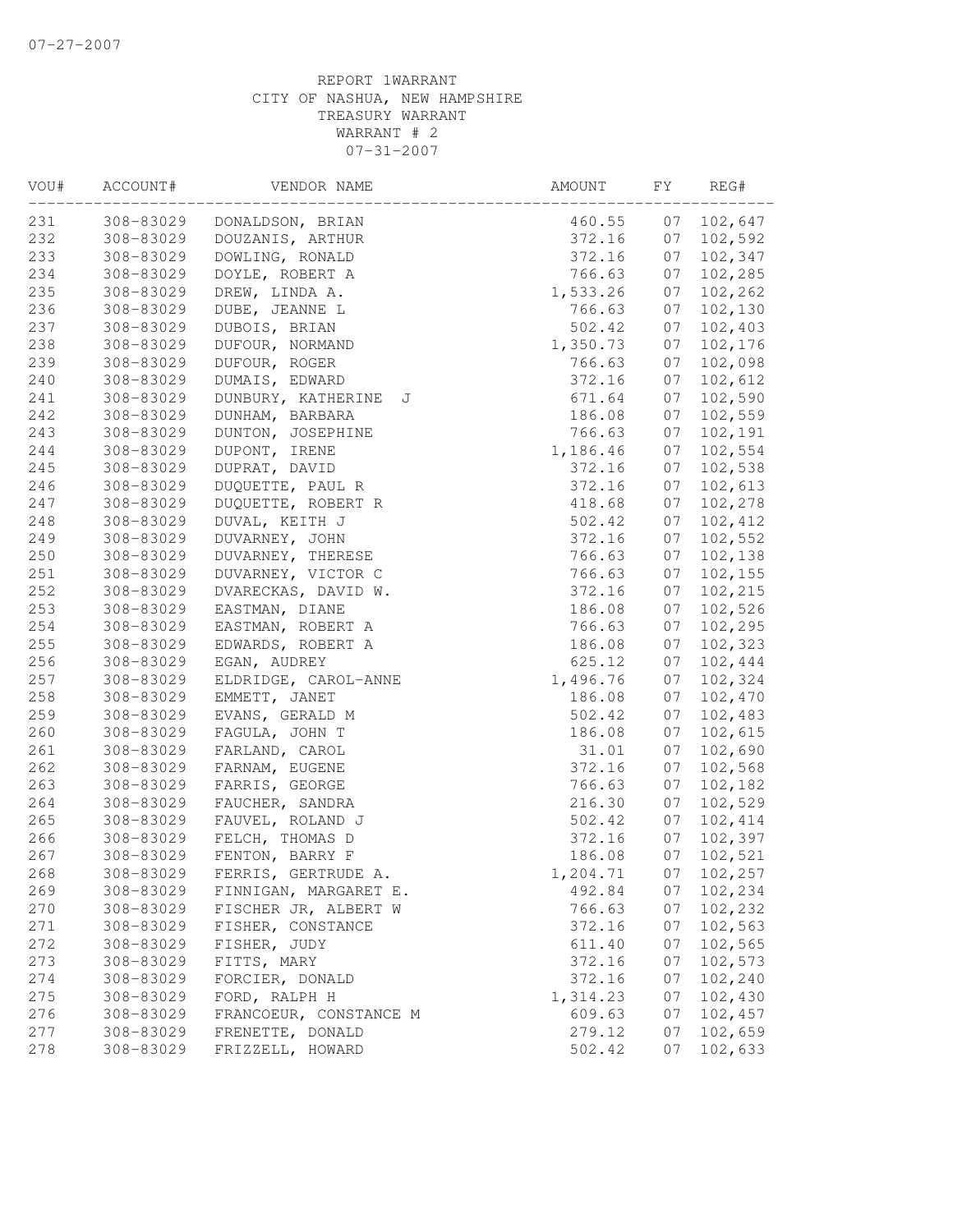07-27-2007

REPORT 1WARRANT
CITY OF NASHUA, NEW HAMPSHIRE
TREASURY WARRANT
WARRANT # 2
07-31-2007

| VOU# | ACCOUNT# | VENDOR NAME | AMOUNT | FY | REG# |
|---|---|---|---|---|---|
| 231 | 308-83029 | DONALDSON, BRIAN | 460.55 | 07 | 102,647 |
| 232 | 308-83029 | DOUZANIS, ARTHUR | 372.16 | 07 | 102,592 |
| 233 | 308-83029 | DOWLING, RONALD | 372.16 | 07 | 102,347 |
| 234 | 308-83029 | DOYLE, ROBERT A | 766.63 | 07 | 102,285 |
| 235 | 308-83029 | DREW, LINDA A. | 1,533.26 | 07 | 102,262 |
| 236 | 308-83029 | DUBE, JEANNE L | 766.63 | 07 | 102,130 |
| 237 | 308-83029 | DUBOIS, BRIAN | 502.42 | 07 | 102,403 |
| 238 | 308-83029 | DUFOUR, NORMAND | 1,350.73 | 07 | 102,176 |
| 239 | 308-83029 | DUFOUR, ROGER | 766.63 | 07 | 102,098 |
| 240 | 308-83029 | DUMAIS, EDWARD | 372.16 | 07 | 102,612 |
| 241 | 308-83029 | DUNBURY, KATHERINE J | 671.64 | 07 | 102,590 |
| 242 | 308-83029 | DUNHAM, BARBARA | 186.08 | 07 | 102,559 |
| 243 | 308-83029 | DUNTON, JOSEPHINE | 766.63 | 07 | 102,191 |
| 244 | 308-83029 | DUPONT, IRENE | 1,186.46 | 07 | 102,554 |
| 245 | 308-83029 | DUPRAT, DAVID | 372.16 | 07 | 102,538 |
| 246 | 308-83029 | DUQUETTE, PAUL R | 372.16 | 07 | 102,613 |
| 247 | 308-83029 | DUQUETTE, ROBERT R | 418.68 | 07 | 102,278 |
| 248 | 308-83029 | DUVAL, KEITH J | 502.42 | 07 | 102,412 |
| 249 | 308-83029 | DUVARNEY, JOHN | 372.16 | 07 | 102,552 |
| 250 | 308-83029 | DUVARNEY, THERESE | 766.63 | 07 | 102,138 |
| 251 | 308-83029 | DUVARNEY, VICTOR C | 766.63 | 07 | 102,155 |
| 252 | 308-83029 | DVARECKAS, DAVID W. | 372.16 | 07 | 102,215 |
| 253 | 308-83029 | EASTMAN, DIANE | 186.08 | 07 | 102,526 |
| 254 | 308-83029 | EASTMAN, ROBERT A | 766.63 | 07 | 102,295 |
| 255 | 308-83029 | EDWARDS, ROBERT A | 186.08 | 07 | 102,323 |
| 256 | 308-83029 | EGAN, AUDREY | 625.12 | 07 | 102,444 |
| 257 | 308-83029 | ELDRIDGE, CAROL-ANNE | 1,496.76 | 07 | 102,324 |
| 258 | 308-83029 | EMMETT, JANET | 186.08 | 07 | 102,470 |
| 259 | 308-83029 | EVANS, GERALD M | 502.42 | 07 | 102,483 |
| 260 | 308-83029 | FAGULA, JOHN T | 186.08 | 07 | 102,615 |
| 261 | 308-83029 | FARLAND, CAROL | 31.01 | 07 | 102,690 |
| 262 | 308-83029 | FARNAM, EUGENE | 372.16 | 07 | 102,568 |
| 263 | 308-83029 | FARRIS, GEORGE | 766.63 | 07 | 102,182 |
| 264 | 308-83029 | FAUCHER, SANDRA | 216.30 | 07 | 102,529 |
| 265 | 308-83029 | FAUVEL, ROLAND J | 502.42 | 07 | 102,414 |
| 266 | 308-83029 | FELCH, THOMAS D | 372.16 | 07 | 102,397 |
| 267 | 308-83029 | FENTON, BARRY F | 186.08 | 07 | 102,521 |
| 268 | 308-83029 | FERRIS, GERTRUDE A. | 1,204.71 | 07 | 102,257 |
| 269 | 308-83029 | FINNIGAN, MARGARET E. | 492.84 | 07 | 102,234 |
| 270 | 308-83029 | FISCHER JR, ALBERT W | 766.63 | 07 | 102,232 |
| 271 | 308-83029 | FISHER, CONSTANCE | 372.16 | 07 | 102,563 |
| 272 | 308-83029 | FISHER, JUDY | 611.40 | 07 | 102,565 |
| 273 | 308-83029 | FITTS, MARY | 372.16 | 07 | 102,573 |
| 274 | 308-83029 | FORCIER, DONALD | 372.16 | 07 | 102,240 |
| 275 | 308-83029 | FORD, RALPH H | 1,314.23 | 07 | 102,430 |
| 276 | 308-83029 | FRANCOEUR, CONSTANCE M | 609.63 | 07 | 102,457 |
| 277 | 308-83029 | FRENETTE, DONALD | 279.12 | 07 | 102,659 |
| 278 | 308-83029 | FRIZZELL, HOWARD | 502.42 | 07 | 102,633 |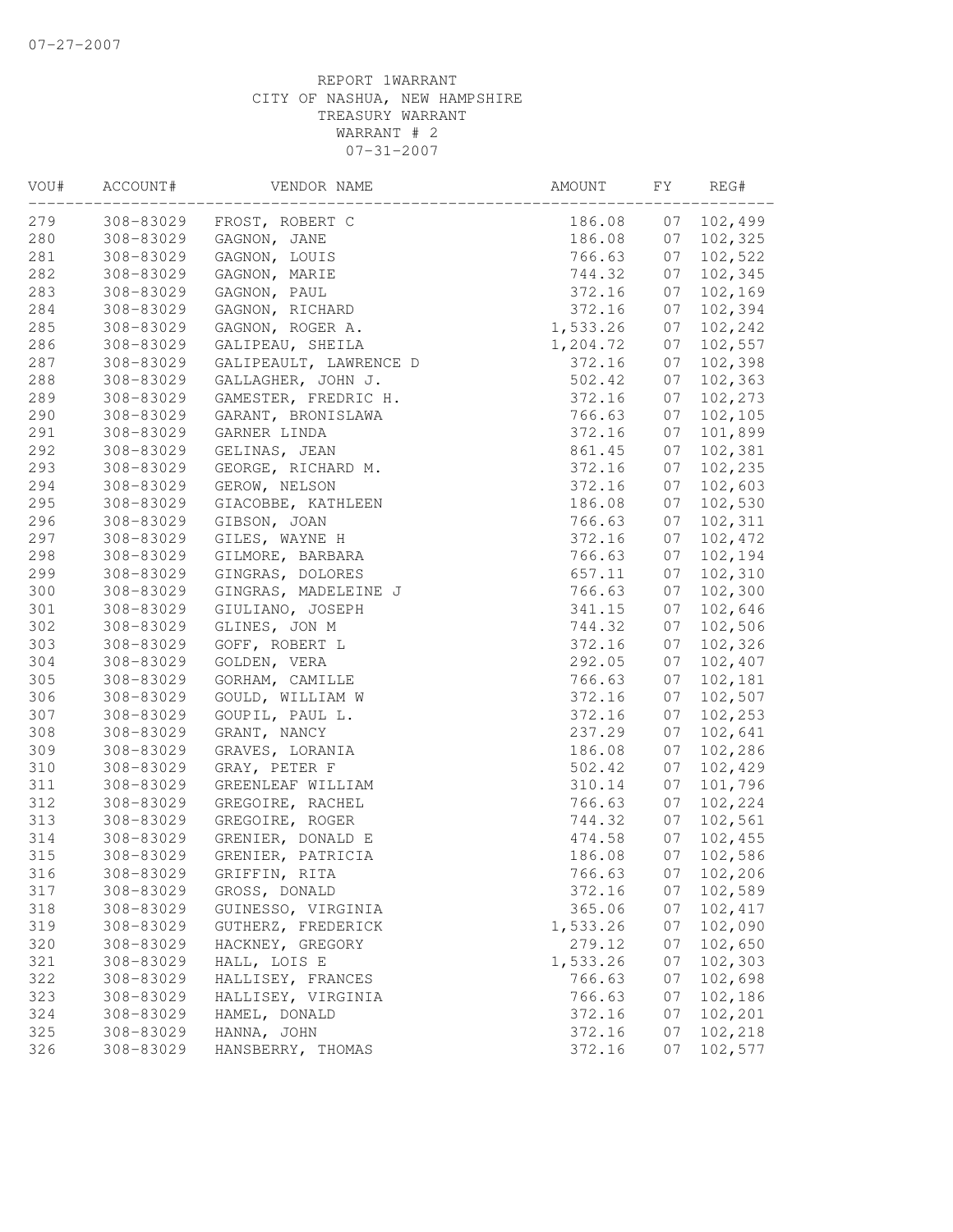07-27-2007

REPORT 1WARRANT
CITY OF NASHUA, NEW HAMPSHIRE
TREASURY WARRANT
WARRANT # 2
07-31-2007

| VOU# | ACCOUNT# | VENDOR NAME | AMOUNT | FY | REG# |
|---|---|---|---|---|---|
| 279 | 308-83029 | FROST, ROBERT C | 186.08 | 07 | 102,499 |
| 280 | 308-83029 | GAGNON, JANE | 186.08 | 07 | 102,325 |
| 281 | 308-83029 | GAGNON, LOUIS | 766.63 | 07 | 102,522 |
| 282 | 308-83029 | GAGNON, MARIE | 744.32 | 07 | 102,345 |
| 283 | 308-83029 | GAGNON, PAUL | 372.16 | 07 | 102,169 |
| 284 | 308-83029 | GAGNON, RICHARD | 372.16 | 07 | 102,394 |
| 285 | 308-83029 | GAGNON, ROGER A. | 1,533.26 | 07 | 102,242 |
| 286 | 308-83029 | GALIPEAU, SHEILA | 1,204.72 | 07 | 102,557 |
| 287 | 308-83029 | GALIPEAULT, LAWRENCE D | 372.16 | 07 | 102,398 |
| 288 | 308-83029 | GALLAGHER, JOHN J. | 502.42 | 07 | 102,363 |
| 289 | 308-83029 | GAMESTER, FREDRIC H. | 372.16 | 07 | 102,273 |
| 290 | 308-83029 | GARANT, BRONISLAWA | 766.63 | 07 | 102,105 |
| 291 | 308-83029 | GARNER LINDA | 372.16 | 07 | 101,899 |
| 292 | 308-83029 | GELINAS, JEAN | 861.45 | 07 | 102,381 |
| 293 | 308-83029 | GEORGE, RICHARD M. | 372.16 | 07 | 102,235 |
| 294 | 308-83029 | GEROW, NELSON | 372.16 | 07 | 102,603 |
| 295 | 308-83029 | GIACOBBE, KATHLEEN | 186.08 | 07 | 102,530 |
| 296 | 308-83029 | GIBSON, JOAN | 766.63 | 07 | 102,311 |
| 297 | 308-83029 | GILES, WAYNE H | 372.16 | 07 | 102,472 |
| 298 | 308-83029 | GILMORE, BARBARA | 766.63 | 07 | 102,194 |
| 299 | 308-83029 | GINGRAS, DOLORES | 657.11 | 07 | 102,310 |
| 300 | 308-83029 | GINGRAS, MADELEINE J | 766.63 | 07 | 102,300 |
| 301 | 308-83029 | GIULIANO, JOSEPH | 341.15 | 07 | 102,646 |
| 302 | 308-83029 | GLINES, JON M | 744.32 | 07 | 102,506 |
| 303 | 308-83029 | GOFF, ROBERT L | 372.16 | 07 | 102,326 |
| 304 | 308-83029 | GOLDEN, VERA | 292.05 | 07 | 102,407 |
| 305 | 308-83029 | GORHAM, CAMILLE | 766.63 | 07 | 102,181 |
| 306 | 308-83029 | GOULD, WILLIAM W | 372.16 | 07 | 102,507 |
| 307 | 308-83029 | GOUPIL, PAUL L. | 372.16 | 07 | 102,253 |
| 308 | 308-83029 | GRANT, NANCY | 237.29 | 07 | 102,641 |
| 309 | 308-83029 | GRAVES, LORANIA | 186.08 | 07 | 102,286 |
| 310 | 308-83029 | GRAY, PETER F | 502.42 | 07 | 102,429 |
| 311 | 308-83029 | GREENLEAF WILLIAM | 310.14 | 07 | 101,796 |
| 312 | 308-83029 | GREGOIRE, RACHEL | 766.63 | 07 | 102,224 |
| 313 | 308-83029 | GREGOIRE, ROGER | 744.32 | 07 | 102,561 |
| 314 | 308-83029 | GRENIER, DONALD E | 474.58 | 07 | 102,455 |
| 315 | 308-83029 | GRENIER, PATRICIA | 186.08 | 07 | 102,586 |
| 316 | 308-83029 | GRIFFIN, RITA | 766.63 | 07 | 102,206 |
| 317 | 308-83029 | GROSS, DONALD | 372.16 | 07 | 102,589 |
| 318 | 308-83029 | GUINESSO, VIRGINIA | 365.06 | 07 | 102,417 |
| 319 | 308-83029 | GUTHERZ, FREDERICK | 1,533.26 | 07 | 102,090 |
| 320 | 308-83029 | HACKNEY, GREGORY | 279.12 | 07 | 102,650 |
| 321 | 308-83029 | HALL, LOIS E | 1,533.26 | 07 | 102,303 |
| 322 | 308-83029 | HALLISEY, FRANCES | 766.63 | 07 | 102,698 |
| 323 | 308-83029 | HALLISEY, VIRGINIA | 766.63 | 07 | 102,186 |
| 324 | 308-83029 | HAMEL, DONALD | 372.16 | 07 | 102,201 |
| 325 | 308-83029 | HANNA, JOHN | 372.16 | 07 | 102,218 |
| 326 | 308-83029 | HANSBERRY, THOMAS | 372.16 | 07 | 102,577 |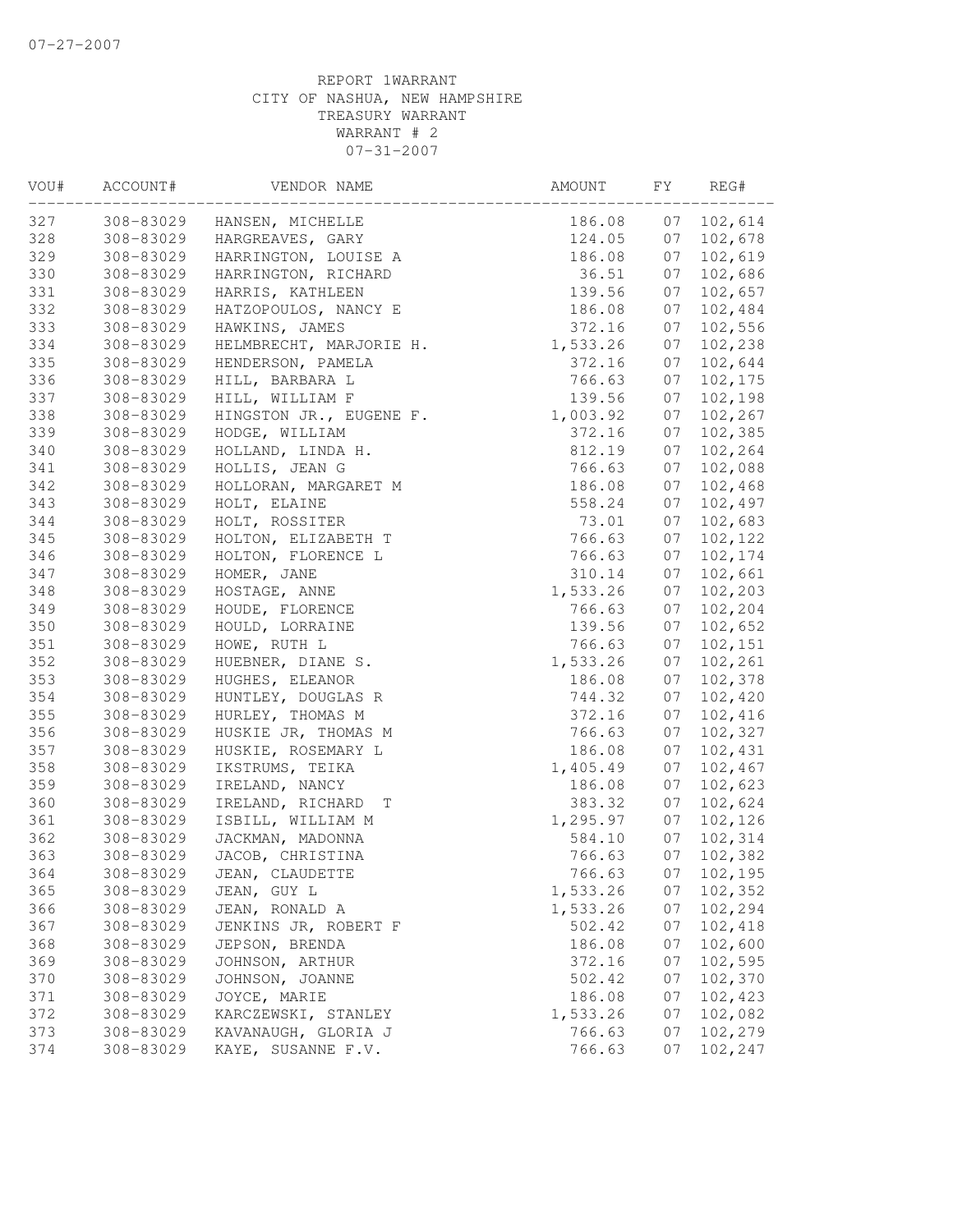REPORT 1WARRANT
CITY OF NASHUA, NEW HAMPSHIRE
TREASURY WARRANT
WARRANT # 2
07-31-2007

| VOU# | ACCOUNT# | VENDOR NAME | AMOUNT | FY | REG# |
|---|---|---|---|---|---|
| 327 | 308-83029 | HANSEN, MICHELLE | 186.08 | 07 | 102,614 |
| 328 | 308-83029 | HARGREAVES, GARY | 124.05 | 07 | 102,678 |
| 329 | 308-83029 | HARRINGTON, LOUISE A | 186.08 | 07 | 102,619 |
| 330 | 308-83029 | HARRINGTON, RICHARD | 36.51 | 07 | 102,686 |
| 331 | 308-83029 | HARRIS, KATHLEEN | 139.56 | 07 | 102,657 |
| 332 | 308-83029 | HATZOPOULOS, NANCY E | 186.08 | 07 | 102,484 |
| 333 | 308-83029 | HAWKINS, JAMES | 372.16 | 07 | 102,556 |
| 334 | 308-83029 | HELMBRECHT, MARJORIE H. | 1,533.26 | 07 | 102,238 |
| 335 | 308-83029 | HENDERSON, PAMELA | 372.16 | 07 | 102,644 |
| 336 | 308-83029 | HILL, BARBARA L | 766.63 | 07 | 102,175 |
| 337 | 308-83029 | HILL, WILLIAM F | 139.56 | 07 | 102,198 |
| 338 | 308-83029 | HINGSTON JR., EUGENE F. | 1,003.92 | 07 | 102,267 |
| 339 | 308-83029 | HODGE, WILLIAM | 372.16 | 07 | 102,385 |
| 340 | 308-83029 | HOLLAND, LINDA H. | 812.19 | 07 | 102,264 |
| 341 | 308-83029 | HOLLIS, JEAN G | 766.63 | 07 | 102,088 |
| 342 | 308-83029 | HOLLORAN, MARGARET M | 186.08 | 07 | 102,468 |
| 343 | 308-83029 | HOLT, ELAINE | 558.24 | 07 | 102,497 |
| 344 | 308-83029 | HOLT, ROSSITER | 73.01 | 07 | 102,683 |
| 345 | 308-83029 | HOLTON, ELIZABETH T | 766.63 | 07 | 102,122 |
| 346 | 308-83029 | HOLTON, FLORENCE L | 766.63 | 07 | 102,174 |
| 347 | 308-83029 | HOMER, JANE | 310.14 | 07 | 102,661 |
| 348 | 308-83029 | HOSTAGE, ANNE | 1,533.26 | 07 | 102,203 |
| 349 | 308-83029 | HOUDE, FLORENCE | 766.63 | 07 | 102,204 |
| 350 | 308-83029 | HOULD, LORRAINE | 139.56 | 07 | 102,652 |
| 351 | 308-83029 | HOWE, RUTH L | 766.63 | 07 | 102,151 |
| 352 | 308-83029 | HUEBNER, DIANE S. | 1,533.26 | 07 | 102,261 |
| 353 | 308-83029 | HUGHES, ELEANOR | 186.08 | 07 | 102,378 |
| 354 | 308-83029 | HUNTLEY, DOUGLAS R | 744.32 | 07 | 102,420 |
| 355 | 308-83029 | HURLEY, THOMAS M | 372.16 | 07 | 102,416 |
| 356 | 308-83029 | HUSKIE JR, THOMAS M | 766.63 | 07 | 102,327 |
| 357 | 308-83029 | HUSKIE, ROSEMARY L | 186.08 | 07 | 102,431 |
| 358 | 308-83029 | IKSTRUMS, TEIKA | 1,405.49 | 07 | 102,467 |
| 359 | 308-83029 | IRELAND, NANCY | 186.08 | 07 | 102,623 |
| 360 | 308-83029 | IRELAND, RICHARD T | 383.32 | 07 | 102,624 |
| 361 | 308-83029 | ISBILL, WILLIAM M | 1,295.97 | 07 | 102,126 |
| 362 | 308-83029 | JACKMAN, MADONNA | 584.10 | 07 | 102,314 |
| 363 | 308-83029 | JACOB, CHRISTINA | 766.63 | 07 | 102,382 |
| 364 | 308-83029 | JEAN, CLAUDETTE | 766.63 | 07 | 102,195 |
| 365 | 308-83029 | JEAN, GUY L | 1,533.26 | 07 | 102,352 |
| 366 | 308-83029 | JEAN, RONALD A | 1,533.26 | 07 | 102,294 |
| 367 | 308-83029 | JENKINS JR, ROBERT F | 502.42 | 07 | 102,418 |
| 368 | 308-83029 | JEPSON, BRENDA | 186.08 | 07 | 102,600 |
| 369 | 308-83029 | JOHNSON, ARTHUR | 372.16 | 07 | 102,595 |
| 370 | 308-83029 | JOHNSON, JOANNE | 502.42 | 07 | 102,370 |
| 371 | 308-83029 | JOYCE, MARIE | 186.08 | 07 | 102,423 |
| 372 | 308-83029 | KARCZEWSKI, STANLEY | 1,533.26 | 07 | 102,082 |
| 373 | 308-83029 | KAVANAUGH, GLORIA J | 766.63 | 07 | 102,279 |
| 374 | 308-83029 | KAYE, SUSANNE F.V. | 766.63 | 07 | 102,247 |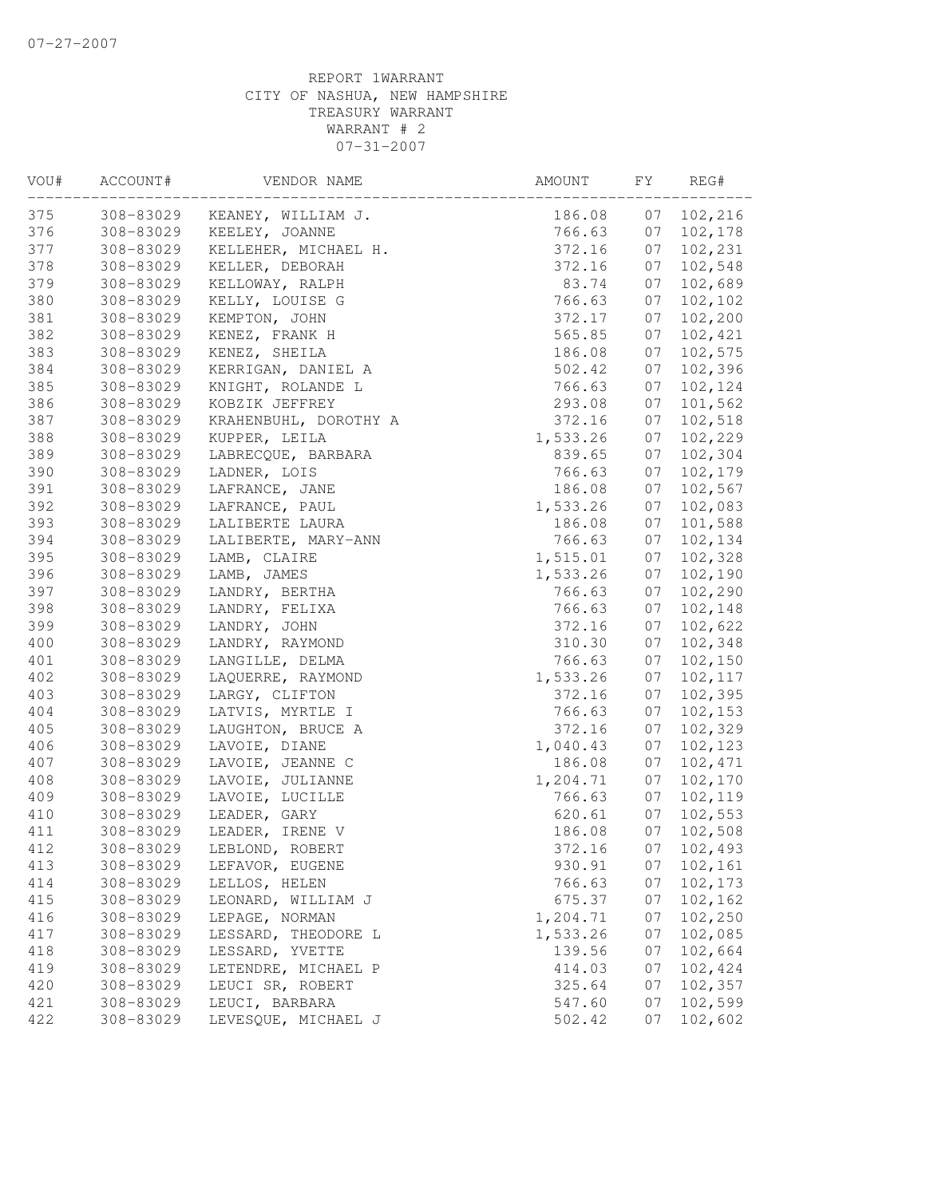07-27-2007

REPORT 1WARRANT
CITY OF NASHUA, NEW HAMPSHIRE
TREASURY WARRANT
WARRANT # 2
07-31-2007

| VOU# | ACCOUNT# | VENDOR NAME | AMOUNT | FY | REG# |
|---|---|---|---|---|---|
| 375 | 308-83029 | KEANEY, WILLIAM J. | 186.08 | 07 | 102,216 |
| 376 | 308-83029 | KEELEY, JOANNE | 766.63 | 07 | 102,178 |
| 377 | 308-83029 | KELLEHER, MICHAEL H. | 372.16 | 07 | 102,231 |
| 378 | 308-83029 | KELLER, DEBORAH | 372.16 | 07 | 102,548 |
| 379 | 308-83029 | KELLOWAY, RALPH | 83.74 | 07 | 102,689 |
| 380 | 308-83029 | KELLY, LOUISE G | 766.63 | 07 | 102,102 |
| 381 | 308-83029 | KEMPTON, JOHN | 372.17 | 07 | 102,200 |
| 382 | 308-83029 | KENEZ, FRANK H | 565.85 | 07 | 102,421 |
| 383 | 308-83029 | KENEZ, SHEILA | 186.08 | 07 | 102,575 |
| 384 | 308-83029 | KERRIGAN, DANIEL A | 502.42 | 07 | 102,396 |
| 385 | 308-83029 | KNIGHT, ROLANDE L | 766.63 | 07 | 102,124 |
| 386 | 308-83029 | KOBZIK JEFFREY | 293.08 | 07 | 101,562 |
| 387 | 308-83029 | KRAHENBUHL, DOROTHY A | 372.16 | 07 | 102,518 |
| 388 | 308-83029 | KUPPER, LEILA | 1,533.26 | 07 | 102,229 |
| 389 | 308-83029 | LABRECQUE, BARBARA | 839.65 | 07 | 102,304 |
| 390 | 308-83029 | LADNER, LOIS | 766.63 | 07 | 102,179 |
| 391 | 308-83029 | LAFRANCE, JANE | 186.08 | 07 | 102,567 |
| 392 | 308-83029 | LAFRANCE, PAUL | 1,533.26 | 07 | 102,083 |
| 393 | 308-83029 | LALIBERTE LAURA | 186.08 | 07 | 101,588 |
| 394 | 308-83029 | LALIBERTE, MARY-ANN | 766.63 | 07 | 102,134 |
| 395 | 308-83029 | LAMB, CLAIRE | 1,515.01 | 07 | 102,328 |
| 396 | 308-83029 | LAMB, JAMES | 1,533.26 | 07 | 102,190 |
| 397 | 308-83029 | LANDRY, BERTHA | 766.63 | 07 | 102,290 |
| 398 | 308-83029 | LANDRY, FELIXA | 766.63 | 07 | 102,148 |
| 399 | 308-83029 | LANDRY, JOHN | 372.16 | 07 | 102,622 |
| 400 | 308-83029 | LANDRY, RAYMOND | 310.30 | 07 | 102,348 |
| 401 | 308-83029 | LANGILLE, DELMA | 766.63 | 07 | 102,150 |
| 402 | 308-83029 | LAQUERRE, RAYMOND | 1,533.26 | 07 | 102,117 |
| 403 | 308-83029 | LARGY, CLIFTON | 372.16 | 07 | 102,395 |
| 404 | 308-83029 | LATVIS, MYRTLE I | 766.63 | 07 | 102,153 |
| 405 | 308-83029 | LAUGHTON, BRUCE A | 372.16 | 07 | 102,329 |
| 406 | 308-83029 | LAVOIE, DIANE | 1,040.43 | 07 | 102,123 |
| 407 | 308-83029 | LAVOIE, JEANNE C | 186.08 | 07 | 102,471 |
| 408 | 308-83029 | LAVOIE, JULIANNE | 1,204.71 | 07 | 102,170 |
| 409 | 308-83029 | LAVOIE, LUCILLE | 766.63 | 07 | 102,119 |
| 410 | 308-83029 | LEADER, GARY | 620.61 | 07 | 102,553 |
| 411 | 308-83029 | LEADER, IRENE V | 186.08 | 07 | 102,508 |
| 412 | 308-83029 | LEBLOND, ROBERT | 372.16 | 07 | 102,493 |
| 413 | 308-83029 | LEFAVOR, EUGENE | 930.91 | 07 | 102,161 |
| 414 | 308-83029 | LELLOS, HELEN | 766.63 | 07 | 102,173 |
| 415 | 308-83029 | LEONARD, WILLIAM J | 675.37 | 07 | 102,162 |
| 416 | 308-83029 | LEPAGE, NORMAN | 1,204.71 | 07 | 102,250 |
| 417 | 308-83029 | LESSARD, THEODORE L | 1,533.26 | 07 | 102,085 |
| 418 | 308-83029 | LESSARD, YVETTE | 139.56 | 07 | 102,664 |
| 419 | 308-83029 | LETENDRE, MICHAEL P | 414.03 | 07 | 102,424 |
| 420 | 308-83029 | LEUCI SR, ROBERT | 325.64 | 07 | 102,357 |
| 421 | 308-83029 | LEUCI, BARBARA | 547.60 | 07 | 102,599 |
| 422 | 308-83029 | LEVESQUE, MICHAEL J | 502.42 | 07 | 102,602 |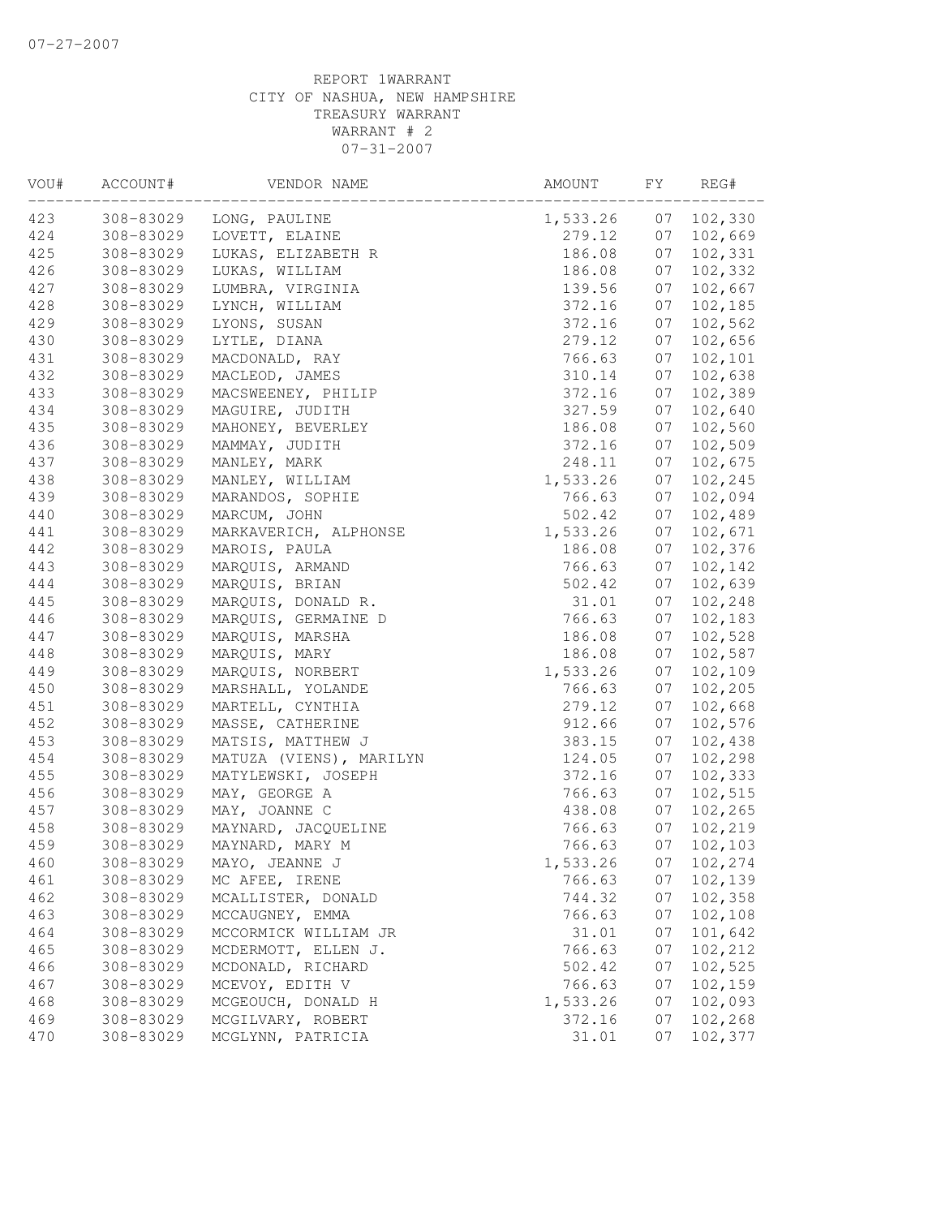07-27-2007

REPORT 1WARRANT
CITY OF NASHUA, NEW HAMPSHIRE
TREASURY WARRANT
WARRANT # 2
07-31-2007

| VOU# | ACCOUNT# | VENDOR NAME | AMOUNT | FY | REG# |
|---|---|---|---|---|---|
| 423 | 308-83029 | LONG, PAULINE | 1,533.26 | 07 | 102,330 |
| 424 | 308-83029 | LOVETT, ELAINE | 279.12 | 07 | 102,669 |
| 425 | 308-83029 | LUKAS, ELIZABETH R | 186.08 | 07 | 102,331 |
| 426 | 308-83029 | LUKAS, WILLIAM | 186.08 | 07 | 102,332 |
| 427 | 308-83029 | LUMBRA, VIRGINIA | 139.56 | 07 | 102,667 |
| 428 | 308-83029 | LYNCH, WILLIAM | 372.16 | 07 | 102,185 |
| 429 | 308-83029 | LYONS, SUSAN | 372.16 | 07 | 102,562 |
| 430 | 308-83029 | LYTLE, DIANA | 279.12 | 07 | 102,656 |
| 431 | 308-83029 | MACDONALD, RAY | 766.63 | 07 | 102,101 |
| 432 | 308-83029 | MACLEOD, JAMES | 310.14 | 07 | 102,638 |
| 433 | 308-83029 | MACSWEENEY, PHILIP | 372.16 | 07 | 102,389 |
| 434 | 308-83029 | MAGUIRE, JUDITH | 327.59 | 07 | 102,640 |
| 435 | 308-83029 | MAHONEY, BEVERLEY | 186.08 | 07 | 102,560 |
| 436 | 308-83029 | MAMMAY, JUDITH | 372.16 | 07 | 102,509 |
| 437 | 308-83029 | MANLEY, MARK | 248.11 | 07 | 102,675 |
| 438 | 308-83029 | MANLEY, WILLIAM | 1,533.26 | 07 | 102,245 |
| 439 | 308-83029 | MARANDOS, SOPHIE | 766.63 | 07 | 102,094 |
| 440 | 308-83029 | MARCUM, JOHN | 502.42 | 07 | 102,489 |
| 441 | 308-83029 | MARKAVERICH, ALPHONSE | 1,533.26 | 07 | 102,671 |
| 442 | 308-83029 | MAROIS, PAULA | 186.08 | 07 | 102,376 |
| 443 | 308-83029 | MARQUIS, ARMAND | 766.63 | 07 | 102,142 |
| 444 | 308-83029 | MARQUIS, BRIAN | 502.42 | 07 | 102,639 |
| 445 | 308-83029 | MARQUIS, DONALD R. | 31.01 | 07 | 102,248 |
| 446 | 308-83029 | MARQUIS, GERMAINE D | 766.63 | 07 | 102,183 |
| 447 | 308-83029 | MARQUIS, MARSHA | 186.08 | 07 | 102,528 |
| 448 | 308-83029 | MARQUIS, MARY | 186.08 | 07 | 102,587 |
| 449 | 308-83029 | MARQUIS, NORBERT | 1,533.26 | 07 | 102,109 |
| 450 | 308-83029 | MARSHALL, YOLANDE | 766.63 | 07 | 102,205 |
| 451 | 308-83029 | MARTELL, CYNTHIA | 279.12 | 07 | 102,668 |
| 452 | 308-83029 | MASSE, CATHERINE | 912.66 | 07 | 102,576 |
| 453 | 308-83029 | MATSIS, MATTHEW J | 383.15 | 07 | 102,438 |
| 454 | 308-83029 | MATUZA (VIENS), MARILYN | 124.05 | 07 | 102,298 |
| 455 | 308-83029 | MATYLEWSKI, JOSEPH | 372.16 | 07 | 102,333 |
| 456 | 308-83029 | MAY, GEORGE A | 766.63 | 07 | 102,515 |
| 457 | 308-83029 | MAY, JOANNE C | 438.08 | 07 | 102,265 |
| 458 | 308-83029 | MAYNARD, JACQUELINE | 766.63 | 07 | 102,219 |
| 459 | 308-83029 | MAYNARD, MARY M | 766.63 | 07 | 102,103 |
| 460 | 308-83029 | MAYO, JEANNE J | 1,533.26 | 07 | 102,274 |
| 461 | 308-83029 | MC AFEE, IRENE | 766.63 | 07 | 102,139 |
| 462 | 308-83029 | MCALLISTER, DONALD | 744.32 | 07 | 102,358 |
| 463 | 308-83029 | MCCAUGNEY, EMMA | 766.63 | 07 | 102,108 |
| 464 | 308-83029 | MCCORMICK WILLIAM JR | 31.01 | 07 | 101,642 |
| 465 | 308-83029 | MCDERMOTT, ELLEN J. | 766.63 | 07 | 102,212 |
| 466 | 308-83029 | MCDONALD, RICHARD | 502.42 | 07 | 102,525 |
| 467 | 308-83029 | MCEVOY, EDITH V | 766.63 | 07 | 102,159 |
| 468 | 308-83029 | MCGEOUCH, DONALD H | 1,533.26 | 07 | 102,093 |
| 469 | 308-83029 | MCGILVARY, ROBERT | 372.16 | 07 | 102,268 |
| 470 | 308-83029 | MCGLYNN, PATRICIA | 31.01 | 07 | 102,377 |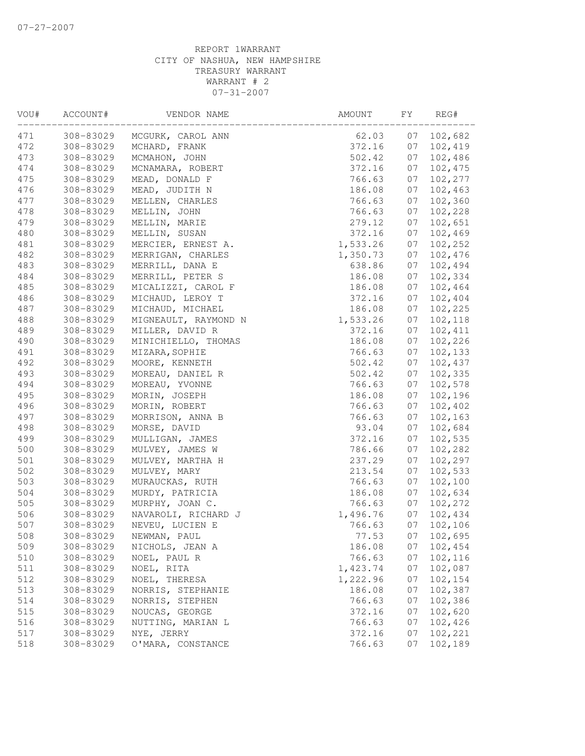07-27-2007

REPORT 1WARRANT
CITY OF NASHUA, NEW HAMPSHIRE
TREASURY WARRANT
WARRANT # 2
07-31-2007

| VOU# | ACCOUNT# | VENDOR NAME | AMOUNT | FY | REG# |
|---|---|---|---|---|---|
| 471 | 308-83029 | MCGURK, CAROL ANN | 62.03 | 07 | 102,682 |
| 472 | 308-83029 | MCHARD, FRANK | 372.16 | 07 | 102,419 |
| 473 | 308-83029 | MCMAHON, JOHN | 502.42 | 07 | 102,486 |
| 474 | 308-83029 | MCNAMARA, ROBERT | 372.16 | 07 | 102,475 |
| 475 | 308-83029 | MEAD, DONALD F | 766.63 | 07 | 102,277 |
| 476 | 308-83029 | MEAD, JUDITH N | 186.08 | 07 | 102,463 |
| 477 | 308-83029 | MELLEN, CHARLES | 766.63 | 07 | 102,360 |
| 478 | 308-83029 | MELLIN, JOHN | 766.63 | 07 | 102,228 |
| 479 | 308-83029 | MELLIN, MARIE | 279.12 | 07 | 102,651 |
| 480 | 308-83029 | MELLIN, SUSAN | 372.16 | 07 | 102,469 |
| 481 | 308-83029 | MERCIER, ERNEST A. | 1,533.26 | 07 | 102,252 |
| 482 | 308-83029 | MERRIGAN, CHARLES | 1,350.73 | 07 | 102,476 |
| 483 | 308-83029 | MERRILL, DANA E | 638.86 | 07 | 102,494 |
| 484 | 308-83029 | MERRILL, PETER S | 186.08 | 07 | 102,334 |
| 485 | 308-83029 | MICALIZZI, CAROL F | 186.08 | 07 | 102,464 |
| 486 | 308-83029 | MICHAUD, LEROY T | 372.16 | 07 | 102,404 |
| 487 | 308-83029 | MICHAUD, MICHAEL | 186.08 | 07 | 102,225 |
| 488 | 308-83029 | MIGNEAULT, RAYMOND N | 1,533.26 | 07 | 102,118 |
| 489 | 308-83029 | MILLER, DAVID R | 372.16 | 07 | 102,411 |
| 490 | 308-83029 | MINICHIELLO, THOMAS | 186.08 | 07 | 102,226 |
| 491 | 308-83029 | MIZARA, SOPHIE | 766.63 | 07 | 102,133 |
| 492 | 308-83029 | MOORE, KENNETH | 502.42 | 07 | 102,437 |
| 493 | 308-83029 | MOREAU, DANIEL R | 502.42 | 07 | 102,335 |
| 494 | 308-83029 | MOREAU, YVONNE | 766.63 | 07 | 102,578 |
| 495 | 308-83029 | MORIN, JOSEPH | 186.08 | 07 | 102,196 |
| 496 | 308-83029 | MORIN, ROBERT | 766.63 | 07 | 102,402 |
| 497 | 308-83029 | MORRISON, ANNA B | 766.63 | 07 | 102,163 |
| 498 | 308-83029 | MORSE, DAVID | 93.04 | 07 | 102,684 |
| 499 | 308-83029 | MULLIGAN, JAMES | 372.16 | 07 | 102,535 |
| 500 | 308-83029 | MULVEY, JAMES W | 786.66 | 07 | 102,282 |
| 501 | 308-83029 | MULVEY, MARTHA H | 237.29 | 07 | 102,297 |
| 502 | 308-83029 | MULVEY, MARY | 213.54 | 07 | 102,533 |
| 503 | 308-83029 | MURAUCKAS, RUTH | 766.63 | 07 | 102,100 |
| 504 | 308-83029 | MURDY, PATRICIA | 186.08 | 07 | 102,634 |
| 505 | 308-83029 | MURPHY, JOAN C. | 766.63 | 07 | 102,272 |
| 506 | 308-83029 | NAVAROLI, RICHARD J | 1,496.76 | 07 | 102,434 |
| 507 | 308-83029 | NEVEU, LUCIEN E | 766.63 | 07 | 102,106 |
| 508 | 308-83029 | NEWMAN, PAUL | 77.53 | 07 | 102,695 |
| 509 | 308-83029 | NICHOLS, JEAN A | 186.08 | 07 | 102,454 |
| 510 | 308-83029 | NOEL, PAUL R | 766.63 | 07 | 102,116 |
| 511 | 308-83029 | NOEL, RITA | 1,423.74 | 07 | 102,087 |
| 512 | 308-83029 | NOEL, THERESA | 1,222.96 | 07 | 102,154 |
| 513 | 308-83029 | NORRIS, STEPHANIE | 186.08 | 07 | 102,387 |
| 514 | 308-83029 | NORRIS, STEPHEN | 766.63 | 07 | 102,386 |
| 515 | 308-83029 | NOUCAS, GEORGE | 372.16 | 07 | 102,620 |
| 516 | 308-83029 | NUTTING, MARIAN L | 766.63 | 07 | 102,426 |
| 517 | 308-83029 | NYE, JERRY | 372.16 | 07 | 102,221 |
| 518 | 308-83029 | O'MARA, CONSTANCE | 766.63 | 07 | 102,189 |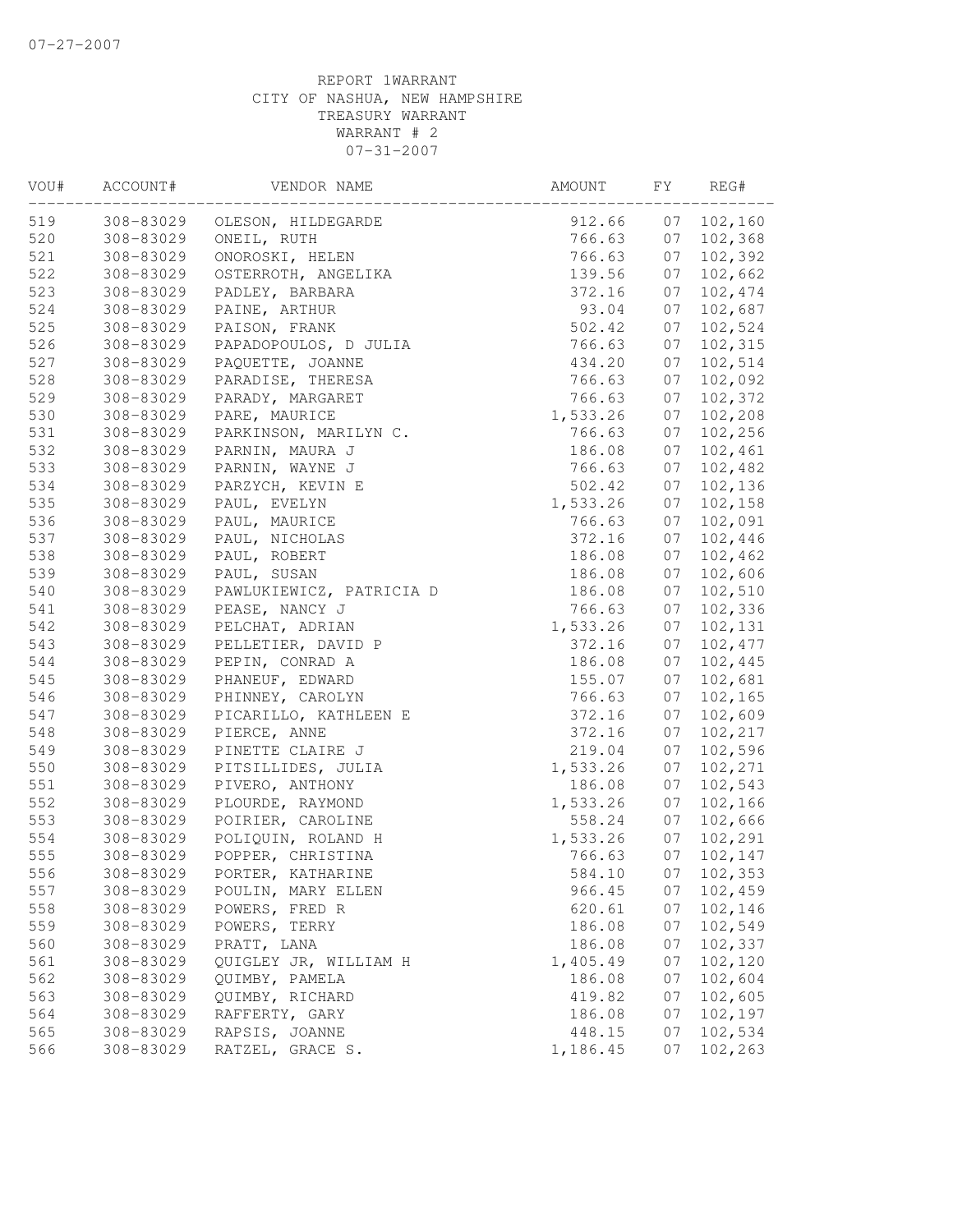07-27-2007

REPORT 1WARRANT
CITY OF NASHUA, NEW HAMPSHIRE
TREASURY WARRANT
WARRANT # 2
07-31-2007

| VOU# | ACCOUNT# | VENDOR NAME | AMOUNT | FY | REG# |
|---|---|---|---|---|---|
| 519 | 308-83029 | OLESON, HILDEGARDE | 912.66 | 07 | 102,160 |
| 520 | 308-83029 | ONEIL, RUTH | 766.63 | 07 | 102,368 |
| 521 | 308-83029 | ONOROSKI, HELEN | 766.63 | 07 | 102,392 |
| 522 | 308-83029 | OSTERROTH, ANGELIKA | 139.56 | 07 | 102,662 |
| 523 | 308-83029 | PADLEY, BARBARA | 372.16 | 07 | 102,474 |
| 524 | 308-83029 | PAINE, ARTHUR | 93.04 | 07 | 102,687 |
| 525 | 308-83029 | PAISON, FRANK | 502.42 | 07 | 102,524 |
| 526 | 308-83029 | PAPADOPOULOS, D JULIA | 766.63 | 07 | 102,315 |
| 527 | 308-83029 | PAQUETTE, JOANNE | 434.20 | 07 | 102,514 |
| 528 | 308-83029 | PARADISE, THERESA | 766.63 | 07 | 102,092 |
| 529 | 308-83029 | PARADY, MARGARET | 766.63 | 07 | 102,372 |
| 530 | 308-83029 | PARE, MAURICE | 1,533.26 | 07 | 102,208 |
| 531 | 308-83029 | PARKINSON, MARILYN C. | 766.63 | 07 | 102,256 |
| 532 | 308-83029 | PARNIN, MAURA J | 186.08 | 07 | 102,461 |
| 533 | 308-83029 | PARNIN, WAYNE J | 766.63 | 07 | 102,482 |
| 534 | 308-83029 | PARZYCH, KEVIN E | 502.42 | 07 | 102,136 |
| 535 | 308-83029 | PAUL, EVELYN | 1,533.26 | 07 | 102,158 |
| 536 | 308-83029 | PAUL, MAURICE | 766.63 | 07 | 102,091 |
| 537 | 308-83029 | PAUL, NICHOLAS | 372.16 | 07 | 102,446 |
| 538 | 308-83029 | PAUL, ROBERT | 186.08 | 07 | 102,462 |
| 539 | 308-83029 | PAUL, SUSAN | 186.08 | 07 | 102,606 |
| 540 | 308-83029 | PAWLUKIEWICZ, PATRICIA D | 186.08 | 07 | 102,510 |
| 541 | 308-83029 | PEASE, NANCY J | 766.63 | 07 | 102,336 |
| 542 | 308-83029 | PELCHAT, ADRIAN | 1,533.26 | 07 | 102,131 |
| 543 | 308-83029 | PELLETIER, DAVID P | 372.16 | 07 | 102,477 |
| 544 | 308-83029 | PEPIN, CONRAD A | 186.08 | 07 | 102,445 |
| 545 | 308-83029 | PHANEUF, EDWARD | 155.07 | 07 | 102,681 |
| 546 | 308-83029 | PHINNEY, CAROLYN | 766.63 | 07 | 102,165 |
| 547 | 308-83029 | PICARILLO, KATHLEEN E | 372.16 | 07 | 102,609 |
| 548 | 308-83029 | PIERCE, ANNE | 372.16 | 07 | 102,217 |
| 549 | 308-83029 | PINETTE CLAIRE J | 219.04 | 07 | 102,596 |
| 550 | 308-83029 | PITSILLIDES, JULIA | 1,533.26 | 07 | 102,271 |
| 551 | 308-83029 | PIVERO, ANTHONY | 186.08 | 07 | 102,543 |
| 552 | 308-83029 | PLOURDE, RAYMOND | 1,533.26 | 07 | 102,166 |
| 553 | 308-83029 | POIRIER, CAROLINE | 558.24 | 07 | 102,666 |
| 554 | 308-83029 | POLIQUIN, ROLAND H | 1,533.26 | 07 | 102,291 |
| 555 | 308-83029 | POPPER, CHRISTINA | 766.63 | 07 | 102,147 |
| 556 | 308-83029 | PORTER, KATHARINE | 584.10 | 07 | 102,353 |
| 557 | 308-83029 | POULIN, MARY ELLEN | 966.45 | 07 | 102,459 |
| 558 | 308-83029 | POWERS, FRED R | 620.61 | 07 | 102,146 |
| 559 | 308-83029 | POWERS, TERRY | 186.08 | 07 | 102,549 |
| 560 | 308-83029 | PRATT, LANA | 186.08 | 07 | 102,337 |
| 561 | 308-83029 | QUIGLEY JR, WILLIAM H | 1,405.49 | 07 | 102,120 |
| 562 | 308-83029 | QUIMBY, PAMELA | 186.08 | 07 | 102,604 |
| 563 | 308-83029 | QUIMBY, RICHARD | 419.82 | 07 | 102,605 |
| 564 | 308-83029 | RAFFERTY, GARY | 186.08 | 07 | 102,197 |
| 565 | 308-83029 | RAPSIS, JOANNE | 448.15 | 07 | 102,534 |
| 566 | 308-83029 | RATZEL, GRACE S. | 1,186.45 | 07 | 102,263 |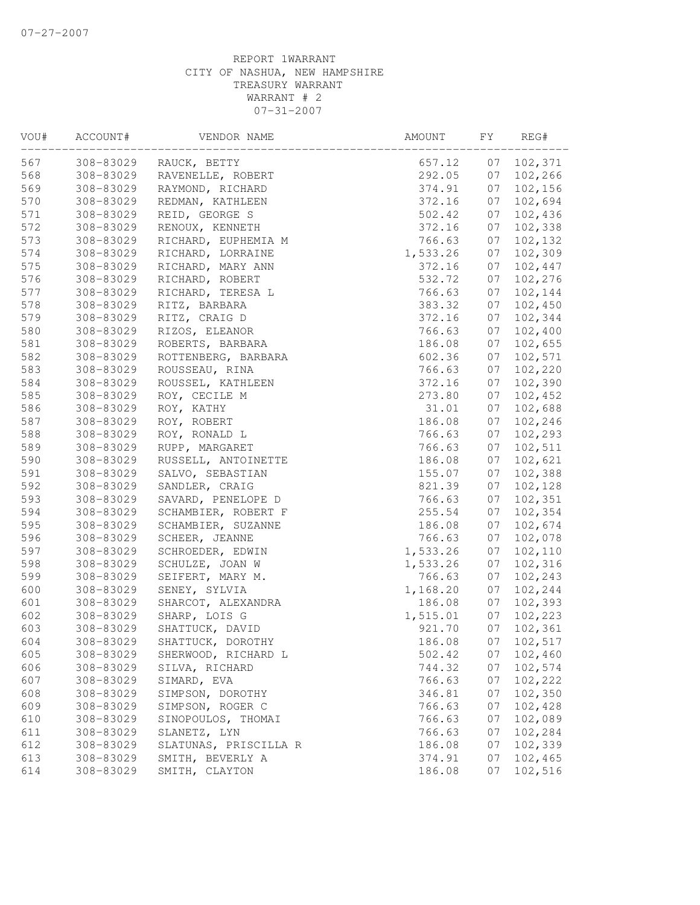07-27-2007

REPORT 1WARRANT
CITY OF NASHUA, NEW HAMPSHIRE
TREASURY WARRANT
WARRANT # 2
07-31-2007

| VOU# | ACCOUNT# | VENDOR NAME | AMOUNT | FY | REG# |
|---|---|---|---|---|---|
| 567 | 308-83029 | RAUCK, BETTY | 657.12 | 07 | 102,371 |
| 568 | 308-83029 | RAVENELLE, ROBERT | 292.05 | 07 | 102,266 |
| 569 | 308-83029 | RAYMOND, RICHARD | 374.91 | 07 | 102,156 |
| 570 | 308-83029 | REDMAN, KATHLEEN | 372.16 | 07 | 102,694 |
| 571 | 308-83029 | REID, GEORGE S | 502.42 | 07 | 102,436 |
| 572 | 308-83029 | RENOUX, KENNETH | 372.16 | 07 | 102,338 |
| 573 | 308-83029 | RICHARD, EUPHEMIA M | 766.63 | 07 | 102,132 |
| 574 | 308-83029 | RICHARD, LORRAINE | 1,533.26 | 07 | 102,309 |
| 575 | 308-83029 | RICHARD, MARY ANN | 372.16 | 07 | 102,447 |
| 576 | 308-83029 | RICHARD, ROBERT | 532.72 | 07 | 102,276 |
| 577 | 308-83029 | RICHARD, TERESA L | 766.63 | 07 | 102,144 |
| 578 | 308-83029 | RITZ, BARBARA | 383.32 | 07 | 102,450 |
| 579 | 308-83029 | RITZ, CRAIG D | 372.16 | 07 | 102,344 |
| 580 | 308-83029 | RIZOS, ELEANOR | 766.63 | 07 | 102,400 |
| 581 | 308-83029 | ROBERTS, BARBARA | 186.08 | 07 | 102,655 |
| 582 | 308-83029 | ROTTENBERG, BARBARA | 602.36 | 07 | 102,571 |
| 583 | 308-83029 | ROUSSEAU, RINA | 766.63 | 07 | 102,220 |
| 584 | 308-83029 | ROUSSEL, KATHLEEN | 372.16 | 07 | 102,390 |
| 585 | 308-83029 | ROY, CECILE M | 273.80 | 07 | 102,452 |
| 586 | 308-83029 | ROY, KATHY | 31.01 | 07 | 102,688 |
| 587 | 308-83029 | ROY, ROBERT | 186.08 | 07 | 102,246 |
| 588 | 308-83029 | ROY, RONALD L | 766.63 | 07 | 102,293 |
| 589 | 308-83029 | RUPP, MARGARET | 766.63 | 07 | 102,511 |
| 590 | 308-83029 | RUSSELL, ANTOINETTE | 186.08 | 07 | 102,621 |
| 591 | 308-83029 | SALVO, SEBASTIAN | 155.07 | 07 | 102,388 |
| 592 | 308-83029 | SANDLER, CRAIG | 821.39 | 07 | 102,128 |
| 593 | 308-83029 | SAVARD, PENELOPE D | 766.63 | 07 | 102,351 |
| 594 | 308-83029 | SCHAMBIER, ROBERT F | 255.54 | 07 | 102,354 |
| 595 | 308-83029 | SCHAMBIER, SUZANNE | 186.08 | 07 | 102,674 |
| 596 | 308-83029 | SCHEER, JEANNE | 766.63 | 07 | 102,078 |
| 597 | 308-83029 | SCHROEDER, EDWIN | 1,533.26 | 07 | 102,110 |
| 598 | 308-83029 | SCHULZE, JOAN W | 1,533.26 | 07 | 102,316 |
| 599 | 308-83029 | SEIFERT, MARY M. | 766.63 | 07 | 102,243 |
| 600 | 308-83029 | SENEY, SYLVIA | 1,168.20 | 07 | 102,244 |
| 601 | 308-83029 | SHARCOT, ALEXANDRA | 186.08 | 07 | 102,393 |
| 602 | 308-83029 | SHARP, LOIS G | 1,515.01 | 07 | 102,223 |
| 603 | 308-83029 | SHATTUCK, DAVID | 921.70 | 07 | 102,361 |
| 604 | 308-83029 | SHATTUCK, DOROTHY | 186.08 | 07 | 102,517 |
| 605 | 308-83029 | SHERWOOD, RICHARD L | 502.42 | 07 | 102,460 |
| 606 | 308-83029 | SILVA, RICHARD | 744.32 | 07 | 102,574 |
| 607 | 308-83029 | SIMARD, EVA | 766.63 | 07 | 102,222 |
| 608 | 308-83029 | SIMPSON, DOROTHY | 346.81 | 07 | 102,350 |
| 609 | 308-83029 | SIMPSON, ROGER C | 766.63 | 07 | 102,428 |
| 610 | 308-83029 | SINOPOULOS, THOMAI | 766.63 | 07 | 102,089 |
| 611 | 308-83029 | SLANETZ, LYN | 766.63 | 07 | 102,284 |
| 612 | 308-83029 | SLATUNAS, PRISCILLA R | 186.08 | 07 | 102,339 |
| 613 | 308-83029 | SMITH, BEVERLY A | 374.91 | 07 | 102,465 |
| 614 | 308-83029 | SMITH, CLAYTON | 186.08 | 07 | 102,516 |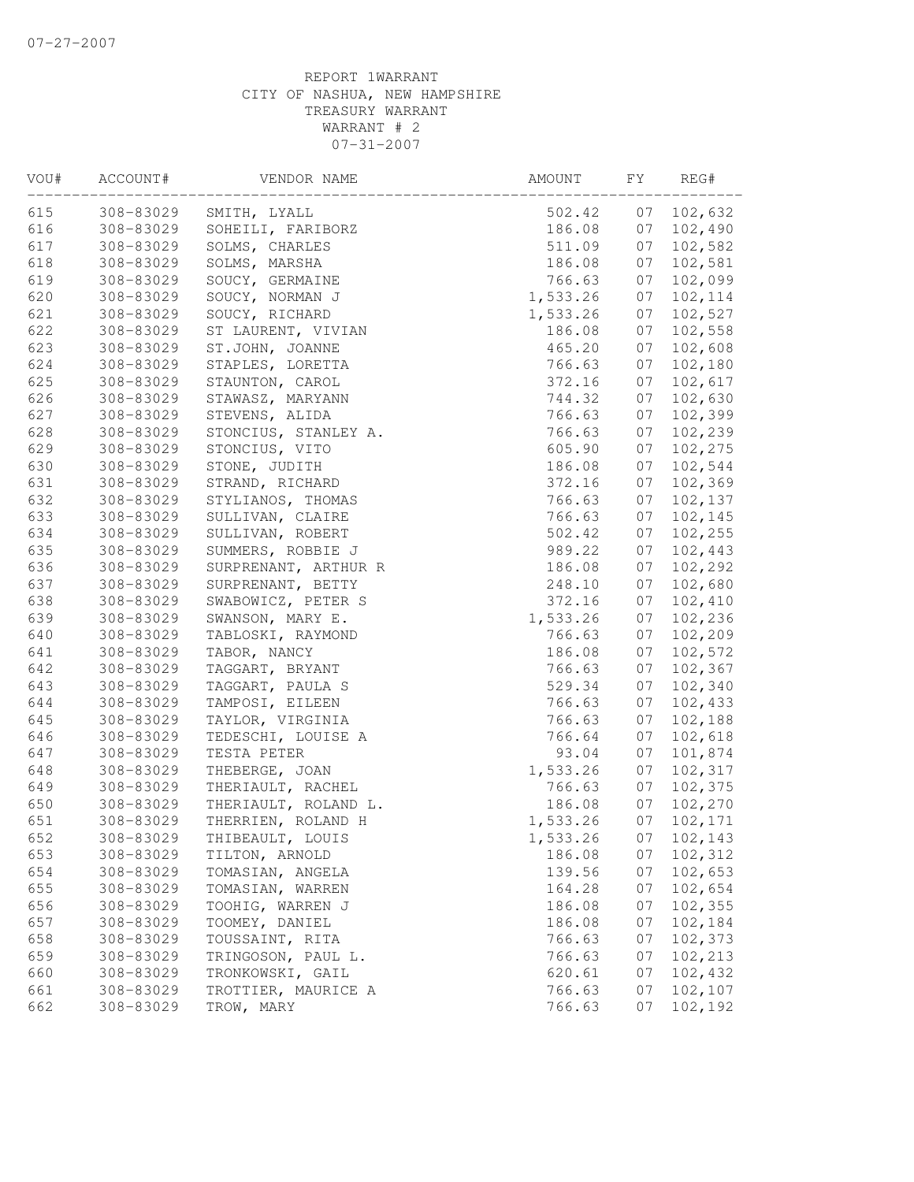07-27-2007

REPORT 1WARRANT
CITY OF NASHUA, NEW HAMPSHIRE
TREASURY WARRANT
WARRANT # 2
07-31-2007

| VOU# | ACCOUNT# | VENDOR NAME | AMOUNT | FY | REG# |
|---|---|---|---|---|---|
| 615 | 308-83029 | SMITH, LYALL | 502.42 | 07 | 102,632 |
| 616 | 308-83029 | SOHEILI, FARIBORZ | 186.08 | 07 | 102,490 |
| 617 | 308-83029 | SOLMS, CHARLES | 511.09 | 07 | 102,582 |
| 618 | 308-83029 | SOLMS, MARSHA | 186.08 | 07 | 102,581 |
| 619 | 308-83029 | SOUCY, GERMAINE | 766.63 | 07 | 102,099 |
| 620 | 308-83029 | SOUCY, NORMAN J | 1,533.26 | 07 | 102,114 |
| 621 | 308-83029 | SOUCY, RICHARD | 1,533.26 | 07 | 102,527 |
| 622 | 308-83029 | ST LAURENT, VIVIAN | 186.08 | 07 | 102,558 |
| 623 | 308-83029 | ST.JOHN, JOANNE | 465.20 | 07 | 102,608 |
| 624 | 308-83029 | STAPLES, LORETTA | 766.63 | 07 | 102,180 |
| 625 | 308-83029 | STAUNTON, CAROL | 372.16 | 07 | 102,617 |
| 626 | 308-83029 | STAWASZ, MARYANN | 744.32 | 07 | 102,630 |
| 627 | 308-83029 | STEVENS, ALIDA | 766.63 | 07 | 102,399 |
| 628 | 308-83029 | STONCIUS, STANLEY A. | 766.63 | 07 | 102,239 |
| 629 | 308-83029 | STONCIUS, VITO | 605.90 | 07 | 102,275 |
| 630 | 308-83029 | STONE, JUDITH | 186.08 | 07 | 102,544 |
| 631 | 308-83029 | STRAND, RICHARD | 372.16 | 07 | 102,369 |
| 632 | 308-83029 | STYLIANOS, THOMAS | 766.63 | 07 | 102,137 |
| 633 | 308-83029 | SULLIVAN, CLAIRE | 766.63 | 07 | 102,145 |
| 634 | 308-83029 | SULLIVAN, ROBERT | 502.42 | 07 | 102,255 |
| 635 | 308-83029 | SUMMERS, ROBBIE J | 989.22 | 07 | 102,443 |
| 636 | 308-83029 | SURPRENANT, ARTHUR R | 186.08 | 07 | 102,292 |
| 637 | 308-83029 | SURPRENANT, BETTY | 248.10 | 07 | 102,680 |
| 638 | 308-83029 | SWABOWICZ, PETER S | 372.16 | 07 | 102,410 |
| 639 | 308-83029 | SWANSON, MARY E. | 1,533.26 | 07 | 102,236 |
| 640 | 308-83029 | TABLOSKI, RAYMOND | 766.63 | 07 | 102,209 |
| 641 | 308-83029 | TABOR, NANCY | 186.08 | 07 | 102,572 |
| 642 | 308-83029 | TAGGART, BRYANT | 766.63 | 07 | 102,367 |
| 643 | 308-83029 | TAGGART, PAULA S | 529.34 | 07 | 102,340 |
| 644 | 308-83029 | TAMPOSI, EILEEN | 766.63 | 07 | 102,433 |
| 645 | 308-83029 | TAYLOR, VIRGINIA | 766.63 | 07 | 102,188 |
| 646 | 308-83029 | TEDESCHI, LOUISE A | 766.64 | 07 | 102,618 |
| 647 | 308-83029 | TESTA PETER | 93.04 | 07 | 101,874 |
| 648 | 308-83029 | THEBERGE, JOAN | 1,533.26 | 07 | 102,317 |
| 649 | 308-83029 | THERIAULT, RACHEL | 766.63 | 07 | 102,375 |
| 650 | 308-83029 | THERIAULT, ROLAND L. | 186.08 | 07 | 102,270 |
| 651 | 308-83029 | THERRIEN, ROLAND H | 1,533.26 | 07 | 102,171 |
| 652 | 308-83029 | THIBEAULT, LOUIS | 1,533.26 | 07 | 102,143 |
| 653 | 308-83029 | TILTON, ARNOLD | 186.08 | 07 | 102,312 |
| 654 | 308-83029 | TOMASIAN, ANGELA | 139.56 | 07 | 102,653 |
| 655 | 308-83029 | TOMASIAN, WARREN | 164.28 | 07 | 102,654 |
| 656 | 308-83029 | TOOHIG, WARREN J | 186.08 | 07 | 102,355 |
| 657 | 308-83029 | TOOMEY, DANIEL | 186.08 | 07 | 102,184 |
| 658 | 308-83029 | TOUSSAINT, RITA | 766.63 | 07 | 102,373 |
| 659 | 308-83029 | TRINGOSON, PAUL L. | 766.63 | 07 | 102,213 |
| 660 | 308-83029 | TRONKOWSKI, GAIL | 620.61 | 07 | 102,432 |
| 661 | 308-83029 | TROTTIER, MAURICE A | 766.63 | 07 | 102,107 |
| 662 | 308-83029 | TROW, MARY | 766.63 | 07 | 102,192 |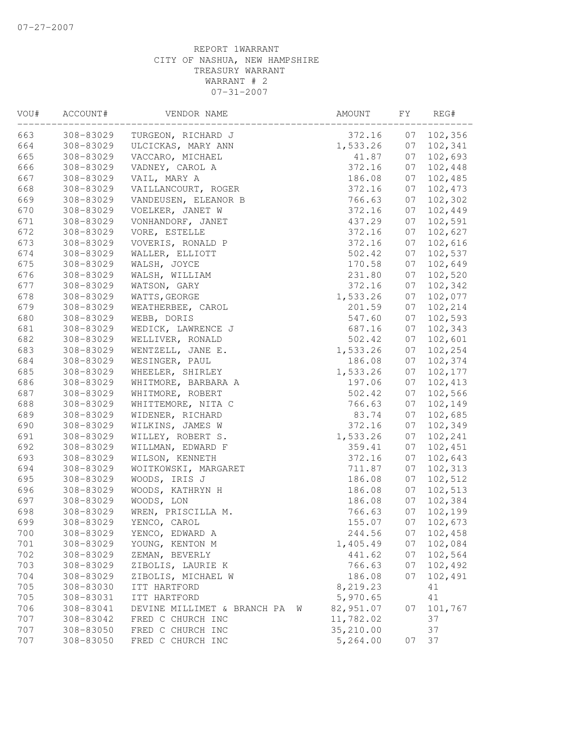REPORT 1WARRANT
CITY OF NASHUA, NEW HAMPSHIRE
TREASURY WARRANT
WARRANT # 2
07-31-2007

| VOU# | ACCOUNT# | VENDOR NAME | AMOUNT | FY | REG# |
|---|---|---|---|---|---|
| 663 | 308-83029 | TURGEON, RICHARD J | 372.16 | 07 | 102,356 |
| 664 | 308-83029 | ULCICKAS, MARY ANN | 1,533.26 | 07 | 102,341 |
| 665 | 308-83029 | VACCARO, MICHAEL | 41.87 | 07 | 102,693 |
| 666 | 308-83029 | VADNEY, CAROL A | 372.16 | 07 | 102,448 |
| 667 | 308-83029 | VAIL, MARY A | 186.08 | 07 | 102,485 |
| 668 | 308-83029 | VAILLANCOURT, ROGER | 372.16 | 07 | 102,473 |
| 669 | 308-83029 | VANDEUSEN, ELEANOR B | 766.63 | 07 | 102,302 |
| 670 | 308-83029 | VOELKER, JANET W | 372.16 | 07 | 102,449 |
| 671 | 308-83029 | VONHANDORF, JANET | 437.29 | 07 | 102,591 |
| 672 | 308-83029 | VORE, ESTELLE | 372.16 | 07 | 102,627 |
| 673 | 308-83029 | VOVERIS, RONALD P | 372.16 | 07 | 102,616 |
| 674 | 308-83029 | WALLER, ELLIOTT | 502.42 | 07 | 102,537 |
| 675 | 308-83029 | WALSH, JOYCE | 170.58 | 07 | 102,649 |
| 676 | 308-83029 | WALSH, WILLIAM | 231.80 | 07 | 102,520 |
| 677 | 308-83029 | WATSON, GARY | 372.16 | 07 | 102,342 |
| 678 | 308-83029 | WATTS, GEORGE | 1,533.26 | 07 | 102,077 |
| 679 | 308-83029 | WEATHERBEE, CAROL | 201.59 | 07 | 102,214 |
| 680 | 308-83029 | WEBB, DORIS | 547.60 | 07 | 102,593 |
| 681 | 308-83029 | WEDICK, LAWRENCE J | 687.16 | 07 | 102,343 |
| 682 | 308-83029 | WELLIVER, RONALD | 502.42 | 07 | 102,601 |
| 683 | 308-83029 | WENTZELL, JANE E. | 1,533.26 | 07 | 102,254 |
| 684 | 308-83029 | WESINGER, PAUL | 186.08 | 07 | 102,374 |
| 685 | 308-83029 | WHEELER, SHIRLEY | 1,533.26 | 07 | 102,177 |
| 686 | 308-83029 | WHITMORE, BARBARA A | 197.06 | 07 | 102,413 |
| 687 | 308-83029 | WHITMORE, ROBERT | 502.42 | 07 | 102,566 |
| 688 | 308-83029 | WHITTEMORE, NITA C | 766.63 | 07 | 102,149 |
| 689 | 308-83029 | WIDENER, RICHARD | 83.74 | 07 | 102,685 |
| 690 | 308-83029 | WILKINS, JAMES W | 372.16 | 07 | 102,349 |
| 691 | 308-83029 | WILLEY, ROBERT S. | 1,533.26 | 07 | 102,241 |
| 692 | 308-83029 | WILLMAN, EDWARD F | 359.41 | 07 | 102,451 |
| 693 | 308-83029 | WILSON, KENNETH | 372.16 | 07 | 102,643 |
| 694 | 308-83029 | WOITKOWSKI, MARGARET | 711.87 | 07 | 102,313 |
| 695 | 308-83029 | WOODS, IRIS J | 186.08 | 07 | 102,512 |
| 696 | 308-83029 | WOODS, KATHRYN H | 186.08 | 07 | 102,513 |
| 697 | 308-83029 | WOODS, LON | 186.08 | 07 | 102,384 |
| 698 | 308-83029 | WREN, PRISCILLA M. | 766.63 | 07 | 102,199 |
| 699 | 308-83029 | YENCO, CAROL | 155.07 | 07 | 102,673 |
| 700 | 308-83029 | YENCO, EDWARD A | 244.56 | 07 | 102,458 |
| 701 | 308-83029 | YOUNG, KENTON M | 1,405.49 | 07 | 102,084 |
| 702 | 308-83029 | ZEMAN, BEVERLY | 441.62 | 07 | 102,564 |
| 703 | 308-83029 | ZIBOLIS, LAURIE K | 766.63 | 07 | 102,492 |
| 704 | 308-83029 | ZIBOLIS, MICHAEL W | 186.08 | 07 | 102,491 |
| 705 | 308-83030 | ITT HARTFORD | 8,219.23 | | 41 |
| 705 | 308-83031 | ITT HARTFORD | 5,970.65 | | 41 |
| 706 | 308-83041 | DEVINE MILLIMET & BRANCH PA W | 82,951.07 | 07 | 101,767 |
| 707 | 308-83042 | FRED C CHURCH INC | 11,782.02 | | 37 |
| 707 | 308-83050 | FRED C CHURCH INC | 35,210.00 | | 37 |
| 707 | 308-83050 | FRED C CHURCH INC | 5,264.00 | 07 | 37 |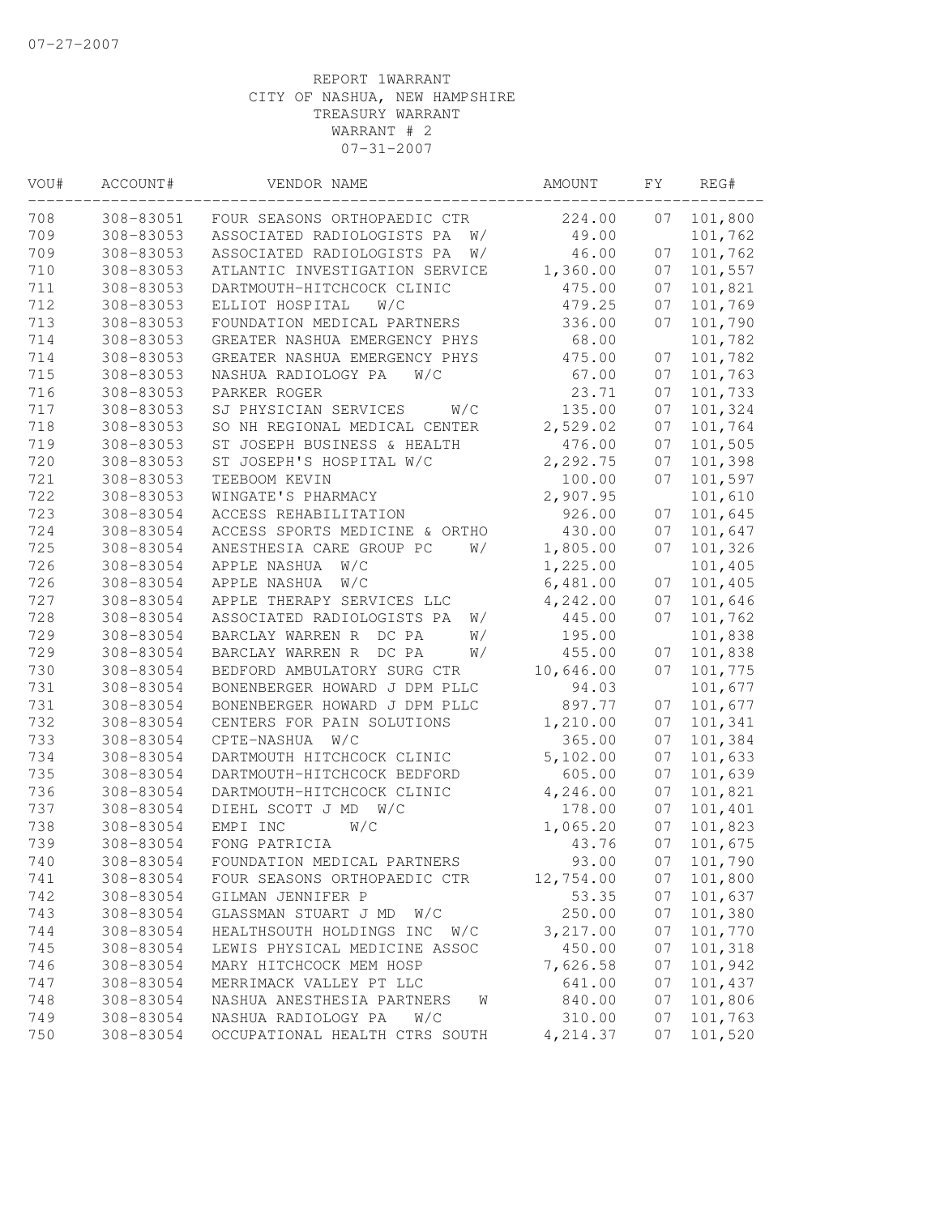07-27-2007

REPORT 1WARRANT
CITY OF NASHUA, NEW HAMPSHIRE
TREASURY WARRANT
WARRANT # 2
07-31-2007

| VOU# | ACCOUNT# | VENDOR NAME | AMOUNT | FY | REG# |
|---|---|---|---|---|---|
| 708 | 308-83051 | FOUR SEASONS ORTHOPAEDIC CTR | 224.00 | 07 | 101,800 |
| 709 | 308-83053 | ASSOCIATED RADIOLOGISTS PA W/ | 49.00 | | 101,762 |
| 709 | 308-83053 | ASSOCIATED RADIOLOGISTS PA W/ | 46.00 | 07 | 101,762 |
| 710 | 308-83053 | ATLANTIC INVESTIGATION SERVICE | 1,360.00 | 07 | 101,557 |
| 711 | 308-83053 | DARTMOUTH-HITCHCOCK CLINIC | 475.00 | 07 | 101,821 |
| 712 | 308-83053 | ELLIOT HOSPITAL W/C | 479.25 | 07 | 101,769 |
| 713 | 308-83053 | FOUNDATION MEDICAL PARTNERS | 336.00 | 07 | 101,790 |
| 714 | 308-83053 | GREATER NASHUA EMERGENCY PHYS | 68.00 | | 101,782 |
| 714 | 308-83053 | GREATER NASHUA EMERGENCY PHYS | 475.00 | 07 | 101,782 |
| 715 | 308-83053 | NASHUA RADIOLOGY PA W/C | 67.00 | 07 | 101,763 |
| 716 | 308-83053 | PARKER ROGER | 23.71 | 07 | 101,733 |
| 717 | 308-83053 | SJ PHYSICIAN SERVICES W/C | 135.00 | 07 | 101,324 |
| 718 | 308-83053 | SO NH REGIONAL MEDICAL CENTER | 2,529.02 | 07 | 101,764 |
| 719 | 308-83053 | ST JOSEPH BUSINESS & HEALTH | 476.00 | 07 | 101,505 |
| 720 | 308-83053 | ST JOSEPH'S HOSPITAL W/C | 2,292.75 | 07 | 101,398 |
| 721 | 308-83053 | TEEBOOM KEVIN | 100.00 | 07 | 101,597 |
| 722 | 308-83053 | WINGATE'S PHARMACY | 2,907.95 | | 101,610 |
| 723 | 308-83054 | ACCESS REHABILITATION | 926.00 | 07 | 101,645 |
| 724 | 308-83054 | ACCESS SPORTS MEDICINE & ORTHO | 430.00 | 07 | 101,647 |
| 725 | 308-83054 | ANESTHESIA CARE GROUP PC W/ | 1,805.00 | 07 | 101,326 |
| 726 | 308-83054 | APPLE NASHUA W/C | 1,225.00 | | 101,405 |
| 726 | 308-83054 | APPLE NASHUA W/C | 6,481.00 | 07 | 101,405 |
| 727 | 308-83054 | APPLE THERAPY SERVICES LLC | 4,242.00 | 07 | 101,646 |
| 728 | 308-83054 | ASSOCIATED RADIOLOGISTS PA W/ | 445.00 | 07 | 101,762 |
| 729 | 308-83054 | BARCLAY WARREN R DC PA W/ | 195.00 | | 101,838 |
| 729 | 308-83054 | BARCLAY WARREN R DC PA W/ | 455.00 | 07 | 101,838 |
| 730 | 308-83054 | BEDFORD AMBULATORY SURG CTR | 10,646.00 | 07 | 101,775 |
| 731 | 308-83054 | BONENBERGER HOWARD J DPM PLLC | 94.03 | | 101,677 |
| 731 | 308-83054 | BONENBERGER HOWARD J DPM PLLC | 897.77 | 07 | 101,677 |
| 732 | 308-83054 | CENTERS FOR PAIN SOLUTIONS | 1,210.00 | 07 | 101,341 |
| 733 | 308-83054 | CPTE-NASHUA W/C | 365.00 | 07 | 101,384 |
| 734 | 308-83054 | DARTMOUTH HITCHCOCK CLINIC | 5,102.00 | 07 | 101,633 |
| 735 | 308-83054 | DARTMOUTH-HITCHCOCK BEDFORD | 605.00 | 07 | 101,639 |
| 736 | 308-83054 | DARTMOUTH-HITCHCOCK CLINIC | 4,246.00 | 07 | 101,821 |
| 737 | 308-83054 | DIEHL SCOTT J MD W/C | 178.00 | 07 | 101,401 |
| 738 | 308-83054 | EMPI INC W/C | 1,065.20 | 07 | 101,823 |
| 739 | 308-83054 | FONG PATRICIA | 43.76 | 07 | 101,675 |
| 740 | 308-83054 | FOUNDATION MEDICAL PARTNERS | 93.00 | 07 | 101,790 |
| 741 | 308-83054 | FOUR SEASONS ORTHOPAEDIC CTR | 12,754.00 | 07 | 101,800 |
| 742 | 308-83054 | GILMAN JENNIFER P | 53.35 | 07 | 101,637 |
| 743 | 308-83054 | GLASSMAN STUART J MD W/C | 250.00 | 07 | 101,380 |
| 744 | 308-83054 | HEALTHSOUTH HOLDINGS INC W/C | 3,217.00 | 07 | 101,770 |
| 745 | 308-83054 | LEWIS PHYSICAL MEDICINE ASSOC | 450.00 | 07 | 101,318 |
| 746 | 308-83054 | MARY HITCHCOCK MEM HOSP | 7,626.58 | 07 | 101,942 |
| 747 | 308-83054 | MERRIMACK VALLEY PT LLC | 641.00 | 07 | 101,437 |
| 748 | 308-83054 | NASHUA ANESTHESIA PARTNERS W | 840.00 | 07 | 101,806 |
| 749 | 308-83054 | NASHUA RADIOLOGY PA W/C | 310.00 | 07 | 101,763 |
| 750 | 308-83054 | OCCUPATIONAL HEALTH CTRS SOUTH | 4,214.37 | 07 | 101,520 |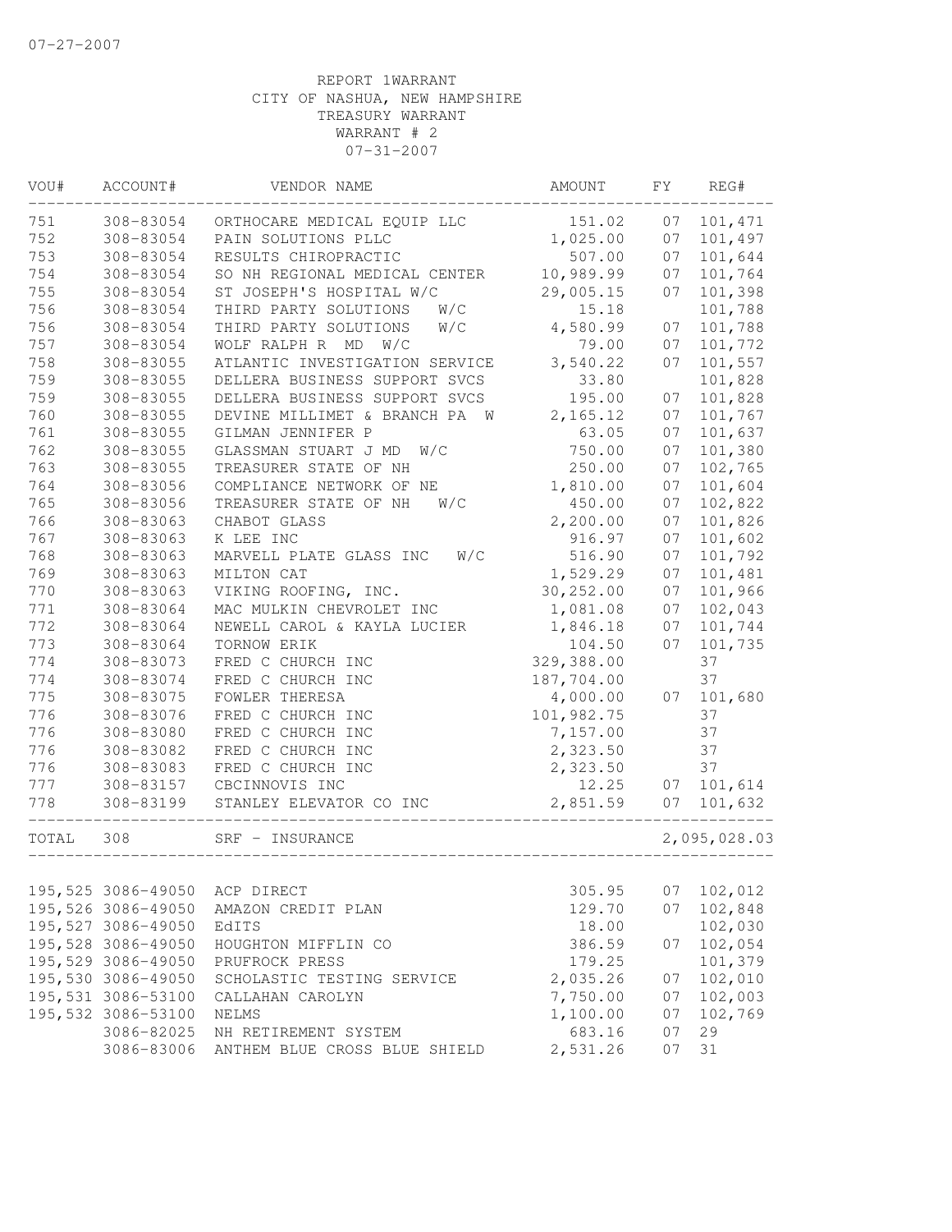07-27-2007

REPORT 1WARRANT
CITY OF NASHUA, NEW HAMPSHIRE
TREASURY WARRANT
WARRANT # 2
07-31-2007

| VOU# | ACCOUNT# | VENDOR NAME | AMOUNT | FY | REG# |
|---|---|---|---|---|---|
| 751 | 308-83054 | ORTHOCARE MEDICAL EQUIP LLC | 151.02 | 07 | 101,471 |
| 752 | 308-83054 | PAIN SOLUTIONS PLLC | 1,025.00 | 07 | 101,497 |
| 753 | 308-83054 | RESULTS CHIROPRACTIC | 507.00 | 07 | 101,644 |
| 754 | 308-83054 | SO NH REGIONAL MEDICAL CENTER | 10,989.99 | 07 | 101,764 |
| 755 | 308-83054 | ST JOSEPH'S HOSPITAL W/C | 29,005.15 | 07 | 101,398 |
| 756 | 308-83054 | THIRD PARTY SOLUTIONS W/C | 15.18 | | 101,788 |
| 756 | 308-83054 | THIRD PARTY SOLUTIONS W/C | 4,580.99 | 07 | 101,788 |
| 757 | 308-83054 | WOLF RALPH R MD W/C | 79.00 | 07 | 101,772 |
| 758 | 308-83055 | ATLANTIC INVESTIGATION SERVICE | 3,540.22 | 07 | 101,557 |
| 759 | 308-83055 | DELLERA BUSINESS SUPPORT SVCS | 33.80 | | 101,828 |
| 759 | 308-83055 | DELLERA BUSINESS SUPPORT SVCS | 195.00 | 07 | 101,828 |
| 760 | 308-83055 | DEVINE MILLIMET & BRANCH PA W | 2,165.12 | 07 | 101,767 |
| 761 | 308-83055 | GILMAN JENNIFER P | 63.05 | 07 | 101,637 |
| 762 | 308-83055 | GLASSMAN STUART J MD W/C | 750.00 | 07 | 101,380 |
| 763 | 308-83055 | TREASURER STATE OF NH | 250.00 | 07 | 102,765 |
| 764 | 308-83056 | COMPLIANCE NETWORK OF NE | 1,810.00 | 07 | 101,604 |
| 765 | 308-83056 | TREASURER STATE OF NH W/C | 450.00 | 07 | 102,822 |
| 766 | 308-83063 | CHABOT GLASS | 2,200.00 | 07 | 101,826 |
| 767 | 308-83063 | K LEE INC | 916.97 | 07 | 101,602 |
| 768 | 308-83063 | MARVELL PLATE GLASS INC W/C | 516.90 | 07 | 101,792 |
| 769 | 308-83063 | MILTON CAT | 1,529.29 | 07 | 101,481 |
| 770 | 308-83063 | VIKING ROOFING, INC. | 30,252.00 | 07 | 101,966 |
| 771 | 308-83064 | MAC MULKIN CHEVROLET INC | 1,081.08 | 07 | 102,043 |
| 772 | 308-83064 | NEWELL CAROL & KAYLA LUCIER | 1,846.18 | 07 | 101,744 |
| 773 | 308-83064 | TORNOW ERIK | 104.50 | 07 | 101,735 |
| 774 | 308-83073 | FRED C CHURCH INC | 329,388.00 | | 37 |
| 774 | 308-83074 | FRED C CHURCH INC | 187,704.00 | | 37 |
| 775 | 308-83075 | FOWLER THERESA | 4,000.00 | 07 | 101,680 |
| 776 | 308-83076 | FRED C CHURCH INC | 101,982.75 | | 37 |
| 776 | 308-83080 | FRED C CHURCH INC | 7,157.00 | | 37 |
| 776 | 308-83082 | FRED C CHURCH INC | 2,323.50 | | 37 |
| 776 | 308-83083 | FRED C CHURCH INC | 2,323.50 | | 37 |
| 777 | 308-83157 | CBCINNOVIS INC | 12.25 | 07 | 101,614 |
| 778 | 308-83199 | STANLEY ELEVATOR CO INC | 2,851.59 | 07 | 101,632 |
| TOTAL | 308 | SRF - INSURANCE | | | 2,095,028.03 |

| VOU# | ACCOUNT# | VENDOR NAME | AMOUNT | FY | REG# |
|---|---|---|---|---|---|
| 195,525 | 3086-49050 | ACP DIRECT | 305.95 | 07 | 102,012 |
| 195,526 | 3086-49050 | AMAZON CREDIT PLAN | 129.70 | 07 | 102,848 |
| 195,527 | 3086-49050 | EdITS | 18.00 | | 102,030 |
| 195,528 | 3086-49050 | HOUGHTON MIFFLIN CO | 386.59 | 07 | 102,054 |
| 195,529 | 3086-49050 | PRUFROCK PRESS | 179.25 | | 101,379 |
| 195,530 | 3086-49050 | SCHOLASTIC TESTING SERVICE | 2,035.26 | 07 | 102,010 |
| 195,531 | 3086-53100 | CALLAHAN CAROLYN | 7,750.00 | 07 | 102,003 |
| 195,532 | 3086-53100 | NELMS | 1,100.00 | 07 | 102,769 |
| | 3086-82025 | NH RETIREMENT SYSTEM | 683.16 | 07 | 29 |
| | 3086-83006 | ANTHEM BLUE CROSS BLUE SHIELD | 2,531.26 | 07 | 31 |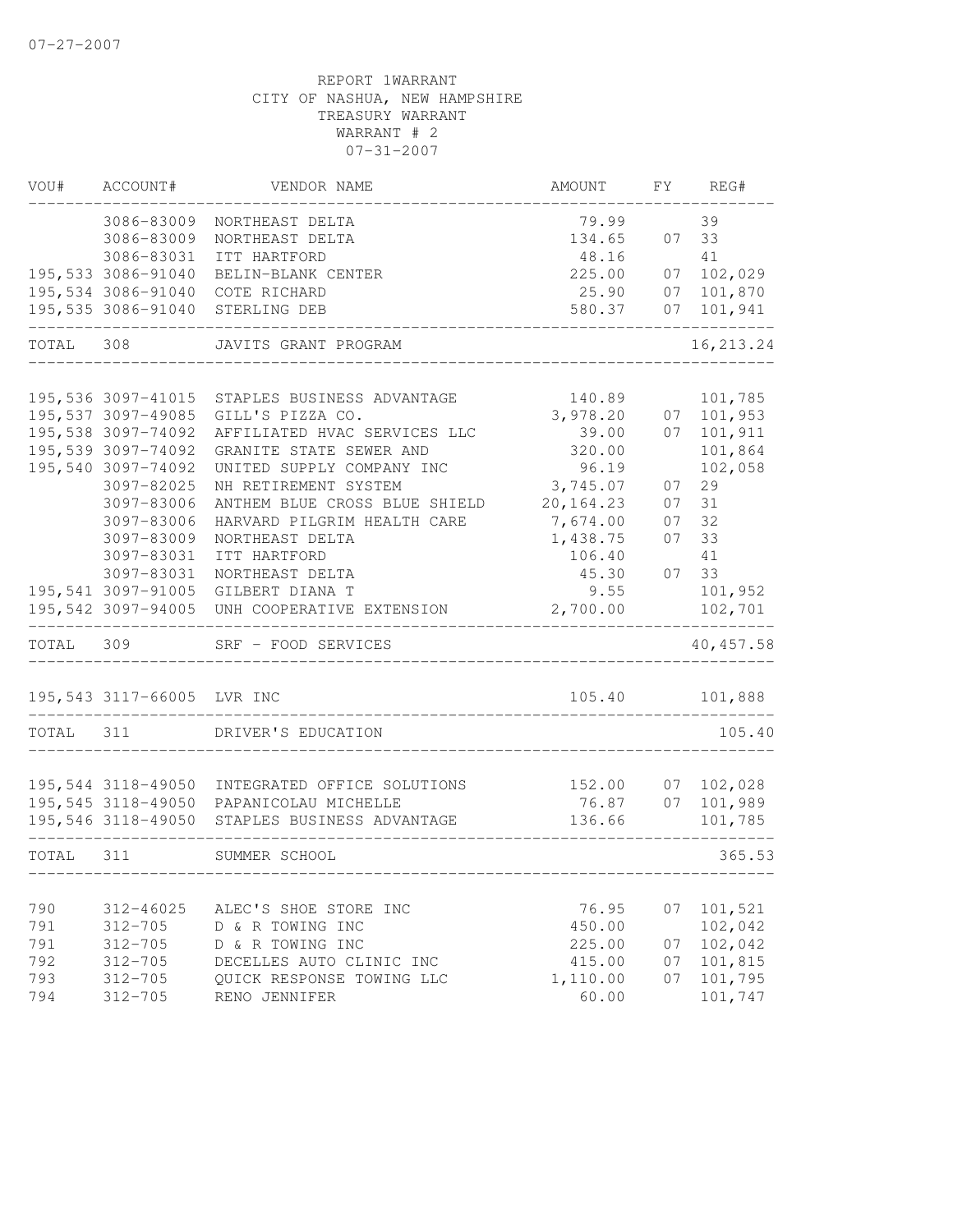07-27-2007

REPORT 1WARRANT
CITY OF NASHUA, NEW HAMPSHIRE
TREASURY WARRANT
WARRANT # 2
07-31-2007

| VOU# | ACCOUNT# | VENDOR NAME | AMOUNT | FY | REG# |
|---|---|---|---|---|---|
| | 3086-83009 | NORTHEAST DELTA | 79.99 | | 39 |
| | 3086-83009 | NORTHEAST DELTA | 134.65 | 07 | 33 |
| | 3086-83031 | ITT HARTFORD | 48.16 | | 41 |
| 195,533 | 3086-91040 | BELIN-BLANK CENTER | 225.00 | 07 | 102,029 |
| 195,534 | 3086-91040 | COTE RICHARD | 25.90 | 07 | 101,870 |
| 195,535 | 3086-91040 | STERLING DEB | 580.37 | 07 | 101,941 |
| TOTAL | 308 | JAVITS GRANT PROGRAM | | | 16,213.24 |
| 195,536 | 3097-41015 | STAPLES BUSINESS ADVANTAGE | 140.89 | | 101,785 |
| 195,537 | 3097-49085 | GILL'S PIZZA CO. | 3,978.20 | 07 | 101,953 |
| 195,538 | 3097-74092 | AFFILIATED HVAC SERVICES LLC | 39.00 | 07 | 101,911 |
| 195,539 | 3097-74092 | GRANITE STATE SEWER AND | 320.00 | | 101,864 |
| 195,540 | 3097-74092 | UNITED SUPPLY COMPANY INC | 96.19 | | 102,058 |
| | 3097-82025 | NH RETIREMENT SYSTEM | 3,745.07 | 07 | 29 |
| | 3097-83006 | ANTHEM BLUE CROSS BLUE SHIELD | 20,164.23 | 07 | 31 |
| | 3097-83006 | HARVARD PILGRIM HEALTH CARE | 7,674.00 | 07 | 32 |
| | 3097-83009 | NORTHEAST DELTA | 1,438.75 | 07 | 33 |
| | 3097-83031 | ITT HARTFORD | 106.40 | | 41 |
| | 3097-83031 | NORTHEAST DELTA | 45.30 | 07 | 33 |
| 195,541 | 3097-91005 | GILBERT DIANA T | 9.55 | | 101,952 |
| 195,542 | 3097-94005 | UNH COOPERATIVE EXTENSION | 2,700.00 | | 102,701 |
| TOTAL | 309 | SRF - FOOD SERVICES | | | 40,457.58 |
| 195,543 | 3117-66005 | LVR INC | 105.40 | | 101,888 |
| TOTAL | 311 | DRIVER'S EDUCATION | | | 105.40 |
| 195,544 | 3118-49050 | INTEGRATED OFFICE SOLUTIONS | 152.00 | 07 | 102,028 |
| 195,545 | 3118-49050 | PAPANICOLAU MICHELLE | 76.87 | 07 | 101,989 |
| 195,546 | 3118-49050 | STAPLES BUSINESS ADVANTAGE | 136.66 | | 101,785 |
| TOTAL | 311 | SUMMER SCHOOL | | | 365.53 |
| 790 | 312-46025 | ALEC'S SHOE STORE INC | 76.95 | 07 | 101,521 |
| 791 | 312-705 | D & R TOWING INC | 450.00 | | 102,042 |
| 791 | 312-705 | D & R TOWING INC | 225.00 | 07 | 102,042 |
| 792 | 312-705 | DECELLES AUTO CLINIC INC | 415.00 | 07 | 101,815 |
| 793 | 312-705 | QUICK RESPONSE TOWING LLC | 1,110.00 | 07 | 101,795 |
| 794 | 312-705 | RENO JENNIFER | 60.00 | | 101,747 |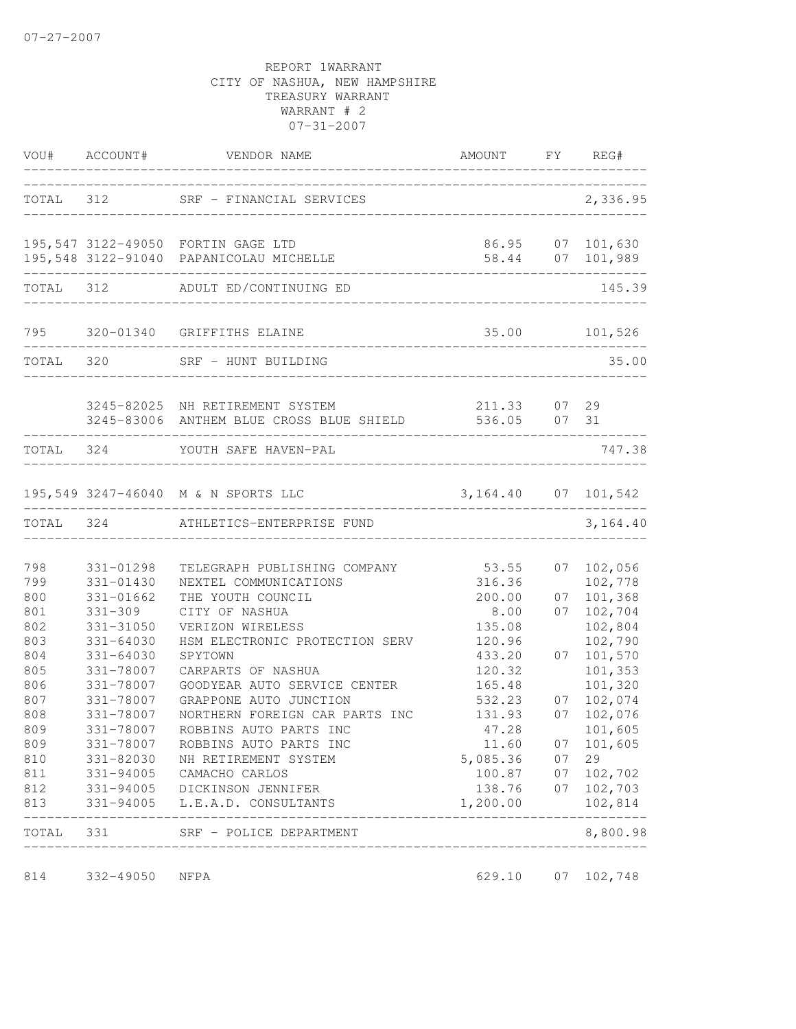07-27-2007

REPORT 1WARRANT
CITY OF NASHUA, NEW HAMPSHIRE
TREASURY WARRANT
WARRANT # 2
07-31-2007

| VOU# | ACCOUNT# | VENDOR NAME | AMOUNT | FY | REG# |
|---|---|---|---|---|---|
| TOTAL | 312 | SRF - FINANCIAL SERVICES | | | 2,336.95 |
| 195,547 | 3122-49050 | FORTIN GAGE LTD | 86.95 | 07 | 101,630 |
| 195,548 | 3122-91040 | PAPANICOLAU MICHELLE | 58.44 | 07 | 101,989 |
| TOTAL | 312 | ADULT ED/CONTINUING ED | | | 145.39 |
| 795 | 320-01340 | GRIFFITHS ELAINE | 35.00 | | 101,526 |
| TOTAL | 320 | SRF - HUNT BUILDING | | | 35.00 |
| | 3245-82025 | NH RETIREMENT SYSTEM | 211.33 | 07 | 29 |
| | 3245-83006 | ANTHEM BLUE CROSS BLUE SHIELD | 536.05 | 07 | 31 |
| TOTAL | 324 | YOUTH SAFE HAVEN-PAL | | | 747.38 |
| 195,549 | 3247-46040 | M & N SPORTS LLC | 3,164.40 | 07 | 101,542 |
| TOTAL | 324 | ATHLETICS-ENTERPRISE FUND | | | 3,164.40 |
| 798 | 331-01298 | TELEGRAPH PUBLISHING COMPANY | 53.55 | 07 | 102,056 |
| 799 | 331-01430 | NEXTEL COMMUNICATIONS | 316.36 | | 102,778 |
| 800 | 331-01662 | THE YOUTH COUNCIL | 200.00 | 07 | 101,368 |
| 801 | 331-309 | CITY OF NASHUA | 8.00 | 07 | 102,704 |
| 802 | 331-31050 | VERIZON WIRELESS | 135.08 | | 102,804 |
| 803 | 331-64030 | HSM ELECTRONIC PROTECTION SERV | 120.96 | | 102,790 |
| 804 | 331-64030 | SPYTOWN | 433.20 | 07 | 101,570 |
| 805 | 331-78007 | CARPARTS OF NASHUA | 120.32 | | 101,353 |
| 806 | 331-78007 | GOODYEAR AUTO SERVICE CENTER | 165.48 | | 101,320 |
| 807 | 331-78007 | GRAPPONE AUTO JUNCTION | 532.23 | 07 | 102,074 |
| 808 | 331-78007 | NORTHERN FOREIGN CAR PARTS INC | 131.93 | 07 | 102,076 |
| 809 | 331-78007 | ROBBINS AUTO PARTS INC | 47.28 | | 101,605 |
| 809 | 331-78007 | ROBBINS AUTO PARTS INC | 11.60 | 07 | 101,605 |
| 810 | 331-82030 | NH RETIREMENT SYSTEM | 5,085.36 | 07 | 29 |
| 811 | 331-94005 | CAMACHO CARLOS | 100.87 | 07 | 102,702 |
| 812 | 331-94005 | DICKINSON JENNIFER | 138.76 | 07 | 102,703 |
| 813 | 331-94005 | L.E.A.D. CONSULTANTS | 1,200.00 | | 102,814 |
| TOTAL | 331 | SRF - POLICE DEPARTMENT | | | 8,800.98 |
| 814 | 332-49050 | NFPA | 629.10 | 07 | 102,748 |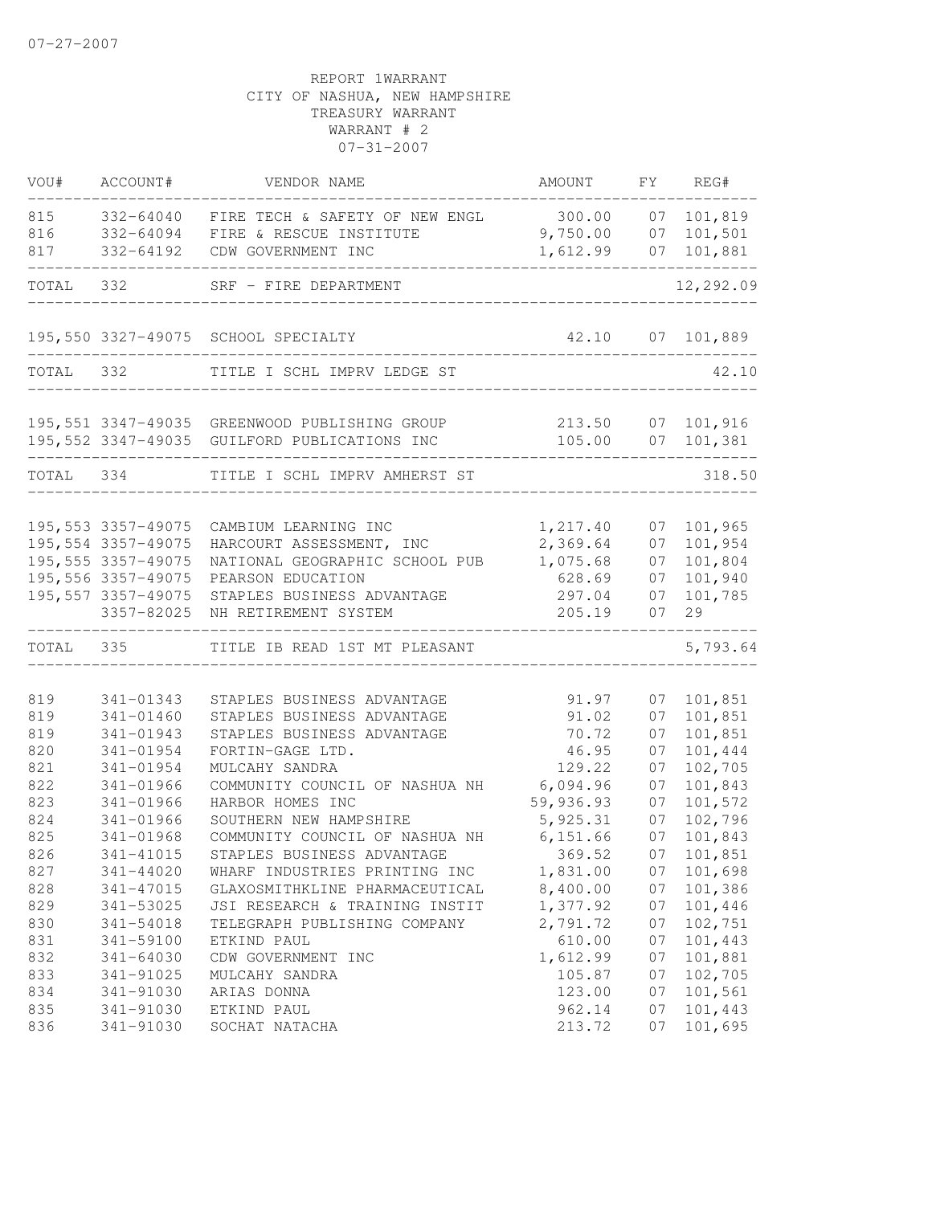07-27-2007

REPORT 1WARRANT
CITY OF NASHUA, NEW HAMPSHIRE
TREASURY WARRANT
WARRANT # 2
07-31-2007

| VOU# | ACCOUNT# | VENDOR NAME | AMOUNT | FY | REG# |
|---|---|---|---|---|---|
| 815 | 332-64040 | FIRE TECH & SAFETY OF NEW ENGL | 300.00 | 07 | 101,819 |
| 816 | 332-64094 | FIRE & RESCUE INSTITUTE | 9,750.00 | 07 | 101,501 |
| 817 | 332-64192 | CDW GOVERNMENT INC | 1,612.99 | 07 | 101,881 |
| TOTAL | 332 | SRF - FIRE DEPARTMENT | | | 12,292.09 |
| 195,550 | 3327-49075 | SCHOOL SPECIALTY | 42.10 | 07 | 101,889 |
| TOTAL | 332 | TITLE I SCHL IMPRV LEDGE ST | | | 42.10 |
| 195,551 | 3347-49035 | GREENWOOD PUBLISHING GROUP | 213.50 | 07 | 101,916 |
| 195,552 | 3347-49035 | GUILFORD PUBLICATIONS INC | 105.00 | 07 | 101,381 |
| TOTAL | 334 | TITLE I SCHL IMPRV AMHERST ST | | | 318.50 |
| 195,553 | 3357-49075 | CAMBIUM LEARNING INC | 1,217.40 | 07 | 101,965 |
| 195,554 | 3357-49075 | HARCOURT ASSESSMENT, INC | 2,369.64 | 07 | 101,954 |
| 195,555 | 3357-49075 | NATIONAL GEOGRAPHIC SCHOOL PUB | 1,075.68 | 07 | 101,804 |
| 195,556 | 3357-49075 | PEARSON EDUCATION | 628.69 | 07 | 101,940 |
| 195,557 | 3357-49075 | STAPLES BUSINESS ADVANTAGE | 297.04 | 07 | 101,785 |
| | 3357-82025 | NH RETIREMENT SYSTEM | 205.19 | 07 | 29 |
| TOTAL | 335 | TITLE IB READ 1ST MT PLEASANT | | | 5,793.64 |
| 819 | 341-01343 | STAPLES BUSINESS ADVANTAGE | 91.97 | 07 | 101,851 |
| 819 | 341-01460 | STAPLES BUSINESS ADVANTAGE | 91.02 | 07 | 101,851 |
| 819 | 341-01943 | STAPLES BUSINESS ADVANTAGE | 70.72 | 07 | 101,851 |
| 820 | 341-01954 | FORTIN-GAGE LTD. | 46.95 | 07 | 101,444 |
| 821 | 341-01954 | MULCAHY SANDRA | 129.22 | 07 | 102,705 |
| 822 | 341-01966 | COMMUNITY COUNCIL OF NASHUA NH | 6,094.96 | 07 | 101,843 |
| 823 | 341-01966 | HARBOR HOMES INC | 59,936.93 | 07 | 101,572 |
| 824 | 341-01966 | SOUTHERN NEW HAMPSHIRE | 5,925.31 | 07 | 102,796 |
| 825 | 341-01968 | COMMUNITY COUNCIL OF NASHUA NH | 6,151.66 | 07 | 101,843 |
| 826 | 341-41015 | STAPLES BUSINESS ADVANTAGE | 369.52 | 07 | 101,851 |
| 827 | 341-44020 | WHARF INDUSTRIES PRINTING INC | 1,831.00 | 07 | 101,698 |
| 828 | 341-47015 | GLAXOSMITHKLINE PHARMACEUTICAL | 8,400.00 | 07 | 101,386 |
| 829 | 341-53025 | JSI RESEARCH & TRAINING INSTIT | 1,377.92 | 07 | 101,446 |
| 830 | 341-54018 | TELEGRAPH PUBLISHING COMPANY | 2,791.72 | 07 | 102,751 |
| 831 | 341-59100 | ETKIND PAUL | 610.00 | 07 | 101,443 |
| 832 | 341-64030 | CDW GOVERNMENT INC | 1,612.99 | 07 | 101,881 |
| 833 | 341-91025 | MULCAHY SANDRA | 105.87 | 07 | 102,705 |
| 834 | 341-91030 | ARIAS DONNA | 123.00 | 07 | 101,561 |
| 835 | 341-91030 | ETKIND PAUL | 962.14 | 07 | 101,443 |
| 836 | 341-91030 | SOCHAT NATACHA | 213.72 | 07 | 101,695 |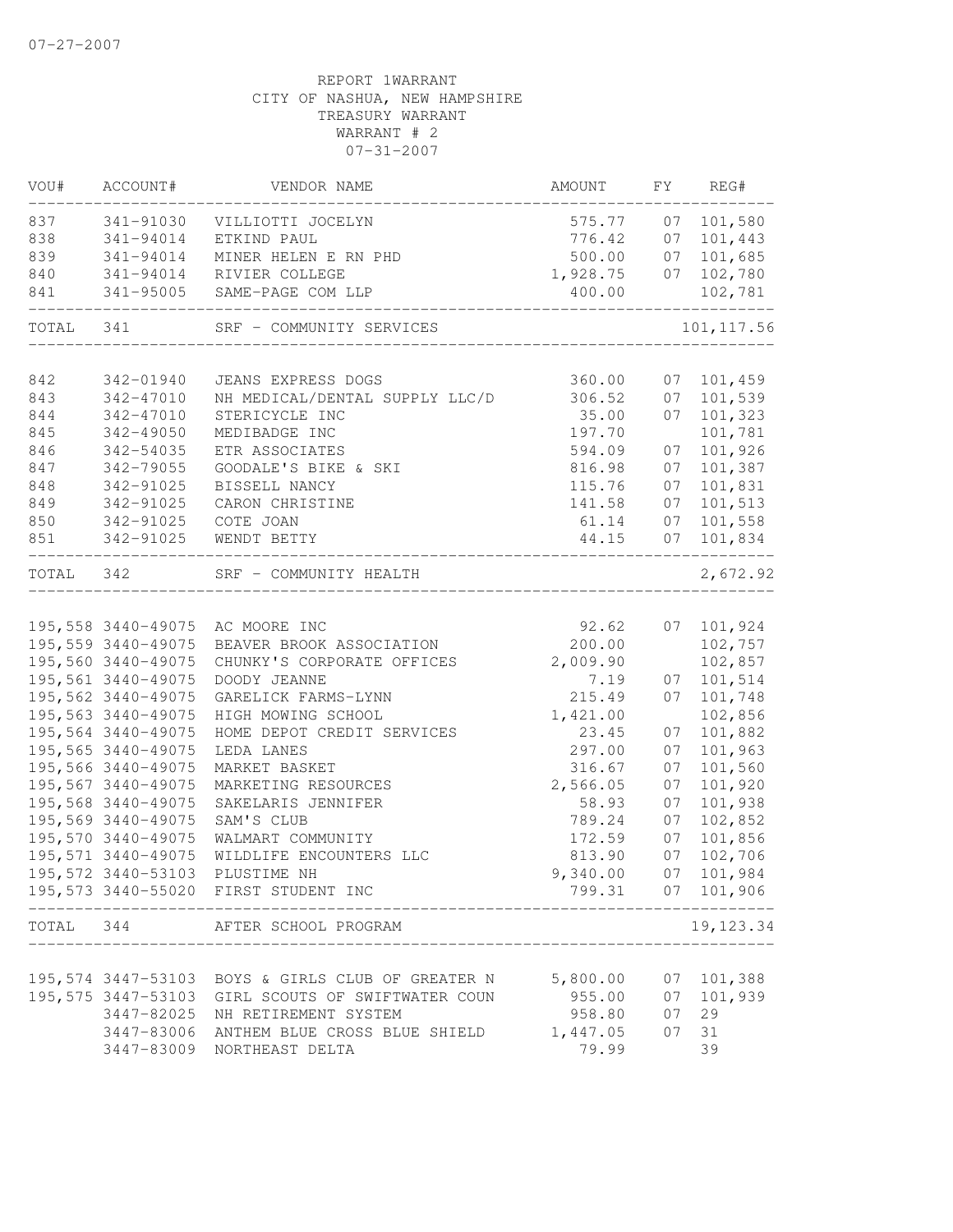07-27-2007

REPORT 1WARRANT
CITY OF NASHUA, NEW HAMPSHIRE
TREASURY WARRANT
WARRANT # 2
07-31-2007

| VOU# | ACCOUNT# | VENDOR NAME | AMOUNT | FY | REG# |
|---|---|---|---|---|---|
| 837 | 341-91030 | VILLIOTTI JOCELYN | 575.77 | 07 | 101,580 |
| 838 | 341-94014 | ETKIND PAUL | 776.42 | 07 | 101,443 |
| 839 | 341-94014 | MINER HELEN E RN PHD | 500.00 | 07 | 101,685 |
| 840 | 341-94014 | RIVIER COLLEGE | 1,928.75 | 07 | 102,780 |
| 841 | 341-95005 | SAME-PAGE COM LLP | 400.00 | | 102,781 |
| TOTAL | 341 | SRF - COMMUNITY SERVICES | | | 101,117.56 |
| 842 | 342-01940 | JEANS EXPRESS DOGS | 360.00 | 07 | 101,459 |
| 843 | 342-47010 | NH MEDICAL/DENTAL SUPPLY LLC/D | 306.52 | 07 | 101,539 |
| 844 | 342-47010 | STERICYCLE INC | 35.00 | 07 | 101,323 |
| 845 | 342-49050 | MEDIBADGE INC | 197.70 | | 101,781 |
| 846 | 342-54035 | ETR ASSOCIATES | 594.09 | 07 | 101,926 |
| 847 | 342-79055 | GOODALE'S BIKE & SKI | 816.98 | 07 | 101,387 |
| 848 | 342-91025 | BISSELL NANCY | 115.76 | 07 | 101,831 |
| 849 | 342-91025 | CARON CHRISTINE | 141.58 | 07 | 101,513 |
| 850 | 342-91025 | COTE JOAN | 61.14 | 07 | 101,558 |
| 851 | 342-91025 | WENDT BETTY | 44.15 | 07 | 101,834 |
| TOTAL | 342 | SRF - COMMUNITY HEALTH | | | 2,672.92 |
| 195,558 | 3440-49075 | AC MOORE INC | 92.62 | 07 | 101,924 |
| 195,559 | 3440-49075 | BEAVER BROOK ASSOCIATION | 200.00 | | 102,757 |
| 195,560 | 3440-49075 | CHUNKY'S CORPORATE OFFICES | 2,009.90 | | 102,857 |
| 195,561 | 3440-49075 | DOODY JEANNE | 7.19 | 07 | 101,514 |
| 195,562 | 3440-49075 | GARELICK FARMS-LYNN | 215.49 | 07 | 101,748 |
| 195,563 | 3440-49075 | HIGH MOWING SCHOOL | 1,421.00 | | 102,856 |
| 195,564 | 3440-49075 | HOME DEPOT CREDIT SERVICES | 23.45 | 07 | 101,882 |
| 195,565 | 3440-49075 | LEDA LANES | 297.00 | 07 | 101,963 |
| 195,566 | 3440-49075 | MARKET BASKET | 316.67 | 07 | 101,560 |
| 195,567 | 3440-49075 | MARKETING RESOURCES | 2,566.05 | 07 | 101,920 |
| 195,568 | 3440-49075 | SAKELARIS JENNIFER | 58.93 | 07 | 101,938 |
| 195,569 | 3440-49075 | SAM'S CLUB | 789.24 | 07 | 102,852 |
| 195,570 | 3440-49075 | WALMART COMMUNITY | 172.59 | 07 | 101,856 |
| 195,571 | 3440-49075 | WILDLIFE ENCOUNTERS LLC | 813.90 | 07 | 102,706 |
| 195,572 | 3440-53103 | PLUSTIME NH | 9,340.00 | 07 | 101,984 |
| 195,573 | 3440-55020 | FIRST STUDENT INC | 799.31 | 07 | 101,906 |
| TOTAL | 344 | AFTER SCHOOL PROGRAM | | | 19,123.34 |
| 195,574 | 3447-53103 | BOYS & GIRLS CLUB OF GREATER N | 5,800.00 | 07 | 101,388 |
| 195,575 | 3447-53103 | GIRL SCOUTS OF SWIFTWATER COUN | 955.00 | 07 | 101,939 |
| | 3447-82025 | NH RETIREMENT SYSTEM | 958.80 | 07 | 29 |
| | 3447-83006 | ANTHEM BLUE CROSS BLUE SHIELD | 1,447.05 | 07 | 31 |
| | 3447-83009 | NORTHEAST DELTA | 79.99 | | 39 |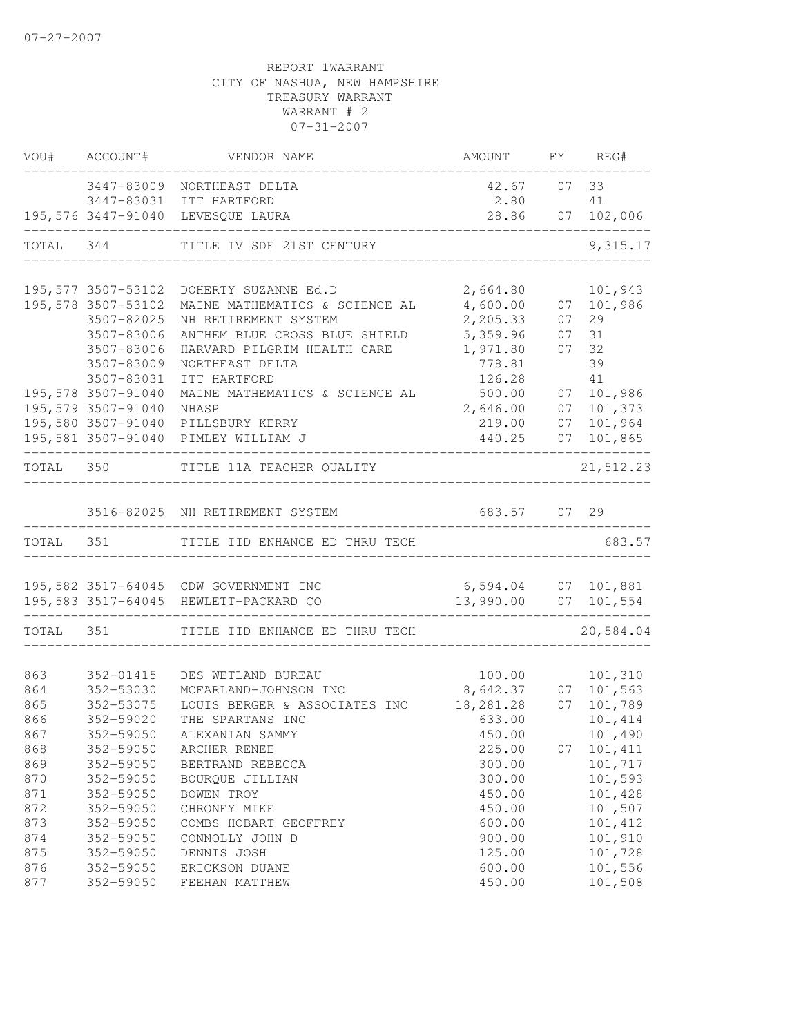07-27-2007

REPORT 1WARRANT
CITY OF NASHUA, NEW HAMPSHIRE
TREASURY WARRANT
WARRANT # 2
07-31-2007

| VOU# | ACCOUNT# | VENDOR NAME | AMOUNT | FY | REG# |
|---|---|---|---|---|---|
| | 3447-83009 | NORTHEAST DELTA | 42.67 | 07 | 33 |
| | 3447-83031 | ITT HARTFORD | 2.80 | | 41 |
| 195,576 | 3447-91040 | LEVESQUE LAURA | 28.86 | 07 | 102,006 |
| TOTAL | 344 | TITLE IV SDF 21ST CENTURY | | | 9,315.17 |
| 195,577 | 3507-53102 | DOHERTY SUZANNE Ed.D | 2,664.80 | | 101,943 |
| 195,578 | 3507-53102 | MAINE MATHEMATICS & SCIENCE AL | 4,600.00 | 07 | 101,986 |
| | 3507-82025 | NH RETIREMENT SYSTEM | 2,205.33 | 07 | 29 |
| | 3507-83006 | ANTHEM BLUE CROSS BLUE SHIELD | 5,359.96 | 07 | 31 |
| | 3507-83006 | HARVARD PILGRIM HEALTH CARE | 1,971.80 | 07 | 32 |
| | 3507-83009 | NORTHEAST DELTA | 778.81 | | 39 |
| | 3507-83031 | ITT HARTFORD | 126.28 | | 41 |
| 195,578 | 3507-91040 | MAINE MATHEMATICS & SCIENCE AL | 500.00 | 07 | 101,986 |
| 195,579 | 3507-91040 | NHASP | 2,646.00 | 07 | 101,373 |
| 195,580 | 3507-91040 | PILLSBURY KERRY | 219.00 | 07 | 101,964 |
| 195,581 | 3507-91040 | PIMLEY WILLIAM J | 440.25 | 07 | 101,865 |
| TOTAL | 350 | TITLE 11A TEACHER QUALITY | | | 21,512.23 |
| | 3516-82025 | NH RETIREMENT SYSTEM | 683.57 | 07 | 29 |
| TOTAL | 351 | TITLE IID ENHANCE ED THRU TECH | | | 683.57 |
| 195,582 | 3517-64045 | CDW GOVERNMENT INC | 6,594.04 | 07 | 101,881 |
| 195,583 | 3517-64045 | HEWLETT-PACKARD CO | 13,990.00 | 07 | 101,554 |
| TOTAL | 351 | TITLE IID ENHANCE ED THRU TECH | | | 20,584.04 |
| 863 | 352-01415 | DES WETLAND BUREAU | 100.00 | | 101,310 |
| 864 | 352-53030 | MCFARLAND-JOHNSON INC | 8,642.37 | 07 | 101,563 |
| 865 | 352-53075 | LOUIS BERGER & ASSOCIATES INC | 18,281.28 | 07 | 101,789 |
| 866 | 352-59020 | THE SPARTANS INC | 633.00 | | 101,414 |
| 867 | 352-59050 | ALEXANIAN SAMMY | 450.00 | | 101,490 |
| 868 | 352-59050 | ARCHER RENEE | 225.00 | 07 | 101,411 |
| 869 | 352-59050 | BERTRAND REBECCA | 300.00 | | 101,717 |
| 870 | 352-59050 | BOURQUE JILLIAN | 300.00 | | 101,593 |
| 871 | 352-59050 | BOWEN TROY | 450.00 | | 101,428 |
| 872 | 352-59050 | CHRONEY MIKE | 450.00 | | 101,507 |
| 873 | 352-59050 | COMBS HOBART GEOFFREY | 600.00 | | 101,412 |
| 874 | 352-59050 | CONNOLLY JOHN D | 900.00 | | 101,910 |
| 875 | 352-59050 | DENNIS JOSH | 125.00 | | 101,728 |
| 876 | 352-59050 | ERICKSON DUANE | 600.00 | | 101,556 |
| 877 | 352-59050 | FEEHAN MATTHEW | 450.00 | | 101,508 |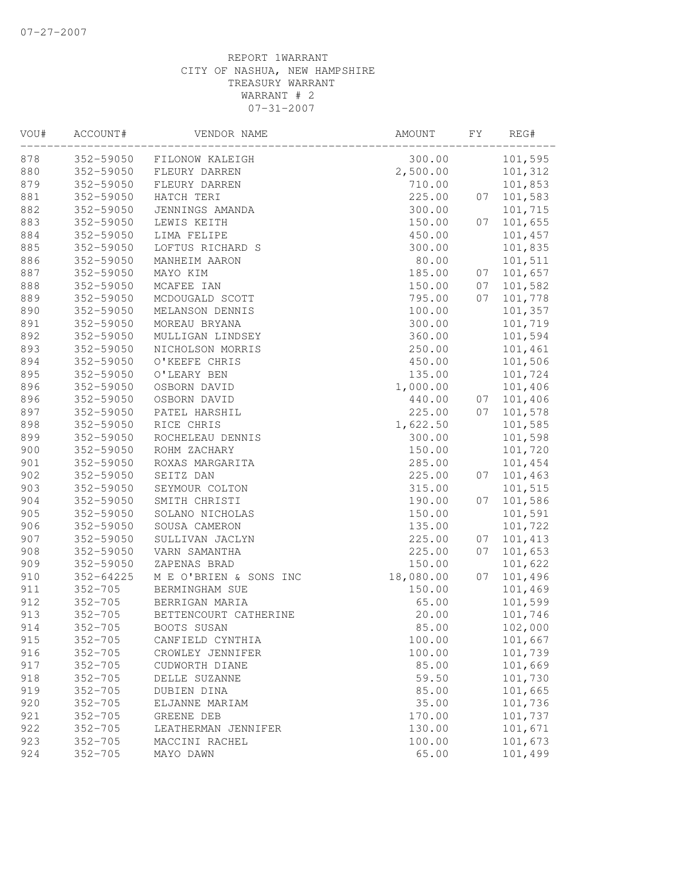07-27-2007

REPORT 1WARRANT
CITY OF NASHUA, NEW HAMPSHIRE
TREASURY WARRANT
WARRANT # 2
07-31-2007

| VOU# | ACCOUNT# | VENDOR NAME | AMOUNT | FY | REG# |
|---|---|---|---|---|---|
| 878 | 352-59050 | FILONOW KALEIGH | 300.00 | | 101,595 |
| 880 | 352-59050 | FLEURY DARREN | 2,500.00 | | 101,312 |
| 879 | 352-59050 | FLEURY DARREN | 710.00 | | 101,853 |
| 881 | 352-59050 | HATCH TERI | 225.00 | 07 | 101,583 |
| 882 | 352-59050 | JENNINGS AMANDA | 300.00 | | 101,715 |
| 883 | 352-59050 | LEWIS KEITH | 150.00 | 07 | 101,655 |
| 884 | 352-59050 | LIMA FELIPE | 450.00 | | 101,457 |
| 885 | 352-59050 | LOFTUS RICHARD S | 300.00 | | 101,835 |
| 886 | 352-59050 | MANHEIM AARON | 80.00 | | 101,511 |
| 887 | 352-59050 | MAYO KIM | 185.00 | 07 | 101,657 |
| 888 | 352-59050 | MCAFEE IAN | 150.00 | 07 | 101,582 |
| 889 | 352-59050 | MCDOUGALD SCOTT | 795.00 | 07 | 101,778 |
| 890 | 352-59050 | MELANSON DENNIS | 100.00 | | 101,357 |
| 891 | 352-59050 | MOREAU BRYANA | 300.00 | | 101,719 |
| 892 | 352-59050 | MULLIGAN LINDSEY | 360.00 | | 101,594 |
| 893 | 352-59050 | NICHOLSON MORRIS | 250.00 | | 101,461 |
| 894 | 352-59050 | O'KEEFE CHRIS | 450.00 | | 101,506 |
| 895 | 352-59050 | O'LEARY BEN | 135.00 | | 101,724 |
| 896 | 352-59050 | OSBORN DAVID | 1,000.00 | | 101,406 |
| 896 | 352-59050 | OSBORN DAVID | 440.00 | 07 | 101,406 |
| 897 | 352-59050 | PATEL HARSHIL | 225.00 | 07 | 101,578 |
| 898 | 352-59050 | RICE CHRIS | 1,622.50 | | 101,585 |
| 899 | 352-59050 | ROCHELEAU DENNIS | 300.00 | | 101,598 |
| 900 | 352-59050 | ROHM ZACHARY | 150.00 | | 101,720 |
| 901 | 352-59050 | ROXAS MARGARITA | 285.00 | | 101,454 |
| 902 | 352-59050 | SEITZ DAN | 225.00 | 07 | 101,463 |
| 903 | 352-59050 | SEYMOUR COLTON | 315.00 | | 101,515 |
| 904 | 352-59050 | SMITH CHRISTI | 190.00 | 07 | 101,586 |
| 905 | 352-59050 | SOLANO NICHOLAS | 150.00 | | 101,591 |
| 906 | 352-59050 | SOUSA CAMERON | 135.00 | | 101,722 |
| 907 | 352-59050 | SULLIVAN JACLYN | 225.00 | 07 | 101,413 |
| 908 | 352-59050 | VARN SAMANTHA | 225.00 | 07 | 101,653 |
| 909 | 352-59050 | ZAPENAS BRAD | 150.00 | | 101,622 |
| 910 | 352-64225 | M E O'BRIEN & SONS INC | 18,080.00 | 07 | 101,496 |
| 911 | 352-705 | BERMINGHAM SUE | 150.00 | | 101,469 |
| 912 | 352-705 | BERRIGAN MARIA | 65.00 | | 101,599 |
| 913 | 352-705 | BETTENCOURT CATHERINE | 20.00 | | 101,746 |
| 914 | 352-705 | BOOTS SUSAN | 85.00 | | 102,000 |
| 915 | 352-705 | CANFIELD CYNTHIA | 100.00 | | 101,667 |
| 916 | 352-705 | CROWLEY JENNIFER | 100.00 | | 101,739 |
| 917 | 352-705 | CUDWORTH DIANE | 85.00 | | 101,669 |
| 918 | 352-705 | DELLE SUZANNE | 59.50 | | 101,730 |
| 919 | 352-705 | DUBIEN DINA | 85.00 | | 101,665 |
| 920 | 352-705 | ELJANNE MARIAM | 35.00 | | 101,736 |
| 921 | 352-705 | GREENE DEB | 170.00 | | 101,737 |
| 922 | 352-705 | LEATHERMAN JENNIFER | 130.00 | | 101,671 |
| 923 | 352-705 | MACCINI RACHEL | 100.00 | | 101,673 |
| 924 | 352-705 | MAYO DAWN | 65.00 | | 101,499 |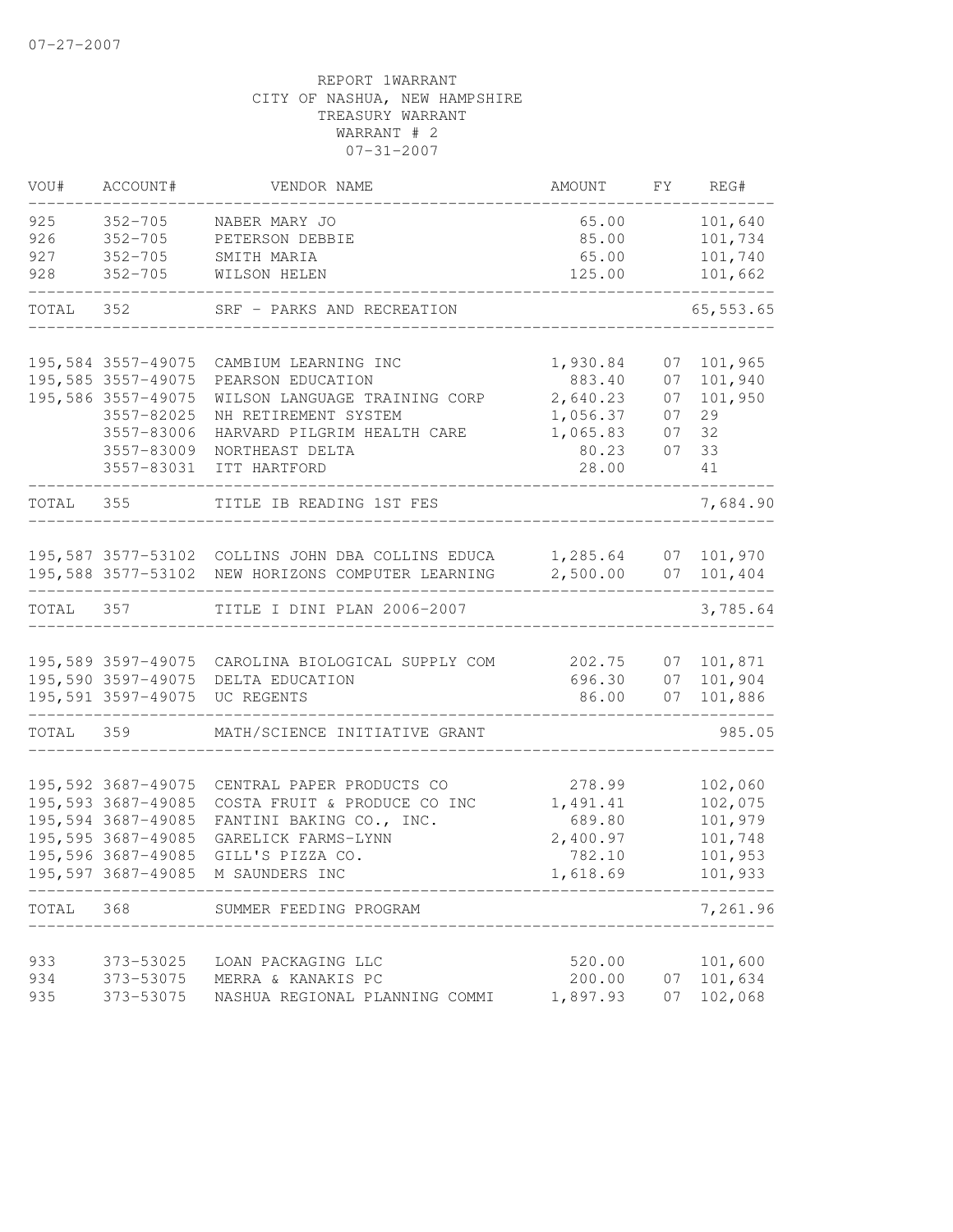07-27-2007

REPORT 1WARRANT
CITY OF NASHUA, NEW HAMPSHIRE
TREASURY WARRANT
WARRANT # 2
07-31-2007

| VOU# | ACCOUNT# | VENDOR NAME | AMOUNT | FY | REG# |
|---|---|---|---|---|---|
| 925 | 352-705 | NABER MARY JO | 65.00 | | 101,640 |
| 926 | 352-705 | PETERSON DEBBIE | 85.00 | | 101,734 |
| 927 | 352-705 | SMITH MARIA | 65.00 | | 101,740 |
| 928 | 352-705 | WILSON HELEN | 125.00 | | 101,662 |
| TOTAL | 352 | SRF - PARKS AND RECREATION | | | 65,553.65 |
| 195,584 | 3557-49075 | CAMBIUM LEARNING INC | 1,930.84 | 07 | 101,965 |
| 195,585 | 3557-49075 | PEARSON EDUCATION | 883.40 | 07 | 101,940 |
| 195,586 | 3557-49075 | WILSON LANGUAGE TRAINING CORP | 2,640.23 | 07 | 101,950 |
| | 3557-82025 | NH RETIREMENT SYSTEM | 1,056.37 | 07 | 29 |
| | 3557-83006 | HARVARD PILGRIM HEALTH CARE | 1,065.83 | 07 | 32 |
| | 3557-83009 | NORTHEAST DELTA | 80.23 | 07 | 33 |
| | 3557-83031 | ITT HARTFORD | 28.00 | | 41 |
| TOTAL | 355 | TITLE IB READING 1ST FES | | | 7,684.90 |
| 195,587 | 3577-53102 | COLLINS JOHN DBA COLLINS EDUCA | 1,285.64 | 07 | 101,970 |
| 195,588 | 3577-53102 | NEW HORIZONS COMPUTER LEARNING | 2,500.00 | 07 | 101,404 |
| TOTAL | 357 | TITLE I DINI PLAN 2006-2007 | | | 3,785.64 |
| 195,589 | 3597-49075 | CAROLINA BIOLOGICAL SUPPLY COM | 202.75 | 07 | 101,871 |
| 195,590 | 3597-49075 | DELTA EDUCATION | 696.30 | 07 | 101,904 |
| 195,591 | 3597-49075 | UC REGENTS | 86.00 | 07 | 101,886 |
| TOTAL | 359 | MATH/SCIENCE INITIATIVE GRANT | | | 985.05 |
| 195,592 | 3687-49075 | CENTRAL PAPER PRODUCTS CO | 278.99 | | 102,060 |
| 195,593 | 3687-49085 | COSTA FRUIT & PRODUCE CO INC | 1,491.41 | | 102,075 |
| 195,594 | 3687-49085 | FANTINI BAKING CO., INC. | 689.80 | | 101,979 |
| 195,595 | 3687-49085 | GARELICK FARMS-LYNN | 2,400.97 | | 101,748 |
| 195,596 | 3687-49085 | GILL'S PIZZA CO. | 782.10 | | 101,953 |
| 195,597 | 3687-49085 | M SAUNDERS INC | 1,618.69 | | 101,933 |
| TOTAL | 368 | SUMMER FEEDING PROGRAM | | | 7,261.96 |
| 933 | 373-53025 | LOAN PACKAGING LLC | 520.00 | | 101,600 |
| 934 | 373-53075 | MERRA & KANAKIS PC | 200.00 | 07 | 101,634 |
| 935 | 373-53075 | NASHUA REGIONAL PLANNING COMMI | 1,897.93 | 07 | 102,068 |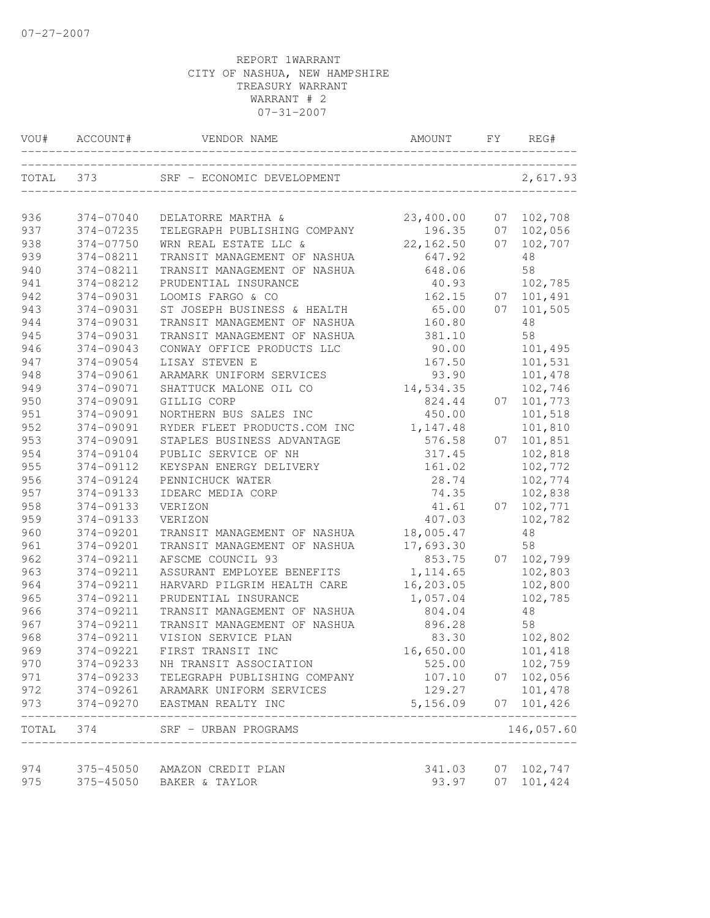07-27-2007

REPORT 1WARRANT
CITY OF NASHUA, NEW HAMPSHIRE
TREASURY WARRANT
WARRANT # 2
07-31-2007

| VOU# | ACCOUNT# | VENDOR NAME | AMOUNT | FY | REG# |
|---|---|---|---|---|---|
| TOTAL | 373 | SRF - ECONOMIC DEVELOPMENT | | | 2,617.93 |
| 936 | 374-07040 | DELATORRE MARTHA & | 23,400.00 | 07 | 102,708 |
| 937 | 374-07235 | TELEGRAPH PUBLISHING COMPANY | 196.35 | 07 | 102,056 |
| 938 | 374-07750 | WRN REAL ESTATE LLC & | 22,162.50 | 07 | 102,707 |
| 939 | 374-08211 | TRANSIT MANAGEMENT OF NASHUA | 647.92 | | 48 |
| 940 | 374-08211 | TRANSIT MANAGEMENT OF NASHUA | 648.06 | | 58 |
| 941 | 374-08212 | PRUDENTIAL INSURANCE | 40.93 | | 102,785 |
| 942 | 374-09031 | LOOMIS FARGO & CO | 162.15 | 07 | 101,491 |
| 943 | 374-09031 | ST JOSEPH BUSINESS & HEALTH | 65.00 | 07 | 101,505 |
| 944 | 374-09031 | TRANSIT MANAGEMENT OF NASHUA | 160.80 | | 48 |
| 945 | 374-09031 | TRANSIT MANAGEMENT OF NASHUA | 381.10 | | 58 |
| 946 | 374-09043 | CONWAY OFFICE PRODUCTS LLC | 90.00 | | 101,495 |
| 947 | 374-09054 | LISAY STEVEN E | 167.50 | | 101,531 |
| 948 | 374-09061 | ARAMARK UNIFORM SERVICES | 93.90 | | 101,478 |
| 949 | 374-09071 | SHATTUCK MALONE OIL CO | 14,534.35 | | 102,746 |
| 950 | 374-09091 | GILLIG CORP | 824.44 | 07 | 101,773 |
| 951 | 374-09091 | NORTHERN BUS SALES INC | 450.00 | | 101,518 |
| 952 | 374-09091 | RYDER FLEET PRODUCTS.COM INC | 1,147.48 | | 101,810 |
| 953 | 374-09091 | STAPLES BUSINESS ADVANTAGE | 576.58 | 07 | 101,851 |
| 954 | 374-09104 | PUBLIC SERVICE OF NH | 317.45 | | 102,818 |
| 955 | 374-09112 | KEYSPAN ENERGY DELIVERY | 161.02 | | 102,772 |
| 956 | 374-09124 | PENNICHUCK WATER | 28.74 | | 102,774 |
| 957 | 374-09133 | IDEARC MEDIA CORP | 74.35 | | 102,838 |
| 958 | 374-09133 | VERIZON | 41.61 | 07 | 102,771 |
| 959 | 374-09133 | VERIZON | 407.03 | | 102,782 |
| 960 | 374-09201 | TRANSIT MANAGEMENT OF NASHUA | 18,005.47 | | 48 |
| 961 | 374-09201 | TRANSIT MANAGEMENT OF NASHUA | 17,693.30 | | 58 |
| 962 | 374-09211 | AFSCME COUNCIL 93 | 853.75 | 07 | 102,799 |
| 963 | 374-09211 | ASSURANT EMPLOYEE BENEFITS | 1,114.65 | | 102,803 |
| 964 | 374-09211 | HARVARD PILGRIM HEALTH CARE | 16,203.05 | | 102,800 |
| 965 | 374-09211 | PRUDENTIAL INSURANCE | 1,057.04 | | 102,785 |
| 966 | 374-09211 | TRANSIT MANAGEMENT OF NASHUA | 804.04 | | 48 |
| 967 | 374-09211 | TRANSIT MANAGEMENT OF NASHUA | 896.28 | | 58 |
| 968 | 374-09211 | VISION SERVICE PLAN | 83.30 | | 102,802 |
| 969 | 374-09221 | FIRST TRANSIT INC | 16,650.00 | | 101,418 |
| 970 | 374-09233 | NH TRANSIT ASSOCIATION | 525.00 | | 102,759 |
| 971 | 374-09233 | TELEGRAPH PUBLISHING COMPANY | 107.10 | 07 | 102,056 |
| 972 | 374-09261 | ARAMARK UNIFORM SERVICES | 129.27 | | 101,478 |
| 973 | 374-09270 | EASTMAN REALTY INC | 5,156.09 | 07 | 101,426 |
| TOTAL | 374 | SRF - URBAN PROGRAMS | | | 146,057.60 |
| 974 | 375-45050 | AMAZON CREDIT PLAN | 341.03 | 07 | 102,747 |
| 975 | 375-45050 | BAKER & TAYLOR | 93.97 | 07 | 101,424 |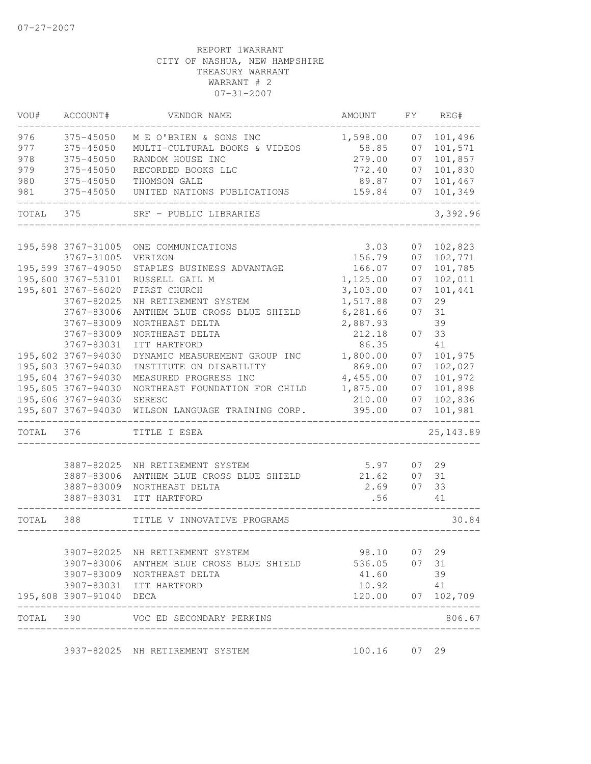07-27-2007

REPORT 1WARRANT
CITY OF NASHUA, NEW HAMPSHIRE
TREASURY WARRANT
WARRANT # 2
07-31-2007

| VOU# | ACCOUNT# | VENDOR NAME | AMOUNT | FY | REG# |
|---|---|---|---|---|---|
| 976 | 375-45050 | M E O'BRIEN & SONS INC | 1,598.00 | 07 | 101,496 |
| 977 | 375-45050 | MULTI-CULTURAL BOOKS & VIDEOS | 58.85 | 07 | 101,571 |
| 978 | 375-45050 | RANDOM HOUSE INC | 279.00 | 07 | 101,857 |
| 979 | 375-45050 | RECORDED BOOKS LLC | 772.40 | 07 | 101,830 |
| 980 | 375-45050 | THOMSON GALE | 89.87 | 07 | 101,467 |
| 981 | 375-45050 | UNITED NATIONS PUBLICATIONS | 159.84 | 07 | 101,349 |
| TOTAL | 375 | SRF - PUBLIC LIBRARIES | | | 3,392.96 |
| 195,598 | 3767-31005 | ONE COMMUNICATIONS | 3.03 | 07 | 102,823 |
| | 3767-31005 | VERIZON | 156.79 | 07 | 102,771 |
| 195,599 | 3767-49050 | STAPLES BUSINESS ADVANTAGE | 166.07 | 07 | 101,785 |
| 195,600 | 3767-53101 | RUSSELL GAIL M | 1,125.00 | 07 | 102,011 |
| 195,601 | 3767-56020 | FIRST CHURCH | 3,103.00 | 07 | 101,441 |
| | 3767-82025 | NH RETIREMENT SYSTEM | 1,517.88 | 07 | 29 |
| | 3767-83006 | ANTHEM BLUE CROSS BLUE SHIELD | 6,281.66 | 07 | 31 |
| | 3767-83009 | NORTHEAST DELTA | 2,887.93 | | 39 |
| | 3767-83009 | NORTHEAST DELTA | 212.18 | 07 | 33 |
| | 3767-83031 | ITT HARTFORD | 86.35 | | 41 |
| 195,602 | 3767-94030 | DYNAMIC MEASUREMENT GROUP INC | 1,800.00 | 07 | 101,975 |
| 195,603 | 3767-94030 | INSTITUTE ON DISABILITY | 869.00 | 07 | 102,027 |
| 195,604 | 3767-94030 | MEASURED PROGRESS INC | 4,455.00 | 07 | 101,972 |
| 195,605 | 3767-94030 | NORTHEAST FOUNDATION FOR CHILD | 1,875.00 | 07 | 101,898 |
| 195,606 | 3767-94030 | SERESC | 210.00 | 07 | 102,836 |
| 195,607 | 3767-94030 | WILSON LANGUAGE TRAINING CORP. | 395.00 | 07 | 101,981 |
| TOTAL | 376 | TITLE I ESEA | | | 25,143.89 |
| | 3887-82025 | NH RETIREMENT SYSTEM | 5.97 | 07 | 29 |
| | 3887-83006 | ANTHEM BLUE CROSS BLUE SHIELD | 21.62 | 07 | 31 |
| | 3887-83009 | NORTHEAST DELTA | 2.69 | 07 | 33 |
| | 3887-83031 | ITT HARTFORD | .56 | | 41 |
| TOTAL | 388 | TITLE V INNOVATIVE PROGRAMS | | | 30.84 |
| | 3907-82025 | NH RETIREMENT SYSTEM | 98.10 | 07 | 29 |
| | 3907-83006 | ANTHEM BLUE CROSS BLUE SHIELD | 536.05 | 07 | 31 |
| | 3907-83009 | NORTHEAST DELTA | 41.60 | | 39 |
| | 3907-83031 | ITT HARTFORD | 10.92 | | 41 |
| 195,608 | 3907-91040 | DECA | 120.00 | 07 | 102,709 |
| TOTAL | 390 | VOC ED SECONDARY PERKINS | | | 806.67 |
| | 3937-82025 | NH RETIREMENT SYSTEM | 100.16 | 07 | 29 |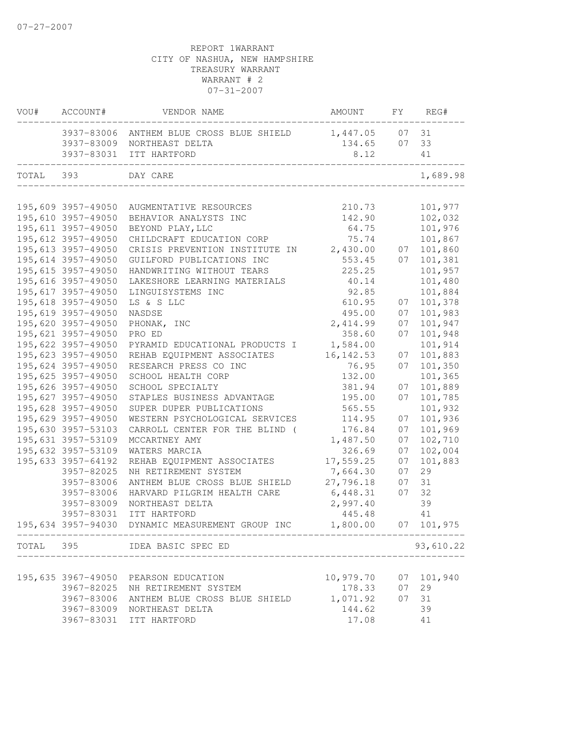07-27-2007

REPORT 1WARRANT
CITY OF NASHUA, NEW HAMPSHIRE
TREASURY WARRANT
WARRANT # 2
07-31-2007

| VOU# | ACCOUNT# | VENDOR NAME | AMOUNT | FY | REG# |
|---|---|---|---|---|---|
| | 3937-83006 | ANTHEM BLUE CROSS BLUE SHIELD | 1,447.05 | 07 | 31 |
| | 3937-83009 | NORTHEAST DELTA | 134.65 | 07 | 33 |
| | 3937-83031 | ITT HARTFORD | 8.12 | | 41 |
| TOTAL | 393 | DAY CARE | | | 1,689.98 |
| 195,609 | 3957-49050 | AUGMENTATIVE RESOURCES | 210.73 | | 101,977 |
| 195,610 | 3957-49050 | BEHAVIOR ANALYSTS INC | 142.90 | | 102,032 |
| 195,611 | 3957-49050 | BEYOND PLAY,LLC | 64.75 | | 101,976 |
| 195,612 | 3957-49050 | CHILDCRAFT EDUCATION CORP | 75.74 | | 101,867 |
| 195,613 | 3957-49050 | CRISIS PREVENTION INSTITUTE IN | 2,430.00 | 07 | 101,860 |
| 195,614 | 3957-49050 | GUILFORD PUBLICATIONS INC | 553.45 | 07 | 101,381 |
| 195,615 | 3957-49050 | HANDWRITING WITHOUT TEARS | 225.25 | | 101,957 |
| 195,616 | 3957-49050 | LAKESHORE LEARNING MATERIALS | 40.14 | | 101,480 |
| 195,617 | 3957-49050 | LINGUISYSTEMS INC | 92.85 | | 101,884 |
| 195,618 | 3957-49050 | LS & S LLC | 610.95 | 07 | 101,378 |
| 195,619 | 3957-49050 | NASDSE | 495.00 | 07 | 101,983 |
| 195,620 | 3957-49050 | PHONAK, INC | 2,414.99 | 07 | 101,947 |
| 195,621 | 3957-49050 | PRO ED | 358.60 | 07 | 101,948 |
| 195,622 | 3957-49050 | PYRAMID EDUCATIONAL PRODUCTS I | 1,584.00 | | 101,914 |
| 195,623 | 3957-49050 | REHAB EQUIPMENT ASSOCIATES | 16,142.53 | 07 | 101,883 |
| 195,624 | 3957-49050 | RESEARCH PRESS CO INC | 76.95 | 07 | 101,350 |
| 195,625 | 3957-49050 | SCHOOL HEALTH CORP | 132.00 | | 101,365 |
| 195,626 | 3957-49050 | SCHOOL SPECIALTY | 381.94 | 07 | 101,889 |
| 195,627 | 3957-49050 | STAPLES BUSINESS ADVANTAGE | 195.00 | 07 | 101,785 |
| 195,628 | 3957-49050 | SUPER DUPER PUBLICATIONS | 565.55 | | 101,932 |
| 195,629 | 3957-49050 | WESTERN PSYCHOLOGICAL SERVICES | 114.95 | 07 | 101,936 |
| 195,630 | 3957-53103 | CARROLL CENTER FOR THE BLIND ( | 176.84 | 07 | 101,969 |
| 195,631 | 3957-53109 | MCCARTNEY AMY | 1,487.50 | 07 | 102,710 |
| 195,632 | 3957-53109 | WATERS MARCIA | 326.69 | 07 | 102,004 |
| 195,633 | 3957-64192 | REHAB EQUIPMENT ASSOCIATES | 17,559.25 | 07 | 101,883 |
| | 3957-82025 | NH RETIREMENT SYSTEM | 7,664.30 | 07 | 29 |
| | 3957-83006 | ANTHEM BLUE CROSS BLUE SHIELD | 27,796.18 | 07 | 31 |
| | 3957-83006 | HARVARD PILGRIM HEALTH CARE | 6,448.31 | 07 | 32 |
| | 3957-83009 | NORTHEAST DELTA | 2,997.40 | | 39 |
| | 3957-83031 | ITT HARTFORD | 445.48 | | 41 |
| 195,634 | 3957-94030 | DYNAMIC MEASUREMENT GROUP INC | 1,800.00 | 07 | 101,975 |
| TOTAL | 395 | IDEA BASIC SPEC ED | | | 93,610.22 |
| 195,635 | 3967-49050 | PEARSON EDUCATION | 10,979.70 | 07 | 101,940 |
| | 3967-82025 | NH RETIREMENT SYSTEM | 178.33 | 07 | 29 |
| | 3967-83006 | ANTHEM BLUE CROSS BLUE SHIELD | 1,071.92 | 07 | 31 |
| | 3967-83009 | NORTHEAST DELTA | 144.62 | | 39 |
| | 3967-83031 | ITT HARTFORD | 17.08 | | 41 |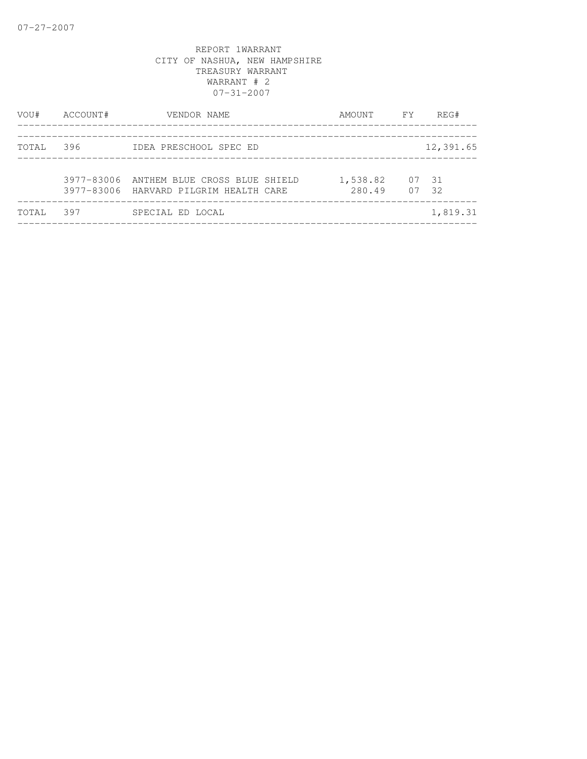07-27-2007

REPORT 1WARRANT
CITY OF NASHUA, NEW HAMPSHIRE
TREASURY WARRANT
WARRANT # 2
07-31-2007

| VOU# | ACCOUNT# | VENDOR NAME | AMOUNT | FY | REG# |
|---|---|---|---|---|---|
| TOTAL | 396 | IDEA PRESCHOOL SPEC ED | | | 12,391.65 |
| | 3977-83006 | ANTHEM BLUE CROSS BLUE SHIELD | 1,538.82 | 07 | 31 |
| | 3977-83006 | HARVARD PILGRIM HEALTH CARE | 280.49 | 07 | 32 |
| TOTAL | 397 | SPECIAL ED LOCAL | | | 1,819.31 |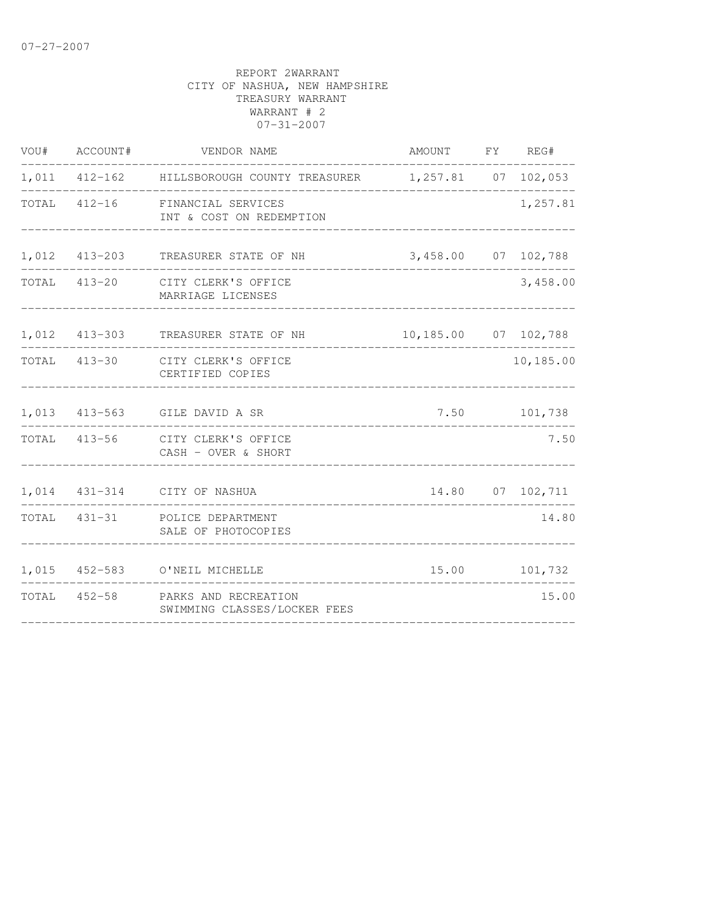07-27-2007

REPORT 2WARRANT
CITY OF NASHUA, NEW HAMPSHIRE
TREASURY WARRANT
WARRANT # 2
07-31-2007

| VOU# | ACCOUNT# | VENDOR NAME | AMOUNT | FY | REG# |
|---|---|---|---|---|---|
| 1,011 | 412-162 | HILLSBOROUGH COUNTY TREASURER | 1,257.81 | 07 | 102,053 |
| TOTAL | 412-16 | FINANCIAL SERVICES<br>INT & COST ON REDEMPTION | | | 1,257.81 |
| 1,012 | 413-203 | TREASURER STATE OF NH | 3,458.00 | 07 | 102,788 |
| TOTAL | 413-20 | CITY CLERK'S OFFICE<br>MARRIAGE LICENSES | | | 3,458.00 |
| 1,012 | 413-303 | TREASURER STATE OF NH | 10,185.00 | 07 | 102,788 |
| TOTAL | 413-30 | CITY CLERK'S OFFICE<br>CERTIFIED COPIES | | | 10,185.00 |
| 1,013 | 413-563 | GILE DAVID A SR | 7.50 | | 101,738 |
| TOTAL | 413-56 | CITY CLERK'S OFFICE<br>CASH - OVER & SHORT | | | 7.50 |
| 1,014 | 431-314 | CITY OF NASHUA | 14.80 | 07 | 102,711 |
| TOTAL | 431-31 | POLICE DEPARTMENT<br>SALE OF PHOTOCOPIES | | | 14.80 |
| 1,015 | 452-583 | O'NEIL MICHELLE | 15.00 | | 101,732 |
| TOTAL | 452-58 | PARKS AND RECREATION<br>SWIMMING CLASSES/LOCKER FEES | | | 15.00 |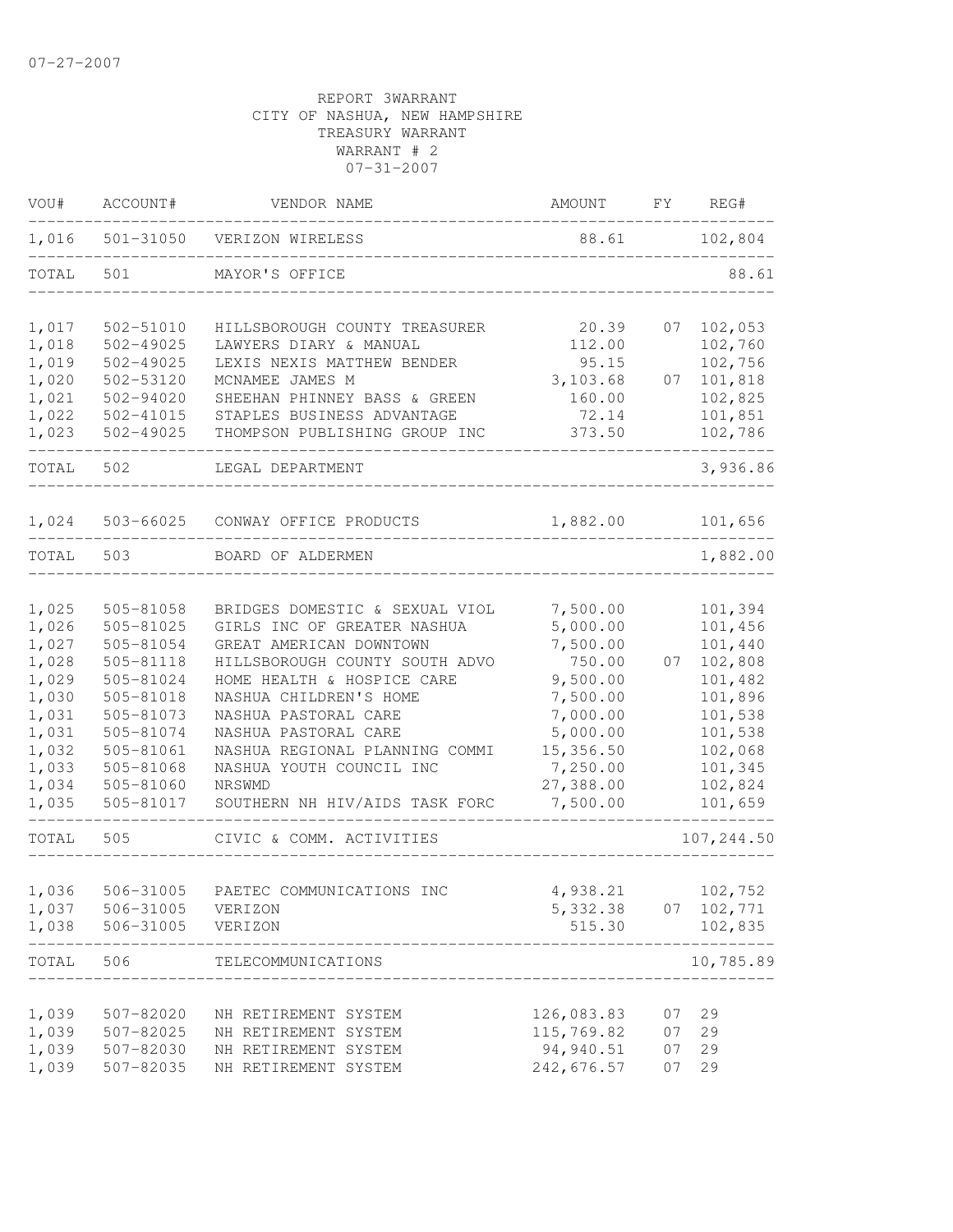07-27-2007

REPORT 3WARRANT
CITY OF NASHUA, NEW HAMPSHIRE
TREASURY WARRANT
WARRANT # 2
07-31-2007

| VOU# | ACCOUNT# | VENDOR NAME | AMOUNT | FY | REG# |
|---|---|---|---|---|---|
| 1,016 | 501-31050 | VERIZON WIRELESS | 88.61 | | 102,804 |
| TOTAL | 501 | MAYOR'S OFFICE | | | 88.61 |
| 1,017 | 502-51010 | HILLSBOROUGH COUNTY TREASURER | 20.39 | 07 | 102,053 |
| 1,018 | 502-49025 | LAWYERS DIARY & MANUAL | 112.00 | | 102,760 |
| 1,019 | 502-49025 | LEXIS NEXIS MATTHEW BENDER | 95.15 | | 102,756 |
| 1,020 | 502-53120 | MCNAMEE JAMES M | 3,103.68 | 07 | 101,818 |
| 1,021 | 502-94020 | SHEEHAN PHINNEY BASS & GREEN | 160.00 | | 102,825 |
| 1,022 | 502-41015 | STAPLES BUSINESS ADVANTAGE | 72.14 | | 101,851 |
| 1,023 | 502-49025 | THOMPSON PUBLISHING GROUP INC | 373.50 | | 102,786 |
| TOTAL | 502 | LEGAL DEPARTMENT | | | 3,936.86 |
| 1,024 | 503-66025 | CONWAY OFFICE PRODUCTS | 1,882.00 | | 101,656 |
| TOTAL | 503 | BOARD OF ALDERMEN | | | 1,882.00 |
| 1,025 | 505-81058 | BRIDGES DOMESTIC & SEXUAL VIOL | 7,500.00 | | 101,394 |
| 1,026 | 505-81025 | GIRLS INC OF GREATER NASHUA | 5,000.00 | | 101,456 |
| 1,027 | 505-81054 | GREAT AMERICAN DOWNTOWN | 7,500.00 | | 101,440 |
| 1,028 | 505-81118 | HILLSBOROUGH COUNTY SOUTH ADVO | 750.00 | 07 | 102,808 |
| 1,029 | 505-81024 | HOME HEALTH & HOSPICE CARE | 9,500.00 | | 101,482 |
| 1,030 | 505-81018 | NASHUA CHILDREN'S HOME | 7,500.00 | | 101,896 |
| 1,031 | 505-81073 | NASHUA PASTORAL CARE | 7,000.00 | | 101,538 |
| 1,031 | 505-81074 | NASHUA PASTORAL CARE | 5,000.00 | | 101,538 |
| 1,032 | 505-81061 | NASHUA REGIONAL PLANNING COMMI | 15,356.50 | | 102,068 |
| 1,033 | 505-81068 | NASHUA YOUTH COUNCIL INC | 7,250.00 | | 101,345 |
| 1,034 | 505-81060 | NRSWMD | 27,388.00 | | 102,824 |
| 1,035 | 505-81017 | SOUTHERN NH HIV/AIDS TASK FORC | 7,500.00 | | 101,659 |
| TOTAL | 505 | CIVIC & COMM. ACTIVITIES | | | 107,244.50 |
| 1,036 | 506-31005 | PAETEC COMMUNICATIONS INC | 4,938.21 | | 102,752 |
| 1,037 | 506-31005 | VERIZON | 5,332.38 | 07 | 102,771 |
| 1,038 | 506-31005 | VERIZON | 515.30 | | 102,835 |
| TOTAL | 506 | TELECOMMUNICATIONS | | | 10,785.89 |
| 1,039 | 507-82020 | NH RETIREMENT SYSTEM | 126,083.83 | 07 | 29 |
| 1,039 | 507-82025 | NH RETIREMENT SYSTEM | 115,769.82 | 07 | 29 |
| 1,039 | 507-82030 | NH RETIREMENT SYSTEM | 94,940.51 | 07 | 29 |
| 1,039 | 507-82035 | NH RETIREMENT SYSTEM | 242,676.57 | 07 | 29 |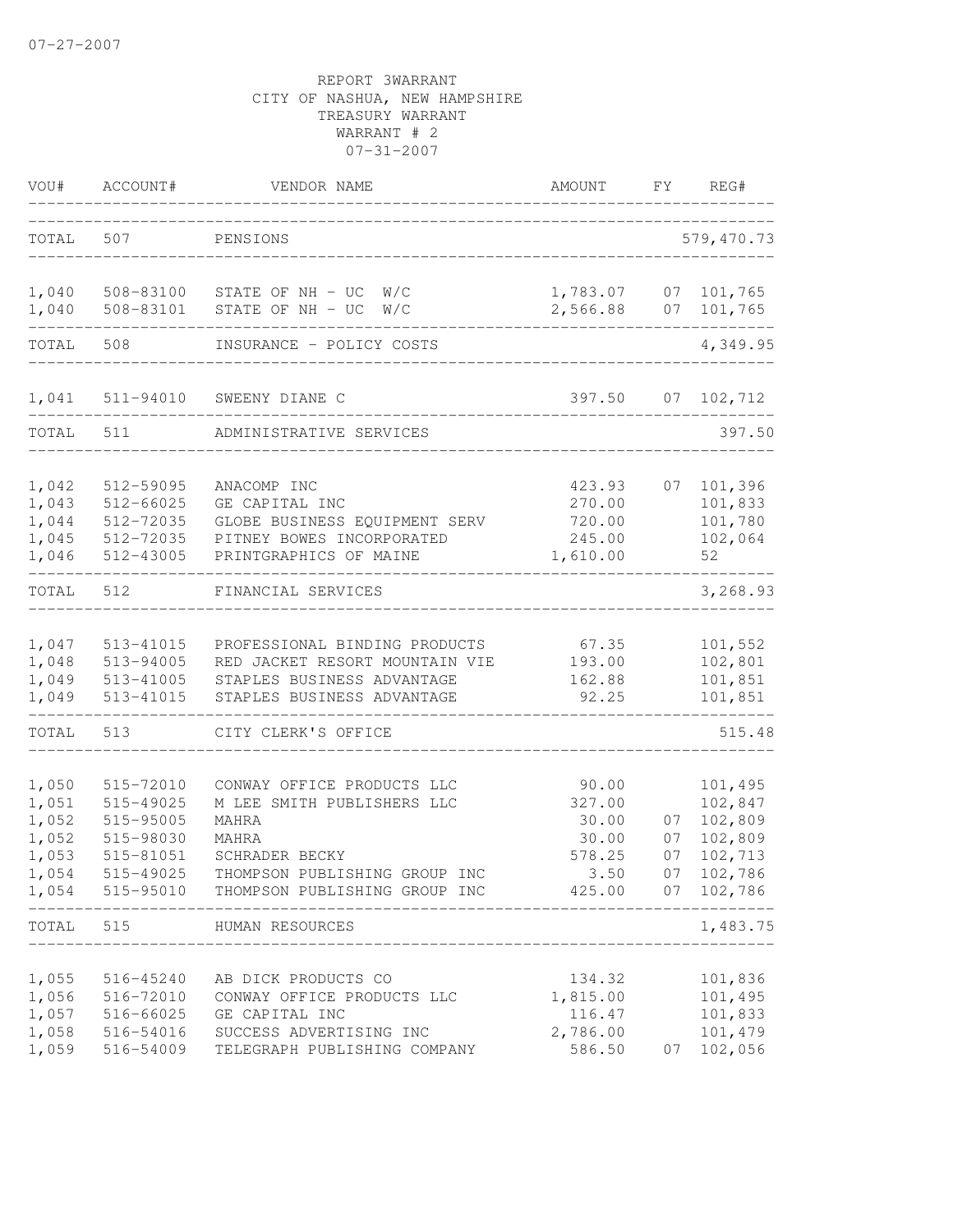07-27-2007

REPORT 3WARRANT
CITY OF NASHUA, NEW HAMPSHIRE
TREASURY WARRANT
WARRANT # 2
07-31-2007

| VOU# | ACCOUNT# | VENDOR NAME | AMOUNT | FY | REG# |
|---|---|---|---|---|---|
| TOTAL | 507 | PENSIONS | | | 579,470.73 |
| 1,040 | 508-83100 | STATE OF NH - UC W/C | 1,783.07 | 07 | 101,765 |
| 1,040 | 508-83101 | STATE OF NH - UC W/C | 2,566.88 | 07 | 101,765 |
| TOTAL | 508 | INSURANCE - POLICY COSTS | | | 4,349.95 |
| 1,041 | 511-94010 | SWEENY DIANE C | 397.50 | 07 | 102,712 |
| TOTAL | 511 | ADMINISTRATIVE SERVICES | | | 397.50 |
| 1,042 | 512-59095 | ANACOMP INC | 423.93 | 07 | 101,396 |
| 1,043 | 512-66025 | GE CAPITAL INC | 270.00 | | 101,833 |
| 1,044 | 512-72035 | GLOBE BUSINESS EQUIPMENT SERV | 720.00 | | 101,780 |
| 1,045 | 512-72035 | PITNEY BOWES INCORPORATED | 245.00 | | 102,064 |
| 1,046 | 512-43005 | PRINTGRAPHICS OF MAINE | 1,610.00 | | 52 |
| TOTAL | 512 | FINANCIAL SERVICES | | | 3,268.93 |
| 1,047 | 513-41015 | PROFESSIONAL BINDING PRODUCTS | 67.35 | | 101,552 |
| 1,048 | 513-94005 | RED JACKET RESORT MOUNTAIN VIE | 193.00 | | 102,801 |
| 1,049 | 513-41005 | STAPLES BUSINESS ADVANTAGE | 162.88 | | 101,851 |
| 1,049 | 513-41015 | STAPLES BUSINESS ADVANTAGE | 92.25 | | 101,851 |
| TOTAL | 513 | CITY CLERK'S OFFICE | | | 515.48 |
| 1,050 | 515-72010 | CONWAY OFFICE PRODUCTS LLC | 90.00 | | 101,495 |
| 1,051 | 515-49025 | M LEE SMITH PUBLISHERS LLC | 327.00 | | 102,847 |
| 1,052 | 515-95005 | MAHRA | 30.00 | 07 | 102,809 |
| 1,052 | 515-98030 | MAHRA | 30.00 | 07 | 102,809 |
| 1,053 | 515-81051 | SCHRADER BECKY | 578.25 | 07 | 102,713 |
| 1,054 | 515-49025 | THOMPSON PUBLISHING GROUP INC | 3.50 | 07 | 102,786 |
| 1,054 | 515-95010 | THOMPSON PUBLISHING GROUP INC | 425.00 | 07 | 102,786 |
| TOTAL | 515 | HUMAN RESOURCES | | | 1,483.75 |
| 1,055 | 516-45240 | AB DICK PRODUCTS CO | 134.32 | | 101,836 |
| 1,056 | 516-72010 | CONWAY OFFICE PRODUCTS LLC | 1,815.00 | | 101,495 |
| 1,057 | 516-66025 | GE CAPITAL INC | 116.47 | | 101,833 |
| 1,058 | 516-54016 | SUCCESS ADVERTISING INC | 2,786.00 | | 101,479 |
| 1,059 | 516-54009 | TELEGRAPH PUBLISHING COMPANY | 586.50 | 07 | 102,056 |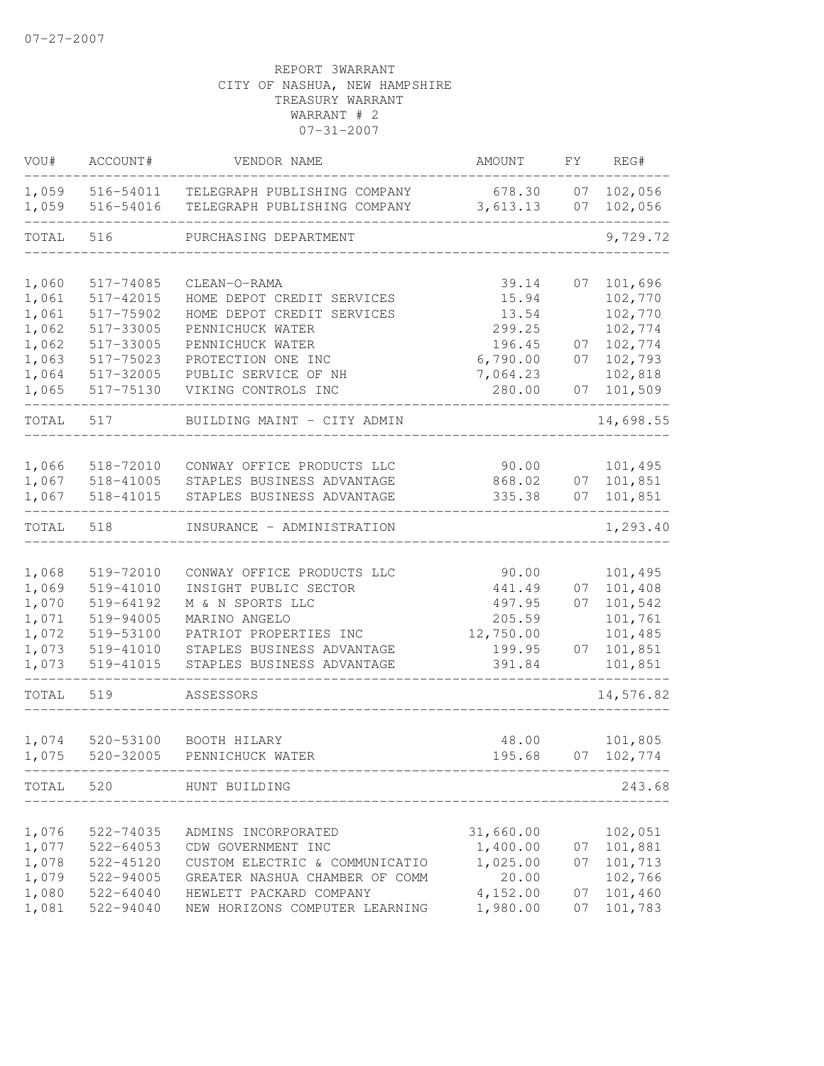07-27-2007

REPORT 3WARRANT
CITY OF NASHUA, NEW HAMPSHIRE
TREASURY WARRANT
WARRANT # 2
07-31-2007

| VOU# | ACCOUNT# | VENDOR NAME | AMOUNT | FY | REG# |
|---|---|---|---|---|---|
| 1,059 | 516-54011 | TELEGRAPH PUBLISHING COMPANY | 678.30 | 07 | 102,056 |
| 1,059 | 516-54016 | TELEGRAPH PUBLISHING COMPANY | 3,613.13 | 07 | 102,056 |
| TOTAL | 516 | PURCHASING DEPARTMENT | | | 9,729.72 |
| 1,060 | 517-74085 | CLEAN-O-RAMA | 39.14 | 07 | 101,696 |
| 1,061 | 517-42015 | HOME DEPOT CREDIT SERVICES | 15.94 | | 102,770 |
| 1,061 | 517-75902 | HOME DEPOT CREDIT SERVICES | 13.54 | | 102,770 |
| 1,062 | 517-33005 | PENNICHUCK WATER | 299.25 | | 102,774 |
| 1,062 | 517-33005 | PENNICHUCK WATER | 196.45 | 07 | 102,774 |
| 1,063 | 517-75023 | PROTECTION ONE INC | 6,790.00 | 07 | 102,793 |
| 1,064 | 517-32005 | PUBLIC SERVICE OF NH | 7,064.23 | | 102,818 |
| 1,065 | 517-75130 | VIKING CONTROLS INC | 280.00 | 07 | 101,509 |
| TOTAL | 517 | BUILDING MAINT - CITY ADMIN | | | 14,698.55 |
| 1,066 | 518-72010 | CONWAY OFFICE PRODUCTS LLC | 90.00 | | 101,495 |
| 1,067 | 518-41005 | STAPLES BUSINESS ADVANTAGE | 868.02 | 07 | 101,851 |
| 1,067 | 518-41015 | STAPLES BUSINESS ADVANTAGE | 335.38 | 07 | 101,851 |
| TOTAL | 518 | INSURANCE - ADMINISTRATION | | | 1,293.40 |
| 1,068 | 519-72010 | CONWAY OFFICE PRODUCTS LLC | 90.00 | | 101,495 |
| 1,069 | 519-41010 | INSIGHT PUBLIC SECTOR | 441.49 | 07 | 101,408 |
| 1,070 | 519-64192 | M & N SPORTS LLC | 497.95 | 07 | 101,542 |
| 1,071 | 519-94005 | MARINO ANGELO | 205.59 | | 101,761 |
| 1,072 | 519-53100 | PATRIOT PROPERTIES INC | 12,750.00 | | 101,485 |
| 1,073 | 519-41010 | STAPLES BUSINESS ADVANTAGE | 199.95 | 07 | 101,851 |
| 1,073 | 519-41015 | STAPLES BUSINESS ADVANTAGE | 391.84 | | 101,851 |
| TOTAL | 519 | ASSESSORS | | | 14,576.82 |
| 1,074 | 520-53100 | BOOTH HILARY | 48.00 | | 101,805 |
| 1,075 | 520-32005 | PENNICHUCK WATER | 195.68 | 07 | 102,774 |
| TOTAL | 520 | HUNT BUILDING | | | 243.68 |
| 1,076 | 522-74035 | ADMINS INCORPORATED | 31,660.00 | | 102,051 |
| 1,077 | 522-64053 | CDW GOVERNMENT INC | 1,400.00 | 07 | 101,881 |
| 1,078 | 522-45120 | CUSTOM ELECTRIC & COMMUNICATIO | 1,025.00 | 07 | 101,713 |
| 1,079 | 522-94005 | GREATER NASHUA CHAMBER OF COMM | 20.00 | | 102,766 |
| 1,080 | 522-64040 | HEWLETT PACKARD COMPANY | 4,152.00 | 07 | 101,460 |
| 1,081 | 522-94040 | NEW HORIZONS COMPUTER LEARNING | 1,980.00 | 07 | 101,783 |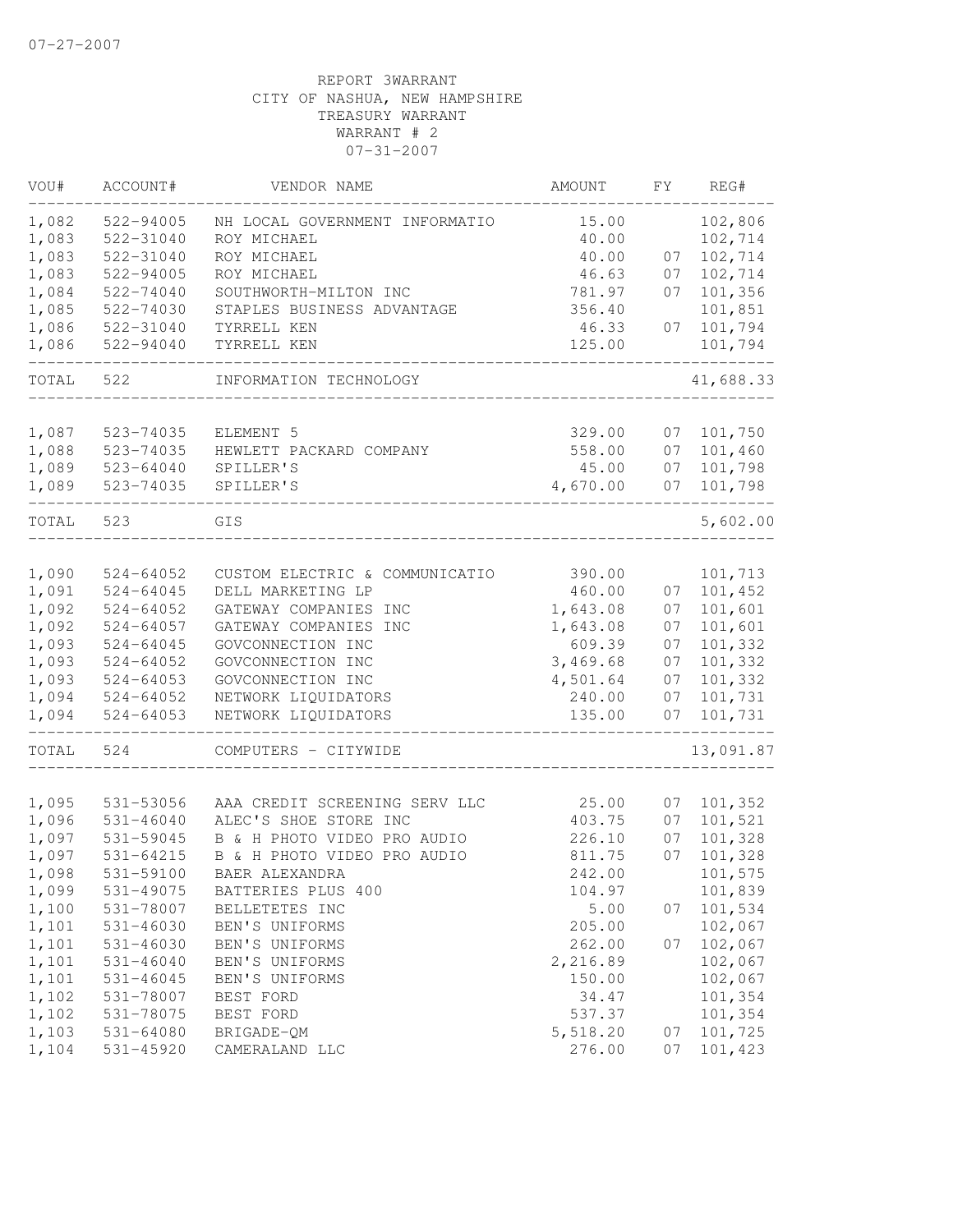REPORT 3WARRANT
CITY OF NASHUA, NEW HAMPSHIRE
TREASURY WARRANT
WARRANT # 2
07-31-2007

| VOU# | ACCOUNT# | VENDOR NAME | AMOUNT | FY | REG# |
|---|---|---|---|---|---|
| 1,082 | 522-94005 | NH LOCAL GOVERNMENT INFORMATIO | 15.00 | | 102,806 |
| 1,083 | 522-31040 | ROY MICHAEL | 40.00 | | 102,714 |
| 1,083 | 522-31040 | ROY MICHAEL | 40.00 | 07 | 102,714 |
| 1,083 | 522-94005 | ROY MICHAEL | 46.63 | 07 | 102,714 |
| 1,084 | 522-74040 | SOUTHWORTH-MILTON INC | 781.97 | 07 | 101,356 |
| 1,085 | 522-74030 | STAPLES BUSINESS ADVANTAGE | 356.40 | | 101,851 |
| 1,086 | 522-31040 | TYRRELL KEN | 46.33 | 07 | 101,794 |
| 1,086 | 522-94040 | TYRRELL KEN | 125.00 | | 101,794 |
| TOTAL | 522 | INFORMATION TECHNOLOGY | | | 41,688.33 |
| 1,087 | 523-74035 | ELEMENT 5 | 329.00 | 07 | 101,750 |
| 1,088 | 523-74035 | HEWLETT PACKARD COMPANY | 558.00 | 07 | 101,460 |
| 1,089 | 523-64040 | SPILLER'S | 45.00 | 07 | 101,798 |
| 1,089 | 523-74035 | SPILLER'S | 4,670.00 | 07 | 101,798 |
| TOTAL | 523 | GIS | | | 5,602.00 |
| 1,090 | 524-64052 | CUSTOM ELECTRIC & COMMUNICATIO | 390.00 | | 101,713 |
| 1,091 | 524-64045 | DELL MARKETING LP | 460.00 | 07 | 101,452 |
| 1,092 | 524-64052 | GATEWAY COMPANIES INC | 1,643.08 | 07 | 101,601 |
| 1,092 | 524-64057 | GATEWAY COMPANIES INC | 1,643.08 | 07 | 101,601 |
| 1,093 | 524-64045 | GOVCONNECTION INC | 609.39 | 07 | 101,332 |
| 1,093 | 524-64052 | GOVCONNECTION INC | 3,469.68 | 07 | 101,332 |
| 1,093 | 524-64053 | GOVCONNECTION INC | 4,501.64 | 07 | 101,332 |
| 1,094 | 524-64052 | NETWORK LIQUIDATORS | 240.00 | 07 | 101,731 |
| 1,094 | 524-64053 | NETWORK LIQUIDATORS | 135.00 | 07 | 101,731 |
| TOTAL | 524 | COMPUTERS - CITYWIDE | | | 13,091.87 |
| 1,095 | 531-53056 | AAA CREDIT SCREENING SERV LLC | 25.00 | 07 | 101,352 |
| 1,096 | 531-46040 | ALEC'S SHOE STORE INC | 403.75 | 07 | 101,521 |
| 1,097 | 531-59045 | B & H PHOTO VIDEO PRO AUDIO | 226.10 | 07 | 101,328 |
| 1,097 | 531-64215 | B & H PHOTO VIDEO PRO AUDIO | 811.75 | 07 | 101,328 |
| 1,098 | 531-59100 | BAER ALEXANDRA | 242.00 | | 101,575 |
| 1,099 | 531-49075 | BATTERIES PLUS 400 | 104.97 | | 101,839 |
| 1,100 | 531-78007 | BELLETETES INC | 5.00 | 07 | 101,534 |
| 1,101 | 531-46030 | BEN'S UNIFORMS | 205.00 | | 102,067 |
| 1,101 | 531-46030 | BEN'S UNIFORMS | 262.00 | 07 | 102,067 |
| 1,101 | 531-46040 | BEN'S UNIFORMS | 2,216.89 | | 102,067 |
| 1,101 | 531-46045 | BEN'S UNIFORMS | 150.00 | | 102,067 |
| 1,102 | 531-78007 | BEST FORD | 34.47 | | 101,354 |
| 1,102 | 531-78075 | BEST FORD | 537.37 | | 101,354 |
| 1,103 | 531-64080 | BRIGADE-QM | 5,518.20 | 07 | 101,725 |
| 1,104 | 531-45920 | CAMERALAND LLC | 276.00 | 07 | 101,423 |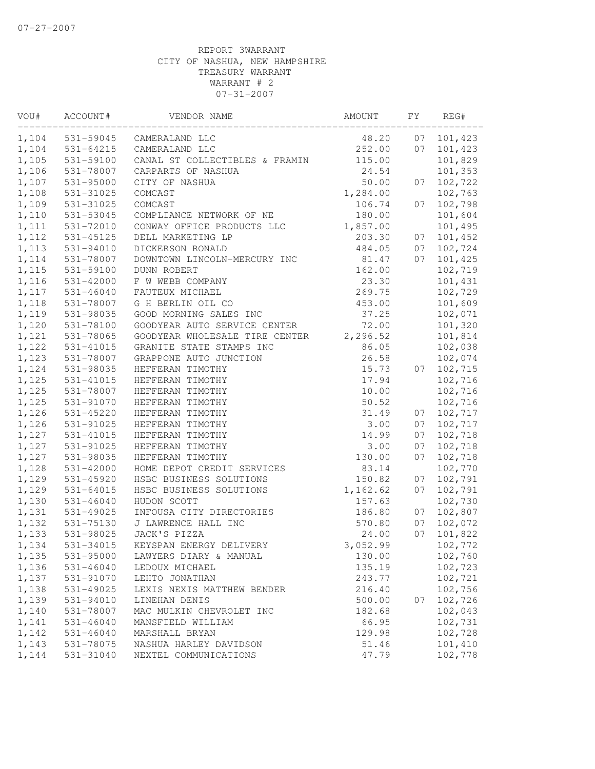07-27-2007

REPORT 3WARRANT
CITY OF NASHUA, NEW HAMPSHIRE
TREASURY WARRANT
WARRANT # 2
07-31-2007

| VOU# | ACCOUNT# | VENDOR NAME | AMOUNT | FY | REG# |
|---|---|---|---|---|---|
| 1,104 | 531-59045 | CAMERALAND LLC | 48.20 | 07 | 101,423 |
| 1,104 | 531-64215 | CAMERALAND LLC | 252.00 | 07 | 101,423 |
| 1,105 | 531-59100 | CANAL ST COLLECTIBLES & FRAMIN | 115.00 | | 101,829 |
| 1,106 | 531-78007 | CARPARTS OF NASHUA | 24.54 | | 101,353 |
| 1,107 | 531-95000 | CITY OF NASHUA | 50.00 | 07 | 102,722 |
| 1,108 | 531-31025 | COMCAST | 1,284.00 | | 102,763 |
| 1,109 | 531-31025 | COMCAST | 106.74 | 07 | 102,798 |
| 1,110 | 531-53045 | COMPLIANCE NETWORK OF NE | 180.00 | | 101,604 |
| 1,111 | 531-72010 | CONWAY OFFICE PRODUCTS LLC | 1,857.00 | | 101,495 |
| 1,112 | 531-45125 | DELL MARKETING LP | 203.30 | 07 | 101,452 |
| 1,113 | 531-94010 | DICKERSON RONALD | 484.05 | 07 | 102,724 |
| 1,114 | 531-78007 | DOWNTOWN LINCOLN-MERCURY INC | 81.47 | 07 | 101,425 |
| 1,115 | 531-59100 | DUNN ROBERT | 162.00 | | 102,719 |
| 1,116 | 531-42000 | F W WEBB COMPANY | 23.30 | | 101,431 |
| 1,117 | 531-46040 | FAUTEUX MICHAEL | 269.75 | | 102,729 |
| 1,118 | 531-78007 | G H BERLIN OIL CO | 453.00 | | 101,609 |
| 1,119 | 531-98035 | GOOD MORNING SALES INC | 37.25 | | 102,071 |
| 1,120 | 531-78100 | GOODYEAR AUTO SERVICE CENTER | 72.00 | | 101,320 |
| 1,121 | 531-78065 | GOODYEAR WHOLESALE TIRE CENTER | 2,296.52 | | 101,814 |
| 1,122 | 531-41015 | GRANITE STATE STAMPS INC | 86.05 | | 102,038 |
| 1,123 | 531-78007 | GRAPPONE AUTO JUNCTION | 26.58 | | 102,074 |
| 1,124 | 531-98035 | HEFFERAN TIMOTHY | 15.73 | 07 | 102,715 |
| 1,125 | 531-41015 | HEFFERAN TIMOTHY | 17.94 | | 102,716 |
| 1,125 | 531-78007 | HEFFERAN TIMOTHY | 10.00 | | 102,716 |
| 1,125 | 531-91070 | HEFFERAN TIMOTHY | 50.52 | | 102,716 |
| 1,126 | 531-45220 | HEFFERAN TIMOTHY | 31.49 | 07 | 102,717 |
| 1,126 | 531-91025 | HEFFERAN TIMOTHY | 3.00 | 07 | 102,717 |
| 1,127 | 531-41015 | HEFFERAN TIMOTHY | 14.99 | 07 | 102,718 |
| 1,127 | 531-91025 | HEFFERAN TIMOTHY | 3.00 | 07 | 102,718 |
| 1,127 | 531-98035 | HEFFERAN TIMOTHY | 130.00 | 07 | 102,718 |
| 1,128 | 531-42000 | HOME DEPOT CREDIT SERVICES | 83.14 | | 102,770 |
| 1,129 | 531-45920 | HSBC BUSINESS SOLUTIONS | 150.82 | 07 | 102,791 |
| 1,129 | 531-64015 | HSBC BUSINESS SOLUTIONS | 1,162.62 | 07 | 102,791 |
| 1,130 | 531-46040 | HUDON SCOTT | 157.63 | | 102,730 |
| 1,131 | 531-49025 | INFOUSA CITY DIRECTORIES | 186.80 | 07 | 102,807 |
| 1,132 | 531-75130 | J LAWRENCE HALL INC | 570.80 | 07 | 102,072 |
| 1,133 | 531-98025 | JACK'S PIZZA | 24.00 | 07 | 101,822 |
| 1,134 | 531-34015 | KEYSPAN ENERGY DELIVERY | 3,052.99 | | 102,772 |
| 1,135 | 531-95000 | LAWYERS DIARY & MANUAL | 130.00 | | 102,760 |
| 1,136 | 531-46040 | LEDOUX MICHAEL | 135.19 | | 102,723 |
| 1,137 | 531-91070 | LEHTO JONATHAN | 243.77 | | 102,721 |
| 1,138 | 531-49025 | LEXIS NEXIS MATTHEW BENDER | 216.40 | | 102,756 |
| 1,139 | 531-94010 | LINEHAN DENIS | 500.00 | 07 | 102,726 |
| 1,140 | 531-78007 | MAC MULKIN CHEVROLET INC | 182.68 | | 102,043 |
| 1,141 | 531-46040 | MANSFIELD WILLIAM | 66.95 | | 102,731 |
| 1,142 | 531-46040 | MARSHALL BRYAN | 129.98 | | 102,728 |
| 1,143 | 531-78075 | NASHUA HARLEY DAVIDSON | 51.46 | | 101,410 |
| 1,144 | 531-31040 | NEXTEL COMMUNICATIONS | 47.79 | | 102,778 |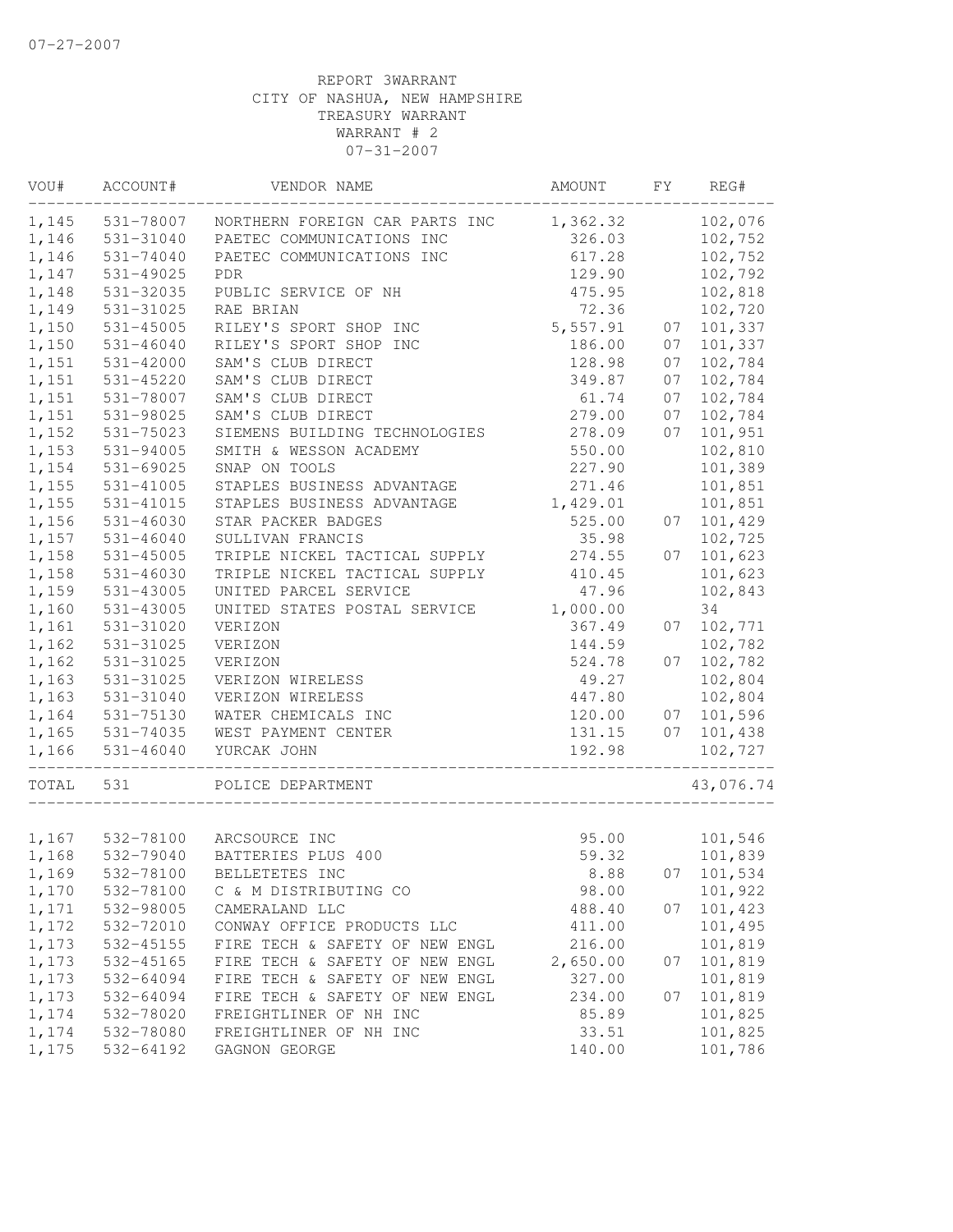07-27-2007

REPORT 3WARRANT
CITY OF NASHUA, NEW HAMPSHIRE
TREASURY WARRANT
WARRANT # 2
07-31-2007

| VOU# | ACCOUNT# | VENDOR NAME | AMOUNT | FY | REG# |
|---|---|---|---|---|---|
| 1,145 | 531-78007 | NORTHERN FOREIGN CAR PARTS INC | 1,362.32 | | 102,076 |
| 1,146 | 531-31040 | PAETEC COMMUNICATIONS INC | 326.03 | | 102,752 |
| 1,146 | 531-74040 | PAETEC COMMUNICATIONS INC | 617.28 | | 102,752 |
| 1,147 | 531-49025 | PDR | 129.90 | | 102,792 |
| 1,148 | 531-32035 | PUBLIC SERVICE OF NH | 475.95 | | 102,818 |
| 1,149 | 531-31025 | RAE BRIAN | 72.36 | | 102,720 |
| 1,150 | 531-45005 | RILEY'S SPORT SHOP INC | 5,557.91 | 07 | 101,337 |
| 1,150 | 531-46040 | RILEY'S SPORT SHOP INC | 186.00 | 07 | 101,337 |
| 1,151 | 531-42000 | SAM'S CLUB DIRECT | 128.98 | 07 | 102,784 |
| 1,151 | 531-45220 | SAM'S CLUB DIRECT | 349.87 | 07 | 102,784 |
| 1,151 | 531-78007 | SAM'S CLUB DIRECT | 61.74 | 07 | 102,784 |
| 1,151 | 531-98025 | SAM'S CLUB DIRECT | 279.00 | 07 | 102,784 |
| 1,152 | 531-75023 | SIEMENS BUILDING TECHNOLOGIES | 278.09 | 07 | 101,951 |
| 1,153 | 531-94005 | SMITH & WESSON ACADEMY | 550.00 | | 102,810 |
| 1,154 | 531-69025 | SNAP ON TOOLS | 227.90 | | 101,389 |
| 1,155 | 531-41005 | STAPLES BUSINESS ADVANTAGE | 271.46 | | 101,851 |
| 1,155 | 531-41015 | STAPLES BUSINESS ADVANTAGE | 1,429.01 | | 101,851 |
| 1,156 | 531-46030 | STAR PACKER BADGES | 525.00 | 07 | 101,429 |
| 1,157 | 531-46040 | SULLIVAN FRANCIS | 35.98 | | 102,725 |
| 1,158 | 531-45005 | TRIPLE NICKEL TACTICAL SUPPLY | 274.55 | 07 | 101,623 |
| 1,158 | 531-46030 | TRIPLE NICKEL TACTICAL SUPPLY | 410.45 | | 101,623 |
| 1,159 | 531-43005 | UNITED PARCEL SERVICE | 47.96 | | 102,843 |
| 1,160 | 531-43005 | UNITED STATES POSTAL SERVICE | 1,000.00 | | 34 |
| 1,161 | 531-31020 | VERIZON | 367.49 | 07 | 102,771 |
| 1,162 | 531-31025 | VERIZON | 144.59 | | 102,782 |
| 1,162 | 531-31025 | VERIZON | 524.78 | 07 | 102,782 |
| 1,163 | 531-31025 | VERIZON WIRELESS | 49.27 | | 102,804 |
| 1,163 | 531-31040 | VERIZON WIRELESS | 447.80 | | 102,804 |
| 1,164 | 531-75130 | WATER CHEMICALS INC | 120.00 | 07 | 101,596 |
| 1,165 | 531-74035 | WEST PAYMENT CENTER | 131.15 | 07 | 101,438 |
| 1,166 | 531-46040 | YURCAK JOHN | 192.98 | | 102,727 |
| TOTAL | 531 | POLICE DEPARTMENT | | | 43,076.74 |
| 1,167 | 532-78100 | ARCSOURCE INC | 95.00 | | 101,546 |
| 1,168 | 532-79040 | BATTERIES PLUS 400 | 59.32 | | 101,839 |
| 1,169 | 532-78100 | BELLETETES INC | 8.88 | 07 | 101,534 |
| 1,170 | 532-78100 | C & M DISTRIBUTING CO | 98.00 | | 101,922 |
| 1,171 | 532-98005 | CAMERALAND LLC | 488.40 | 07 | 101,423 |
| 1,172 | 532-72010 | CONWAY OFFICE PRODUCTS LLC | 411.00 | | 101,495 |
| 1,173 | 532-45155 | FIRE TECH & SAFETY OF NEW ENGL | 216.00 | | 101,819 |
| 1,173 | 532-45165 | FIRE TECH & SAFETY OF NEW ENGL | 2,650.00 | 07 | 101,819 |
| 1,173 | 532-64094 | FIRE TECH & SAFETY OF NEW ENGL | 327.00 | | 101,819 |
| 1,173 | 532-64094 | FIRE TECH & SAFETY OF NEW ENGL | 234.00 | 07 | 101,819 |
| 1,174 | 532-78020 | FREIGHTLINER OF NH INC | 85.89 | | 101,825 |
| 1,174 | 532-78080 | FREIGHTLINER OF NH INC | 33.51 | | 101,825 |
| 1,175 | 532-64192 | GAGNON GEORGE | 140.00 | | 101,786 |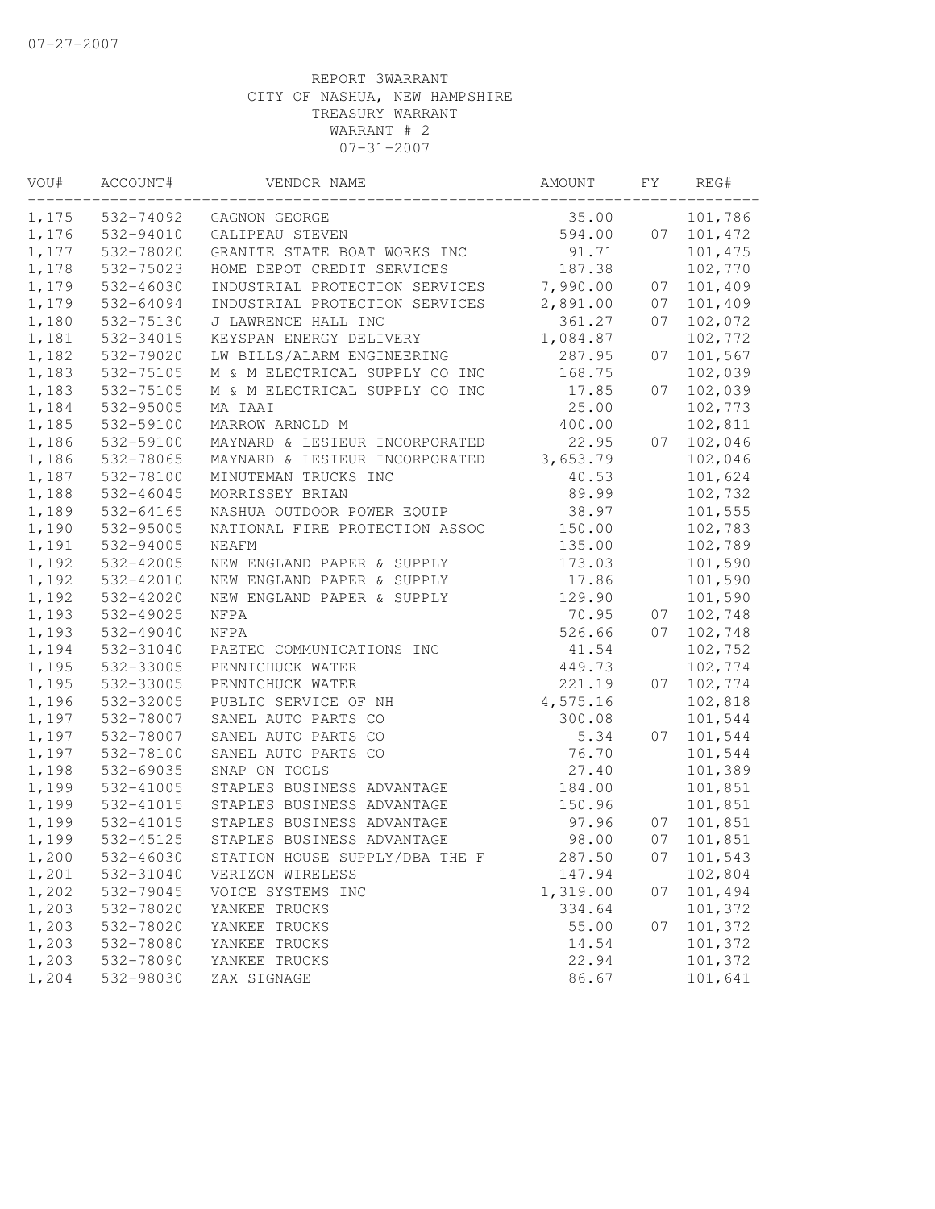07-27-2007

REPORT 3WARRANT
CITY OF NASHUA, NEW HAMPSHIRE
TREASURY WARRANT
WARRANT # 2
07-31-2007

| VOU# | ACCOUNT# | VENDOR NAME | AMOUNT | FY | REG# |
|---|---|---|---|---|---|
| 1,175 | 532-74092 | GAGNON GEORGE | 35.00 | | 101,786 |
| 1,176 | 532-94010 | GALIPEAU STEVEN | 594.00 | 07 | 101,472 |
| 1,177 | 532-78020 | GRANITE STATE BOAT WORKS INC | 91.71 | | 101,475 |
| 1,178 | 532-75023 | HOME DEPOT CREDIT SERVICES | 187.38 | | 102,770 |
| 1,179 | 532-46030 | INDUSTRIAL PROTECTION SERVICES | 7,990.00 | 07 | 101,409 |
| 1,179 | 532-64094 | INDUSTRIAL PROTECTION SERVICES | 2,891.00 | 07 | 101,409 |
| 1,180 | 532-75130 | J LAWRENCE HALL INC | 361.27 | 07 | 102,072 |
| 1,181 | 532-34015 | KEYSPAN ENERGY DELIVERY | 1,084.87 | | 102,772 |
| 1,182 | 532-79020 | LW BILLS/ALARM ENGINEERING | 287.95 | 07 | 101,567 |
| 1,183 | 532-75105 | M & M ELECTRICAL SUPPLY CO INC | 168.75 | | 102,039 |
| 1,183 | 532-75105 | M & M ELECTRICAL SUPPLY CO INC | 17.85 | 07 | 102,039 |
| 1,184 | 532-95005 | MA IAAI | 25.00 | | 102,773 |
| 1,185 | 532-59100 | MARROW ARNOLD M | 400.00 | | 102,811 |
| 1,186 | 532-59100 | MAYNARD & LESIEUR INCORPORATED | 22.95 | 07 | 102,046 |
| 1,186 | 532-78065 | MAYNARD & LESIEUR INCORPORATED | 3,653.79 | | 102,046 |
| 1,187 | 532-78100 | MINUTEMAN TRUCKS INC | 40.53 | | 101,624 |
| 1,188 | 532-46045 | MORRISSEY BRIAN | 89.99 | | 102,732 |
| 1,189 | 532-64165 | NASHUA OUTDOOR POWER EQUIP | 38.97 | | 101,555 |
| 1,190 | 532-95005 | NATIONAL FIRE PROTECTION ASSOC | 150.00 | | 102,783 |
| 1,191 | 532-94005 | NEAFM | 135.00 | | 102,789 |
| 1,192 | 532-42005 | NEW ENGLAND PAPER & SUPPLY | 173.03 | | 101,590 |
| 1,192 | 532-42010 | NEW ENGLAND PAPER & SUPPLY | 17.86 | | 101,590 |
| 1,192 | 532-42020 | NEW ENGLAND PAPER & SUPPLY | 129.90 | | 101,590 |
| 1,193 | 532-49025 | NFPA | 70.95 | 07 | 102,748 |
| 1,193 | 532-49040 | NFPA | 526.66 | 07 | 102,748 |
| 1,194 | 532-31040 | PAETEC COMMUNICATIONS INC | 41.54 | | 102,752 |
| 1,195 | 532-33005 | PENNICHUCK WATER | 449.73 | | 102,774 |
| 1,195 | 532-33005 | PENNICHUCK WATER | 221.19 | 07 | 102,774 |
| 1,196 | 532-32005 | PUBLIC SERVICE OF NH | 4,575.16 | | 102,818 |
| 1,197 | 532-78007 | SANEL AUTO PARTS CO | 300.08 | | 101,544 |
| 1,197 | 532-78007 | SANEL AUTO PARTS CO | 5.34 | 07 | 101,544 |
| 1,197 | 532-78100 | SANEL AUTO PARTS CO | 76.70 | | 101,544 |
| 1,198 | 532-69035 | SNAP ON TOOLS | 27.40 | | 101,389 |
| 1,199 | 532-41005 | STAPLES BUSINESS ADVANTAGE | 184.00 | | 101,851 |
| 1,199 | 532-41015 | STAPLES BUSINESS ADVANTAGE | 150.96 | | 101,851 |
| 1,199 | 532-41015 | STAPLES BUSINESS ADVANTAGE | 97.96 | 07 | 101,851 |
| 1,199 | 532-45125 | STAPLES BUSINESS ADVANTAGE | 98.00 | 07 | 101,851 |
| 1,200 | 532-46030 | STATION HOUSE SUPPLY/DBA THE F | 287.50 | 07 | 101,543 |
| 1,201 | 532-31040 | VERIZON WIRELESS | 147.94 | | 102,804 |
| 1,202 | 532-79045 | VOICE SYSTEMS INC | 1,319.00 | 07 | 101,494 |
| 1,203 | 532-78020 | YANKEE TRUCKS | 334.64 | | 101,372 |
| 1,203 | 532-78020 | YANKEE TRUCKS | 55.00 | 07 | 101,372 |
| 1,203 | 532-78080 | YANKEE TRUCKS | 14.54 | | 101,372 |
| 1,203 | 532-78090 | YANKEE TRUCKS | 22.94 | | 101,372 |
| 1,204 | 532-98030 | ZAX SIGNAGE | 86.67 | | 101,641 |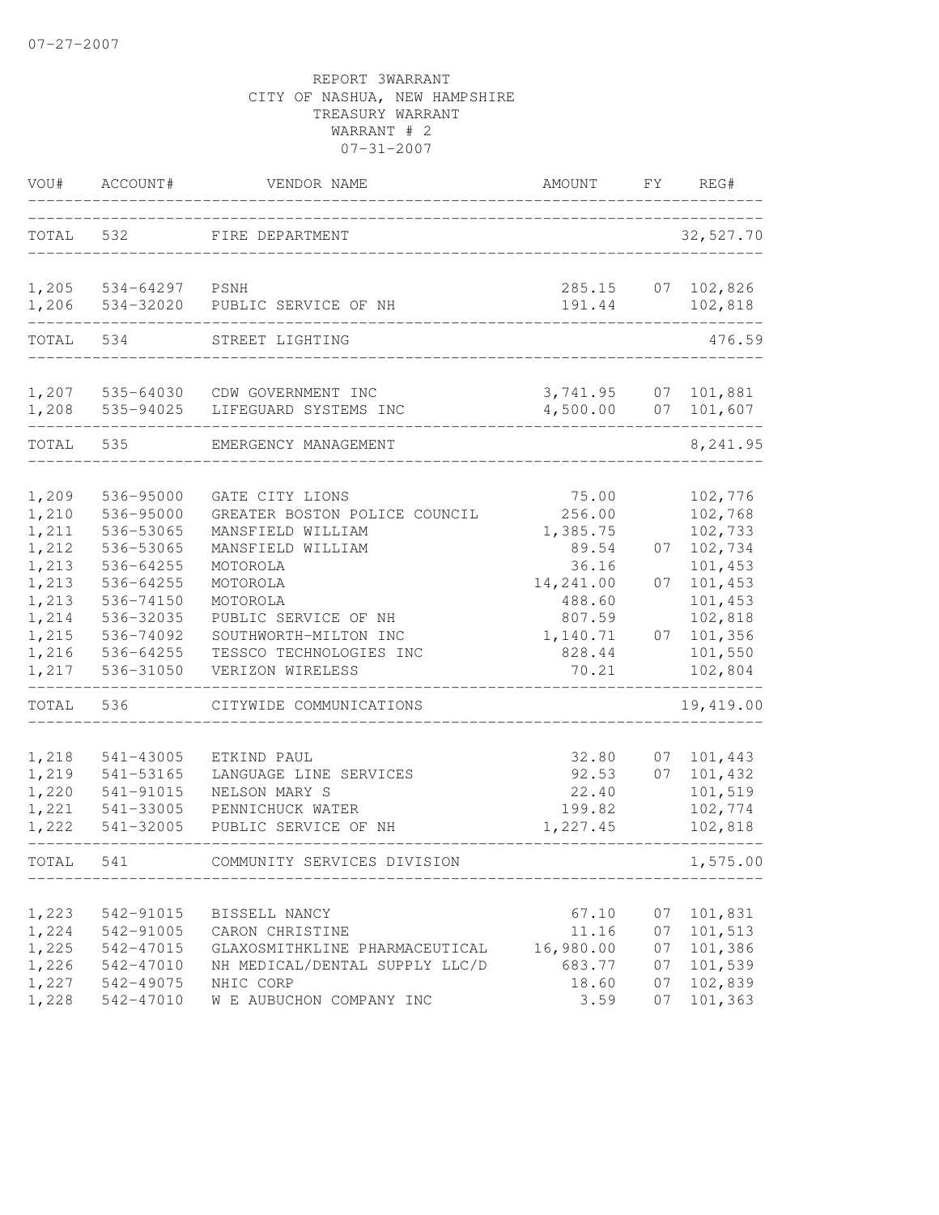07-27-2007

REPORT 3WARRANT
CITY OF NASHUA, NEW HAMPSHIRE
TREASURY WARRANT
WARRANT # 2
07-31-2007

| VOU# | ACCOUNT# | VENDOR NAME | AMOUNT | FY | REG# |
|---|---|---|---|---|---|
| TOTAL | 532 | FIRE DEPARTMENT | | | 32,527.70 |
| 1,205 | 534-64297 | PSNH | 285.15 | 07 | 102,826 |
| 1,206 | 534-32020 | PUBLIC SERVICE OF NH | 191.44 | | 102,818 |
| TOTAL | 534 | STREET LIGHTING | | | 476.59 |
| 1,207 | 535-64030 | CDW GOVERNMENT INC | 3,741.95 | 07 | 101,881 |
| 1,208 | 535-94025 | LIFEGUARD SYSTEMS INC | 4,500.00 | 07 | 101,607 |
| TOTAL | 535 | EMERGENCY MANAGEMENT | | | 8,241.95 |
| 1,209 | 536-95000 | GATE CITY LIONS | 75.00 | | 102,776 |
| 1,210 | 536-95000 | GREATER BOSTON POLICE COUNCIL | 256.00 | | 102,768 |
| 1,211 | 536-53065 | MANSFIELD WILLIAM | 1,385.75 | | 102,733 |
| 1,212 | 536-53065 | MANSFIELD WILLIAM | 89.54 | 07 | 102,734 |
| 1,213 | 536-64255 | MOTOROLA | 36.16 | | 101,453 |
| 1,213 | 536-64255 | MOTOROLA | 14,241.00 | 07 | 101,453 |
| 1,213 | 536-74150 | MOTOROLA | 488.60 | | 101,453 |
| 1,214 | 536-32035 | PUBLIC SERVICE OF NH | 807.59 | | 102,818 |
| 1,215 | 536-74092 | SOUTHWORTH-MILTON INC | 1,140.71 | 07 | 101,356 |
| 1,216 | 536-64255 | TESSCO TECHNOLOGIES INC | 828.44 | | 101,550 |
| 1,217 | 536-31050 | VERIZON WIRELESS | 70.21 | | 102,804 |
| TOTAL | 536 | CITYWIDE COMMUNICATIONS | | | 19,419.00 |
| 1,218 | 541-43005 | ETKIND PAUL | 32.80 | 07 | 101,443 |
| 1,219 | 541-53165 | LANGUAGE LINE SERVICES | 92.53 | 07 | 101,432 |
| 1,220 | 541-91015 | NELSON MARY S | 22.40 | | 101,519 |
| 1,221 | 541-33005 | PENNICHUCK WATER | 199.82 | | 102,774 |
| 1,222 | 541-32005 | PUBLIC SERVICE OF NH | 1,227.45 | | 102,818 |
| TOTAL | 541 | COMMUNITY SERVICES DIVISION | | | 1,575.00 |
| 1,223 | 542-91015 | BISSELL NANCY | 67.10 | 07 | 101,831 |
| 1,224 | 542-91005 | CARON CHRISTINE | 11.16 | 07 | 101,513 |
| 1,225 | 542-47015 | GLAXOSMITHKLINE PHARMACEUTICAL | 16,980.00 | 07 | 101,386 |
| 1,226 | 542-47010 | NH MEDICAL/DENTAL SUPPLY LLC/D | 683.77 | 07 | 101,539 |
| 1,227 | 542-49075 | NHIC CORP | 18.60 | 07 | 102,839 |
| 1,228 | 542-47010 | W E AUBUCHON COMPANY INC | 3.59 | 07 | 101,363 |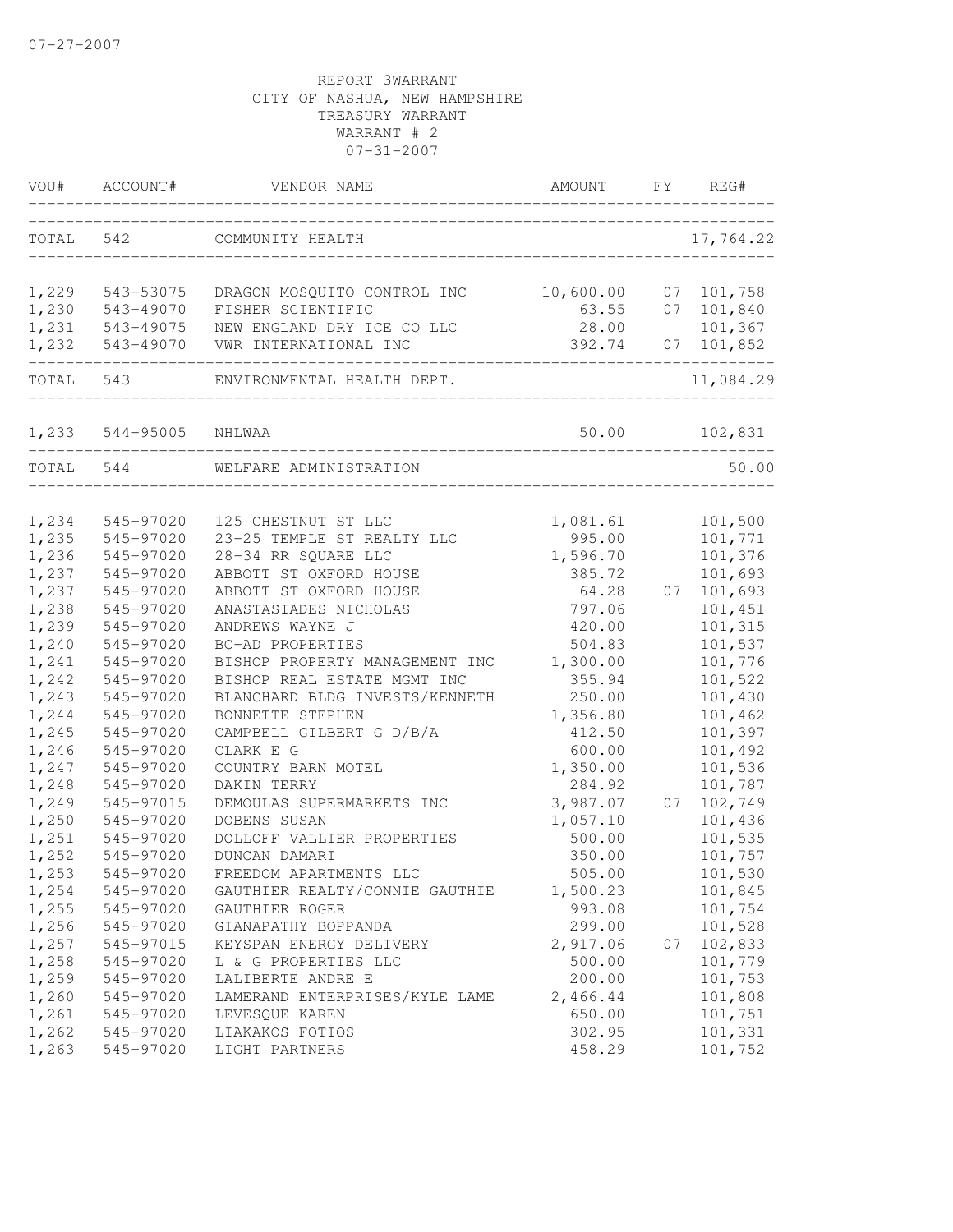07-27-2007

REPORT 3WARRANT
CITY OF NASHUA, NEW HAMPSHIRE
TREASURY WARRANT
WARRANT # 2
07-31-2007

| VOU# | ACCOUNT# | VENDOR NAME | AMOUNT | FY | REG# |
|---|---|---|---|---|---|
| TOTAL | 542 | COMMUNITY HEALTH | | | 17,764.22 |
| 1,229 | 543-53075 | DRAGON MOSQUITO CONTROL INC | 10,600.00 | 07 | 101,758 |
| 1,230 | 543-49070 | FISHER SCIENTIFIC | 63.55 | 07 | 101,840 |
| 1,231 | 543-49075 | NEW ENGLAND DRY ICE CO LLC | 28.00 | | 101,367 |
| 1,232 | 543-49070 | VWR INTERNATIONAL INC | 392.74 | 07 | 101,852 |
| TOTAL | 543 | ENVIRONMENTAL HEALTH DEPT. | | | 11,084.29 |
| 1,233 | 544-95005 | NHLWAA | 50.00 | | 102,831 |
| TOTAL | 544 | WELFARE ADMINISTRATION | | | 50.00 |
| 1,234 | 545-97020 | 125 CHESTNUT ST LLC | 1,081.61 | | 101,500 |
| 1,235 | 545-97020 | 23-25 TEMPLE ST REALTY LLC | 995.00 | | 101,771 |
| 1,236 | 545-97020 | 28-34 RR SQUARE LLC | 1,596.70 | | 101,376 |
| 1,237 | 545-97020 | ABBOTT ST OXFORD HOUSE | 385.72 | | 101,693 |
| 1,237 | 545-97020 | ABBOTT ST OXFORD HOUSE | 64.28 | 07 | 101,693 |
| 1,238 | 545-97020 | ANASTASIADES NICHOLAS | 797.06 | | 101,451 |
| 1,239 | 545-97020 | ANDREWS WAYNE J | 420.00 | | 101,315 |
| 1,240 | 545-97020 | BC-AD PROPERTIES | 504.83 | | 101,537 |
| 1,241 | 545-97020 | BISHOP PROPERTY MANAGEMENT INC | 1,300.00 | | 101,776 |
| 1,242 | 545-97020 | BISHOP REAL ESTATE MGMT INC | 355.94 | | 101,522 |
| 1,243 | 545-97020 | BLANCHARD BLDG INVESTS/KENNETH | 250.00 | | 101,430 |
| 1,244 | 545-97020 | BONNETTE STEPHEN | 1,356.80 | | 101,462 |
| 1,245 | 545-97020 | CAMPBELL GILBERT G D/B/A | 412.50 | | 101,397 |
| 1,246 | 545-97020 | CLARK E G | 600.00 | | 101,492 |
| 1,247 | 545-97020 | COUNTRY BARN MOTEL | 1,350.00 | | 101,536 |
| 1,248 | 545-97020 | DAKIN TERRY | 284.92 | | 101,787 |
| 1,249 | 545-97015 | DEMOULAS SUPERMARKETS INC | 3,987.07 | 07 | 102,749 |
| 1,250 | 545-97020 | DOBENS SUSAN | 1,057.10 | | 101,436 |
| 1,251 | 545-97020 | DOLLOFF VALLIER PROPERTIES | 500.00 | | 101,535 |
| 1,252 | 545-97020 | DUNCAN DAMARI | 350.00 | | 101,757 |
| 1,253 | 545-97020 | FREEDOM APARTMENTS LLC | 505.00 | | 101,530 |
| 1,254 | 545-97020 | GAUTHIER REALTY/CONNIE GAUTHIE | 1,500.23 | | 101,845 |
| 1,255 | 545-97020 | GAUTHIER ROGER | 993.08 | | 101,754 |
| 1,256 | 545-97020 | GIANAPATHY BOPPANDA | 299.00 | | 101,528 |
| 1,257 | 545-97015 | KEYSPAN ENERGY DELIVERY | 2,917.06 | 07 | 102,833 |
| 1,258 | 545-97020 | L & G PROPERTIES LLC | 500.00 | | 101,779 |
| 1,259 | 545-97020 | LALIBERTE ANDRE E | 200.00 | | 101,753 |
| 1,260 | 545-97020 | LAMERAND ENTERPRISES/KYLE LAME | 2,466.44 | | 101,808 |
| 1,261 | 545-97020 | LEVESQUE KAREN | 650.00 | | 101,751 |
| 1,262 | 545-97020 | LIAKAKOS FOTIOS | 302.95 | | 101,331 |
| 1,263 | 545-97020 | LIGHT PARTNERS | 458.29 | | 101,752 |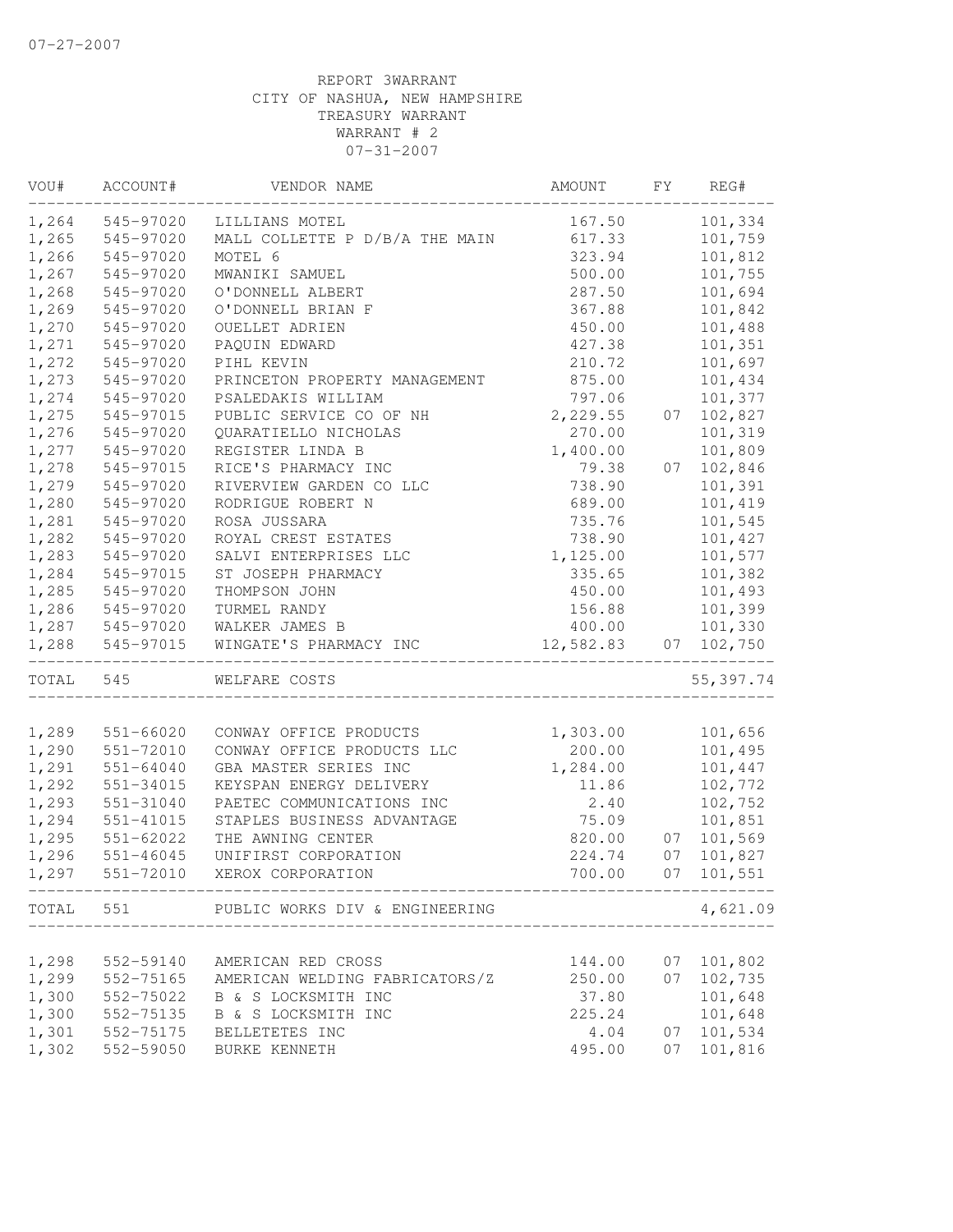07-27-2007

REPORT 3WARRANT
CITY OF NASHUA, NEW HAMPSHIRE
TREASURY WARRANT
WARRANT # 2
07-31-2007

| VOU# | ACCOUNT# | VENDOR NAME | AMOUNT | FY | REG# |
|---|---|---|---|---|---|
| 1,264 | 545-97020 | LILLIANS MOTEL | 167.50 | | 101,334 |
| 1,265 | 545-97020 | MALL COLLETTE P D/B/A THE MAIN | 617.33 | | 101,759 |
| 1,266 | 545-97020 | MOTEL 6 | 323.94 | | 101,812 |
| 1,267 | 545-97020 | MWANIKI SAMUEL | 500.00 | | 101,755 |
| 1,268 | 545-97020 | O'DONNELL ALBERT | 287.50 | | 101,694 |
| 1,269 | 545-97020 | O'DONNELL BRIAN F | 367.88 | | 101,842 |
| 1,270 | 545-97020 | OUELLET ADRIEN | 450.00 | | 101,488 |
| 1,271 | 545-97020 | PAQUIN EDWARD | 427.38 | | 101,351 |
| 1,272 | 545-97020 | PIHL KEVIN | 210.72 | | 101,697 |
| 1,273 | 545-97020 | PRINCETON PROPERTY MANAGEMENT | 875.00 | | 101,434 |
| 1,274 | 545-97020 | PSALEDAKIS WILLIAM | 797.06 | | 101,377 |
| 1,275 | 545-97015 | PUBLIC SERVICE CO OF NH | 2,229.55 | 07 | 102,827 |
| 1,276 | 545-97020 | QUARATIELLO NICHOLAS | 270.00 | | 101,319 |
| 1,277 | 545-97020 | REGISTER LINDA B | 1,400.00 | | 101,809 |
| 1,278 | 545-97015 | RICE'S PHARMACY INC | 79.38 | 07 | 102,846 |
| 1,279 | 545-97020 | RIVERVIEW GARDEN CO LLC | 738.90 | | 101,391 |
| 1,280 | 545-97020 | RODRIGUE ROBERT N | 689.00 | | 101,419 |
| 1,281 | 545-97020 | ROSA JUSSARA | 735.76 | | 101,545 |
| 1,282 | 545-97020 | ROYAL CREST ESTATES | 738.90 | | 101,427 |
| 1,283 | 545-97020 | SALVI ENTERPRISES LLC | 1,125.00 | | 101,577 |
| 1,284 | 545-97015 | ST JOSEPH PHARMACY | 335.65 | | 101,382 |
| 1,285 | 545-97020 | THOMPSON JOHN | 450.00 | | 101,493 |
| 1,286 | 545-97020 | TURMEL RANDY | 156.88 | | 101,399 |
| 1,287 | 545-97020 | WALKER JAMES B | 400.00 | | 101,330 |
| 1,288 | 545-97015 | WINGATE'S PHARMACY INC | 12,582.83 | 07 | 102,750 |
| TOTAL | 545 | WELFARE COSTS | | | 55,397.74 |
| 1,289 | 551-66020 | CONWAY OFFICE PRODUCTS | 1,303.00 | | 101,656 |
| 1,290 | 551-72010 | CONWAY OFFICE PRODUCTS LLC | 200.00 | | 101,495 |
| 1,291 | 551-64040 | GBA MASTER SERIES INC | 1,284.00 | | 101,447 |
| 1,292 | 551-34015 | KEYSPAN ENERGY DELIVERY | 11.86 | | 102,772 |
| 1,293 | 551-31040 | PAETEC COMMUNICATIONS INC | 2.40 | | 102,752 |
| 1,294 | 551-41015 | STAPLES BUSINESS ADVANTAGE | 75.09 | | 101,851 |
| 1,295 | 551-62022 | THE AWNING CENTER | 820.00 | 07 | 101,569 |
| 1,296 | 551-46045 | UNIFIRST CORPORATION | 224.74 | 07 | 101,827 |
| 1,297 | 551-72010 | XEROX CORPORATION | 700.00 | 07 | 101,551 |
| TOTAL | 551 | PUBLIC WORKS DIV & ENGINEERING | | | 4,621.09 |
| 1,298 | 552-59140 | AMERICAN RED CROSS | 144.00 | 07 | 101,802 |
| 1,299 | 552-75165 | AMERICAN WELDING FABRICATORS/Z | 250.00 | 07 | 102,735 |
| 1,300 | 552-75022 | B & S LOCKSMITH INC | 37.80 | | 101,648 |
| 1,300 | 552-75135 | B & S LOCKSMITH INC | 225.24 | | 101,648 |
| 1,301 | 552-75175 | BELLETETES INC | 4.04 | 07 | 101,534 |
| 1,302 | 552-59050 | BURKE KENNETH | 495.00 | 07 | 101,816 |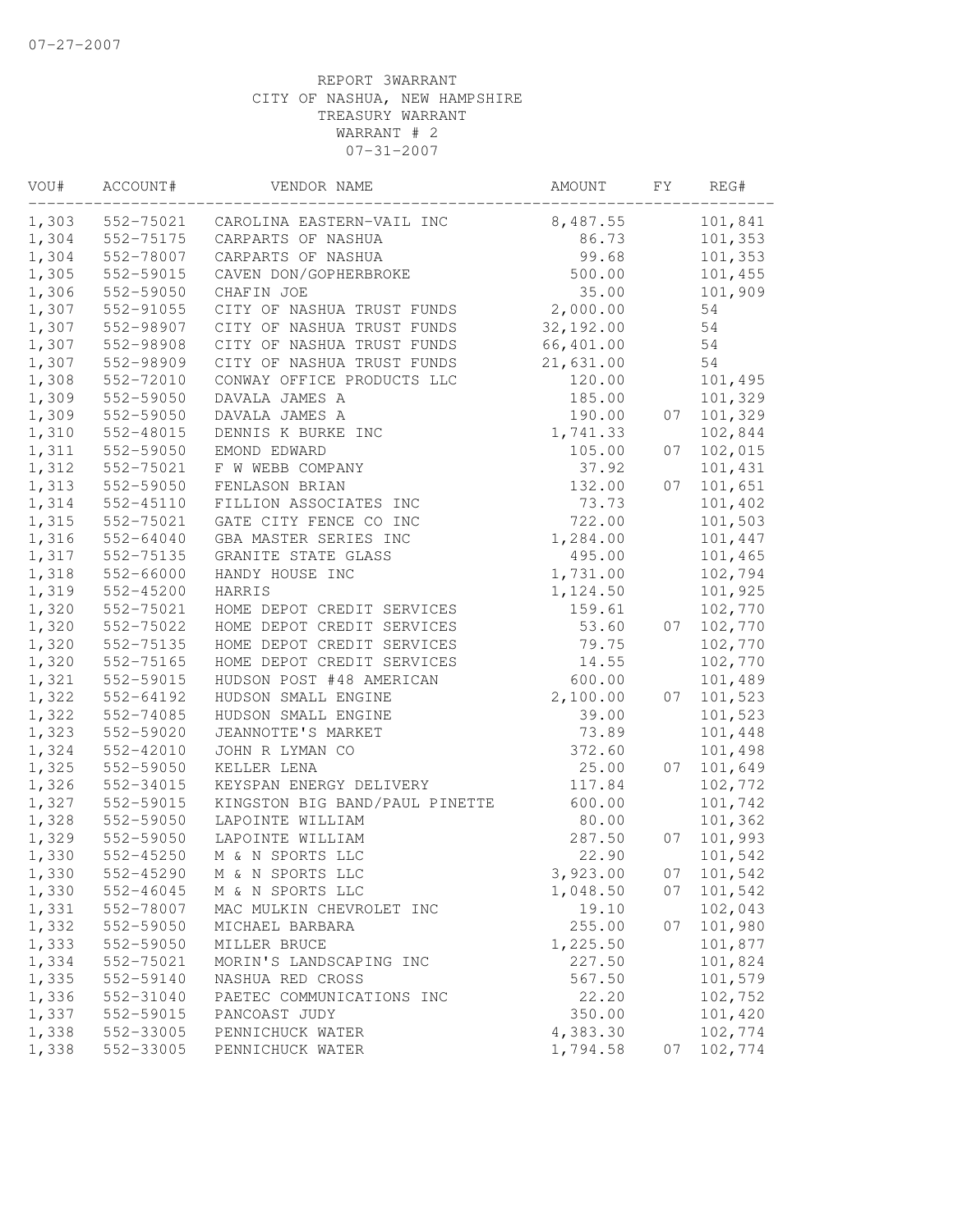07-27-2007

REPORT 3WARRANT
CITY OF NASHUA, NEW HAMPSHIRE
TREASURY WARRANT
WARRANT # 2
07-31-2007

| VOU# | ACCOUNT# | VENDOR NAME | AMOUNT | FY | REG# |
|---|---|---|---|---|---|
| 1,303 | 552-75021 | CAROLINA EASTERN-VAIL INC | 8,487.55 | | 101,841 |
| 1,304 | 552-75175 | CARPARTS OF NASHUA | 86.73 | | 101,353 |
| 1,304 | 552-78007 | CARPARTS OF NASHUA | 99.68 | | 101,353 |
| 1,305 | 552-59015 | CAVEN DON/GOPHERBROKE | 500.00 | | 101,455 |
| 1,306 | 552-59050 | CHAFIN JOE | 35.00 | | 101,909 |
| 1,307 | 552-91055 | CITY OF NASHUA TRUST FUNDS | 2,000.00 | | 54 |
| 1,307 | 552-98907 | CITY OF NASHUA TRUST FUNDS | 32,192.00 | | 54 |
| 1,307 | 552-98908 | CITY OF NASHUA TRUST FUNDS | 66,401.00 | | 54 |
| 1,307 | 552-98909 | CITY OF NASHUA TRUST FUNDS | 21,631.00 | | 54 |
| 1,308 | 552-72010 | CONWAY OFFICE PRODUCTS LLC | 120.00 | | 101,495 |
| 1,309 | 552-59050 | DAVALA JAMES A | 185.00 | | 101,329 |
| 1,309 | 552-59050 | DAVALA JAMES A | 190.00 | 07 | 101,329 |
| 1,310 | 552-48015 | DENNIS K BURKE INC | 1,741.33 | | 102,844 |
| 1,311 | 552-59050 | EMOND EDWARD | 105.00 | 07 | 102,015 |
| 1,312 | 552-75021 | F W WEBB COMPANY | 37.92 | | 101,431 |
| 1,313 | 552-59050 | FENLASON BRIAN | 132.00 | 07 | 101,651 |
| 1,314 | 552-45110 | FILLION ASSOCIATES INC | 73.73 | | 101,402 |
| 1,315 | 552-75021 | GATE CITY FENCE CO INC | 722.00 | | 101,503 |
| 1,316 | 552-64040 | GBA MASTER SERIES INC | 1,284.00 | | 101,447 |
| 1,317 | 552-75135 | GRANITE STATE GLASS | 495.00 | | 101,465 |
| 1,318 | 552-66000 | HANDY HOUSE INC | 1,731.00 | | 102,794 |
| 1,319 | 552-45200 | HARRIS | 1,124.50 | | 101,925 |
| 1,320 | 552-75021 | HOME DEPOT CREDIT SERVICES | 159.61 | | 102,770 |
| 1,320 | 552-75022 | HOME DEPOT CREDIT SERVICES | 53.60 | 07 | 102,770 |
| 1,320 | 552-75135 | HOME DEPOT CREDIT SERVICES | 79.75 | | 102,770 |
| 1,320 | 552-75165 | HOME DEPOT CREDIT SERVICES | 14.55 | | 102,770 |
| 1,321 | 552-59015 | HUDSON POST #48 AMERICAN | 600.00 | | 101,489 |
| 1,322 | 552-64192 | HUDSON SMALL ENGINE | 2,100.00 | 07 | 101,523 |
| 1,322 | 552-74085 | HUDSON SMALL ENGINE | 39.00 | | 101,523 |
| 1,323 | 552-59020 | JEANNOTTE'S MARKET | 73.89 | | 101,448 |
| 1,324 | 552-42010 | JOHN R LYMAN CO | 372.60 | | 101,498 |
| 1,325 | 552-59050 | KELLER LENA | 25.00 | 07 | 101,649 |
| 1,326 | 552-34015 | KEYSPAN ENERGY DELIVERY | 117.84 | | 102,772 |
| 1,327 | 552-59015 | KINGSTON BIG BAND/PAUL PINETTE | 600.00 | | 101,742 |
| 1,328 | 552-59050 | LAPOINTE WILLIAM | 80.00 | | 101,362 |
| 1,329 | 552-59050 | LAPOINTE WILLIAM | 287.50 | 07 | 101,993 |
| 1,330 | 552-45250 | M & N SPORTS LLC | 22.90 | | 101,542 |
| 1,330 | 552-45290 | M & N SPORTS LLC | 3,923.00 | 07 | 101,542 |
| 1,330 | 552-46045 | M & N SPORTS LLC | 1,048.50 | 07 | 101,542 |
| 1,331 | 552-78007 | MAC MULKIN CHEVROLET INC | 19.10 | | 102,043 |
| 1,332 | 552-59050 | MICHAEL BARBARA | 255.00 | 07 | 101,980 |
| 1,333 | 552-59050 | MILLER BRUCE | 1,225.50 | | 101,877 |
| 1,334 | 552-75021 | MORIN'S LANDSCAPING INC | 227.50 | | 101,824 |
| 1,335 | 552-59140 | NASHUA RED CROSS | 567.50 | | 101,579 |
| 1,336 | 552-31040 | PAETEC COMMUNICATIONS INC | 22.20 | | 102,752 |
| 1,337 | 552-59015 | PANCOAST JUDY | 350.00 | | 101,420 |
| 1,338 | 552-33005 | PENNICHUCK WATER | 4,383.30 | | 102,774 |
| 1,338 | 552-33005 | PENNICHUCK WATER | 1,794.58 | 07 | 102,774 |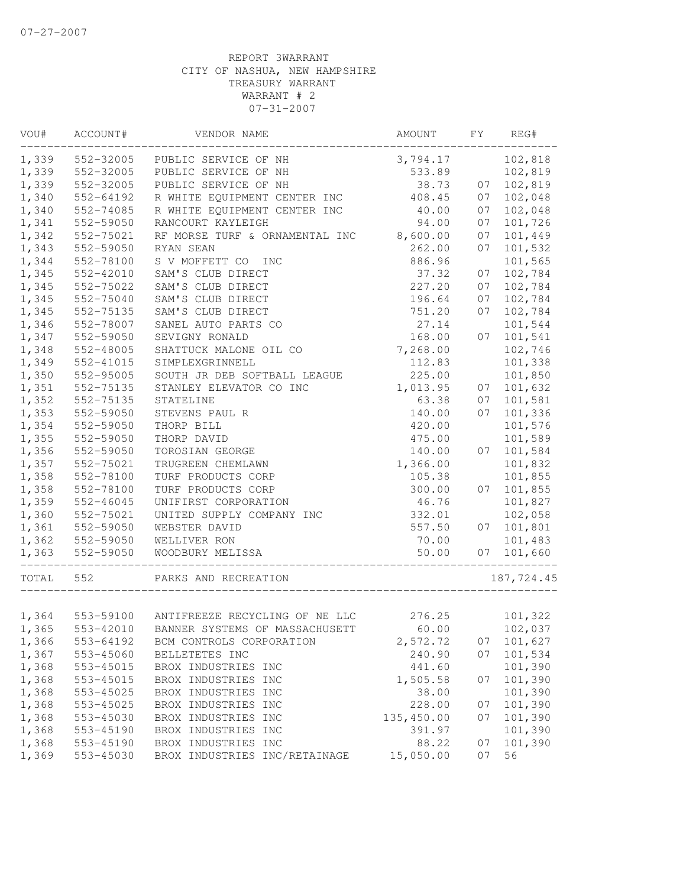07-27-2007

REPORT 3WARRANT
CITY OF NASHUA, NEW HAMPSHIRE
TREASURY WARRANT
WARRANT # 2
07-31-2007

| VOU# | ACCOUNT# | VENDOR NAME | AMOUNT | FY | REG# |
|---|---|---|---|---|---|
| 1,339 | 552-32005 | PUBLIC SERVICE OF NH | 3,794.17 | | 102,818 |
| 1,339 | 552-32005 | PUBLIC SERVICE OF NH | 533.89 | | 102,819 |
| 1,339 | 552-32005 | PUBLIC SERVICE OF NH | 38.73 | 07 | 102,819 |
| 1,340 | 552-64192 | R WHITE EQUIPMENT CENTER INC | 408.45 | 07 | 102,048 |
| 1,340 | 552-74085 | R WHITE EQUIPMENT CENTER INC | 40.00 | 07 | 102,048 |
| 1,341 | 552-59050 | RANCOURT KAYLEIGH | 94.00 | 07 | 101,726 |
| 1,342 | 552-75021 | RF MORSE TURF & ORNAMENTAL INC | 8,600.00 | 07 | 101,449 |
| 1,343 | 552-59050 | RYAN SEAN | 262.00 | 07 | 101,532 |
| 1,344 | 552-78100 | S V MOFFETT CO INC | 886.96 | | 101,565 |
| 1,345 | 552-42010 | SAM'S CLUB DIRECT | 37.32 | 07 | 102,784 |
| 1,345 | 552-75022 | SAM'S CLUB DIRECT | 227.20 | 07 | 102,784 |
| 1,345 | 552-75040 | SAM'S CLUB DIRECT | 196.64 | 07 | 102,784 |
| 1,345 | 552-75135 | SAM'S CLUB DIRECT | 751.20 | 07 | 102,784 |
| 1,346 | 552-78007 | SANEL AUTO PARTS CO | 27.14 | | 101,544 |
| 1,347 | 552-59050 | SEVIGNY RONALD | 168.00 | 07 | 101,541 |
| 1,348 | 552-48005 | SHATTUCK MALONE OIL CO | 7,268.00 | | 102,746 |
| 1,349 | 552-41015 | SIMPLEXGRINNELL | 112.83 | | 101,338 |
| 1,350 | 552-95005 | SOUTH JR DEB SOFTBALL LEAGUE | 225.00 | | 101,850 |
| 1,351 | 552-75135 | STANLEY ELEVATOR CO INC | 1,013.95 | 07 | 101,632 |
| 1,352 | 552-75135 | STATELINE | 63.38 | 07 | 101,581 |
| 1,353 | 552-59050 | STEVENS PAUL R | 140.00 | 07 | 101,336 |
| 1,354 | 552-59050 | THORP BILL | 420.00 | | 101,576 |
| 1,355 | 552-59050 | THORP DAVID | 475.00 | | 101,589 |
| 1,356 | 552-59050 | TOROSIAN GEORGE | 140.00 | 07 | 101,584 |
| 1,357 | 552-75021 | TRUGREEN CHEMLAWN | 1,366.00 | | 101,832 |
| 1,358 | 552-78100 | TURF PRODUCTS CORP | 105.38 | | 101,855 |
| 1,358 | 552-78100 | TURF PRODUCTS CORP | 300.00 | 07 | 101,855 |
| 1,359 | 552-46045 | UNIFIRST CORPORATION | 46.76 | | 101,827 |
| 1,360 | 552-75021 | UNITED SUPPLY COMPANY INC | 332.01 | | 102,058 |
| 1,361 | 552-59050 | WEBSTER DAVID | 557.50 | 07 | 101,801 |
| 1,362 | 552-59050 | WELLIVER RON | 70.00 | | 101,483 |
| 1,363 | 552-59050 | WOODBURY MELISSA | 50.00 | 07 | 101,660 |
| TOTAL | 552 | PARKS AND RECREATION | | | 187,724.45 |
| 1,364 | 553-59100 | ANTIFREEZE RECYCLING OF NE LLC | 276.25 | | 101,322 |
| 1,365 | 553-42010 | BANNER SYSTEMS OF MASSACHUSETT | 60.00 | | 102,037 |
| 1,366 | 553-64192 | BCM CONTROLS CORPORATION | 2,572.72 | 07 | 101,627 |
| 1,367 | 553-45060 | BELLETETES INC | 240.90 | 07 | 101,534 |
| 1,368 | 553-45015 | BROX INDUSTRIES INC | 441.60 | | 101,390 |
| 1,368 | 553-45015 | BROX INDUSTRIES INC | 1,505.58 | 07 | 101,390 |
| 1,368 | 553-45025 | BROX INDUSTRIES INC | 38.00 | | 101,390 |
| 1,368 | 553-45025 | BROX INDUSTRIES INC | 228.00 | 07 | 101,390 |
| 1,368 | 553-45030 | BROX INDUSTRIES INC | 135,450.00 | 07 | 101,390 |
| 1,368 | 553-45190 | BROX INDUSTRIES INC | 391.97 | | 101,390 |
| 1,368 | 553-45190 | BROX INDUSTRIES INC | 88.22 | 07 | 101,390 |
| 1,369 | 553-45030 | BROX INDUSTRIES INC/RETAINAGE | 15,050.00 | 07 | 56 |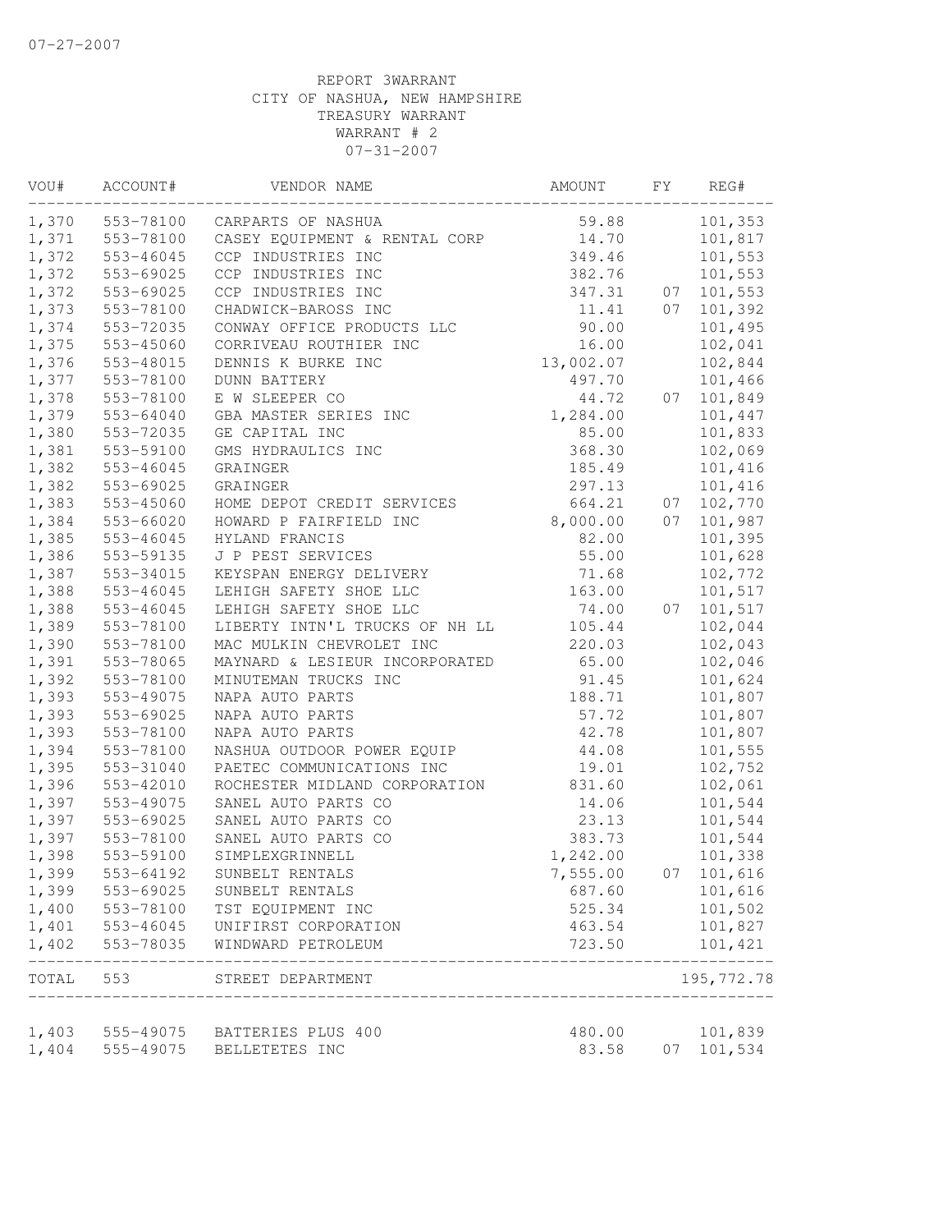07-27-2007

REPORT 3WARRANT
CITY OF NASHUA, NEW HAMPSHIRE
TREASURY WARRANT
WARRANT # 2
07-31-2007

| VOU# | ACCOUNT# | VENDOR NAME | AMOUNT | FY | REG# |
|---|---|---|---|---|---|
| 1,370 | 553-78100 | CARPARTS OF NASHUA | 59.88 | | 101,353 |
| 1,371 | 553-78100 | CASEY EQUIPMENT & RENTAL CORP | 14.70 | | 101,817 |
| 1,372 | 553-46045 | CCP INDUSTRIES INC | 349.46 | | 101,553 |
| 1,372 | 553-69025 | CCP INDUSTRIES INC | 382.76 | | 101,553 |
| 1,372 | 553-69025 | CCP INDUSTRIES INC | 347.31 | 07 | 101,553 |
| 1,373 | 553-78100 | CHADWICK-BAROSS INC | 11.41 | 07 | 101,392 |
| 1,374 | 553-72035 | CONWAY OFFICE PRODUCTS LLC | 90.00 | | 101,495 |
| 1,375 | 553-45060 | CORRIVEAU ROUTHIER INC | 16.00 | | 102,041 |
| 1,376 | 553-48015 | DENNIS K BURKE INC | 13,002.07 | | 102,844 |
| 1,377 | 553-78100 | DUNN BATTERY | 497.70 | | 101,466 |
| 1,378 | 553-78100 | E W SLEEPER CO | 44.72 | 07 | 101,849 |
| 1,379 | 553-64040 | GBA MASTER SERIES INC | 1,284.00 | | 101,447 |
| 1,380 | 553-72035 | GE CAPITAL INC | 85.00 | | 101,833 |
| 1,381 | 553-59100 | GMS HYDRAULICS INC | 368.30 | | 102,069 |
| 1,382 | 553-46045 | GRAINGER | 185.49 | | 101,416 |
| 1,382 | 553-69025 | GRAINGER | 297.13 | | 101,416 |
| 1,383 | 553-45060 | HOME DEPOT CREDIT SERVICES | 664.21 | 07 | 102,770 |
| 1,384 | 553-66020 | HOWARD P FAIRFIELD INC | 8,000.00 | 07 | 101,987 |
| 1,385 | 553-46045 | HYLAND FRANCIS | 82.00 | | 101,395 |
| 1,386 | 553-59135 | J P PEST SERVICES | 55.00 | | 101,628 |
| 1,387 | 553-34015 | KEYSPAN ENERGY DELIVERY | 71.68 | | 102,772 |
| 1,388 | 553-46045 | LEHIGH SAFETY SHOE LLC | 163.00 | | 101,517 |
| 1,388 | 553-46045 | LEHIGH SAFETY SHOE LLC | 74.00 | 07 | 101,517 |
| 1,389 | 553-78100 | LIBERTY INTN'L TRUCKS OF NH LL | 105.44 | | 102,044 |
| 1,390 | 553-78100 | MAC MULKIN CHEVROLET INC | 220.03 | | 102,043 |
| 1,391 | 553-78065 | MAYNARD & LESIEUR INCORPORATED | 65.00 | | 102,046 |
| 1,392 | 553-78100 | MINUTEMAN TRUCKS INC | 91.45 | | 101,624 |
| 1,393 | 553-49075 | NAPA AUTO PARTS | 188.71 | | 101,807 |
| 1,393 | 553-69025 | NAPA AUTO PARTS | 57.72 | | 101,807 |
| 1,393 | 553-78100 | NAPA AUTO PARTS | 42.78 | | 101,807 |
| 1,394 | 553-78100 | NASHUA OUTDOOR POWER EQUIP | 44.08 | | 101,555 |
| 1,395 | 553-31040 | PAETEC COMMUNICATIONS INC | 19.01 | | 102,752 |
| 1,396 | 553-42010 | ROCHESTER MIDLAND CORPORATION | 831.60 | | 102,061 |
| 1,397 | 553-49075 | SANEL AUTO PARTS CO | 14.06 | | 101,544 |
| 1,397 | 553-69025 | SANEL AUTO PARTS CO | 23.13 | | 101,544 |
| 1,397 | 553-78100 | SANEL AUTO PARTS CO | 383.73 | | 101,544 |
| 1,398 | 553-59100 | SIMPLEXGRINNELL | 1,242.00 | | 101,338 |
| 1,399 | 553-64192 | SUNBELT RENTALS | 7,555.00 | 07 | 101,616 |
| 1,399 | 553-69025 | SUNBELT RENTALS | 687.60 | | 101,616 |
| 1,400 | 553-78100 | TST EQUIPMENT INC | 525.34 | | 101,502 |
| 1,401 | 553-46045 | UNIFIRST CORPORATION | 463.54 | | 101,827 |
| 1,402 | 553-78035 | WINDWARD PETROLEUM | 723.50 | | 101,421 |
| TOTAL | 553 | STREET DEPARTMENT | | | 195,772.78 |
| 1,403 | 555-49075 | BATTERIES PLUS 400 | 480.00 | | 101,839 |
| 1,404 | 555-49075 | BELLETETES INC | 83.58 | 07 | 101,534 |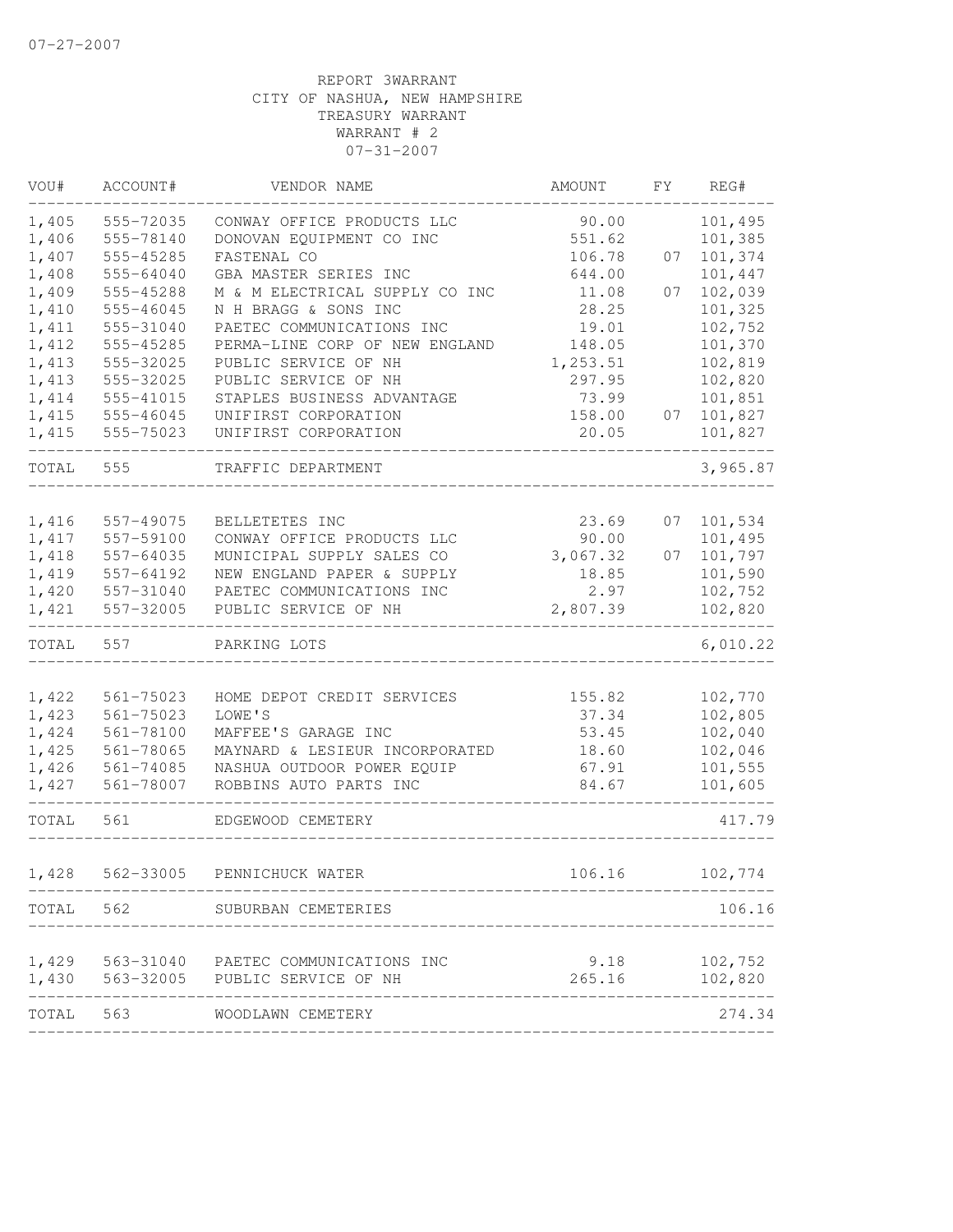07-27-2007

REPORT 3WARRANT
CITY OF NASHUA, NEW HAMPSHIRE
TREASURY WARRANT
WARRANT # 2
07-31-2007

| VOU# | ACCOUNT# | VENDOR NAME | AMOUNT | FY | REG# |
|---|---|---|---|---|---|
| 1,405 | 555-72035 | CONWAY OFFICE PRODUCTS LLC | 90.00 | | 101,495 |
| 1,406 | 555-78140 | DONOVAN EQUIPMENT CO INC | 551.62 | | 101,385 |
| 1,407 | 555-45285 | FASTENAL CO | 106.78 | 07 | 101,374 |
| 1,408 | 555-64040 | GBA MASTER SERIES INC | 644.00 | | 101,447 |
| 1,409 | 555-45288 | M & M ELECTRICAL SUPPLY CO INC | 11.08 | 07 | 102,039 |
| 1,410 | 555-46045 | N H BRAGG & SONS INC | 28.25 | | 101,325 |
| 1,411 | 555-31040 | PAETEC COMMUNICATIONS INC | 19.01 | | 102,752 |
| 1,412 | 555-45285 | PERMA-LINE CORP OF NEW ENGLAND | 148.05 | | 101,370 |
| 1,413 | 555-32025 | PUBLIC SERVICE OF NH | 1,253.51 | | 102,819 |
| 1,413 | 555-32025 | PUBLIC SERVICE OF NH | 297.95 | | 102,820 |
| 1,414 | 555-41015 | STAPLES BUSINESS ADVANTAGE | 73.99 | | 101,851 |
| 1,415 | 555-46045 | UNIFIRST CORPORATION | 158.00 | 07 | 101,827 |
| 1,415 | 555-75023 | UNIFIRST CORPORATION | 20.05 | | 101,827 |
| TOTAL | 555 | TRAFFIC DEPARTMENT | | | 3,965.87 |
| 1,416 | 557-49075 | BELLETETES INC | 23.69 | 07 | 101,534 |
| 1,417 | 557-59100 | CONWAY OFFICE PRODUCTS LLC | 90.00 | | 101,495 |
| 1,418 | 557-64035 | MUNICIPAL SUPPLY SALES CO | 3,067.32 | 07 | 101,797 |
| 1,419 | 557-64192 | NEW ENGLAND PAPER & SUPPLY | 18.85 | | 101,590 |
| 1,420 | 557-31040 | PAETEC COMMUNICATIONS INC | 2.97 | | 102,752 |
| 1,421 | 557-32005 | PUBLIC SERVICE OF NH | 2,807.39 | | 102,820 |
| TOTAL | 557 | PARKING LOTS | | | 6,010.22 |
| 1,422 | 561-75023 | HOME DEPOT CREDIT SERVICES | 155.82 | | 102,770 |
| 1,423 | 561-75023 | LOWE'S | 37.34 | | 102,805 |
| 1,424 | 561-78100 | MAFFEE'S GARAGE INC | 53.45 | | 102,040 |
| 1,425 | 561-78065 | MAYNARD & LESIEUR INCORPORATED | 18.60 | | 102,046 |
| 1,426 | 561-74085 | NASHUA OUTDOOR POWER EQUIP | 67.91 | | 101,555 |
| 1,427 | 561-78007 | ROBBINS AUTO PARTS INC | 84.67 | | 101,605 |
| TOTAL | 561 | EDGEWOOD CEMETERY | | | 417.79 |
| 1,428 | 562-33005 | PENNICHUCK WATER | 106.16 | | 102,774 |
| TOTAL | 562 | SUBURBAN CEMETERIES | | | 106.16 |
| 1,429 | 563-31040 | PAETEC COMMUNICATIONS INC | 9.18 | | 102,752 |
| 1,430 | 563-32005 | PUBLIC SERVICE OF NH | 265.16 | | 102,820 |
| TOTAL | 563 | WOODLAWN CEMETERY | | | 274.34 |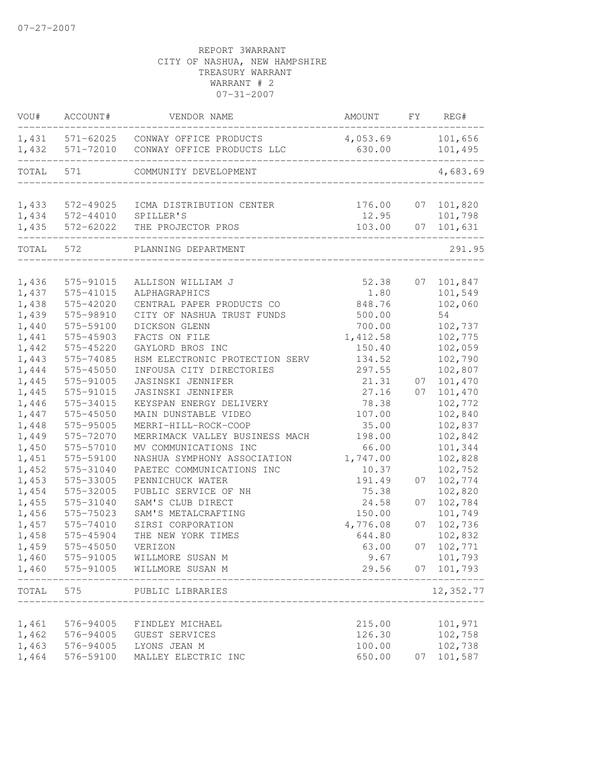07-27-2007

REPORT 3WARRANT
CITY OF NASHUA, NEW HAMPSHIRE
TREASURY WARRANT
WARRANT # 2
07-31-2007

| VOU# | ACCOUNT# | VENDOR NAME | AMOUNT | FY | REG# |
|---|---|---|---|---|---|
| 1,431 | 571-62025 | CONWAY OFFICE PRODUCTS | 4,053.69 | | 101,656 |
| 1,432 | 571-72010 | CONWAY OFFICE PRODUCTS LLC | 630.00 | | 101,495 |
| TOTAL | 571 | COMMUNITY DEVELOPMENT | | | 4,683.69 |
| 1,433 | 572-49025 | ICMA DISTRIBUTION CENTER | 176.00 | 07 | 101,820 |
| 1,434 | 572-44010 | SPILLER'S | 12.95 | | 101,798 |
| 1,435 | 572-62022 | THE PROJECTOR PROS | 103.00 | 07 | 101,631 |
| TOTAL | 572 | PLANNING DEPARTMENT | | | 291.95 |
| 1,436 | 575-91015 | ALLISON WILLIAM J | 52.38 | 07 | 101,847 |
| 1,437 | 575-41015 | ALPHAGRAPHICS | 1.80 | | 101,549 |
| 1,438 | 575-42020 | CENTRAL PAPER PRODUCTS CO | 848.76 | | 102,060 |
| 1,439 | 575-98910 | CITY OF NASHUA TRUST FUNDS | 500.00 | | 54 |
| 1,440 | 575-59100 | DICKSON GLENN | 700.00 | | 102,737 |
| 1,441 | 575-45903 | FACTS ON FILE | 1,412.58 | | 102,775 |
| 1,442 | 575-45220 | GAYLORD BROS INC | 150.40 | | 102,059 |
| 1,443 | 575-74085 | HSM ELECTRONIC PROTECTION SERV | 134.52 | | 102,790 |
| 1,444 | 575-45050 | INFOUSA CITY DIRECTORIES | 297.55 | | 102,807 |
| 1,445 | 575-91005 | JASINSKI JENNIFER | 21.31 | 07 | 101,470 |
| 1,445 | 575-91015 | JASINSKI JENNIFER | 27.16 | 07 | 101,470 |
| 1,446 | 575-34015 | KEYSPAN ENERGY DELIVERY | 78.38 | | 102,772 |
| 1,447 | 575-45050 | MAIN DUNSTABLE VIDEO | 107.00 | | 102,840 |
| 1,448 | 575-95005 | MERRI-HILL-ROCK-COOP | 35.00 | | 102,837 |
| 1,449 | 575-72070 | MERRIMACK VALLEY BUSINESS MACH | 198.00 | | 102,842 |
| 1,450 | 575-57010 | MV COMMUNICATIONS INC | 66.00 | | 101,344 |
| 1,451 | 575-59100 | NASHUA SYMPHONY ASSOCIATION | 1,747.00 | | 102,828 |
| 1,452 | 575-31040 | PAETEC COMMUNICATIONS INC | 10.37 | | 102,752 |
| 1,453 | 575-33005 | PENNICHUCK WATER | 191.49 | 07 | 102,774 |
| 1,454 | 575-32005 | PUBLIC SERVICE OF NH | 75.38 | | 102,820 |
| 1,455 | 575-31040 | SAM'S CLUB DIRECT | 24.58 | 07 | 102,784 |
| 1,456 | 575-75023 | SAM'S METALCRAFTING | 150.00 | | 101,749 |
| 1,457 | 575-74010 | SIRSI CORPORATION | 4,776.08 | 07 | 102,736 |
| 1,458 | 575-45904 | THE NEW YORK TIMES | 644.80 | | 102,832 |
| 1,459 | 575-45050 | VERIZON | 63.00 | 07 | 102,771 |
| 1,460 | 575-91005 | WILLMORE SUSAN M | 9.67 | | 101,793 |
| 1,460 | 575-91005 | WILLMORE SUSAN M | 29.56 | 07 | 101,793 |
| TOTAL | 575 | PUBLIC LIBRARIES | | | 12,352.77 |
| 1,461 | 576-94005 | FINDLEY MICHAEL | 215.00 | | 101,971 |
| 1,462 | 576-94005 | GUEST SERVICES | 126.30 | | 102,758 |
| 1,463 | 576-94005 | LYONS JEAN M | 100.00 | | 102,738 |
| 1,464 | 576-59100 | MALLEY ELECTRIC INC | 650.00 | 07 | 101,587 |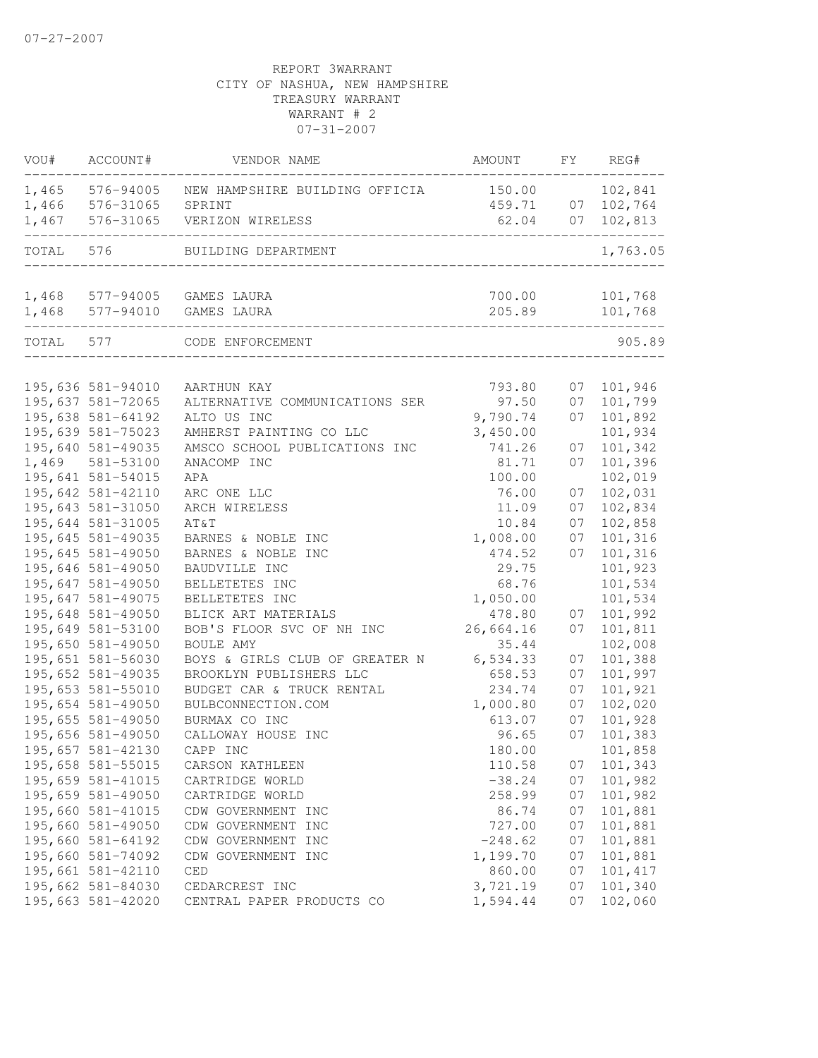07-27-2007

REPORT 3WARRANT
CITY OF NASHUA, NEW HAMPSHIRE
TREASURY WARRANT
WARRANT # 2
07-31-2007

| VOU# | ACCOUNT# | VENDOR NAME | AMOUNT | FY | REG# |
|---|---|---|---|---|---|
| 1,465 | 576-94005 | NEW HAMPSHIRE BUILDING OFFICIA | 150.00 | | 102,841 |
| 1,466 | 576-31065 | SPRINT | 459.71 | 07 | 102,764 |
| 1,467 | 576-31065 | VERIZON WIRELESS | 62.04 | 07 | 102,813 |
| TOTAL | 576 | BUILDING DEPARTMENT | | | 1,763.05 |
| 1,468 | 577-94005 | GAMES LAURA | 700.00 | | 101,768 |
| 1,468 | 577-94010 | GAMES LAURA | 205.89 | | 101,768 |
| TOTAL | 577 | CODE ENFORCEMENT | | | 905.89 |
| 195,636 | 581-94010 | AARTHUN KAY | 793.80 | 07 | 101,946 |
| 195,637 | 581-72065 | ALTERNATIVE COMMUNICATIONS SER | 97.50 | 07 | 101,799 |
| 195,638 | 581-64192 | ALTO US INC | 9,790.74 | 07 | 101,892 |
| 195,639 | 581-75023 | AMHERST PAINTING CO LLC | 3,450.00 | | 101,934 |
| 195,640 | 581-49035 | AMSCO SCHOOL PUBLICATIONS INC | 741.26 | 07 | 101,342 |
| 1,469 | 581-53100 | ANACOMP INC | 81.71 | 07 | 101,396 |
| 195,641 | 581-54015 | APA | 100.00 | | 102,019 |
| 195,642 | 581-42110 | ARC ONE LLC | 76.00 | 07 | 102,031 |
| 195,643 | 581-31050 | ARCH WIRELESS | 11.09 | 07 | 102,834 |
| 195,644 | 581-31005 | AT&T | 10.84 | 07 | 102,858 |
| 195,645 | 581-49035 | BARNES & NOBLE INC | 1,008.00 | 07 | 101,316 |
| 195,645 | 581-49050 | BARNES & NOBLE INC | 474.52 | 07 | 101,316 |
| 195,646 | 581-49050 | BAUDVILLE INC | 29.75 | | 101,923 |
| 195,647 | 581-49050 | BELLETETES INC | 68.76 | | 101,534 |
| 195,647 | 581-49075 | BELLETETES INC | 1,050.00 | | 101,534 |
| 195,648 | 581-49050 | BLICK ART MATERIALS | 478.80 | 07 | 101,992 |
| 195,649 | 581-53100 | BOB'S FLOOR SVC OF NH INC | 26,664.16 | 07 | 101,811 |
| 195,650 | 581-49050 | BOULE AMY | 35.44 | | 102,008 |
| 195,651 | 581-56030 | BOYS & GIRLS CLUB OF GREATER N | 6,534.33 | 07 | 101,388 |
| 195,652 | 581-49035 | BROOKLYN PUBLISHERS LLC | 658.53 | 07 | 101,997 |
| 195,653 | 581-55010 | BUDGET CAR & TRUCK RENTAL | 234.74 | 07 | 101,921 |
| 195,654 | 581-49050 | BULBCONNECTION.COM | 1,000.80 | 07 | 102,020 |
| 195,655 | 581-49050 | BURMAX CO INC | 613.07 | 07 | 101,928 |
| 195,656 | 581-49050 | CALLOWAY HOUSE INC | 96.65 | 07 | 101,383 |
| 195,657 | 581-42130 | CAPP INC | 180.00 | | 101,858 |
| 195,658 | 581-55015 | CARSON KATHLEEN | 110.58 | 07 | 101,343 |
| 195,659 | 581-41015 | CARTRIDGE WORLD | -38.24 | 07 | 101,982 |
| 195,659 | 581-49050 | CARTRIDGE WORLD | 258.99 | 07 | 101,982 |
| 195,660 | 581-41015 | CDW GOVERNMENT INC | 86.74 | 07 | 101,881 |
| 195,660 | 581-49050 | CDW GOVERNMENT INC | 727.00 | 07 | 101,881 |
| 195,660 | 581-64192 | CDW GOVERNMENT INC | -248.62 | 07 | 101,881 |
| 195,660 | 581-74092 | CDW GOVERNMENT INC | 1,199.70 | 07 | 101,881 |
| 195,661 | 581-42110 | CED | 860.00 | 07 | 101,417 |
| 195,662 | 581-84030 | CEDARCREST INC | 3,721.19 | 07 | 101,340 |
| 195,663 | 581-42020 | CENTRAL PAPER PRODUCTS CO | 1,594.44 | 07 | 102,060 |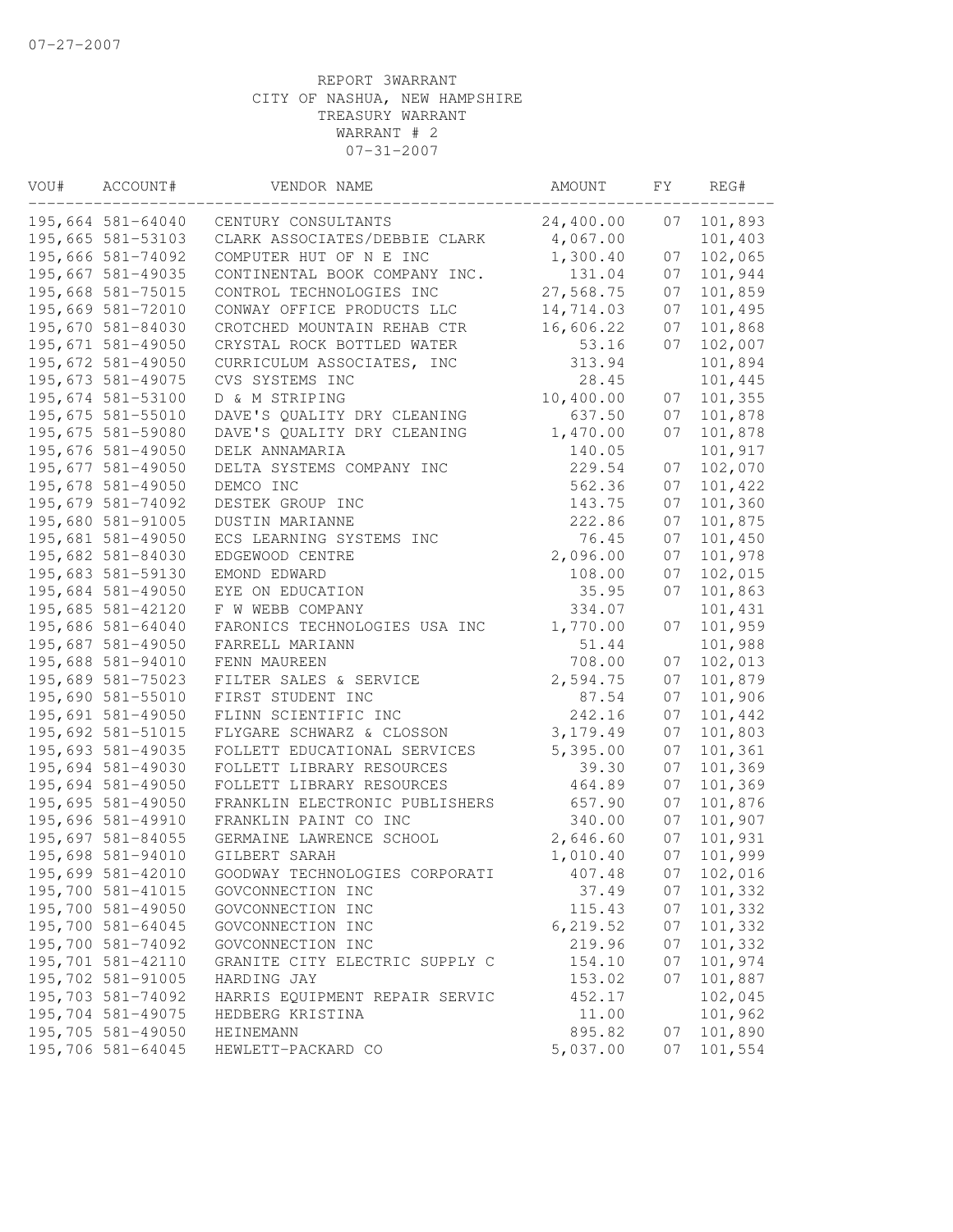07-27-2007

REPORT 3WARRANT
CITY OF NASHUA, NEW HAMPSHIRE
TREASURY WARRANT
WARRANT # 2
07-31-2007

| VOU# | ACCOUNT# | VENDOR NAME | AMOUNT | FY | REG# |
|---|---|---|---|---|---|
| 195,664 | 581-64040 | CENTURY CONSULTANTS | 24,400.00 | 07 | 101,893 |
| 195,665 | 581-53103 | CLARK ASSOCIATES/DEBBIE CLARK | 4,067.00 | | 101,403 |
| 195,666 | 581-74092 | COMPUTER HUT OF N E INC | 1,300.40 | 07 | 102,065 |
| 195,667 | 581-49035 | CONTINENTAL BOOK COMPANY INC. | 131.04 | 07 | 101,944 |
| 195,668 | 581-75015 | CONTROL TECHNOLOGIES INC | 27,568.75 | 07 | 101,859 |
| 195,669 | 581-72010 | CONWAY OFFICE PRODUCTS LLC | 14,714.03 | 07 | 101,495 |
| 195,670 | 581-84030 | CROTCHED MOUNTAIN REHAB CTR | 16,606.22 | 07 | 101,868 |
| 195,671 | 581-49050 | CRYSTAL ROCK BOTTLED WATER | 53.16 | 07 | 102,007 |
| 195,672 | 581-49050 | CURRICULUM ASSOCIATES, INC | 313.94 | | 101,894 |
| 195,673 | 581-49075 | CVS SYSTEMS INC | 28.45 | | 101,445 |
| 195,674 | 581-53100 | D & M STRIPING | 10,400.00 | 07 | 101,355 |
| 195,675 | 581-55010 | DAVE'S QUALITY DRY CLEANING | 637.50 | 07 | 101,878 |
| 195,675 | 581-59080 | DAVE'S QUALITY DRY CLEANING | 1,470.00 | 07 | 101,878 |
| 195,676 | 581-49050 | DELK ANNAMARIA | 140.05 | | 101,917 |
| 195,677 | 581-49050 | DELTA SYSTEMS COMPANY INC | 229.54 | 07 | 102,070 |
| 195,678 | 581-49050 | DEMCO INC | 562.36 | 07 | 101,422 |
| 195,679 | 581-74092 | DESTEK GROUP INC | 143.75 | 07 | 101,360 |
| 195,680 | 581-91005 | DUSTIN MARIANNE | 222.86 | 07 | 101,875 |
| 195,681 | 581-49050 | ECS LEARNING SYSTEMS INC | 76.45 | 07 | 101,450 |
| 195,682 | 581-84030 | EDGEWOOD CENTRE | 2,096.00 | 07 | 101,978 |
| 195,683 | 581-59130 | EMOND EDWARD | 108.00 | 07 | 102,015 |
| 195,684 | 581-49050 | EYE ON EDUCATION | 35.95 | 07 | 101,863 |
| 195,685 | 581-42120 | F W WEBB COMPANY | 334.07 | | 101,431 |
| 195,686 | 581-64040 | FARONICS TECHNOLOGIES USA INC | 1,770.00 | 07 | 101,959 |
| 195,687 | 581-49050 | FARRELL MARIANN | 51.44 | | 101,988 |
| 195,688 | 581-94010 | FENN MAUREEN | 708.00 | 07 | 102,013 |
| 195,689 | 581-75023 | FILTER SALES & SERVICE | 2,594.75 | 07 | 101,879 |
| 195,690 | 581-55010 | FIRST STUDENT INC | 87.54 | 07 | 101,906 |
| 195,691 | 581-49050 | FLINN SCIENTIFIC INC | 242.16 | 07 | 101,442 |
| 195,692 | 581-51015 | FLYGARE SCHWARZ & CLOSSON | 3,179.49 | 07 | 101,803 |
| 195,693 | 581-49035 | FOLLETT EDUCATIONAL SERVICES | 5,395.00 | 07 | 101,361 |
| 195,694 | 581-49030 | FOLLETT LIBRARY RESOURCES | 39.30 | 07 | 101,369 |
| 195,694 | 581-49050 | FOLLETT LIBRARY RESOURCES | 464.89 | 07 | 101,369 |
| 195,695 | 581-49050 | FRANKLIN ELECTRONIC PUBLISHERS | 657.90 | 07 | 101,876 |
| 195,696 | 581-49910 | FRANKLIN PAINT CO INC | 340.00 | 07 | 101,907 |
| 195,697 | 581-84055 | GERMAINE LAWRENCE SCHOOL | 2,646.60 | 07 | 101,931 |
| 195,698 | 581-94010 | GILBERT SARAH | 1,010.40 | 07 | 101,999 |
| 195,699 | 581-42010 | GOODWAY TECHNOLOGIES CORPORATI | 407.48 | 07 | 102,016 |
| 195,700 | 581-41015 | GOVCONNECTION INC | 37.49 | 07 | 101,332 |
| 195,700 | 581-49050 | GOVCONNECTION INC | 115.43 | 07 | 101,332 |
| 195,700 | 581-64045 | GOVCONNECTION INC | 6,219.52 | 07 | 101,332 |
| 195,700 | 581-74092 | GOVCONNECTION INC | 219.96 | 07 | 101,332 |
| 195,701 | 581-42110 | GRANITE CITY ELECTRIC SUPPLY C | 154.10 | 07 | 101,974 |
| 195,702 | 581-91005 | HARDING JAY | 153.02 | 07 | 101,887 |
| 195,703 | 581-74092 | HARRIS EQUIPMENT REPAIR SERVIC | 452.17 | | 102,045 |
| 195,704 | 581-49075 | HEDBERG KRISTINA | 11.00 | | 101,962 |
| 195,705 | 581-49050 | HEINEMANN | 895.82 | 07 | 101,890 |
| 195,706 | 581-64045 | HEWLETT-PACKARD CO | 5,037.00 | 07 | 101,554 |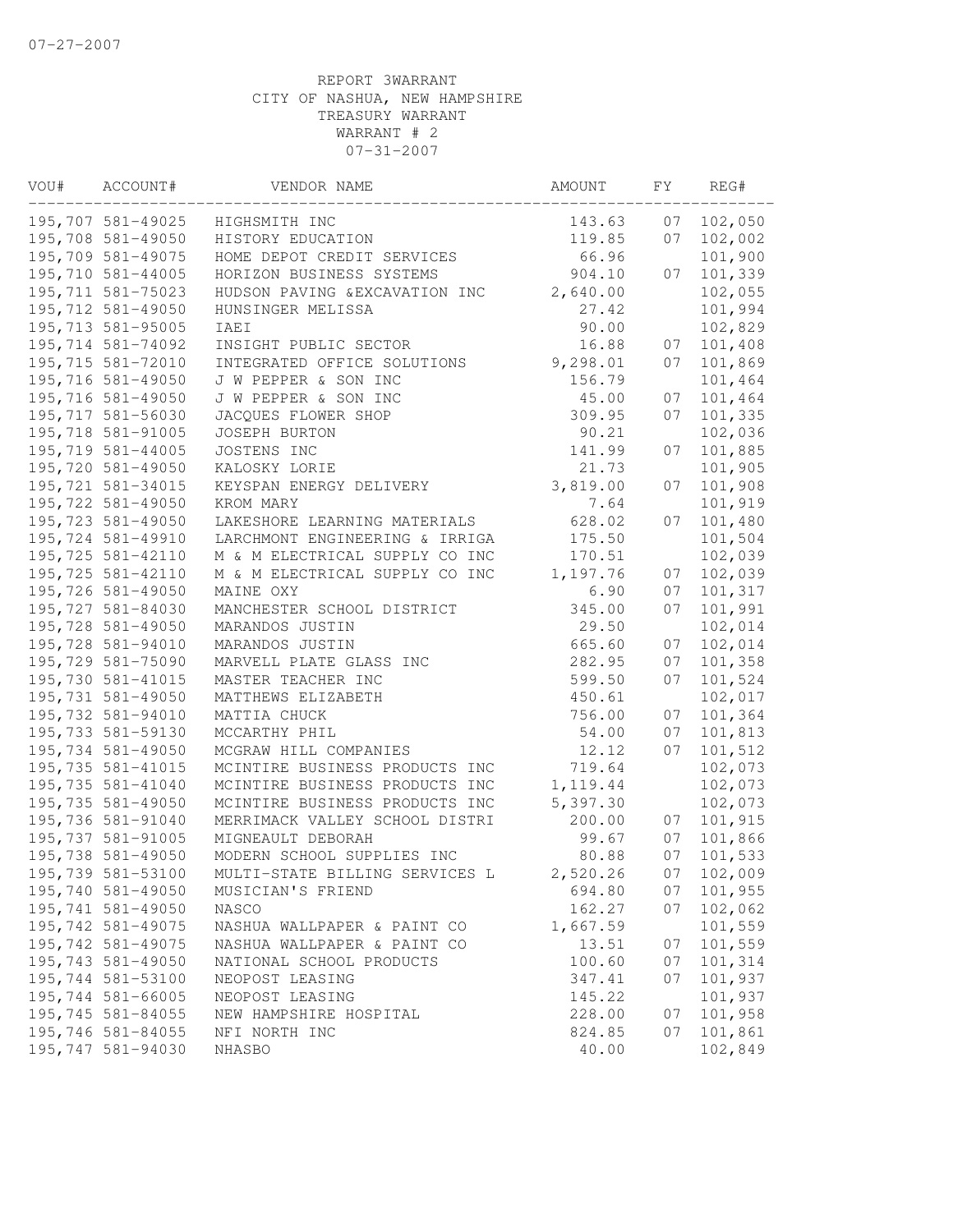07-27-2007

REPORT 3WARRANT
CITY OF NASHUA, NEW HAMPSHIRE
TREASURY WARRANT
WARRANT # 2
07-31-2007

| VOU# | ACCOUNT# | VENDOR NAME | AMOUNT | FY | REG# |
|---|---|---|---|---|---|
| 195,707 | 581-49025 | HIGHSMITH INC | 143.63 | 07 | 102,050 |
| 195,708 | 581-49050 | HISTORY EDUCATION | 119.85 | 07 | 102,002 |
| 195,709 | 581-49075 | HOME DEPOT CREDIT SERVICES | 66.96 | | 101,900 |
| 195,710 | 581-44005 | HORIZON BUSINESS SYSTEMS | 904.10 | 07 | 101,339 |
| 195,711 | 581-75023 | HUDSON PAVING &EXCAVATION INC | 2,640.00 | | 102,055 |
| 195,712 | 581-49050 | HUNSINGER MELISSA | 27.42 | | 101,994 |
| 195,713 | 581-95005 | IAEI | 90.00 | | 102,829 |
| 195,714 | 581-74092 | INSIGHT PUBLIC SECTOR | 16.88 | 07 | 101,408 |
| 195,715 | 581-72010 | INTEGRATED OFFICE SOLUTIONS | 9,298.01 | 07 | 101,869 |
| 195,716 | 581-49050 | J W PEPPER & SON INC | 156.79 | | 101,464 |
| 195,716 | 581-49050 | J W PEPPER & SON INC | 45.00 | 07 | 101,464 |
| 195,717 | 581-56030 | JACQUES FLOWER SHOP | 309.95 | 07 | 101,335 |
| 195,718 | 581-91005 | JOSEPH BURTON | 90.21 | | 102,036 |
| 195,719 | 581-44005 | JOSTENS INC | 141.99 | 07 | 101,885 |
| 195,720 | 581-49050 | KALOSKY LORIE | 21.73 | | 101,905 |
| 195,721 | 581-34015 | KEYSPAN ENERGY DELIVERY | 3,819.00 | 07 | 101,908 |
| 195,722 | 581-49050 | KROM MARY | 7.64 | | 101,919 |
| 195,723 | 581-49050 | LAKESHORE LEARNING MATERIALS | 628.02 | 07 | 101,480 |
| 195,724 | 581-49910 | LARCHMONT ENGINEERING & IRRIGA | 175.50 | | 101,504 |
| 195,725 | 581-42110 | M & M ELECTRICAL SUPPLY CO INC | 170.51 | | 102,039 |
| 195,725 | 581-42110 | M & M ELECTRICAL SUPPLY CO INC | 1,197.76 | 07 | 102,039 |
| 195,726 | 581-49050 | MAINE OXY | 6.90 | 07 | 101,317 |
| 195,727 | 581-84030 | MANCHESTER SCHOOL DISTRICT | 345.00 | 07 | 101,991 |
| 195,728 | 581-49050 | MARANDOS JUSTIN | 29.50 | | 102,014 |
| 195,728 | 581-94010 | MARANDOS JUSTIN | 665.60 | 07 | 102,014 |
| 195,729 | 581-75090 | MARVELL PLATE GLASS INC | 282.95 | 07 | 101,358 |
| 195,730 | 581-41015 | MASTER TEACHER INC | 599.50 | 07 | 101,524 |
| 195,731 | 581-49050 | MATTHEWS ELIZABETH | 450.61 | | 102,017 |
| 195,732 | 581-94010 | MATTIA CHUCK | 756.00 | 07 | 101,364 |
| 195,733 | 581-59130 | MCCARTHY PHIL | 54.00 | 07 | 101,813 |
| 195,734 | 581-49050 | MCGRAW HILL COMPANIES | 12.12 | 07 | 101,512 |
| 195,735 | 581-41015 | MCINTIRE BUSINESS PRODUCTS INC | 719.64 | | 102,073 |
| 195,735 | 581-41040 | MCINTIRE BUSINESS PRODUCTS INC | 1,119.44 | | 102,073 |
| 195,735 | 581-49050 | MCINTIRE BUSINESS PRODUCTS INC | 5,397.30 | | 102,073 |
| 195,736 | 581-91040 | MERRIMACK VALLEY SCHOOL DISTRI | 200.00 | 07 | 101,915 |
| 195,737 | 581-91005 | MIGNEAULT DEBORAH | 99.67 | 07 | 101,866 |
| 195,738 | 581-49050 | MODERN SCHOOL SUPPLIES INC | 80.88 | 07 | 101,533 |
| 195,739 | 581-53100 | MULTI-STATE BILLING SERVICES L | 2,520.26 | 07 | 102,009 |
| 195,740 | 581-49050 | MUSICIAN'S FRIEND | 694.80 | 07 | 101,955 |
| 195,741 | 581-49050 | NASCO | 162.27 | 07 | 102,062 |
| 195,742 | 581-49075 | NASHUA WALLPAPER & PAINT CO | 1,667.59 | | 101,559 |
| 195,742 | 581-49075 | NASHUA WALLPAPER & PAINT CO | 13.51 | 07 | 101,559 |
| 195,743 | 581-49050 | NATIONAL SCHOOL PRODUCTS | 100.60 | 07 | 101,314 |
| 195,744 | 581-53100 | NEOPOST LEASING | 347.41 | 07 | 101,937 |
| 195,744 | 581-66005 | NEOPOST LEASING | 145.22 | | 101,937 |
| 195,745 | 581-84055 | NEW HAMPSHIRE HOSPITAL | 228.00 | 07 | 101,958 |
| 195,746 | 581-84055 | NFI NORTH INC | 824.85 | 07 | 101,861 |
| 195,747 | 581-94030 | NHASBO | 40.00 | | 102,849 |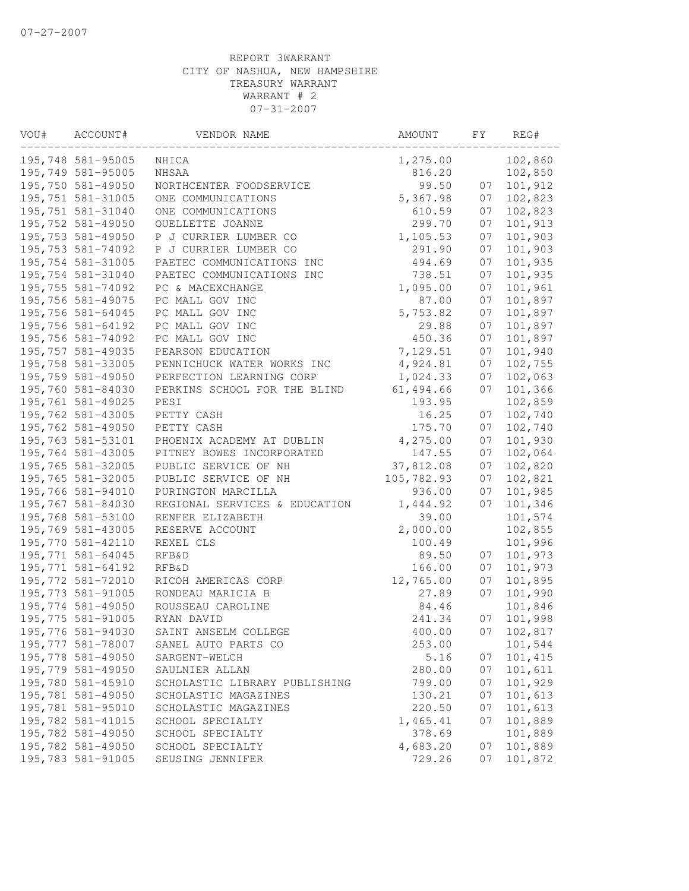07-27-2007

REPORT 3WARRANT
CITY OF NASHUA, NEW HAMPSHIRE
TREASURY WARRANT
WARRANT # 2
07-31-2007

| VOU# | ACCOUNT# | VENDOR NAME | AMOUNT | FY | REG# |
|---|---|---|---|---|---|
| 195,748 | 581-95005 | NHICA | 1,275.00 | | 102,860 |
| 195,749 | 581-95005 | NHSAA | 816.20 | | 102,850 |
| 195,750 | 581-49050 | NORTHCENTER FOODSERVICE | 99.50 | 07 | 101,912 |
| 195,751 | 581-31005 | ONE COMMUNICATIONS | 5,367.98 | 07 | 102,823 |
| 195,751 | 581-31040 | ONE COMMUNICATIONS | 610.59 | 07 | 102,823 |
| 195,752 | 581-49050 | OUELLETTE JOANNE | 299.70 | 07 | 101,913 |
| 195,753 | 581-49050 | P J CURRIER LUMBER CO | 1,105.53 | 07 | 101,903 |
| 195,753 | 581-74092 | P J CURRIER LUMBER CO | 291.90 | 07 | 101,903 |
| 195,754 | 581-31005 | PAETEC COMMUNICATIONS INC | 494.69 | 07 | 101,935 |
| 195,754 | 581-31040 | PAETEC COMMUNICATIONS INC | 738.51 | 07 | 101,935 |
| 195,755 | 581-74092 | PC & MACEXCHANGE | 1,095.00 | 07 | 101,961 |
| 195,756 | 581-49075 | PC MALL GOV INC | 87.00 | 07 | 101,897 |
| 195,756 | 581-64045 | PC MALL GOV INC | 5,753.82 | 07 | 101,897 |
| 195,756 | 581-64192 | PC MALL GOV INC | 29.88 | 07 | 101,897 |
| 195,756 | 581-74092 | PC MALL GOV INC | 450.36 | 07 | 101,897 |
| 195,757 | 581-49035 | PEARSON EDUCATION | 7,129.51 | 07 | 101,940 |
| 195,758 | 581-33005 | PENNICHUCK WATER WORKS INC | 4,924.81 | 07 | 102,755 |
| 195,759 | 581-49050 | PERFECTION LEARNING CORP | 1,024.33 | 07 | 102,063 |
| 195,760 | 581-84030 | PERKINS SCHOOL FOR THE BLIND | 61,494.66 | 07 | 101,366 |
| 195,761 | 581-49025 | PESI | 193.95 | | 102,859 |
| 195,762 | 581-43005 | PETTY CASH | 16.25 | 07 | 102,740 |
| 195,762 | 581-49050 | PETTY CASH | 175.70 | 07 | 102,740 |
| 195,763 | 581-53101 | PHOENIX ACADEMY AT DUBLIN | 4,275.00 | 07 | 101,930 |
| 195,764 | 581-43005 | PITNEY BOWES INCORPORATED | 147.55 | 07 | 102,064 |
| 195,765 | 581-32005 | PUBLIC SERVICE OF NH | 37,812.08 | 07 | 102,820 |
| 195,765 | 581-32005 | PUBLIC SERVICE OF NH | 105,782.93 | 07 | 102,821 |
| 195,766 | 581-94010 | PURINGTON MARCILLA | 936.00 | 07 | 101,985 |
| 195,767 | 581-84030 | REGIONAL SERVICES & EDUCATION | 1,444.92 | 07 | 101,346 |
| 195,768 | 581-53100 | RENFER ELIZABETH | 39.00 | | 101,574 |
| 195,769 | 581-43005 | RESERVE ACCOUNT | 2,000.00 | | 102,855 |
| 195,770 | 581-42110 | REXEL CLS | 100.49 | | 101,996 |
| 195,771 | 581-64045 | RFB&D | 89.50 | 07 | 101,973 |
| 195,771 | 581-64192 | RFB&D | 166.00 | 07 | 101,973 |
| 195,772 | 581-72010 | RICOH AMERICAS CORP | 12,765.00 | 07 | 101,895 |
| 195,773 | 581-91005 | RONDEAU MARICIA B | 27.89 | 07 | 101,990 |
| 195,774 | 581-49050 | ROUSSEAU CAROLINE | 84.46 | | 101,846 |
| 195,775 | 581-91005 | RYAN DAVID | 241.34 | 07 | 101,998 |
| 195,776 | 581-94030 | SAINT ANSELM COLLEGE | 400.00 | 07 | 102,817 |
| 195,777 | 581-78007 | SANEL AUTO PARTS CO | 253.00 | | 101,544 |
| 195,778 | 581-49050 | SARGENT-WELCH | 5.16 | 07 | 101,415 |
| 195,779 | 581-49050 | SAULNIER ALLAN | 280.00 | 07 | 101,611 |
| 195,780 | 581-45910 | SCHOLASTIC LIBRARY PUBLISHING | 799.00 | 07 | 101,929 |
| 195,781 | 581-49050 | SCHOLASTIC MAGAZINES | 130.21 | 07 | 101,613 |
| 195,781 | 581-95010 | SCHOLASTIC MAGAZINES | 220.50 | 07 | 101,613 |
| 195,782 | 581-41015 | SCHOOL SPECIALTY | 1,465.41 | 07 | 101,889 |
| 195,782 | 581-49050 | SCHOOL SPECIALTY | 378.69 | | 101,889 |
| 195,782 | 581-49050 | SCHOOL SPECIALTY | 4,683.20 | 07 | 101,889 |
| 195,783 | 581-91005 | SEUSING JENNIFER | 729.26 | 07 | 101,872 |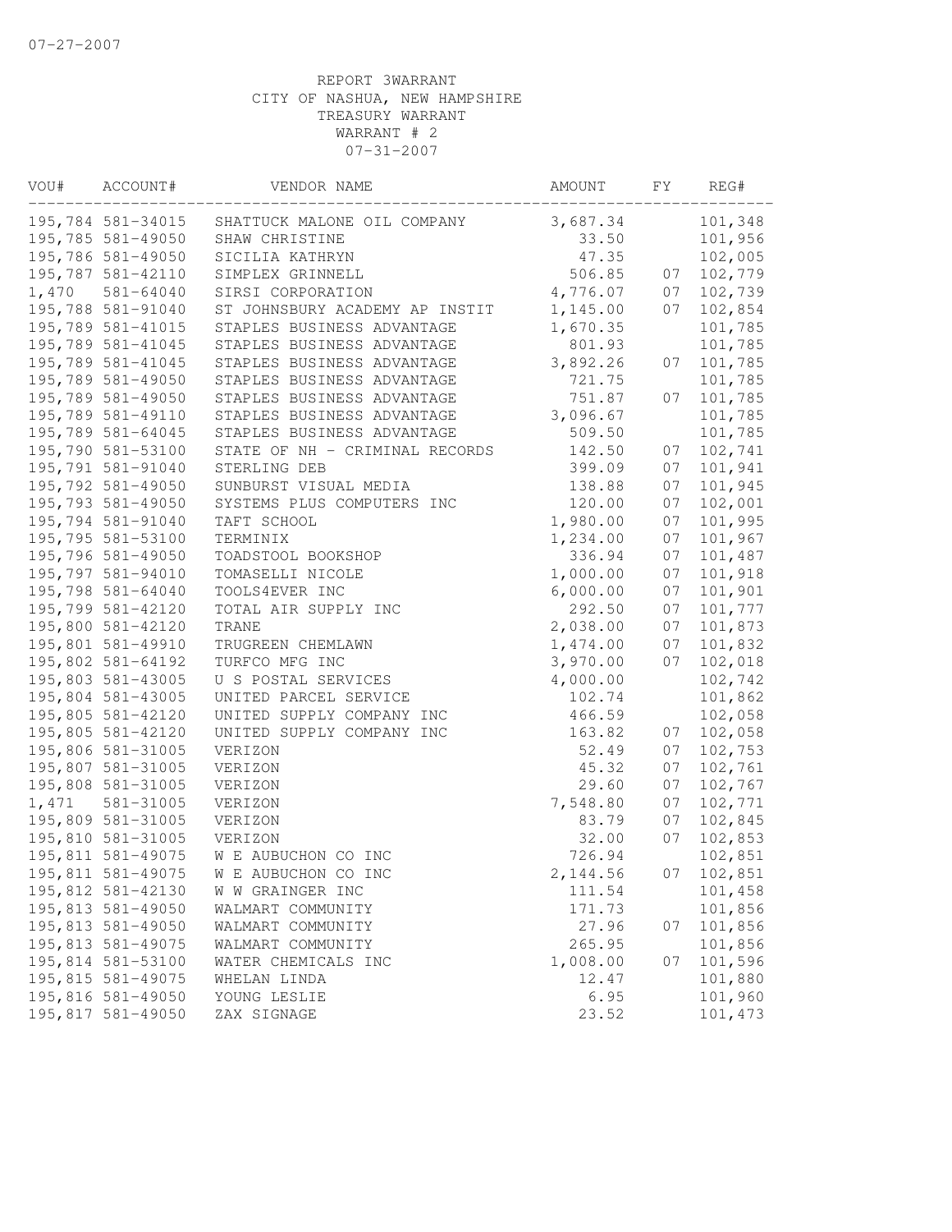07-27-2007

REPORT 3WARRANT
CITY OF NASHUA, NEW HAMPSHIRE
TREASURY WARRANT
WARRANT # 2
07-31-2007

| VOU# | ACCOUNT# | VENDOR NAME | AMOUNT | FY | REG# |
|---|---|---|---|---|---|
| 195,784 | 581-34015 | SHATTUCK MALONE OIL COMPANY | 3,687.34 | | 101,348 |
| 195,785 | 581-49050 | SHAW CHRISTINE | 33.50 | | 101,956 |
| 195,786 | 581-49050 | SICILIA KATHRYN | 47.35 | | 102,005 |
| 195,787 | 581-42110 | SIMPLEX GRINNELL | 506.85 | 07 | 102,779 |
| 1,470 | 581-64040 | SIRSI CORPORATION | 4,776.07 | 07 | 102,739 |
| 195,788 | 581-91040 | ST JOHNSBURY ACADEMY AP INSTIT | 1,145.00 | 07 | 102,854 |
| 195,789 | 581-41015 | STAPLES BUSINESS ADVANTAGE | 1,670.35 | | 101,785 |
| 195,789 | 581-41045 | STAPLES BUSINESS ADVANTAGE | 801.93 | | 101,785 |
| 195,789 | 581-41045 | STAPLES BUSINESS ADVANTAGE | 3,892.26 | 07 | 101,785 |
| 195,789 | 581-49050 | STAPLES BUSINESS ADVANTAGE | 721.75 | | 101,785 |
| 195,789 | 581-49050 | STAPLES BUSINESS ADVANTAGE | 751.87 | 07 | 101,785 |
| 195,789 | 581-49110 | STAPLES BUSINESS ADVANTAGE | 3,096.67 | | 101,785 |
| 195,789 | 581-64045 | STAPLES BUSINESS ADVANTAGE | 509.50 | | 101,785 |
| 195,790 | 581-53100 | STATE OF NH - CRIMINAL RECORDS | 142.50 | 07 | 102,741 |
| 195,791 | 581-91040 | STERLING DEB | 399.09 | 07 | 101,941 |
| 195,792 | 581-49050 | SUNBURST VISUAL MEDIA | 138.88 | 07 | 101,945 |
| 195,793 | 581-49050 | SYSTEMS PLUS COMPUTERS INC | 120.00 | 07 | 102,001 |
| 195,794 | 581-91040 | TAFT SCHOOL | 1,980.00 | 07 | 101,995 |
| 195,795 | 581-53100 | TERMINIX | 1,234.00 | 07 | 101,967 |
| 195,796 | 581-49050 | TOADSTOOL BOOKSHOP | 336.94 | 07 | 101,487 |
| 195,797 | 581-94010 | TOMASELLI NICOLE | 1,000.00 | 07 | 101,918 |
| 195,798 | 581-64040 | TOOLS4EVER INC | 6,000.00 | 07 | 101,901 |
| 195,799 | 581-42120 | TOTAL AIR SUPPLY INC | 292.50 | 07 | 101,777 |
| 195,800 | 581-42120 | TRANE | 2,038.00 | 07 | 101,873 |
| 195,801 | 581-49910 | TRUGREEN CHEMLAWN | 1,474.00 | 07 | 101,832 |
| 195,802 | 581-64192 | TURFCO MFG INC | 3,970.00 | 07 | 102,018 |
| 195,803 | 581-43005 | U S POSTAL SERVICES | 4,000.00 | | 102,742 |
| 195,804 | 581-43005 | UNITED PARCEL SERVICE | 102.74 | | 101,862 |
| 195,805 | 581-42120 | UNITED SUPPLY COMPANY INC | 466.59 | | 102,058 |
| 195,805 | 581-42120 | UNITED SUPPLY COMPANY INC | 163.82 | 07 | 102,058 |
| 195,806 | 581-31005 | VERIZON | 52.49 | 07 | 102,753 |
| 195,807 | 581-31005 | VERIZON | 45.32 | 07 | 102,761 |
| 195,808 | 581-31005 | VERIZON | 29.60 | 07 | 102,767 |
| 1,471 | 581-31005 | VERIZON | 7,548.80 | 07 | 102,771 |
| 195,809 | 581-31005 | VERIZON | 83.79 | 07 | 102,845 |
| 195,810 | 581-31005 | VERIZON | 32.00 | 07 | 102,853 |
| 195,811 | 581-49075 | W E AUBUCHON CO INC | 726.94 | | 102,851 |
| 195,811 | 581-49075 | W E AUBUCHON CO INC | 2,144.56 | 07 | 102,851 |
| 195,812 | 581-42130 | W W GRAINGER INC | 111.54 | | 101,458 |
| 195,813 | 581-49050 | WALMART COMMUNITY | 171.73 | | 101,856 |
| 195,813 | 581-49050 | WALMART COMMUNITY | 27.96 | 07 | 101,856 |
| 195,813 | 581-49075 | WALMART COMMUNITY | 265.95 | | 101,856 |
| 195,814 | 581-53100 | WATER CHEMICALS INC | 1,008.00 | 07 | 101,596 |
| 195,815 | 581-49075 | WHELAN LINDA | 12.47 | | 101,880 |
| 195,816 | 581-49050 | YOUNG LESLIE | 6.95 | | 101,960 |
| 195,817 | 581-49050 | ZAX SIGNAGE | 23.52 | | 101,473 |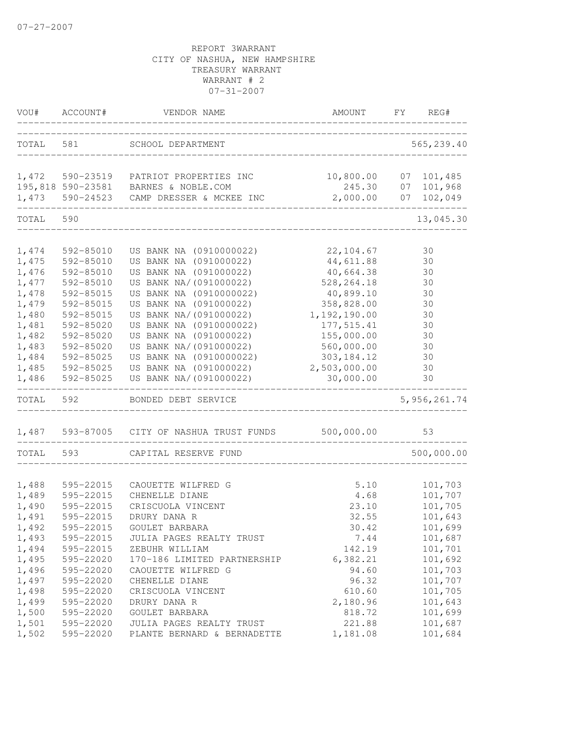07-27-2007

REPORT 3WARRANT
CITY OF NASHUA, NEW HAMPSHIRE
TREASURY WARRANT
WARRANT # 2
07-31-2007

| VOU# | ACCOUNT# | VENDOR NAME | AMOUNT | FY | REG# |
|---|---|---|---|---|---|
| TOTAL | 581 | SCHOOL DEPARTMENT | | | 565,239.40 |
| 1,472 | 590-23519 | PATRIOT PROPERTIES INC | 10,800.00 | 07 | 101,485 |
| 195,818 | 590-23581 | BARNES & NOBLE.COM | 245.30 | 07 | 101,968 |
| 1,473 | 590-24523 | CAMP DRESSER & MCKEE INC | 2,000.00 | 07 | 102,049 |
| TOTAL | 590 | | | | 13,045.30 |
| 1,474 | 592-85010 | US BANK NA (0910000022) | 22,104.67 | | 30 |
| 1,475 | 592-85010 | US BANK NA (091000022) | 44,611.88 | | 30 |
| 1,476 | 592-85010 | US BANK NA (091000022) | 40,664.38 | | 30 |
| 1,477 | 592-85010 | US BANK NA/(091000022) | 528,264.18 | | 30 |
| 1,478 | 592-85015 | US BANK NA (0910000022) | 40,899.10 | | 30 |
| 1,479 | 592-85015 | US BANK NA (091000022) | 358,828.00 | | 30 |
| 1,480 | 592-85015 | US BANK NA/(091000022) | 1,192,190.00 | | 30 |
| 1,481 | 592-85020 | US BANK NA (0910000022) | 177,515.41 | | 30 |
| 1,482 | 592-85020 | US BANK NA (091000022) | 155,000.00 | | 30 |
| 1,483 | 592-85020 | US BANK NA/(091000022) | 560,000.00 | | 30 |
| 1,484 | 592-85025 | US BANK NA (0910000022) | 303,184.12 | | 30 |
| 1,485 | 592-85025 | US BANK NA (091000022) | 2,503,000.00 | | 30 |
| 1,486 | 592-85025 | US BANK NA/(091000022) | 30,000.00 | | 30 |
| TOTAL | 592 | BONDED DEBT SERVICE | | | 5,956,261.74 |
| 1,487 | 593-87005 | CITY OF NASHUA TRUST FUNDS | 500,000.00 | | 53 |
| TOTAL | 593 | CAPITAL RESERVE FUND | | | 500,000.00 |
| 1,488 | 595-22015 | CAOUETTE WILFRED G | 5.10 | | 101,703 |
| 1,489 | 595-22015 | CHENELLE DIANE | 4.68 | | 101,707 |
| 1,490 | 595-22015 | CRISCUOLA VINCENT | 23.10 | | 101,705 |
| 1,491 | 595-22015 | DRURY DANA R | 32.55 | | 101,643 |
| 1,492 | 595-22015 | GOULET BARBARA | 30.42 | | 101,699 |
| 1,493 | 595-22015 | JULIA PAGES REALTY TRUST | 7.44 | | 101,687 |
| 1,494 | 595-22015 | ZEBUHR WILLIAM | 142.19 | | 101,701 |
| 1,495 | 595-22020 | 170-186 LIMITED PARTNERSHIP | 6,382.21 | | 101,692 |
| 1,496 | 595-22020 | CAOUETTE WILFRED G | 94.60 | | 101,703 |
| 1,497 | 595-22020 | CHENELLE DIANE | 96.32 | | 101,707 |
| 1,498 | 595-22020 | CRISCUOLA VINCENT | 610.60 | | 101,705 |
| 1,499 | 595-22020 | DRURY DANA R | 2,180.96 | | 101,643 |
| 1,500 | 595-22020 | GOULET BARBARA | 818.72 | | 101,699 |
| 1,501 | 595-22020 | JULIA PAGES REALTY TRUST | 221.88 | | 101,687 |
| 1,502 | 595-22020 | PLANTE BERNARD & BERNADETTE | 1,181.08 | | 101,684 |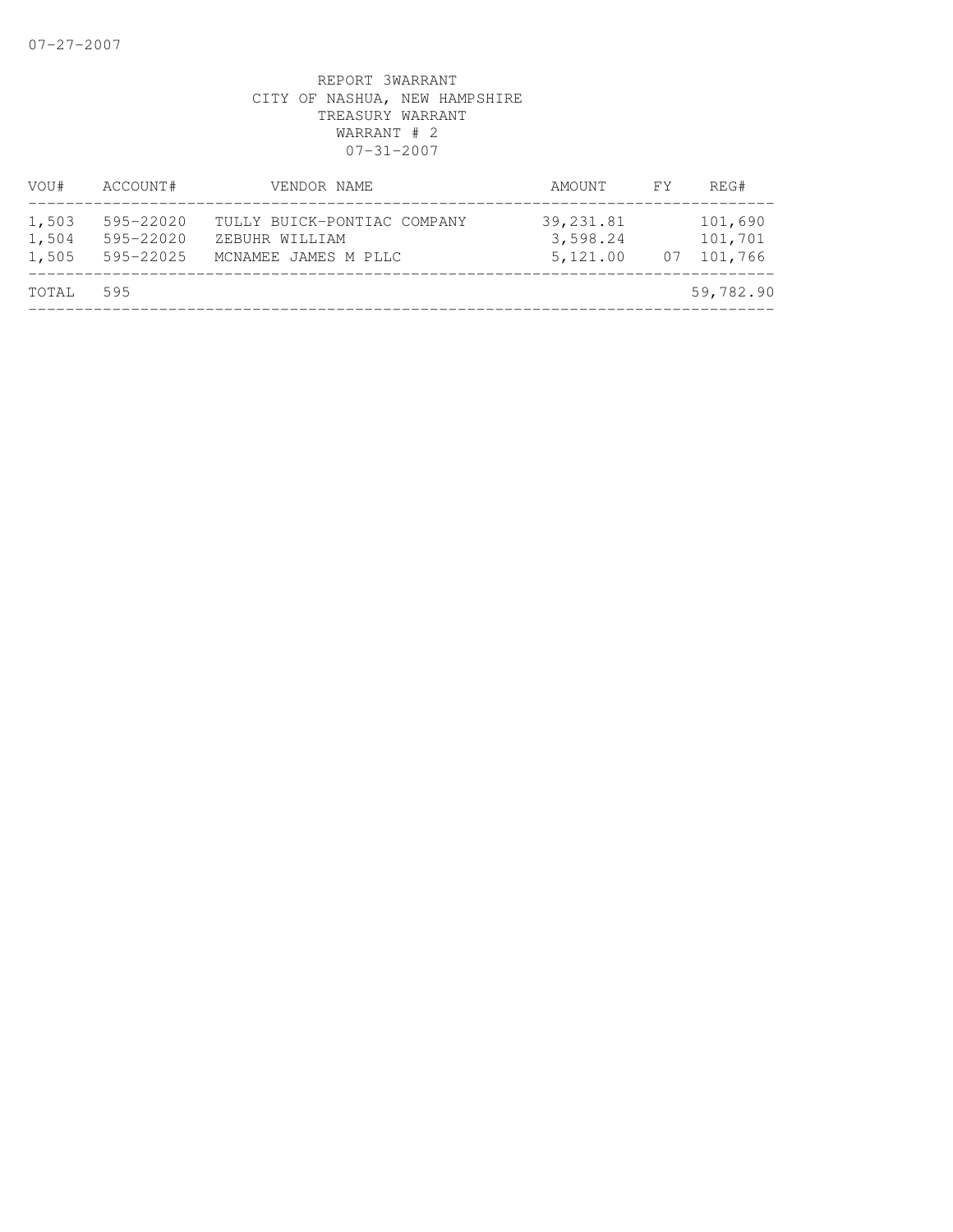07-27-2007

REPORT 3WARRANT
CITY OF NASHUA, NEW HAMPSHIRE
TREASURY WARRANT
WARRANT # 2
07-31-2007

| VOU# | ACCOUNT# | VENDOR NAME | AMOUNT | FY | REG# |
|---|---|---|---|---|---|
| 1,503 | 595-22020 | TULLY BUICK-PONTIAC COMPANY | 39,231.81 | | 101,690 |
| 1,504 | 595-22020 | ZEBUHR WILLIAM | 3,598.24 | | 101,701 |
| 1,505 | 595-22025 | MCNAMEE JAMES M PLLC | 5,121.00 | 07 | 101,766 |
| TOTAL | 595 | | | | 59,782.90 |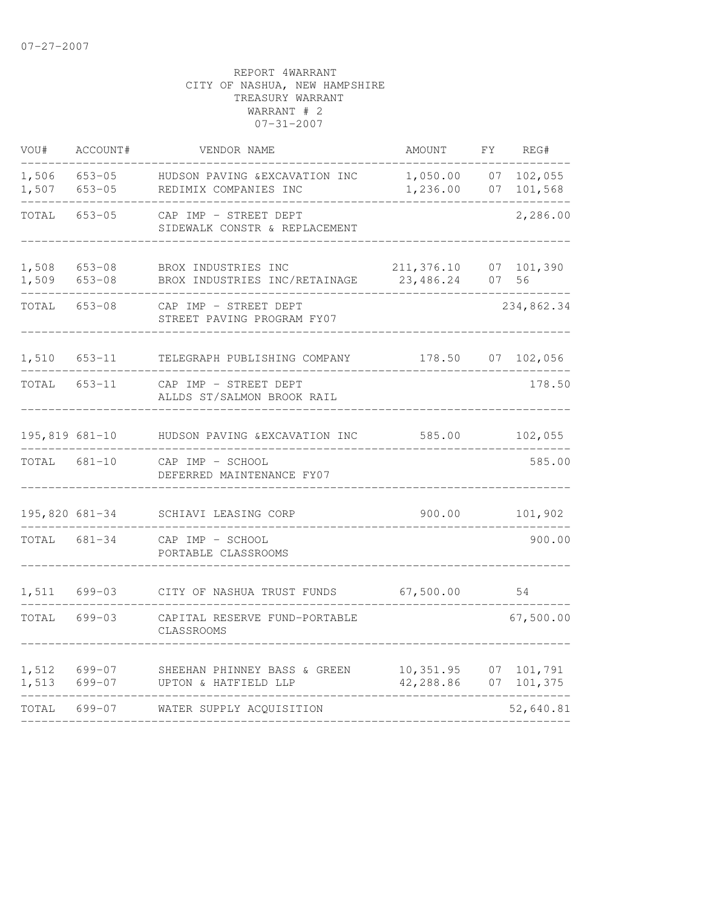07-27-2007

REPORT 4WARRANT
CITY OF NASHUA, NEW HAMPSHIRE
TREASURY WARRANT
WARRANT # 2
07-31-2007

| VOU# | ACCOUNT# | VENDOR NAME | AMOUNT | FY | REG# |
|---|---|---|---|---|---|
| 1,506 | 653-05 | HUDSON PAVING &EXCAVATION INC | 1,050.00 | 07 | 102,055 |
| 1,507 | 653-05 | REDIMIX COMPANIES INC | 1,236.00 | 07 | 101,568 |
| TOTAL | 653-05 | CAP IMP - STREET DEPT SIDEWALK CONSTR & REPLACEMENT | | | 2,286.00 |
| 1,508 | 653-08 | BROX INDUSTRIES INC | 211,376.10 | 07 | 101,390 |
| 1,509 | 653-08 | BROX INDUSTRIES INC/RETAINAGE | 23,486.24 | 07 | 56 |
| TOTAL | 653-08 | CAP IMP - STREET DEPT STREET PAVING PROGRAM FY07 | | | 234,862.34 |
| 1,510 | 653-11 | TELEGRAPH PUBLISHING COMPANY | 178.50 | 07 | 102,056 |
| TOTAL | 653-11 | CAP IMP - STREET DEPT ALLDS ST/SALMON BROOK RAIL | | | 178.50 |
| 195,819 | 681-10 | HUDSON PAVING &EXCAVATION INC | 585.00 | | 102,055 |
| TOTAL | 681-10 | CAP IMP - SCHOOL DEFERRED MAINTENANCE FY07 | | | 585.00 |
| 195,820 | 681-34 | SCHIAVI LEASING CORP | 900.00 | | 101,902 |
| TOTAL | 681-34 | CAP IMP - SCHOOL PORTABLE CLASSROOMS | | | 900.00 |
| 1,511 | 699-03 | CITY OF NASHUA TRUST FUNDS | 67,500.00 | | 54 |
| TOTAL | 699-03 | CAPITAL RESERVE FUND-PORTABLE CLASSROOMS | | | 67,500.00 |
| 1,512 | 699-07 | SHEEHAN PHINNEY BASS & GREEN | 10,351.95 | 07 | 101,791 |
| 1,513 | 699-07 | UPTON & HATFIELD LLP | 42,288.86 | 07 | 101,375 |
| TOTAL | 699-07 | WATER SUPPLY ACQUISITION | | | 52,640.81 |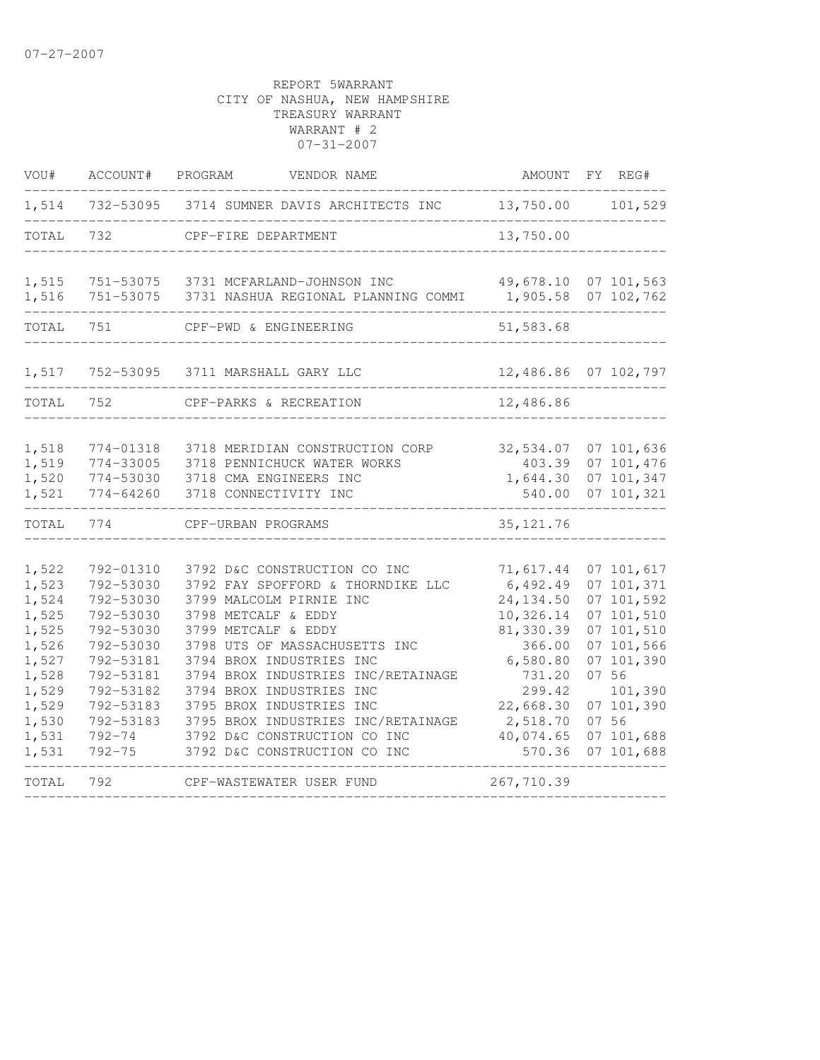07-27-2007

REPORT 5WARRANT
CITY OF NASHUA, NEW HAMPSHIRE
TREASURY WARRANT
WARRANT # 2
07-31-2007

| VOU# | ACCOUNT# | PROGRAM | VENDOR NAME | AMOUNT | FY | REG# |
|---|---|---|---|---|---|---|
| 1,514 | 732-53095 | 3714 | SUMNER DAVIS ARCHITECTS INC | 13,750.00 | | 101,529 |
| TOTAL | 732 | | CPF-FIRE DEPARTMENT | 13,750.00 | | |
| 1,515 | 751-53075 | 3731 | MCFARLAND-JOHNSON INC | 49,678.10 | 07 | 101,563 |
| 1,516 | 751-53075 | 3731 | NASHUA REGIONAL PLANNING COMMI | 1,905.58 | 07 | 102,762 |
| TOTAL | 751 | | CPF-PWD & ENGINEERING | 51,583.68 | | |
| 1,517 | 752-53095 | 3711 | MARSHALL GARY LLC | 12,486.86 | 07 | 102,797 |
| TOTAL | 752 | | CPF-PARKS & RECREATION | 12,486.86 | | |
| 1,518 | 774-01318 | 3718 | MERIDIAN CONSTRUCTION CORP | 32,534.07 | 07 | 101,636 |
| 1,519 | 774-33005 | 3718 | PENNICHUCK WATER WORKS | 403.39 | 07 | 101,476 |
| 1,520 | 774-53030 | 3718 | CMA ENGINEERS INC | 1,644.30 | 07 | 101,347 |
| 1,521 | 774-64260 | 3718 | CONNECTIVITY INC | 540.00 | 07 | 101,321 |
| TOTAL | 774 | | CPF-URBAN PROGRAMS | 35,121.76 | | |
| 1,522 | 792-01310 | 3792 | D&C CONSTRUCTION CO INC | 71,617.44 | 07 | 101,617 |
| 1,523 | 792-53030 | 3792 | FAY SPOFFORD & THORNDIKE LLC | 6,492.49 | 07 | 101,371 |
| 1,524 | 792-53030 | 3799 | MALCOLM PIRNIE INC | 24,134.50 | 07 | 101,592 |
| 1,525 | 792-53030 | 3798 | METCALF & EDDY | 10,326.14 | 07 | 101,510 |
| 1,525 | 792-53030 | 3799 | METCALF & EDDY | 81,330.39 | 07 | 101,510 |
| 1,526 | 792-53030 | 3798 | UTS OF MASSACHUSETTS INC | 366.00 | 07 | 101,566 |
| 1,527 | 792-53181 | 3794 | BROX INDUSTRIES INC | 6,580.80 | 07 | 101,390 |
| 1,528 | 792-53181 | 3794 | BROX INDUSTRIES INC/RETAINAGE | 731.20 | 07 | 56 |
| 1,529 | 792-53182 | 3794 | BROX INDUSTRIES INC | 299.42 | | 101,390 |
| 1,529 | 792-53183 | 3795 | BROX INDUSTRIES INC | 22,668.30 | 07 | 101,390 |
| 1,530 | 792-53183 | 3795 | BROX INDUSTRIES INC/RETAINAGE | 2,518.70 | 07 | 56 |
| 1,531 | 792-74 | 3792 | D&C CONSTRUCTION CO INC | 40,074.65 | 07 | 101,688 |
| 1,531 | 792-75 | 3792 | D&C CONSTRUCTION CO INC | 570.36 | 07 | 101,688 |
| TOTAL | 792 | | CPF-WASTEWATER USER FUND | 267,710.39 | | |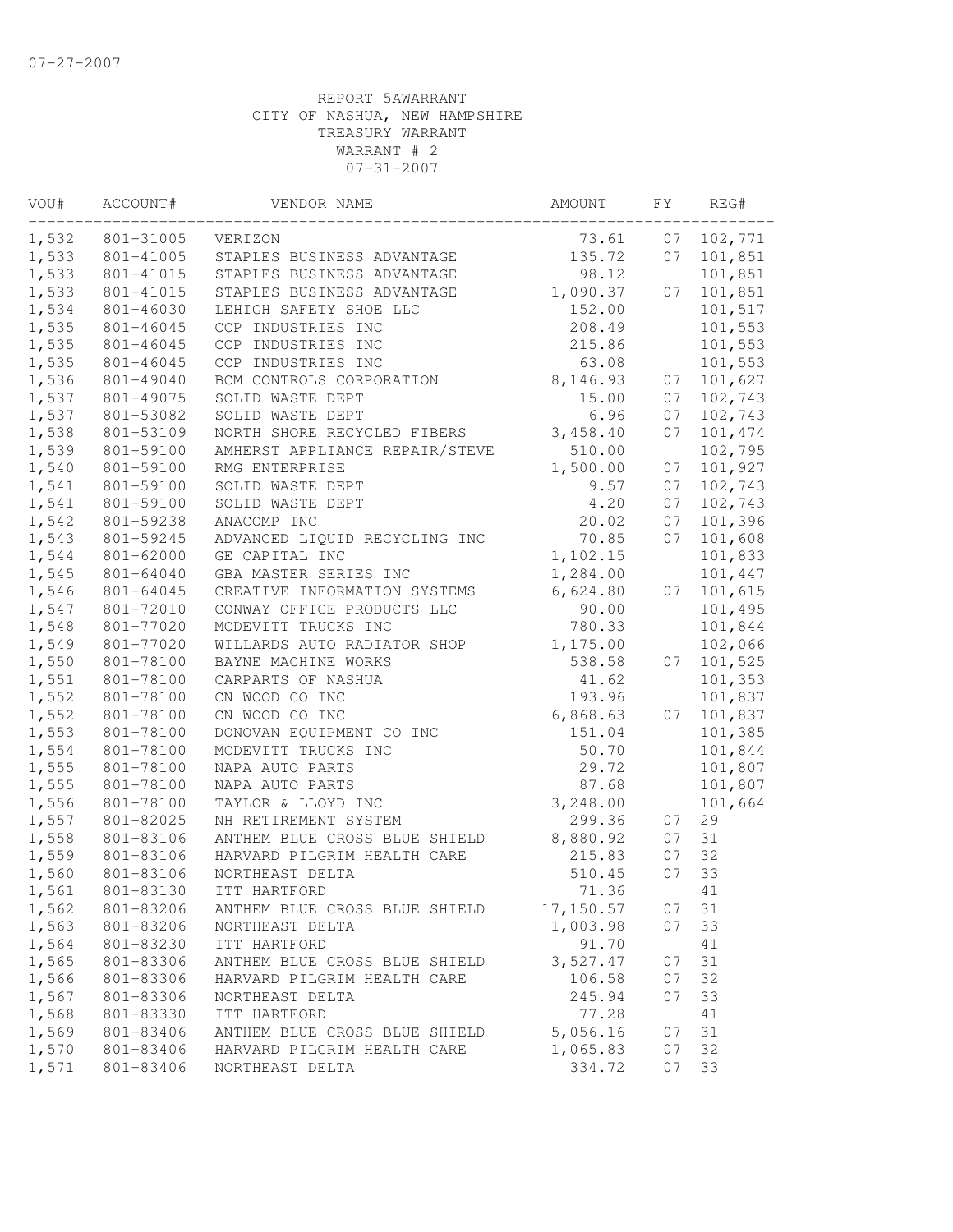07-27-2007

REPORT 5AWARRANT
CITY OF NASHUA, NEW HAMPSHIRE
TREASURY WARRANT
WARRANT # 2
07-31-2007

| VOU# | ACCOUNT# | VENDOR NAME | AMOUNT | FY | REG# |
|---|---|---|---|---|---|
| 1,532 | 801-31005 | VERIZON | 73.61 | 07 | 102,771 |
| 1,533 | 801-41005 | STAPLES BUSINESS ADVANTAGE | 135.72 | 07 | 101,851 |
| 1,533 | 801-41015 | STAPLES BUSINESS ADVANTAGE | 98.12 | | 101,851 |
| 1,533 | 801-41015 | STAPLES BUSINESS ADVANTAGE | 1,090.37 | 07 | 101,851 |
| 1,534 | 801-46030 | LEHIGH SAFETY SHOE LLC | 152.00 | | 101,517 |
| 1,535 | 801-46045 | CCP INDUSTRIES INC | 208.49 | | 101,553 |
| 1,535 | 801-46045 | CCP INDUSTRIES INC | 215.86 | | 101,553 |
| 1,535 | 801-46045 | CCP INDUSTRIES INC | 63.08 | | 101,553 |
| 1,536 | 801-49040 | BCM CONTROLS CORPORATION | 8,146.93 | 07 | 101,627 |
| 1,537 | 801-49075 | SOLID WASTE DEPT | 15.00 | 07 | 102,743 |
| 1,537 | 801-53082 | SOLID WASTE DEPT | 6.96 | 07 | 102,743 |
| 1,538 | 801-53109 | NORTH SHORE RECYCLED FIBERS | 3,458.40 | 07 | 101,474 |
| 1,539 | 801-59100 | AMHERST APPLIANCE REPAIR/STEVE | 510.00 | | 102,795 |
| 1,540 | 801-59100 | RMG ENTERPRISE | 1,500.00 | 07 | 101,927 |
| 1,541 | 801-59100 | SOLID WASTE DEPT | 9.57 | 07 | 102,743 |
| 1,541 | 801-59100 | SOLID WASTE DEPT | 4.20 | 07 | 102,743 |
| 1,542 | 801-59238 | ANACOMP INC | 20.02 | 07 | 101,396 |
| 1,543 | 801-59245 | ADVANCED LIQUID RECYCLING INC | 70.85 | 07 | 101,608 |
| 1,544 | 801-62000 | GE CAPITAL INC | 1,102.15 | | 101,833 |
| 1,545 | 801-64040 | GBA MASTER SERIES INC | 1,284.00 | | 101,447 |
| 1,546 | 801-64045 | CREATIVE INFORMATION SYSTEMS | 6,624.80 | 07 | 101,615 |
| 1,547 | 801-72010 | CONWAY OFFICE PRODUCTS LLC | 90.00 | | 101,495 |
| 1,548 | 801-77020 | MCDEVITT TRUCKS INC | 780.33 | | 101,844 |
| 1,549 | 801-77020 | WILLARDS AUTO RADIATOR SHOP | 1,175.00 | | 102,066 |
| 1,550 | 801-78100 | BAYNE MACHINE WORKS | 538.58 | 07 | 101,525 |
| 1,551 | 801-78100 | CARPARTS OF NASHUA | 41.62 | | 101,353 |
| 1,552 | 801-78100 | CN WOOD CO INC | 193.96 | | 101,837 |
| 1,552 | 801-78100 | CN WOOD CO INC | 6,868.63 | 07 | 101,837 |
| 1,553 | 801-78100 | DONOVAN EQUIPMENT CO INC | 151.04 | | 101,385 |
| 1,554 | 801-78100 | MCDEVITT TRUCKS INC | 50.70 | | 101,844 |
| 1,555 | 801-78100 | NAPA AUTO PARTS | 29.72 | | 101,807 |
| 1,555 | 801-78100 | NAPA AUTO PARTS | 87.68 | | 101,807 |
| 1,556 | 801-78100 | TAYLOR & LLOYD INC | 3,248.00 | | 101,664 |
| 1,557 | 801-82025 | NH RETIREMENT SYSTEM | 299.36 | 07 | 29 |
| 1,558 | 801-83106 | ANTHEM BLUE CROSS BLUE SHIELD | 8,880.92 | 07 | 31 |
| 1,559 | 801-83106 | HARVARD PILGRIM HEALTH CARE | 215.83 | 07 | 32 |
| 1,560 | 801-83106 | NORTHEAST DELTA | 510.45 | 07 | 33 |
| 1,561 | 801-83130 | ITT HARTFORD | 71.36 | | 41 |
| 1,562 | 801-83206 | ANTHEM BLUE CROSS BLUE SHIELD | 17,150.57 | 07 | 31 |
| 1,563 | 801-83206 | NORTHEAST DELTA | 1,003.98 | 07 | 33 |
| 1,564 | 801-83230 | ITT HARTFORD | 91.70 | | 41 |
| 1,565 | 801-83306 | ANTHEM BLUE CROSS BLUE SHIELD | 3,527.47 | 07 | 31 |
| 1,566 | 801-83306 | HARVARD PILGRIM HEALTH CARE | 106.58 | 07 | 32 |
| 1,567 | 801-83306 | NORTHEAST DELTA | 245.94 | 07 | 33 |
| 1,568 | 801-83330 | ITT HARTFORD | 77.28 | | 41 |
| 1,569 | 801-83406 | ANTHEM BLUE CROSS BLUE SHIELD | 5,056.16 | 07 | 31 |
| 1,570 | 801-83406 | HARVARD PILGRIM HEALTH CARE | 1,065.83 | 07 | 32 |
| 1,571 | 801-83406 | NORTHEAST DELTA | 334.72 | 07 | 33 |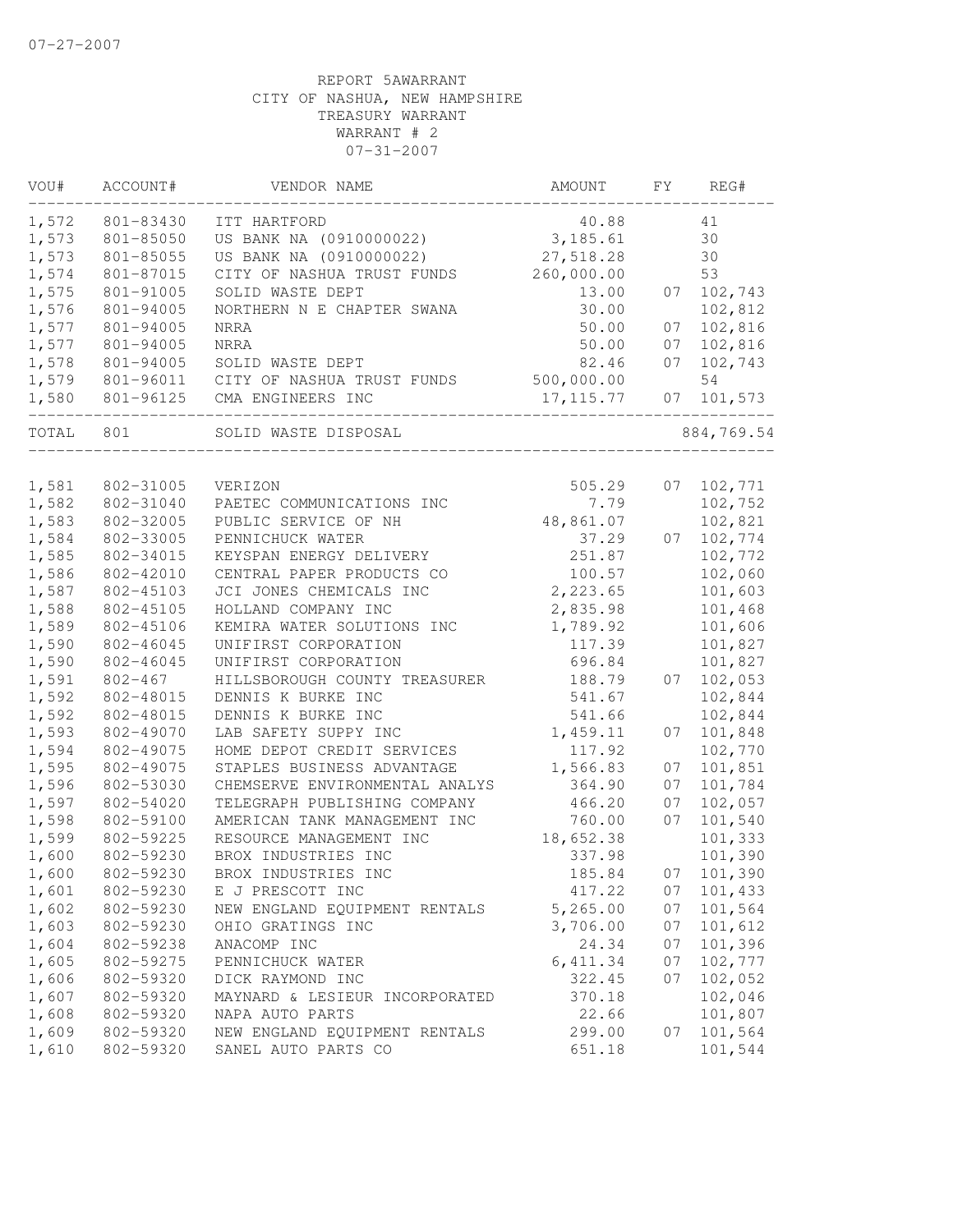07-27-2007

REPORT 5AWARRANT
CITY OF NASHUA, NEW HAMPSHIRE
TREASURY WARRANT
WARRANT # 2
07-31-2007

| VOU# | ACCOUNT# | VENDOR NAME | AMOUNT | FY | REG# |
|---|---|---|---|---|---|
| 1,572 | 801-83430 | ITT HARTFORD | 40.88 | | 41 |
| 1,573 | 801-85050 | US BANK NA (0910000022) | 3,185.61 | | 30 |
| 1,573 | 801-85055 | US BANK NA (0910000022) | 27,518.28 | | 30 |
| 1,574 | 801-87015 | CITY OF NASHUA TRUST FUNDS | 260,000.00 | | 53 |
| 1,575 | 801-91005 | SOLID WASTE DEPT | 13.00 | 07 | 102,743 |
| 1,576 | 801-94005 | NORTHERN N E CHAPTER SWANA | 30.00 | | 102,812 |
| 1,577 | 801-94005 | NRRA | 50.00 | 07 | 102,816 |
| 1,577 | 801-94005 | NRRA | 50.00 | 07 | 102,816 |
| 1,578 | 801-94005 | SOLID WASTE DEPT | 82.46 | 07 | 102,743 |
| 1,579 | 801-96011 | CITY OF NASHUA TRUST FUNDS | 500,000.00 | | 54 |
| 1,580 | 801-96125 | CMA ENGINEERS INC | 17,115.77 | 07 | 101,573 |
| TOTAL | 801 | SOLID WASTE DISPOSAL | | | 884,769.54 |
| 1,581 | 802-31005 | VERIZON | 505.29 | 07 | 102,771 |
| 1,582 | 802-31040 | PAETEC COMMUNICATIONS INC | 7.79 | | 102,752 |
| 1,583 | 802-32005 | PUBLIC SERVICE OF NH | 48,861.07 | | 102,821 |
| 1,584 | 802-33005 | PENNICHUCK WATER | 37.29 | 07 | 102,774 |
| 1,585 | 802-34015 | KEYSPAN ENERGY DELIVERY | 251.87 | | 102,772 |
| 1,586 | 802-42010 | CENTRAL PAPER PRODUCTS CO | 100.57 | | 102,060 |
| 1,587 | 802-45103 | JCI JONES CHEMICALS INC | 2,223.65 | | 101,603 |
| 1,588 | 802-45105 | HOLLAND COMPANY INC | 2,835.98 | | 101,468 |
| 1,589 | 802-45106 | KEMIRA WATER SOLUTIONS INC | 1,789.92 | | 101,606 |
| 1,590 | 802-46045 | UNIFIRST CORPORATION | 117.39 | | 101,827 |
| 1,590 | 802-46045 | UNIFIRST CORPORATION | 696.84 | | 101,827 |
| 1,591 | 802-467 | HILLSBOROUGH COUNTY TREASURER | 188.79 | 07 | 102,053 |
| 1,592 | 802-48015 | DENNIS K BURKE INC | 541.67 | | 102,844 |
| 1,592 | 802-48015 | DENNIS K BURKE INC | 541.66 | | 102,844 |
| 1,593 | 802-49070 | LAB SAFETY SUPPY INC | 1,459.11 | 07 | 101,848 |
| 1,594 | 802-49075 | HOME DEPOT CREDIT SERVICES | 117.92 | | 102,770 |
| 1,595 | 802-49075 | STAPLES BUSINESS ADVANTAGE | 1,566.83 | 07 | 101,851 |
| 1,596 | 802-53030 | CHEMSERVE ENVIRONMENTAL ANALYS | 364.90 | 07 | 101,784 |
| 1,597 | 802-54020 | TELEGRAPH PUBLISHING COMPANY | 466.20 | 07 | 102,057 |
| 1,598 | 802-59100 | AMERICAN TANK MANAGEMENT INC | 760.00 | 07 | 101,540 |
| 1,599 | 802-59225 | RESOURCE MANAGEMENT INC | 18,652.38 | | 101,333 |
| 1,600 | 802-59230 | BROX INDUSTRIES INC | 337.98 | | 101,390 |
| 1,600 | 802-59230 | BROX INDUSTRIES INC | 185.84 | 07 | 101,390 |
| 1,601 | 802-59230 | E J PRESCOTT INC | 417.22 | 07 | 101,433 |
| 1,602 | 802-59230 | NEW ENGLAND EQUIPMENT RENTALS | 5,265.00 | 07 | 101,564 |
| 1,603 | 802-59230 | OHIO GRATINGS INC | 3,706.00 | 07 | 101,612 |
| 1,604 | 802-59238 | ANACOMP INC | 24.34 | 07 | 101,396 |
| 1,605 | 802-59275 | PENNICHUCK WATER | 6,411.34 | 07 | 102,777 |
| 1,606 | 802-59320 | DICK RAYMOND INC | 322.45 | 07 | 102,052 |
| 1,607 | 802-59320 | MAYNARD & LESIEUR INCORPORATED | 370.18 | | 102,046 |
| 1,608 | 802-59320 | NAPA AUTO PARTS | 22.66 | | 101,807 |
| 1,609 | 802-59320 | NEW ENGLAND EQUIPMENT RENTALS | 299.00 | 07 | 101,564 |
| 1,610 | 802-59320 | SANEL AUTO PARTS CO | 651.18 | | 101,544 |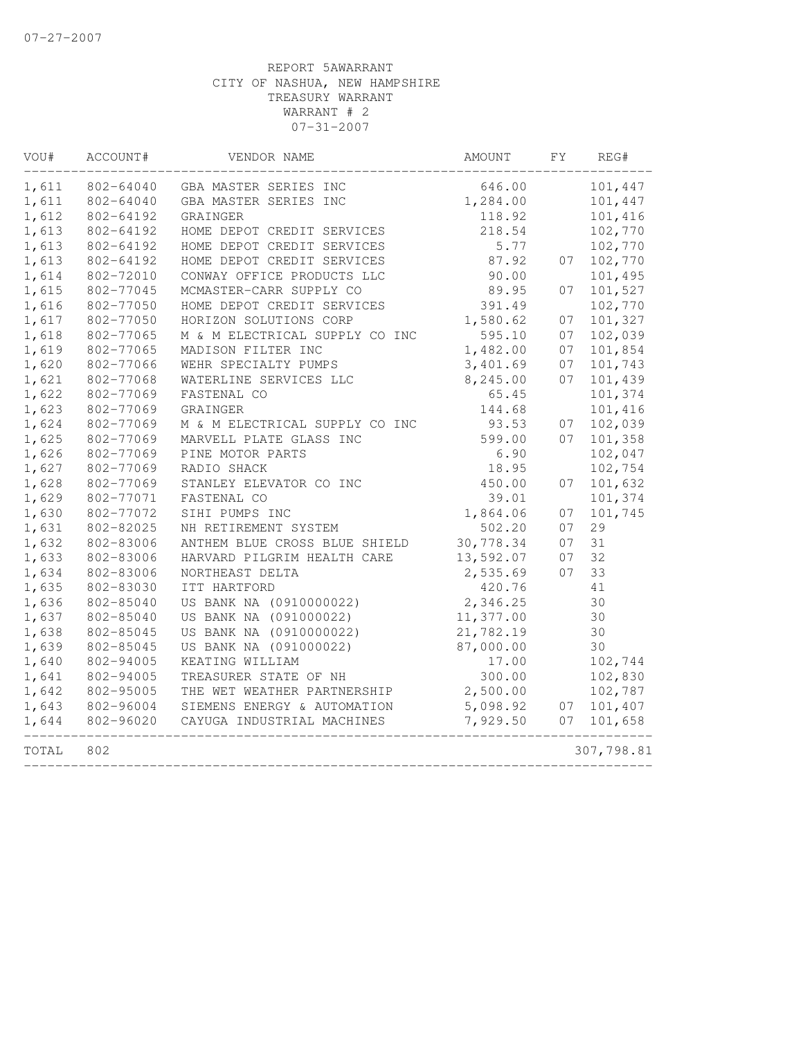07-27-2007

REPORT 5AWARRANT
CITY OF NASHUA, NEW HAMPSHIRE
TREASURY WARRANT
WARRANT # 2
07-31-2007

| VOU# | ACCOUNT# | VENDOR NAME | AMOUNT | FY | REG# |
|---|---|---|---|---|---|
| 1,611 | 802-64040 | GBA MASTER SERIES INC | 646.00 | | 101,447 |
| 1,611 | 802-64040 | GBA MASTER SERIES INC | 1,284.00 | | 101,447 |
| 1,612 | 802-64192 | GRAINGER | 118.92 | | 101,416 |
| 1,613 | 802-64192 | HOME DEPOT CREDIT SERVICES | 218.54 | | 102,770 |
| 1,613 | 802-64192 | HOME DEPOT CREDIT SERVICES | 5.77 | | 102,770 |
| 1,613 | 802-64192 | HOME DEPOT CREDIT SERVICES | 87.92 | 07 | 102,770 |
| 1,614 | 802-72010 | CONWAY OFFICE PRODUCTS LLC | 90.00 | | 101,495 |
| 1,615 | 802-77045 | MCMASTER-CARR SUPPLY CO | 89.95 | 07 | 101,527 |
| 1,616 | 802-77050 | HOME DEPOT CREDIT SERVICES | 391.49 | | 102,770 |
| 1,617 | 802-77050 | HORIZON SOLUTIONS CORP | 1,580.62 | 07 | 101,327 |
| 1,618 | 802-77065 | M & M ELECTRICAL SUPPLY CO INC | 595.10 | 07 | 102,039 |
| 1,619 | 802-77065 | MADISON FILTER INC | 1,482.00 | 07 | 101,854 |
| 1,620 | 802-77066 | WEHR SPECIALTY PUMPS | 3,401.69 | 07 | 101,743 |
| 1,621 | 802-77068 | WATERLINE SERVICES LLC | 8,245.00 | 07 | 101,439 |
| 1,622 | 802-77069 | FASTENAL CO | 65.45 | | 101,374 |
| 1,623 | 802-77069 | GRAINGER | 144.68 | | 101,416 |
| 1,624 | 802-77069 | M & M ELECTRICAL SUPPLY CO INC | 93.53 | 07 | 102,039 |
| 1,625 | 802-77069 | MARVELL PLATE GLASS INC | 599.00 | 07 | 101,358 |
| 1,626 | 802-77069 | PINE MOTOR PARTS | 6.90 | | 102,047 |
| 1,627 | 802-77069 | RADIO SHACK | 18.95 | | 102,754 |
| 1,628 | 802-77069 | STANLEY ELEVATOR CO INC | 450.00 | 07 | 101,632 |
| 1,629 | 802-77071 | FASTENAL CO | 39.01 | | 101,374 |
| 1,630 | 802-77072 | SIHI PUMPS INC | 1,864.06 | 07 | 101,745 |
| 1,631 | 802-82025 | NH RETIREMENT SYSTEM | 502.20 | 07 | 29 |
| 1,632 | 802-83006 | ANTHEM BLUE CROSS BLUE SHIELD | 30,778.34 | 07 | 31 |
| 1,633 | 802-83006 | HARVARD PILGRIM HEALTH CARE | 13,592.07 | 07 | 32 |
| 1,634 | 802-83006 | NORTHEAST DELTA | 2,535.69 | 07 | 33 |
| 1,635 | 802-83030 | ITT HARTFORD | 420.76 | | 41 |
| 1,636 | 802-85040 | US BANK NA (0910000022) | 2,346.25 | | 30 |
| 1,637 | 802-85040 | US BANK NA (091000022) | 11,377.00 | | 30 |
| 1,638 | 802-85045 | US BANK NA (0910000022) | 21,782.19 | | 30 |
| 1,639 | 802-85045 | US BANK NA (091000022) | 87,000.00 | | 30 |
| 1,640 | 802-94005 | KEATING WILLIAM | 17.00 | | 102,744 |
| 1,641 | 802-94005 | TREASURER STATE OF NH | 300.00 | | 102,830 |
| 1,642 | 802-95005 | THE WET WEATHER PARTNERSHIP | 2,500.00 | | 102,787 |
| 1,643 | 802-96004 | SIEMENS ENERGY & AUTOMATION | 5,098.92 | 07 | 101,407 |
| 1,644 | 802-96020 | CAYUGA INDUSTRIAL MACHINES | 7,929.50 | 07 | 101,658 |
| TOTAL | 802 | | | | 307,798.81 |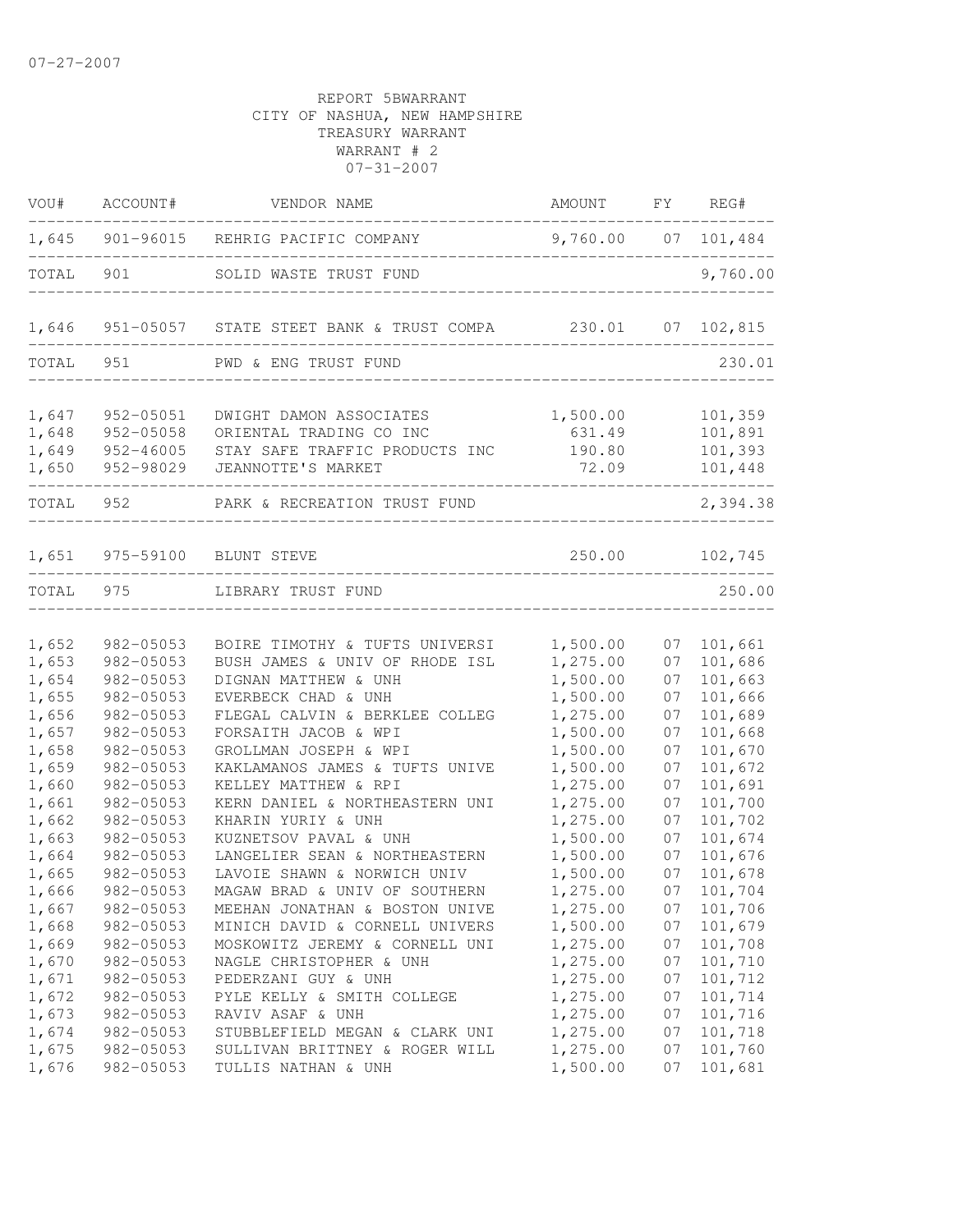07-27-2007

REPORT 5BWARRANT
CITY OF NASHUA, NEW HAMPSHIRE
TREASURY WARRANT
WARRANT # 2
07-31-2007

| VOU# | ACCOUNT# | VENDOR NAME | AMOUNT | FY | REG# |
|---|---|---|---|---|---|
| 1,645 | 901-96015 | REHRIG PACIFIC COMPANY | 9,760.00 | 07 | 101,484 |
| TOTAL | 901 | SOLID WASTE TRUST FUND | | | 9,760.00 |
| 1,646 | 951-05057 | STATE STEET BANK & TRUST COMPA | 230.01 | 07 | 102,815 |
| TOTAL | 951 | PWD & ENG TRUST FUND | | | 230.01 |
| 1,647 | 952-05051 | DWIGHT DAMON ASSOCIATES | 1,500.00 | | 101,359 |
| 1,648 | 952-05058 | ORIENTAL TRADING CO INC | 631.49 | | 101,891 |
| 1,649 | 952-46005 | STAY SAFE TRAFFIC PRODUCTS INC | 190.80 | | 101,393 |
| 1,650 | 952-98029 | JEANNOTTE'S MARKET | 72.09 | | 101,448 |
| TOTAL | 952 | PARK & RECREATION TRUST FUND | | | 2,394.38 |
| 1,651 | 975-59100 | BLUNT STEVE | 250.00 | | 102,745 |
| TOTAL | 975 | LIBRARY TRUST FUND | | | 250.00 |
| 1,652 | 982-05053 | BOIRE TIMOTHY & TUFTS UNIVERSI | 1,500.00 | 07 | 101,661 |
| 1,653 | 982-05053 | BUSH JAMES & UNIV OF RHODE ISL | 1,275.00 | 07 | 101,686 |
| 1,654 | 982-05053 | DIGNAN MATTHEW & UNH | 1,500.00 | 07 | 101,663 |
| 1,655 | 982-05053 | EVERBECK CHAD & UNH | 1,500.00 | 07 | 101,666 |
| 1,656 | 982-05053 | FLEGAL CALVIN & BERKLEE COLLEG | 1,275.00 | 07 | 101,689 |
| 1,657 | 982-05053 | FORSAITH JACOB & WPI | 1,500.00 | 07 | 101,668 |
| 1,658 | 982-05053 | GROLLMAN JOSEPH & WPI | 1,500.00 | 07 | 101,670 |
| 1,659 | 982-05053 | KAKLAMANOS JAMES & TUFTS UNIVE | 1,500.00 | 07 | 101,672 |
| 1,660 | 982-05053 | KELLEY MATTHEW & RPI | 1,275.00 | 07 | 101,691 |
| 1,661 | 982-05053 | KERN DANIEL & NORTHEASTERN UNI | 1,275.00 | 07 | 101,700 |
| 1,662 | 982-05053 | KHARIN YURIY & UNH | 1,275.00 | 07 | 101,702 |
| 1,663 | 982-05053 | KUZNETSOV PAVAL & UNH | 1,500.00 | 07 | 101,674 |
| 1,664 | 982-05053 | LANGELIER SEAN & NORTHEASTERN | 1,500.00 | 07 | 101,676 |
| 1,665 | 982-05053 | LAVOIE SHAWN & NORWICH UNIV | 1,500.00 | 07 | 101,678 |
| 1,666 | 982-05053 | MAGAW BRAD & UNIV OF SOUTHERN | 1,275.00 | 07 | 101,704 |
| 1,667 | 982-05053 | MEEHAN JONATHAN & BOSTON UNIVE | 1,275.00 | 07 | 101,706 |
| 1,668 | 982-05053 | MINICH DAVID & CORNELL UNIVERS | 1,500.00 | 07 | 101,679 |
| 1,669 | 982-05053 | MOSKOWITZ JEREMY & CORNELL UNI | 1,275.00 | 07 | 101,708 |
| 1,670 | 982-05053 | NAGLE CHRISTOPHER & UNH | 1,275.00 | 07 | 101,710 |
| 1,671 | 982-05053 | PEDERZANI GUY & UNH | 1,275.00 | 07 | 101,712 |
| 1,672 | 982-05053 | PYLE KELLY & SMITH COLLEGE | 1,275.00 | 07 | 101,714 |
| 1,673 | 982-05053 | RAVIV ASAF & UNH | 1,275.00 | 07 | 101,716 |
| 1,674 | 982-05053 | STUBBLEFIELD MEGAN & CLARK UNI | 1,275.00 | 07 | 101,718 |
| 1,675 | 982-05053 | SULLIVAN BRITTNEY & ROGER WILL | 1,275.00 | 07 | 101,760 |
| 1,676 | 982-05053 | TULLIS NATHAN & UNH | 1,500.00 | 07 | 101,681 |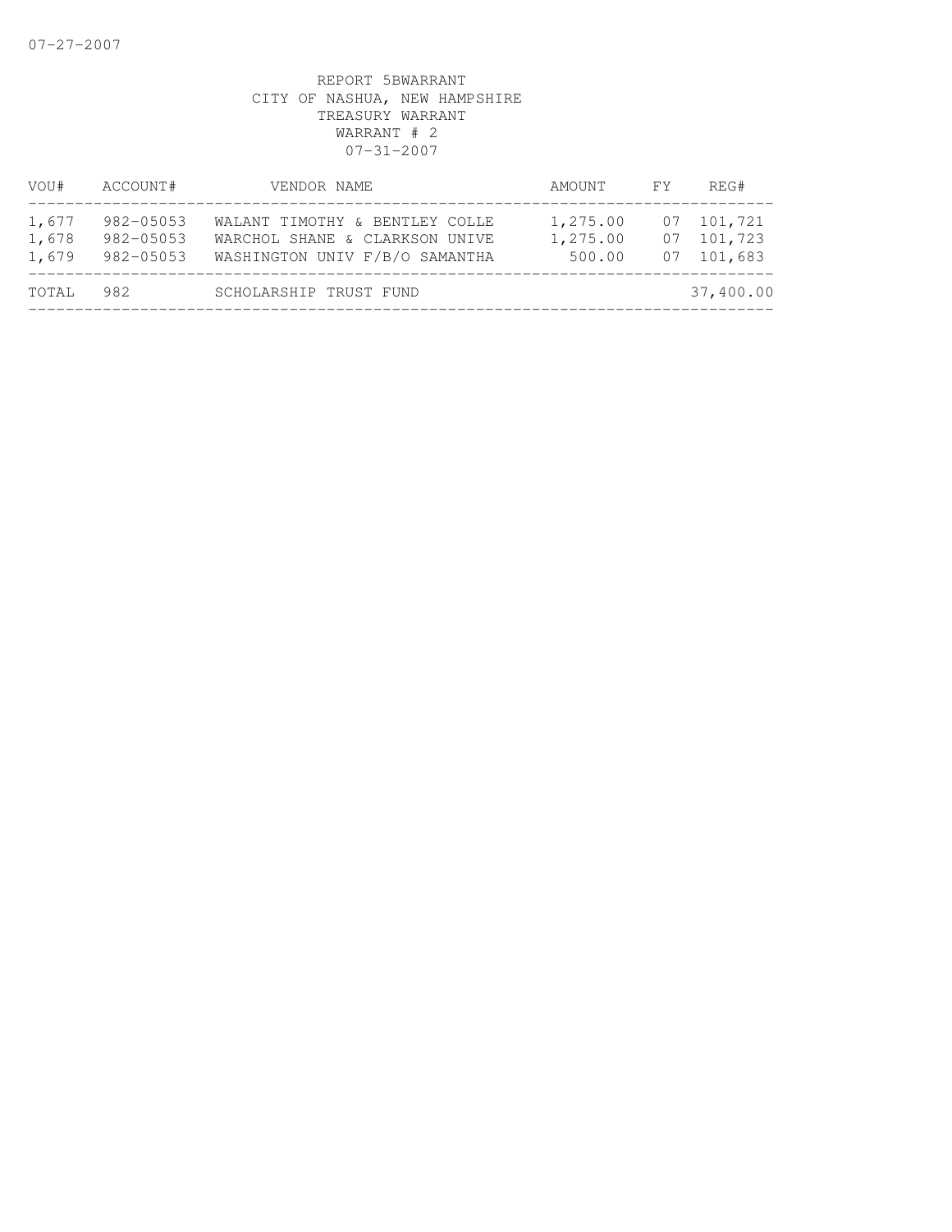REPORT 5BWARRANT
CITY OF NASHUA, NEW HAMPSHIRE
TREASURY WARRANT
WARRANT # 2
07-31-2007

| VOU# | ACCOUNT# | VENDOR NAME | AMOUNT | FY | REG# |
|---|---|---|---|---|---|
| 1,677 | 982-05053 | WALANT TIMOTHY & BENTLEY COLLE | 1,275.00 | 07 | 101,721 |
| 1,678 | 982-05053 | WARCHOL SHANE & CLARKSON UNIVE | 1,275.00 | 07 | 101,723 |
| 1,679 | 982-05053 | WASHINGTON UNIV F/B/O SAMANTHA | 500.00 | 07 | 101,683 |
| TOTAL | 982 | SCHOLARSHIP TRUST FUND | | | 37,400.00 |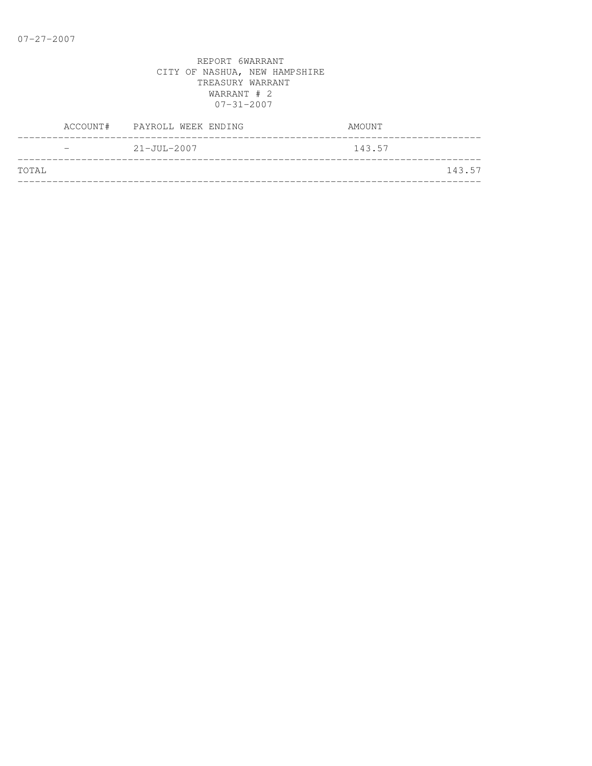REPORT 6WARRANT
CITY OF NASHUA, NEW HAMPSHIRE
TREASURY WARRANT
WARRANT # 2
07-31-2007

| ACCOUNT# | PAYROLL WEEK ENDING | AMOUNT | |
|---|---|---|---|
| - | 21-JUL-2007 | 143.57 | |
| TOTAL | | | 143.57 |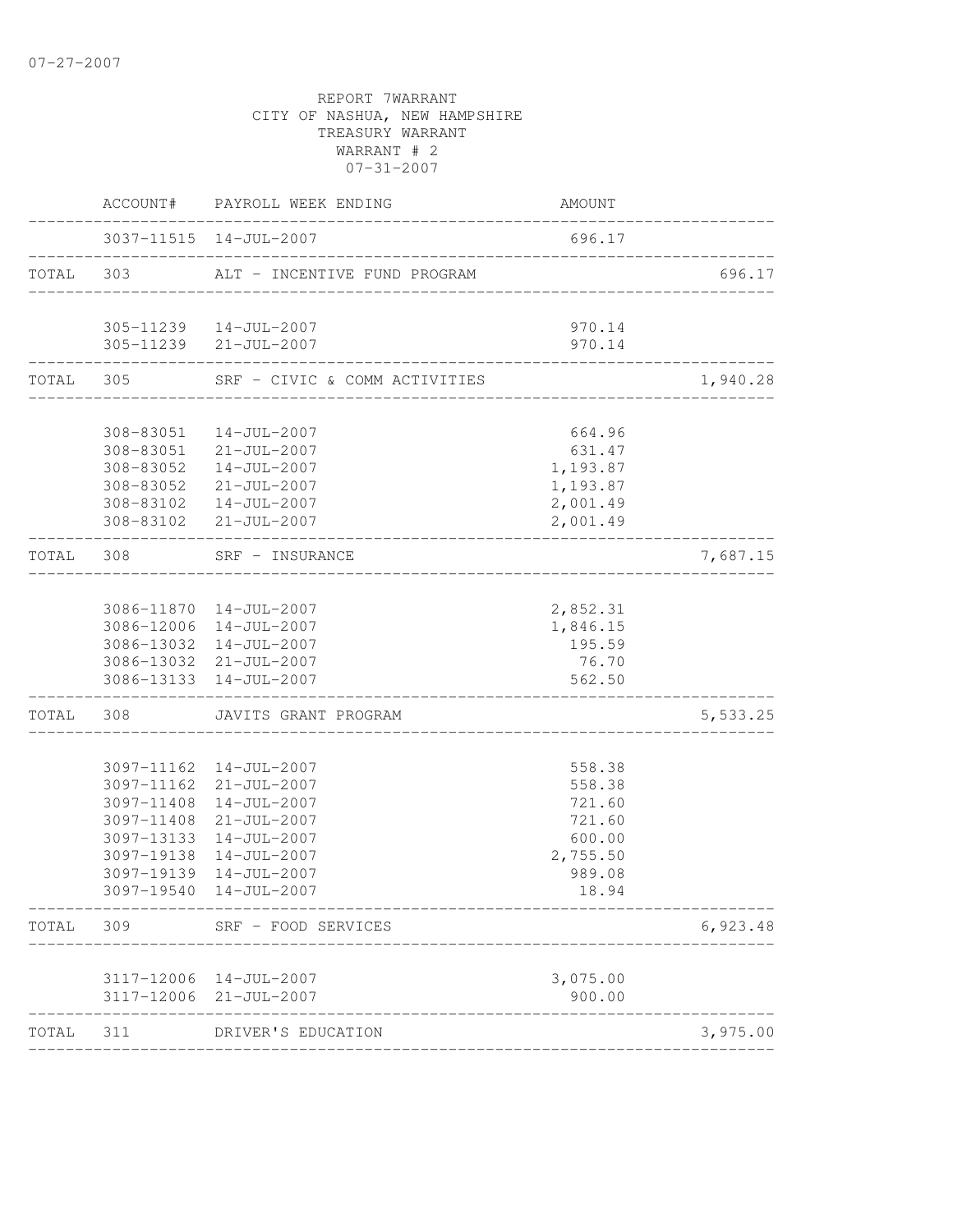07-27-2007

REPORT 7WARRANT
CITY OF NASHUA, NEW HAMPSHIRE
TREASURY WARRANT
WARRANT # 2
07-31-2007

| | ACCOUNT# | PAYROLL WEEK ENDING | AMOUNT | |
|---|---|---|---|---|
| | 3037-11515 | 14-JUL-2007 | 696.17 | |
| TOTAL | 303 | ALT - INCENTIVE FUND PROGRAM | | 696.17 |
| | 305-11239 | 14-JUL-2007 | 970.14 | |
| | 305-11239 | 21-JUL-2007 | 970.14 | |
| TOTAL | 305 | SRF - CIVIC & COMM ACTIVITIES | | 1,940.28 |
| | 308-83051 | 14-JUL-2007 | 664.96 | |
| | 308-83051 | 21-JUL-2007 | 631.47 | |
| | 308-83052 | 14-JUL-2007 | 1,193.87 | |
| | 308-83052 | 21-JUL-2007 | 1,193.87 | |
| | 308-83102 | 14-JUL-2007 | 2,001.49 | |
| | 308-83102 | 21-JUL-2007 | 2,001.49 | |
| TOTAL | 308 | SRF - INSURANCE | | 7,687.15 |
| | 3086-11870 | 14-JUL-2007 | 2,852.31 | |
| | 3086-12006 | 14-JUL-2007 | 1,846.15 | |
| | 3086-13032 | 14-JUL-2007 | 195.59 | |
| | 3086-13032 | 21-JUL-2007 | 76.70 | |
| | 3086-13133 | 14-JUL-2007 | 562.50 | |
| TOTAL | 308 | JAVITS GRANT PROGRAM | | 5,533.25 |
| | 3097-11162 | 14-JUL-2007 | 558.38 | |
| | 3097-11162 | 21-JUL-2007 | 558.38 | |
| | 3097-11408 | 14-JUL-2007 | 721.60 | |
| | 3097-11408 | 21-JUL-2007 | 721.60 | |
| | 3097-13133 | 14-JUL-2007 | 600.00 | |
| | 3097-19138 | 14-JUL-2007 | 2,755.50 | |
| | 3097-19139 | 14-JUL-2007 | 989.08 | |
| | 3097-19540 | 14-JUL-2007 | 18.94 | |
| TOTAL | 309 | SRF - FOOD SERVICES | | 6,923.48 |
| | 3117-12006 | 14-JUL-2007 | 3,075.00 | |
| | 3117-12006 | 21-JUL-2007 | 900.00 | |
| TOTAL | 311 | DRIVER'S EDUCATION | | 3,975.00 |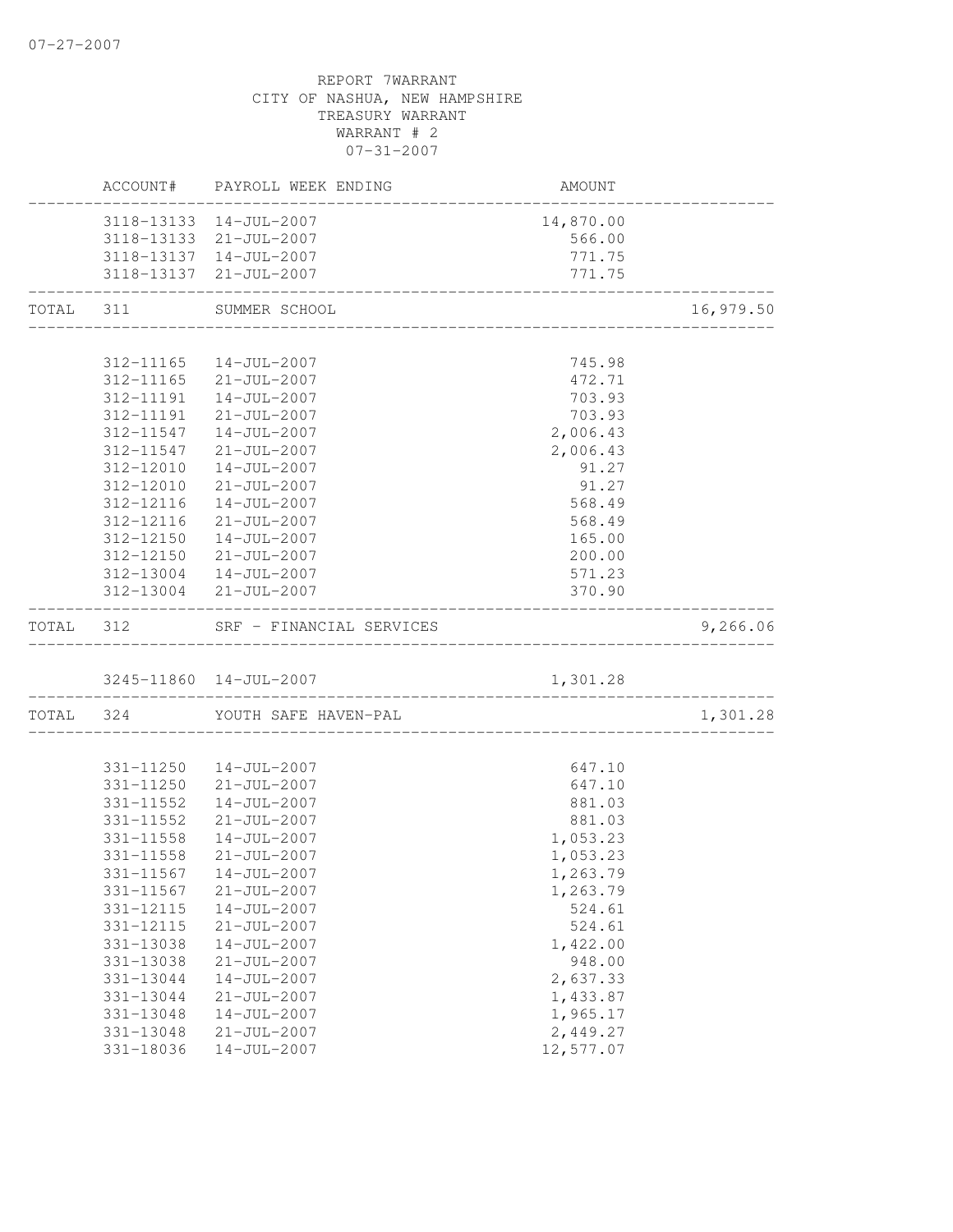REPORT 7WARRANT
CITY OF NASHUA, NEW HAMPSHIRE
TREASURY WARRANT
WARRANT # 2
07-31-2007

| | ACCOUNT# | PAYROLL WEEK ENDING | AMOUNT | |
|---|---|---|---|---|
| | 3118-13133 | 14-JUL-2007 | 14,870.00 | |
| | 3118-13133 | 21-JUL-2007 | 566.00 | |
| | 3118-13137 | 14-JUL-2007 | 771.75 | |
| | 3118-13137 | 21-JUL-2007 | 771.75 | |
| TOTAL | 311 | SUMMER SCHOOL | | 16,979.50 |
| | 312-11165 | 14-JUL-2007 | 745.98 | |
| | 312-11165 | 21-JUL-2007 | 472.71 | |
| | 312-11191 | 14-JUL-2007 | 703.93 | |
| | 312-11191 | 21-JUL-2007 | 703.93 | |
| | 312-11547 | 14-JUL-2007 | 2,006.43 | |
| | 312-11547 | 21-JUL-2007 | 2,006.43 | |
| | 312-12010 | 14-JUL-2007 | 91.27 | |
| | 312-12010 | 21-JUL-2007 | 91.27 | |
| | 312-12116 | 14-JUL-2007 | 568.49 | |
| | 312-12116 | 21-JUL-2007 | 568.49 | |
| | 312-12150 | 14-JUL-2007 | 165.00 | |
| | 312-12150 | 21-JUL-2007 | 200.00 | |
| | 312-13004 | 14-JUL-2007 | 571.23 | |
| | 312-13004 | 21-JUL-2007 | 370.90 | |
| TOTAL | 312 | SRF - FINANCIAL SERVICES | | 9,266.06 |
| | 3245-11860 | 14-JUL-2007 | 1,301.28 | |
| TOTAL | 324 | YOUTH SAFE HAVEN-PAL | | 1,301.28 |
| | 331-11250 | 14-JUL-2007 | 647.10 | |
| | 331-11250 | 21-JUL-2007 | 647.10 | |
| | 331-11552 | 14-JUL-2007 | 881.03 | |
| | 331-11552 | 21-JUL-2007 | 881.03 | |
| | 331-11558 | 14-JUL-2007 | 1,053.23 | |
| | 331-11558 | 21-JUL-2007 | 1,053.23 | |
| | 331-11567 | 14-JUL-2007 | 1,263.79 | |
| | 331-11567 | 21-JUL-2007 | 1,263.79 | |
| | 331-12115 | 14-JUL-2007 | 524.61 | |
| | 331-12115 | 21-JUL-2007 | 524.61 | |
| | 331-13038 | 14-JUL-2007 | 1,422.00 | |
| | 331-13038 | 21-JUL-2007 | 948.00 | |
| | 331-13044 | 14-JUL-2007 | 2,637.33 | |
| | 331-13044 | 21-JUL-2007 | 1,433.87 | |
| | 331-13048 | 14-JUL-2007 | 1,965.17 | |
| | 331-13048 | 21-JUL-2007 | 2,449.27 | |
| | 331-18036 | 14-JUL-2007 | 12,577.07 | |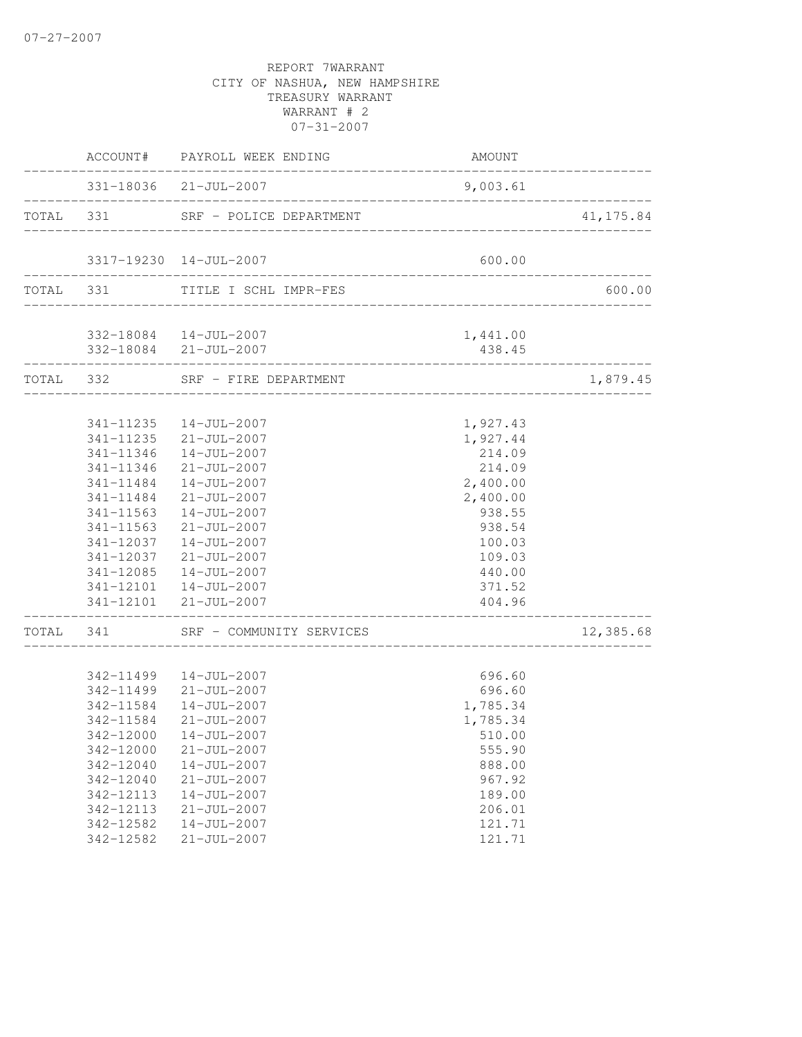07-27-2007

REPORT 7WARRANT
CITY OF NASHUA, NEW HAMPSHIRE
TREASURY WARRANT
WARRANT # 2
07-31-2007

| | ACCOUNT# | PAYROLL WEEK ENDING | AMOUNT | |
|---|---|---|---|---|
| | 331-18036 | 21-JUL-2007 | 9,003.61 | |
| TOTAL | 331 | SRF - POLICE DEPARTMENT | | 41,175.84 |
| | 3317-19230 | 14-JUL-2007 | 600.00 | |
| TOTAL | 331 | TITLE I SCHL IMPR-FES | | 600.00 |
| | 332-18084 | 14-JUL-2007 | 1,441.00 | |
| | 332-18084 | 21-JUL-2007 | 438.45 | |
| TOTAL | 332 | SRF - FIRE DEPARTMENT | | 1,879.45 |
| | 341-11235 | 14-JUL-2007 | 1,927.43 | |
| | 341-11235 | 21-JUL-2007 | 1,927.44 | |
| | 341-11346 | 14-JUL-2007 | 214.09 | |
| | 341-11346 | 21-JUL-2007 | 214.09 | |
| | 341-11484 | 14-JUL-2007 | 2,400.00 | |
| | 341-11484 | 21-JUL-2007 | 2,400.00 | |
| | 341-11563 | 14-JUL-2007 | 938.55 | |
| | 341-11563 | 21-JUL-2007 | 938.54 | |
| | 341-12037 | 14-JUL-2007 | 100.03 | |
| | 341-12037 | 21-JUL-2007 | 109.03 | |
| | 341-12085 | 14-JUL-2007 | 440.00 | |
| | 341-12101 | 14-JUL-2007 | 371.52 | |
| | 341-12101 | 21-JUL-2007 | 404.96 | |
| TOTAL | 341 | SRF - COMMUNITY SERVICES | | 12,385.68 |
| | 342-11499 | 14-JUL-2007 | 696.60 | |
| | 342-11499 | 21-JUL-2007 | 696.60 | |
| | 342-11584 | 14-JUL-2007 | 1,785.34 | |
| | 342-11584 | 21-JUL-2007 | 1,785.34 | |
| | 342-12000 | 14-JUL-2007 | 510.00 | |
| | 342-12000 | 21-JUL-2007 | 555.90 | |
| | 342-12040 | 14-JUL-2007 | 888.00 | |
| | 342-12040 | 21-JUL-2007 | 967.92 | |
| | 342-12113 | 14-JUL-2007 | 189.00 | |
| | 342-12113 | 21-JUL-2007 | 206.01 | |
| | 342-12582 | 14-JUL-2007 | 121.71 | |
| | 342-12582 | 21-JUL-2007 | 121.71 | |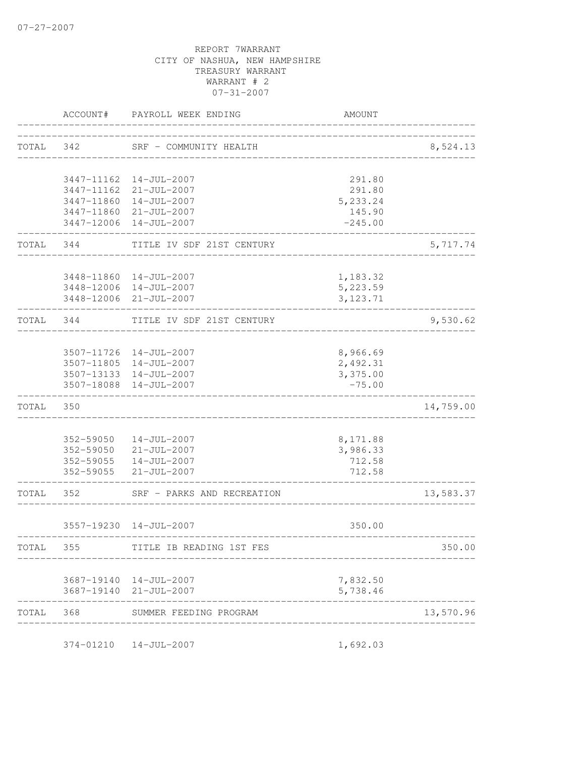07-27-2007

REPORT 7WARRANT
CITY OF NASHUA, NEW HAMPSHIRE
TREASURY WARRANT
WARRANT # 2
07-31-2007

| ACCOUNT# | PAYROLL WEEK ENDING | AMOUNT | |
|---|---|---|---|
| TOTAL 342 | SRF - COMMUNITY HEALTH | | 8,524.13 |
| 3447-11162 | 14-JUL-2007 | 291.80 | |
| 3447-11162 | 21-JUL-2007 | 291.80 | |
| 3447-11860 | 14-JUL-2007 | 5,233.24 | |
| 3447-11860 | 21-JUL-2007 | 145.90 | |
| 3447-12006 | 14-JUL-2007 | -245.00 | |
| TOTAL 344 | TITLE IV SDF 21ST CENTURY | | 5,717.74 |
| 3448-11860 | 14-JUL-2007 | 1,183.32 | |
| 3448-12006 | 14-JUL-2007 | 5,223.59 | |
| 3448-12006 | 21-JUL-2007 | 3,123.71 | |
| TOTAL 344 | TITLE IV SDF 21ST CENTURY | | 9,530.62 |
| 3507-11726 | 14-JUL-2007 | 8,966.69 | |
| 3507-11805 | 14-JUL-2007 | 2,492.31 | |
| 3507-13133 | 14-JUL-2007 | 3,375.00 | |
| 3507-18088 | 14-JUL-2007 | -75.00 | |
| TOTAL 350 | | | 14,759.00 |
| 352-59050 | 14-JUL-2007 | 8,171.88 | |
| 352-59050 | 21-JUL-2007 | 3,986.33 | |
| 352-59055 | 14-JUL-2007 | 712.58 | |
| 352-59055 | 21-JUL-2007 | 712.58 | |
| TOTAL 352 | SRF - PARKS AND RECREATION | | 13,583.37 |
| 3557-19230 | 14-JUL-2007 | 350.00 | |
| TOTAL 355 | TITLE IB READING 1ST FES | | 350.00 |
| 3687-19140 | 14-JUL-2007 | 7,832.50 | |
| 3687-19140 | 21-JUL-2007 | 5,738.46 | |
| TOTAL 368 | SUMMER FEEDING PROGRAM | | 13,570.96 |
| 374-01210 | 14-JUL-2007 | 1,692.03 | |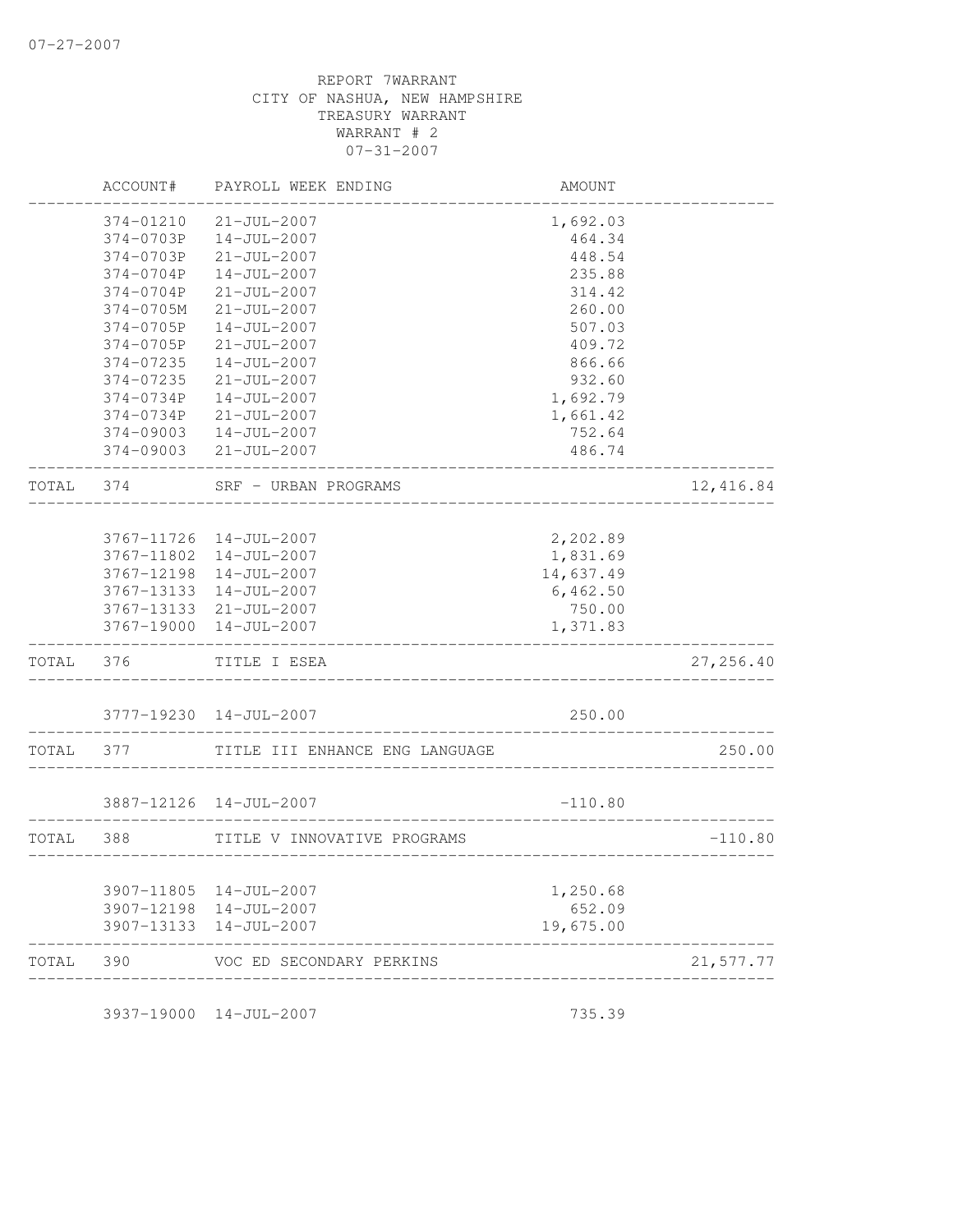07-27-2007

REPORT 7WARRANT
CITY OF NASHUA, NEW HAMPSHIRE
TREASURY WARRANT
WARRANT # 2
07-31-2007

| | ACCOUNT# | PAYROLL WEEK ENDING | AMOUNT | |
|---|---|---|---|---|
| | 374-01210 | 21-JUL-2007 | 1,692.03 | |
| | 374-0703P | 14-JUL-2007 | 464.34 | |
| | 374-0703P | 21-JUL-2007 | 448.54 | |
| | 374-0704P | 14-JUL-2007 | 235.88 | |
| | 374-0704P | 21-JUL-2007 | 314.42 | |
| | 374-0705M | 21-JUL-2007 | 260.00 | |
| | 374-0705P | 14-JUL-2007 | 507.03 | |
| | 374-0705P | 21-JUL-2007 | 409.72 | |
| | 374-07235 | 14-JUL-2007 | 866.66 | |
| | 374-07235 | 21-JUL-2007 | 932.60 | |
| | 374-0734P | 14-JUL-2007 | 1,692.79 | |
| | 374-0734P | 21-JUL-2007 | 1,661.42 | |
| | 374-09003 | 14-JUL-2007 | 752.64 | |
| | 374-09003 | 21-JUL-2007 | 486.74 | |
| TOTAL | 374 | SRF - URBAN PROGRAMS | | 12,416.84 |
| | 3767-11726 | 14-JUL-2007 | 2,202.89 | |
| | 3767-11802 | 14-JUL-2007 | 1,831.69 | |
| | 3767-12198 | 14-JUL-2007 | 14,637.49 | |
| | 3767-13133 | 14-JUL-2007 | 6,462.50 | |
| | 3767-13133 | 21-JUL-2007 | 750.00 | |
| | 3767-19000 | 14-JUL-2007 | 1,371.83 | |
| TOTAL | 376 | TITLE I ESEA | | 27,256.40 |
| | 3777-19230 | 14-JUL-2007 | 250.00 | |
| TOTAL | 377 | TITLE III ENHANCE ENG LANGUAGE | | 250.00 |
| | 3887-12126 | 14-JUL-2007 | -110.80 | |
| TOTAL | 388 | TITLE V INNOVATIVE PROGRAMS | | -110.80 |
| | 3907-11805 | 14-JUL-2007 | 1,250.68 | |
| | 3907-12198 | 14-JUL-2007 | 652.09 | |
| | 3907-13133 | 14-JUL-2007 | 19,675.00 | |
| TOTAL | 390 | VOC ED SECONDARY PERKINS | | 21,577.77 |
| | 3937-19000 | 14-JUL-2007 | 735.39 | |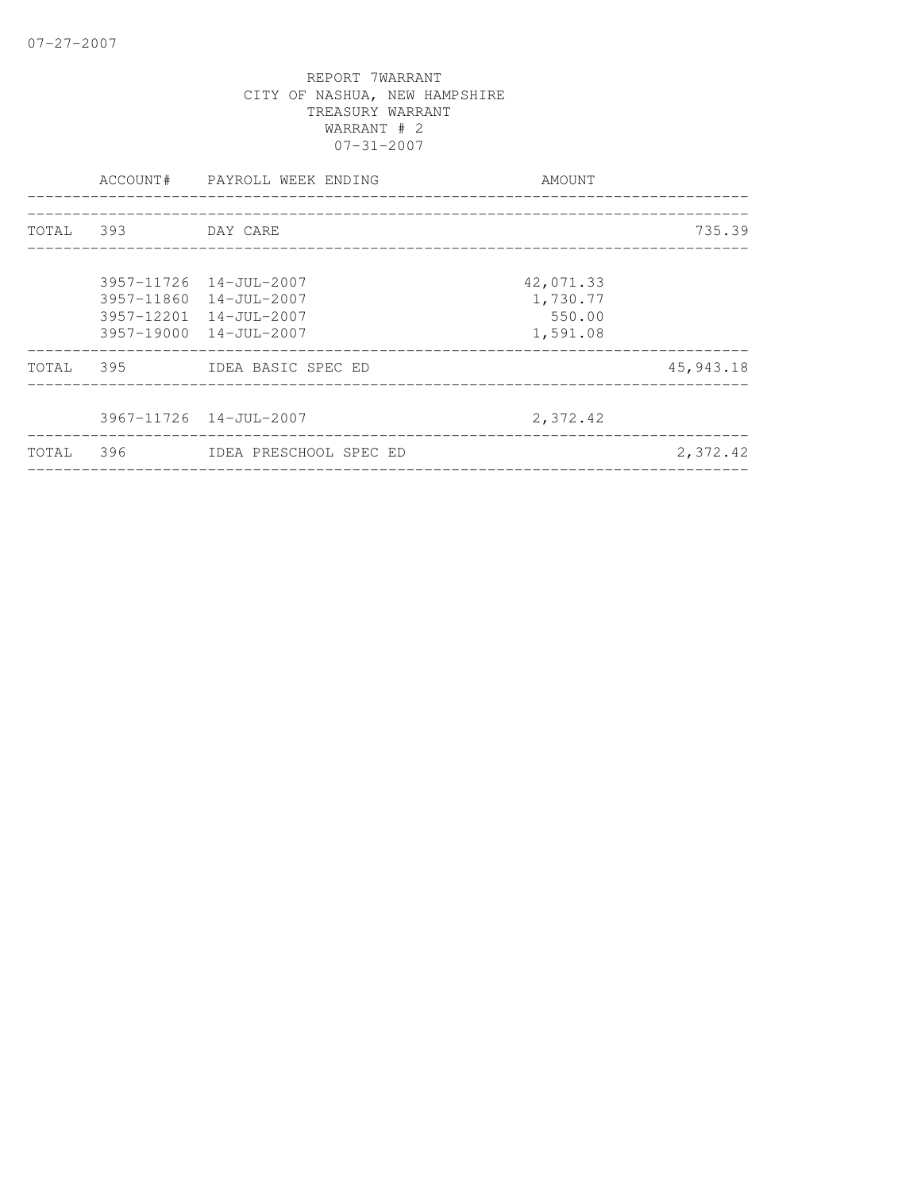07-27-2007

REPORT 7WARRANT
CITY OF NASHUA, NEW HAMPSHIRE
TREASURY WARRANT
WARRANT # 2
07-31-2007

| | ACCOUNT# | PAYROLL WEEK ENDING | AMOUNT | |
|---|---|---|---|---|
| TOTAL | 393 | DAY CARE | | 735.39 |
| | 3957-11726 | 14-JUL-2007 | 42,071.33 | |
| | 3957-11860 | 14-JUL-2007 | 1,730.77 | |
| | 3957-12201 | 14-JUL-2007 | 550.00 | |
| | 3957-19000 | 14-JUL-2007 | 1,591.08 | |
| TOTAL | 395 | IDEA BASIC SPEC ED | | 45,943.18 |
| | 3967-11726 | 14-JUL-2007 | 2,372.42 | |
| TOTAL | 396 | IDEA PRESCHOOL SPEC ED | | 2,372.42 |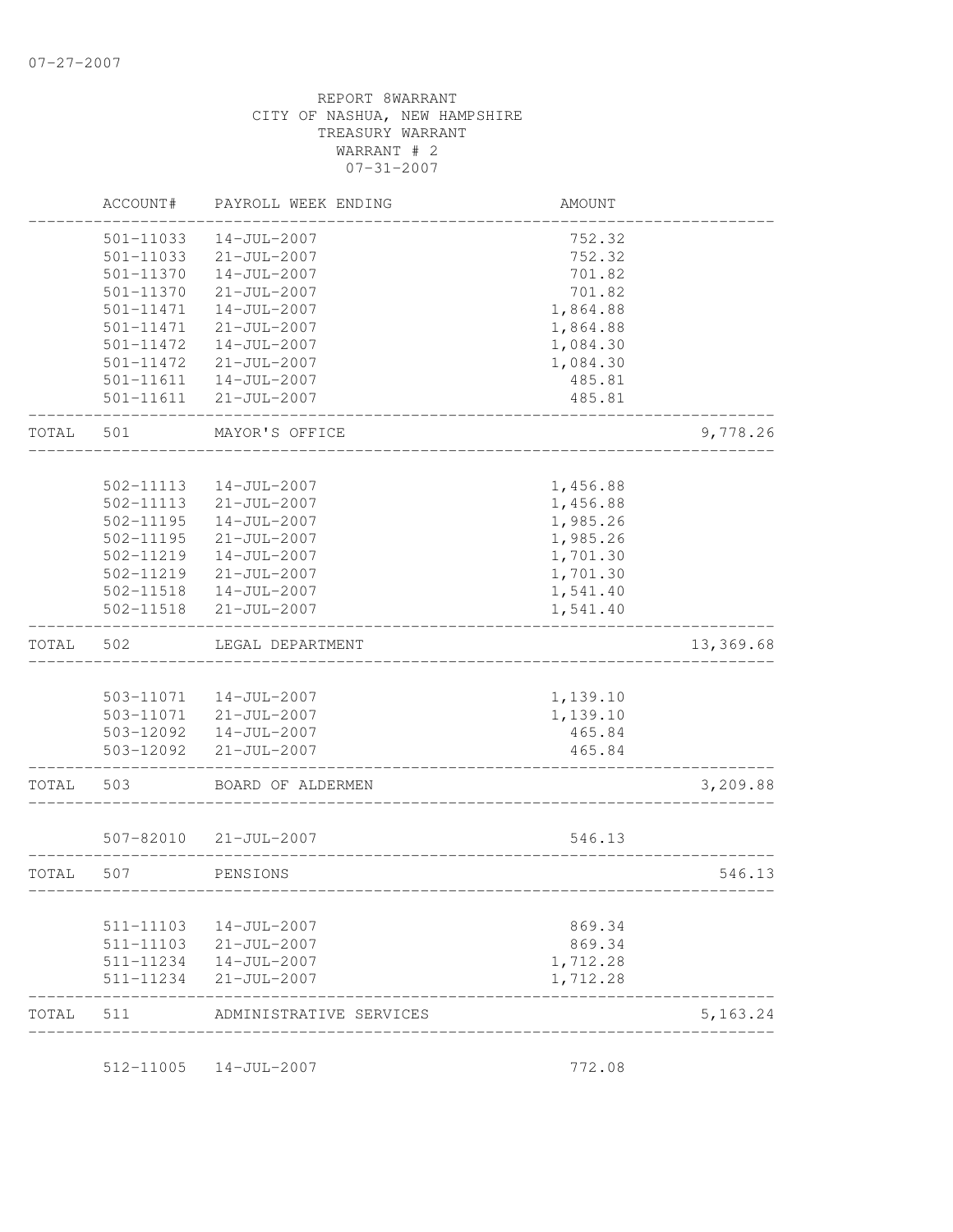REPORT 8WARRANT
CITY OF NASHUA, NEW HAMPSHIRE
TREASURY WARRANT
WARRANT # 2
07-31-2007

| | ACCOUNT# | PAYROLL WEEK ENDING | AMOUNT | |
|---|---|---|---|---|
| | 501-11033 | 14-JUL-2007 | 752.32 | |
| | 501-11033 | 21-JUL-2007 | 752.32 | |
| | 501-11370 | 14-JUL-2007 | 701.82 | |
| | 501-11370 | 21-JUL-2007 | 701.82 | |
| | 501-11471 | 14-JUL-2007 | 1,864.88 | |
| | 501-11471 | 21-JUL-2007 | 1,864.88 | |
| | 501-11472 | 14-JUL-2007 | 1,084.30 | |
| | 501-11472 | 21-JUL-2007 | 1,084.30 | |
| | 501-11611 | 14-JUL-2007 | 485.81 | |
| | 501-11611 | 21-JUL-2007 | 485.81 | |
| TOTAL | 501 | MAYOR'S OFFICE | | 9,778.26 |
| | 502-11113 | 14-JUL-2007 | 1,456.88 | |
| | 502-11113 | 21-JUL-2007 | 1,456.88 | |
| | 502-11195 | 14-JUL-2007 | 1,985.26 | |
| | 502-11195 | 21-JUL-2007 | 1,985.26 | |
| | 502-11219 | 14-JUL-2007 | 1,701.30 | |
| | 502-11219 | 21-JUL-2007 | 1,701.30 | |
| | 502-11518 | 14-JUL-2007 | 1,541.40 | |
| | 502-11518 | 21-JUL-2007 | 1,541.40 | |
| TOTAL | 502 | LEGAL DEPARTMENT | | 13,369.68 |
| | 503-11071 | 14-JUL-2007 | 1,139.10 | |
| | 503-11071 | 21-JUL-2007 | 1,139.10 | |
| | 503-12092 | 14-JUL-2007 | 465.84 | |
| | 503-12092 | 21-JUL-2007 | 465.84 | |
| TOTAL | 503 | BOARD OF ALDERMEN | | 3,209.88 |
| | 507-82010 | 21-JUL-2007 | 546.13 | |
| TOTAL | 507 | PENSIONS | | 546.13 |
| | 511-11103 | 14-JUL-2007 | 869.34 | |
| | 511-11103 | 21-JUL-2007 | 869.34 | |
| | 511-11234 | 14-JUL-2007 | 1,712.28 | |
| | 511-11234 | 21-JUL-2007 | 1,712.28 | |
| TOTAL | 511 | ADMINISTRATIVE SERVICES | | 5,163.24 |
| | 512-11005 | 14-JUL-2007 | 772.08 | |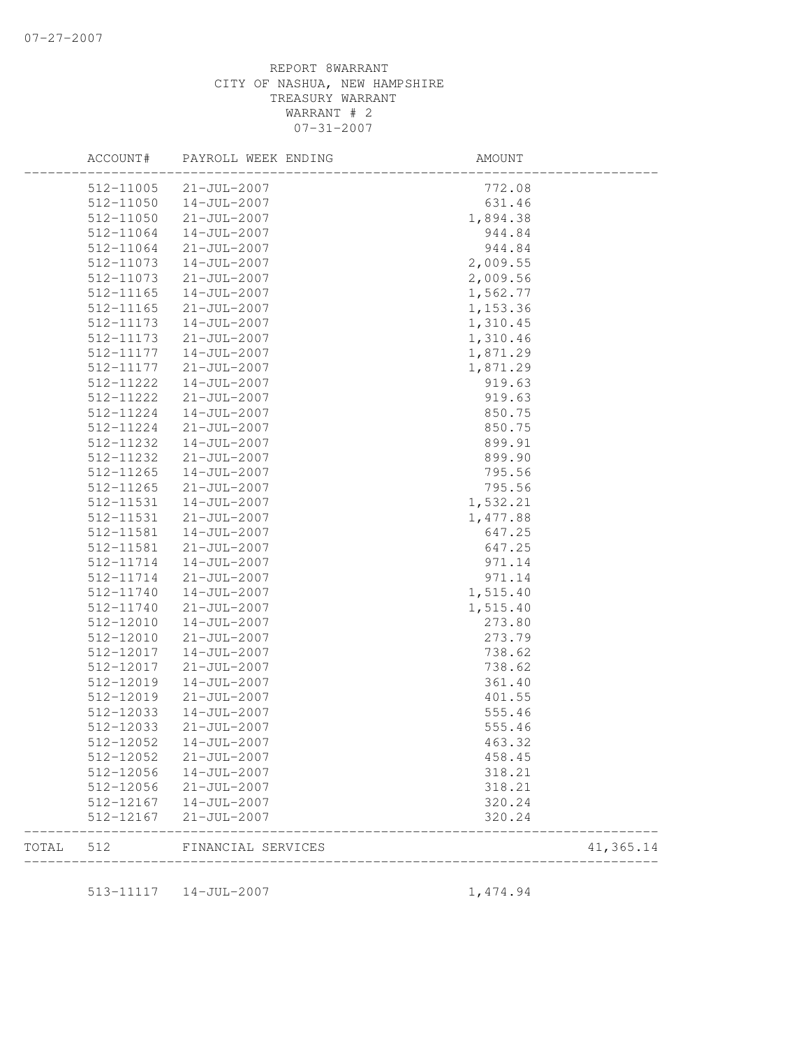REPORT 8WARRANT
CITY OF NASHUA, NEW HAMPSHIRE
TREASURY WARRANT
WARRANT # 2
07-31-2007

| ACCOUNT# | PAYROLL WEEK ENDING | AMOUNT | |
|---|---|---|---|
| 512-11005 | 21-JUL-2007 | 772.08 | |
| 512-11050 | 14-JUL-2007 | 631.46 | |
| 512-11050 | 21-JUL-2007 | 1,894.38 | |
| 512-11064 | 14-JUL-2007 | 944.84 | |
| 512-11064 | 21-JUL-2007 | 944.84 | |
| 512-11073 | 14-JUL-2007 | 2,009.55 | |
| 512-11073 | 21-JUL-2007 | 2,009.56 | |
| 512-11165 | 14-JUL-2007 | 1,562.77 | |
| 512-11165 | 21-JUL-2007 | 1,153.36 | |
| 512-11173 | 14-JUL-2007 | 1,310.45 | |
| 512-11173 | 21-JUL-2007 | 1,310.46 | |
| 512-11177 | 14-JUL-2007 | 1,871.29 | |
| 512-11177 | 21-JUL-2007 | 1,871.29 | |
| 512-11222 | 14-JUL-2007 | 919.63 | |
| 512-11222 | 21-JUL-2007 | 919.63 | |
| 512-11224 | 14-JUL-2007 | 850.75 | |
| 512-11224 | 21-JUL-2007 | 850.75 | |
| 512-11232 | 14-JUL-2007 | 899.91 | |
| 512-11232 | 21-JUL-2007 | 899.90 | |
| 512-11265 | 14-JUL-2007 | 795.56 | |
| 512-11265 | 21-JUL-2007 | 795.56 | |
| 512-11531 | 14-JUL-2007 | 1,532.21 | |
| 512-11531 | 21-JUL-2007 | 1,477.88 | |
| 512-11581 | 14-JUL-2007 | 647.25 | |
| 512-11581 | 21-JUL-2007 | 647.25 | |
| 512-11714 | 14-JUL-2007 | 971.14 | |
| 512-11714 | 21-JUL-2007 | 971.14 | |
| 512-11740 | 14-JUL-2007 | 1,515.40 | |
| 512-11740 | 21-JUL-2007 | 1,515.40 | |
| 512-12010 | 14-JUL-2007 | 273.80 | |
| 512-12010 | 21-JUL-2007 | 273.79 | |
| 512-12017 | 14-JUL-2007 | 738.62 | |
| 512-12017 | 21-JUL-2007 | 738.62 | |
| 512-12019 | 14-JUL-2007 | 361.40 | |
| 512-12019 | 21-JUL-2007 | 401.55 | |
| 512-12033 | 14-JUL-2007 | 555.46 | |
| 512-12033 | 21-JUL-2007 | 555.46 | |
| 512-12052 | 14-JUL-2007 | 463.32 | |
| 512-12052 | 21-JUL-2007 | 458.45 | |
| 512-12056 | 14-JUL-2007 | 318.21 | |
| 512-12056 | 21-JUL-2007 | 318.21 | |
| 512-12167 | 14-JUL-2007 | 320.24 | |
| 512-12167 | 21-JUL-2007 | 320.24 | |
| TOTAL 512 | FINANCIAL SERVICES | | 41,365.14 |
| 513-11117 | 14-JUL-2007 | 1,474.94 | |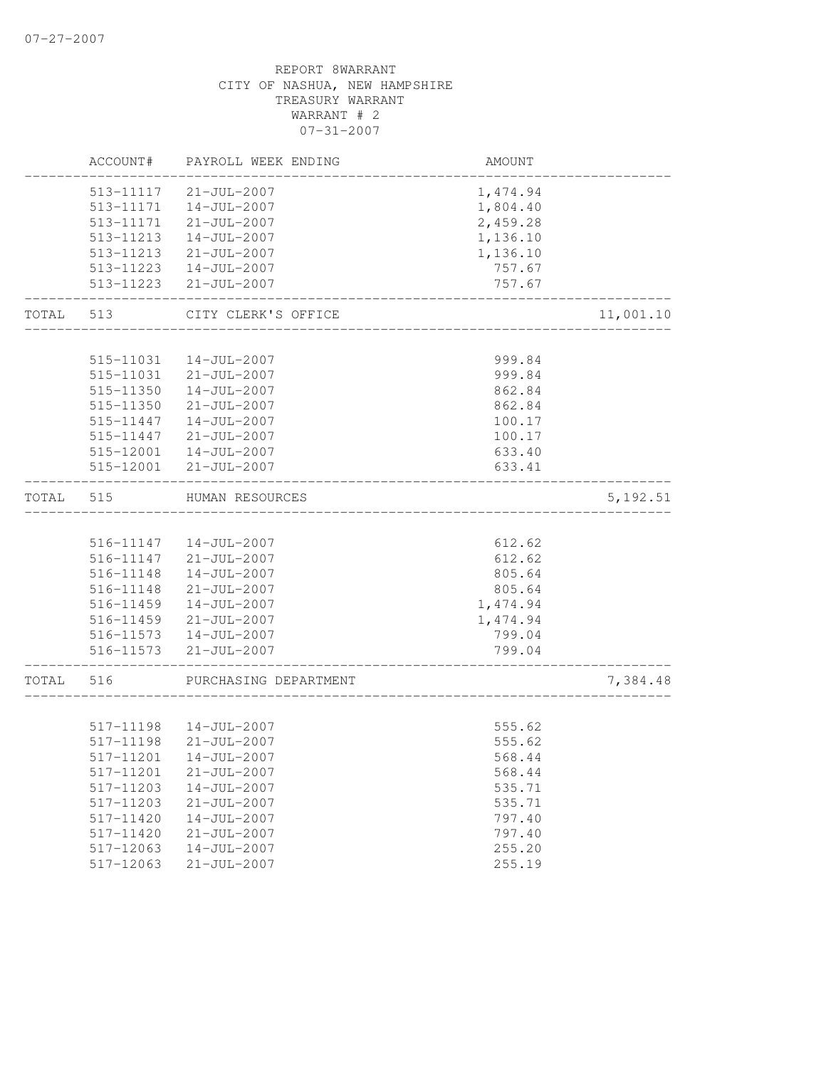REPORT 8WARRANT
CITY OF NASHUA, NEW HAMPSHIRE
TREASURY WARRANT
WARRANT # 2
07-31-2007

| | ACCOUNT# | PAYROLL WEEK ENDING | AMOUNT | |
|---|---|---|---|---|
| | 513-11117 | 21-JUL-2007 | 1,474.94 | |
| | 513-11171 | 14-JUL-2007 | 1,804.40 | |
| | 513-11171 | 21-JUL-2007 | 2,459.28 | |
| | 513-11213 | 14-JUL-2007 | 1,136.10 | |
| | 513-11213 | 21-JUL-2007 | 1,136.10 | |
| | 513-11223 | 14-JUL-2007 | 757.67 | |
| | 513-11223 | 21-JUL-2007 | 757.67 | |
| TOTAL | 513 | CITY CLERK'S OFFICE | | 11,001.10 |
| | 515-11031 | 14-JUL-2007 | 999.84 | |
| | 515-11031 | 21-JUL-2007 | 999.84 | |
| | 515-11350 | 14-JUL-2007 | 862.84 | |
| | 515-11350 | 21-JUL-2007 | 862.84 | |
| | 515-11447 | 14-JUL-2007 | 100.17 | |
| | 515-11447 | 21-JUL-2007 | 100.17 | |
| | 515-12001 | 14-JUL-2007 | 633.40 | |
| | 515-12001 | 21-JUL-2007 | 633.41 | |
| TOTAL | 515 | HUMAN RESOURCES | | 5,192.51 |
| | 516-11147 | 14-JUL-2007 | 612.62 | |
| | 516-11147 | 21-JUL-2007 | 612.62 | |
| | 516-11148 | 14-JUL-2007 | 805.64 | |
| | 516-11148 | 21-JUL-2007 | 805.64 | |
| | 516-11459 | 14-JUL-2007 | 1,474.94 | |
| | 516-11459 | 21-JUL-2007 | 1,474.94 | |
| | 516-11573 | 14-JUL-2007 | 799.04 | |
| | 516-11573 | 21-JUL-2007 | 799.04 | |
| TOTAL | 516 | PURCHASING DEPARTMENT | | 7,384.48 |
| | 517-11198 | 14-JUL-2007 | 555.62 | |
| | 517-11198 | 21-JUL-2007 | 555.62 | |
| | 517-11201 | 14-JUL-2007 | 568.44 | |
| | 517-11201 | 21-JUL-2007 | 568.44 | |
| | 517-11203 | 14-JUL-2007 | 535.71 | |
| | 517-11203 | 21-JUL-2007 | 535.71 | |
| | 517-11420 | 14-JUL-2007 | 797.40 | |
| | 517-11420 | 21-JUL-2007 | 797.40 | |
| | 517-12063 | 14-JUL-2007 | 255.20 | |
| | 517-12063 | 21-JUL-2007 | 255.19 | |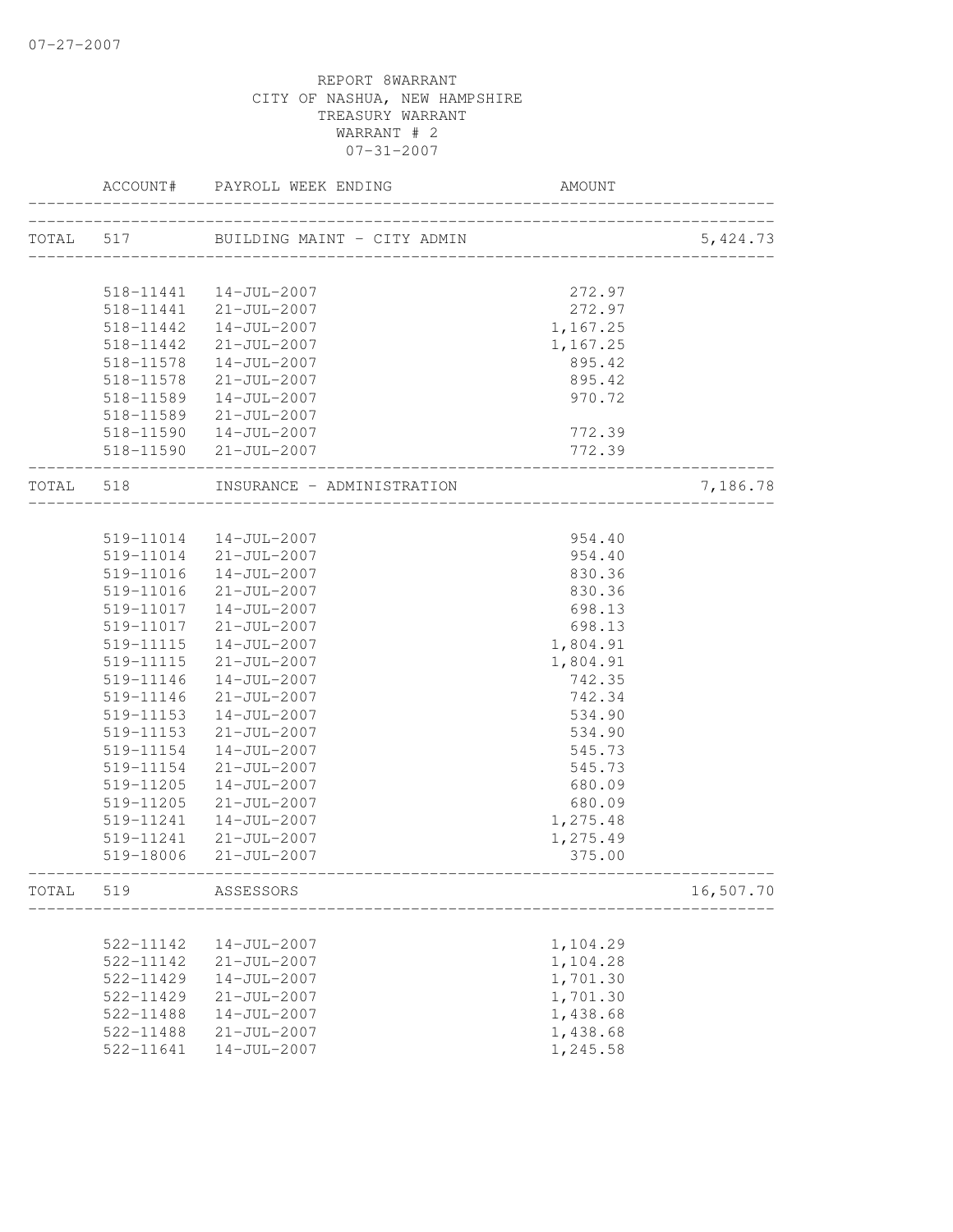07-27-2007

REPORT 8WARRANT
CITY OF NASHUA, NEW HAMPSHIRE
TREASURY WARRANT
WARRANT # 2
07-31-2007

| | ACCOUNT# | PAYROLL WEEK ENDING | AMOUNT | |
|---|---|---|---|---|
| TOTAL | 517 | BUILDING MAINT - CITY ADMIN | | 5,424.73 |
| | 518-11441 | 14-JUL-2007 | 272.97 | |
| | 518-11441 | 21-JUL-2007 | 272.97 | |
| | 518-11442 | 14-JUL-2007 | 1,167.25 | |
| | 518-11442 | 21-JUL-2007 | 1,167.25 | |
| | 518-11578 | 14-JUL-2007 | 895.42 | |
| | 518-11578 | 21-JUL-2007 | 895.42 | |
| | 518-11589 | 14-JUL-2007 | 970.72 | |
| | 518-11589 | 21-JUL-2007 | | |
| | 518-11590 | 14-JUL-2007 | 772.39 | |
| | 518-11590 | 21-JUL-2007 | 772.39 | |
| TOTAL | 518 | INSURANCE - ADMINISTRATION | | 7,186.78 |
| | 519-11014 | 14-JUL-2007 | 954.40 | |
| | 519-11014 | 21-JUL-2007 | 954.40 | |
| | 519-11016 | 14-JUL-2007 | 830.36 | |
| | 519-11016 | 21-JUL-2007 | 830.36 | |
| | 519-11017 | 14-JUL-2007 | 698.13 | |
| | 519-11017 | 21-JUL-2007 | 698.13 | |
| | 519-11115 | 14-JUL-2007 | 1,804.91 | |
| | 519-11115 | 21-JUL-2007 | 1,804.91 | |
| | 519-11146 | 14-JUL-2007 | 742.35 | |
| | 519-11146 | 21-JUL-2007 | 742.34 | |
| | 519-11153 | 14-JUL-2007 | 534.90 | |
| | 519-11153 | 21-JUL-2007 | 534.90 | |
| | 519-11154 | 14-JUL-2007 | 545.73 | |
| | 519-11154 | 21-JUL-2007 | 545.73 | |
| | 519-11205 | 14-JUL-2007 | 680.09 | |
| | 519-11205 | 21-JUL-2007 | 680.09 | |
| | 519-11241 | 14-JUL-2007 | 1,275.48 | |
| | 519-11241 | 21-JUL-2007 | 1,275.49 | |
| | 519-18006 | 21-JUL-2007 | 375.00 | |
| TOTAL | 519 | ASSESSORS | | 16,507.70 |
| | 522-11142 | 14-JUL-2007 | 1,104.29 | |
| | 522-11142 | 21-JUL-2007 | 1,104.28 | |
| | 522-11429 | 14-JUL-2007 | 1,701.30 | |
| | 522-11429 | 21-JUL-2007 | 1,701.30 | |
| | 522-11488 | 14-JUL-2007 | 1,438.68 | |
| | 522-11488 | 21-JUL-2007 | 1,438.68 | |
| | 522-11641 | 14-JUL-2007 | 1,245.58 | |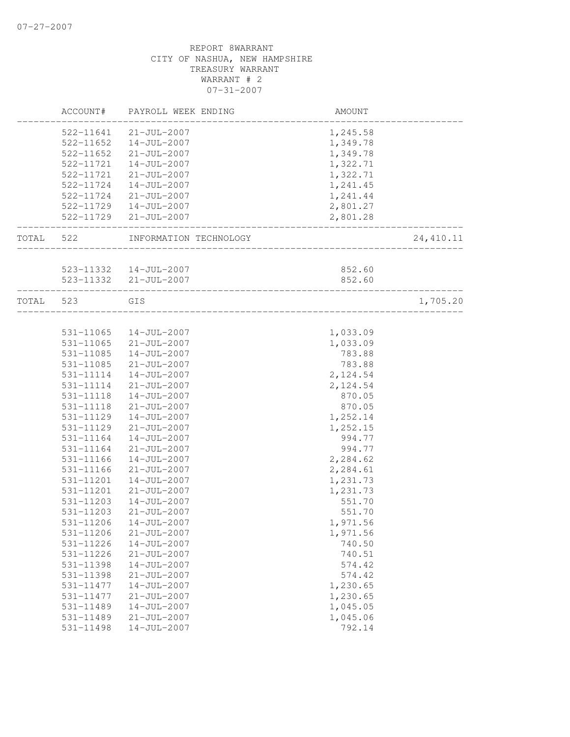07-27-2007

REPORT 8WARRANT
CITY OF NASHUA, NEW HAMPSHIRE
TREASURY WARRANT
WARRANT # 2
07-31-2007

| | ACCOUNT# | PAYROLL WEEK ENDING | AMOUNT | |
|---|---|---|---|---|
| | 522-11641 | 21-JUL-2007 | 1,245.58 | |
| | 522-11652 | 14-JUL-2007 | 1,349.78 | |
| | 522-11652 | 21-JUL-2007 | 1,349.78 | |
| | 522-11721 | 14-JUL-2007 | 1,322.71 | |
| | 522-11721 | 21-JUL-2007 | 1,322.71 | |
| | 522-11724 | 14-JUL-2007 | 1,241.45 | |
| | 522-11724 | 21-JUL-2007 | 1,241.44 | |
| | 522-11729 | 14-JUL-2007 | 2,801.27 | |
| | 522-11729 | 21-JUL-2007 | 2,801.28 | |
| TOTAL | 522 | INFORMATION TECHNOLOGY | | 24,410.11 |
| | 523-11332 | 14-JUL-2007 | 852.60 | |
| | 523-11332 | 21-JUL-2007 | 852.60 | |
| TOTAL | 523 | GIS | | 1,705.20 |
| | 531-11065 | 14-JUL-2007 | 1,033.09 | |
| | 531-11065 | 21-JUL-2007 | 1,033.09 | |
| | 531-11085 | 14-JUL-2007 | 783.88 | |
| | 531-11085 | 21-JUL-2007 | 783.88 | |
| | 531-11114 | 14-JUL-2007 | 2,124.54 | |
| | 531-11114 | 21-JUL-2007 | 2,124.54 | |
| | 531-11118 | 14-JUL-2007 | 870.05 | |
| | 531-11118 | 21-JUL-2007 | 870.05 | |
| | 531-11129 | 14-JUL-2007 | 1,252.14 | |
| | 531-11129 | 21-JUL-2007 | 1,252.15 | |
| | 531-11164 | 14-JUL-2007 | 994.77 | |
| | 531-11164 | 21-JUL-2007 | 994.77 | |
| | 531-11166 | 14-JUL-2007 | 2,284.62 | |
| | 531-11166 | 21-JUL-2007 | 2,284.61 | |
| | 531-11201 | 14-JUL-2007 | 1,231.73 | |
| | 531-11201 | 21-JUL-2007 | 1,231.73 | |
| | 531-11203 | 14-JUL-2007 | 551.70 | |
| | 531-11203 | 21-JUL-2007 | 551.70 | |
| | 531-11206 | 14-JUL-2007 | 1,971.56 | |
| | 531-11206 | 21-JUL-2007 | 1,971.56 | |
| | 531-11226 | 14-JUL-2007 | 740.50 | |
| | 531-11226 | 21-JUL-2007 | 740.51 | |
| | 531-11398 | 14-JUL-2007 | 574.42 | |
| | 531-11398 | 21-JUL-2007 | 574.42 | |
| | 531-11477 | 14-JUL-2007 | 1,230.65 | |
| | 531-11477 | 21-JUL-2007 | 1,230.65 | |
| | 531-11489 | 14-JUL-2007 | 1,045.05 | |
| | 531-11489 | 21-JUL-2007 | 1,045.06 | |
| | 531-11498 | 14-JUL-2007 | 792.14 | |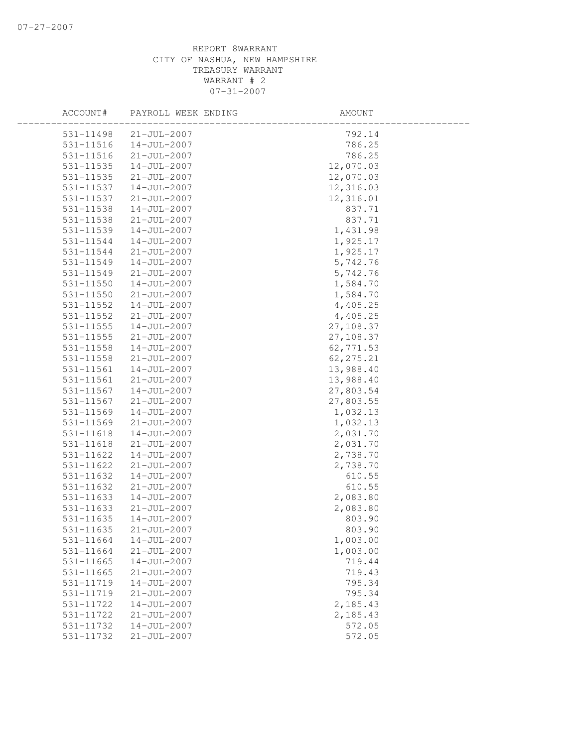REPORT 8WARRANT
CITY OF NASHUA, NEW HAMPSHIRE
TREASURY WARRANT
WARRANT # 2
07-31-2007

| ACCOUNT# | PAYROLL WEEK ENDING | AMOUNT |
|---|---|---|
| 531-11498 | 21-JUL-2007 | 792.14 |
| 531-11516 | 14-JUL-2007 | 786.25 |
| 531-11516 | 21-JUL-2007 | 786.25 |
| 531-11535 | 14-JUL-2007 | 12,070.03 |
| 531-11535 | 21-JUL-2007 | 12,070.03 |
| 531-11537 | 14-JUL-2007 | 12,316.03 |
| 531-11537 | 21-JUL-2007 | 12,316.01 |
| 531-11538 | 14-JUL-2007 | 837.71 |
| 531-11538 | 21-JUL-2007 | 837.71 |
| 531-11539 | 14-JUL-2007 | 1,431.98 |
| 531-11544 | 14-JUL-2007 | 1,925.17 |
| 531-11544 | 21-JUL-2007 | 1,925.17 |
| 531-11549 | 14-JUL-2007 | 5,742.76 |
| 531-11549 | 21-JUL-2007 | 5,742.76 |
| 531-11550 | 14-JUL-2007 | 1,584.70 |
| 531-11550 | 21-JUL-2007 | 1,584.70 |
| 531-11552 | 14-JUL-2007 | 4,405.25 |
| 531-11552 | 21-JUL-2007 | 4,405.25 |
| 531-11555 | 14-JUL-2007 | 27,108.37 |
| 531-11555 | 21-JUL-2007 | 27,108.37 |
| 531-11558 | 14-JUL-2007 | 62,771.53 |
| 531-11558 | 21-JUL-2007 | 62,275.21 |
| 531-11561 | 14-JUL-2007 | 13,988.40 |
| 531-11561 | 21-JUL-2007 | 13,988.40 |
| 531-11567 | 14-JUL-2007 | 27,803.54 |
| 531-11567 | 21-JUL-2007 | 27,803.55 |
| 531-11569 | 14-JUL-2007 | 1,032.13 |
| 531-11569 | 21-JUL-2007 | 1,032.13 |
| 531-11618 | 14-JUL-2007 | 2,031.70 |
| 531-11618 | 21-JUL-2007 | 2,031.70 |
| 531-11622 | 14-JUL-2007 | 2,738.70 |
| 531-11622 | 21-JUL-2007 | 2,738.70 |
| 531-11632 | 14-JUL-2007 | 610.55 |
| 531-11632 | 21-JUL-2007 | 610.55 |
| 531-11633 | 14-JUL-2007 | 2,083.80 |
| 531-11633 | 21-JUL-2007 | 2,083.80 |
| 531-11635 | 14-JUL-2007 | 803.90 |
| 531-11635 | 21-JUL-2007 | 803.90 |
| 531-11664 | 14-JUL-2007 | 1,003.00 |
| 531-11664 | 21-JUL-2007 | 1,003.00 |
| 531-11665 | 14-JUL-2007 | 719.44 |
| 531-11665 | 21-JUL-2007 | 719.43 |
| 531-11719 | 14-JUL-2007 | 795.34 |
| 531-11719 | 21-JUL-2007 | 795.34 |
| 531-11722 | 14-JUL-2007 | 2,185.43 |
| 531-11722 | 21-JUL-2007 | 2,185.43 |
| 531-11732 | 14-JUL-2007 | 572.05 |
| 531-11732 | 21-JUL-2007 | 572.05 |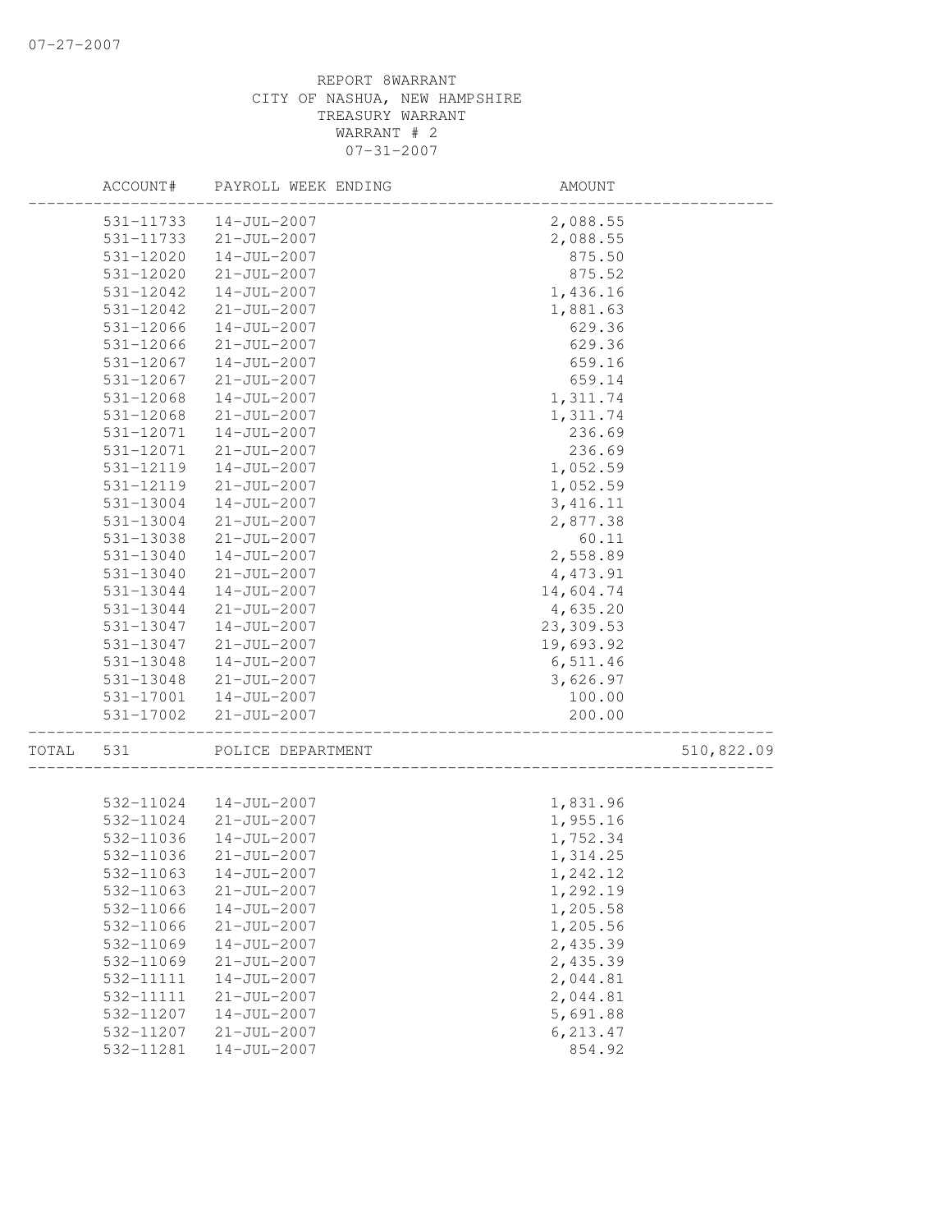REPORT 8WARRANT
CITY OF NASHUA, NEW HAMPSHIRE
TREASURY WARRANT
WARRANT # 2
07-31-2007

| ACCOUNT# | PAYROLL WEEK ENDING | AMOUNT | |
|---|---|---|---|
| 531-11733 | 14-JUL-2007 | 2,088.55 | |
| 531-11733 | 21-JUL-2007 | 2,088.55 | |
| 531-12020 | 14-JUL-2007 | 875.50 | |
| 531-12020 | 21-JUL-2007 | 875.52 | |
| 531-12042 | 14-JUL-2007 | 1,436.16 | |
| 531-12042 | 21-JUL-2007 | 1,881.63 | |
| 531-12066 | 14-JUL-2007 | 629.36 | |
| 531-12066 | 21-JUL-2007 | 629.36 | |
| 531-12067 | 14-JUL-2007 | 659.16 | |
| 531-12067 | 21-JUL-2007 | 659.14 | |
| 531-12068 | 14-JUL-2007 | 1,311.74 | |
| 531-12068 | 21-JUL-2007 | 1,311.74 | |
| 531-12071 | 14-JUL-2007 | 236.69 | |
| 531-12071 | 21-JUL-2007 | 236.69 | |
| 531-12119 | 14-JUL-2007 | 1,052.59 | |
| 531-12119 | 21-JUL-2007 | 1,052.59 | |
| 531-13004 | 14-JUL-2007 | 3,416.11 | |
| 531-13004 | 21-JUL-2007 | 2,877.38 | |
| 531-13038 | 21-JUL-2007 | 60.11 | |
| 531-13040 | 14-JUL-2007 | 2,558.89 | |
| 531-13040 | 21-JUL-2007 | 4,473.91 | |
| 531-13044 | 14-JUL-2007 | 14,604.74 | |
| 531-13044 | 21-JUL-2007 | 4,635.20 | |
| 531-13047 | 14-JUL-2007 | 23,309.53 | |
| 531-13047 | 21-JUL-2007 | 19,693.92 | |
| 531-13048 | 14-JUL-2007 | 6,511.46 | |
| 531-13048 | 21-JUL-2007 | 3,626.97 | |
| 531-17001 | 14-JUL-2007 | 100.00 | |
| 531-17002 | 21-JUL-2007 | 200.00 | |
| TOTAL 531 | POLICE DEPARTMENT | | 510,822.09 |
| 532-11024 | 14-JUL-2007 | 1,831.96 | |
| 532-11024 | 21-JUL-2007 | 1,955.16 | |
| 532-11036 | 14-JUL-2007 | 1,752.34 | |
| 532-11036 | 21-JUL-2007 | 1,314.25 | |
| 532-11063 | 14-JUL-2007 | 1,242.12 | |
| 532-11063 | 21-JUL-2007 | 1,292.19 | |
| 532-11066 | 14-JUL-2007 | 1,205.58 | |
| 532-11066 | 21-JUL-2007 | 1,205.56 | |
| 532-11069 | 14-JUL-2007 | 2,435.39 | |
| 532-11069 | 21-JUL-2007 | 2,435.39 | |
| 532-11111 | 14-JUL-2007 | 2,044.81 | |
| 532-11111 | 21-JUL-2007 | 2,044.81 | |
| 532-11207 | 14-JUL-2007 | 5,691.88 | |
| 532-11207 | 21-JUL-2007 | 6,213.47 | |
| 532-11281 | 14-JUL-2007 | 854.92 | |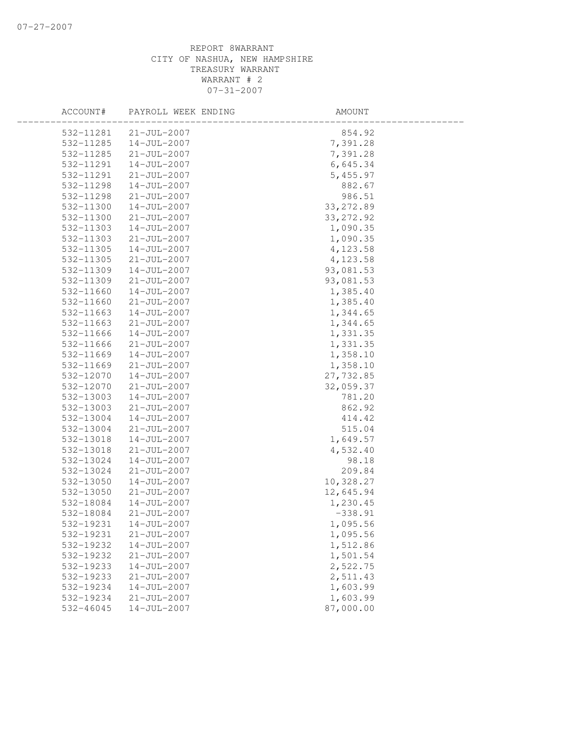REPORT 8WARRANT
CITY OF NASHUA, NEW HAMPSHIRE
TREASURY WARRANT
WARRANT # 2
07-31-2007

| ACCOUNT# | PAYROLL WEEK ENDING | AMOUNT |
|---|---|---|
| 532-11281 | 21-JUL-2007 | 854.92 |
| 532-11285 | 14-JUL-2007 | 7,391.28 |
| 532-11285 | 21-JUL-2007 | 7,391.28 |
| 532-11291 | 14-JUL-2007 | 6,645.34 |
| 532-11291 | 21-JUL-2007 | 5,455.97 |
| 532-11298 | 14-JUL-2007 | 882.67 |
| 532-11298 | 21-JUL-2007 | 986.51 |
| 532-11300 | 14-JUL-2007 | 33,272.89 |
| 532-11300 | 21-JUL-2007 | 33,272.92 |
| 532-11303 | 14-JUL-2007 | 1,090.35 |
| 532-11303 | 21-JUL-2007 | 1,090.35 |
| 532-11305 | 14-JUL-2007 | 4,123.58 |
| 532-11305 | 21-JUL-2007 | 4,123.58 |
| 532-11309 | 14-JUL-2007 | 93,081.53 |
| 532-11309 | 21-JUL-2007 | 93,081.53 |
| 532-11660 | 14-JUL-2007 | 1,385.40 |
| 532-11660 | 21-JUL-2007 | 1,385.40 |
| 532-11663 | 14-JUL-2007 | 1,344.65 |
| 532-11663 | 21-JUL-2007 | 1,344.65 |
| 532-11666 | 14-JUL-2007 | 1,331.35 |
| 532-11666 | 21-JUL-2007 | 1,331.35 |
| 532-11669 | 14-JUL-2007 | 1,358.10 |
| 532-11669 | 21-JUL-2007 | 1,358.10 |
| 532-12070 | 14-JUL-2007 | 27,732.85 |
| 532-12070 | 21-JUL-2007 | 32,059.37 |
| 532-13003 | 14-JUL-2007 | 781.20 |
| 532-13003 | 21-JUL-2007 | 862.92 |
| 532-13004 | 14-JUL-2007 | 414.42 |
| 532-13004 | 21-JUL-2007 | 515.04 |
| 532-13018 | 14-JUL-2007 | 1,649.57 |
| 532-13018 | 21-JUL-2007 | 4,532.40 |
| 532-13024 | 14-JUL-2007 | 98.18 |
| 532-13024 | 21-JUL-2007 | 209.84 |
| 532-13050 | 14-JUL-2007 | 10,328.27 |
| 532-13050 | 21-JUL-2007 | 12,645.94 |
| 532-18084 | 14-JUL-2007 | 1,230.45 |
| 532-18084 | 21-JUL-2007 | -338.91 |
| 532-19231 | 14-JUL-2007 | 1,095.56 |
| 532-19231 | 21-JUL-2007 | 1,095.56 |
| 532-19232 | 14-JUL-2007 | 1,512.86 |
| 532-19232 | 21-JUL-2007 | 1,501.54 |
| 532-19233 | 14-JUL-2007 | 2,522.75 |
| 532-19233 | 21-JUL-2007 | 2,511.43 |
| 532-19234 | 14-JUL-2007 | 1,603.99 |
| 532-19234 | 21-JUL-2007 | 1,603.99 |
| 532-46045 | 14-JUL-2007 | 87,000.00 |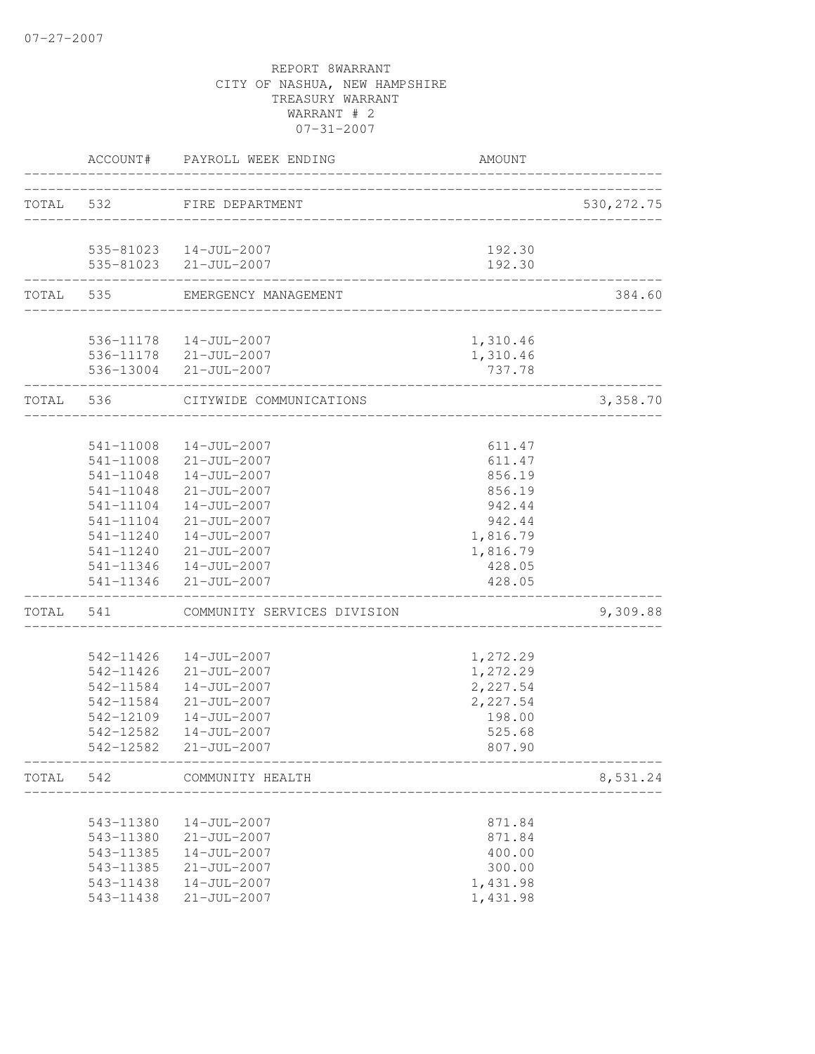07-27-2007

REPORT 8WARRANT
CITY OF NASHUA, NEW HAMPSHIRE
TREASURY WARRANT
WARRANT # 2
07-31-2007

| | ACCOUNT# | PAYROLL WEEK ENDING | AMOUNT | |
|---|---|---|---|---|
| TOTAL | 532 | FIRE DEPARTMENT | | 530,272.75 |
| | 535-81023 | 14-JUL-2007 | 192.30 | |
| | 535-81023 | 21-JUL-2007 | 192.30 | |
| TOTAL | 535 | EMERGENCY MANAGEMENT | | 384.60 |
| | 536-11178 | 14-JUL-2007 | 1,310.46 | |
| | 536-11178 | 21-JUL-2007 | 1,310.46 | |
| | 536-13004 | 21-JUL-2007 | 737.78 | |
| TOTAL | 536 | CITYWIDE COMMUNICATIONS | | 3,358.70 |
| | 541-11008 | 14-JUL-2007 | 611.47 | |
| | 541-11008 | 21-JUL-2007 | 611.47 | |
| | 541-11048 | 14-JUL-2007 | 856.19 | |
| | 541-11048 | 21-JUL-2007 | 856.19 | |
| | 541-11104 | 14-JUL-2007 | 942.44 | |
| | 541-11104 | 21-JUL-2007 | 942.44 | |
| | 541-11240 | 14-JUL-2007 | 1,816.79 | |
| | 541-11240 | 21-JUL-2007 | 1,816.79 | |
| | 541-11346 | 14-JUL-2007 | 428.05 | |
| | 541-11346 | 21-JUL-2007 | 428.05 | |
| TOTAL | 541 | COMMUNITY SERVICES DIVISION | | 9,309.88 |
| | 542-11426 | 14-JUL-2007 | 1,272.29 | |
| | 542-11426 | 21-JUL-2007 | 1,272.29 | |
| | 542-11584 | 14-JUL-2007 | 2,227.54 | |
| | 542-11584 | 21-JUL-2007 | 2,227.54 | |
| | 542-12109 | 14-JUL-2007 | 198.00 | |
| | 542-12582 | 14-JUL-2007 | 525.68 | |
| | 542-12582 | 21-JUL-2007 | 807.90 | |
| TOTAL | 542 | COMMUNITY HEALTH | | 8,531.24 |
| | 543-11380 | 14-JUL-2007 | 871.84 | |
| | 543-11380 | 21-JUL-2007 | 871.84 | |
| | 543-11385 | 14-JUL-2007 | 400.00 | |
| | 543-11385 | 21-JUL-2007 | 300.00 | |
| | 543-11438 | 14-JUL-2007 | 1,431.98 | |
| | 543-11438 | 21-JUL-2007 | 1,431.98 | |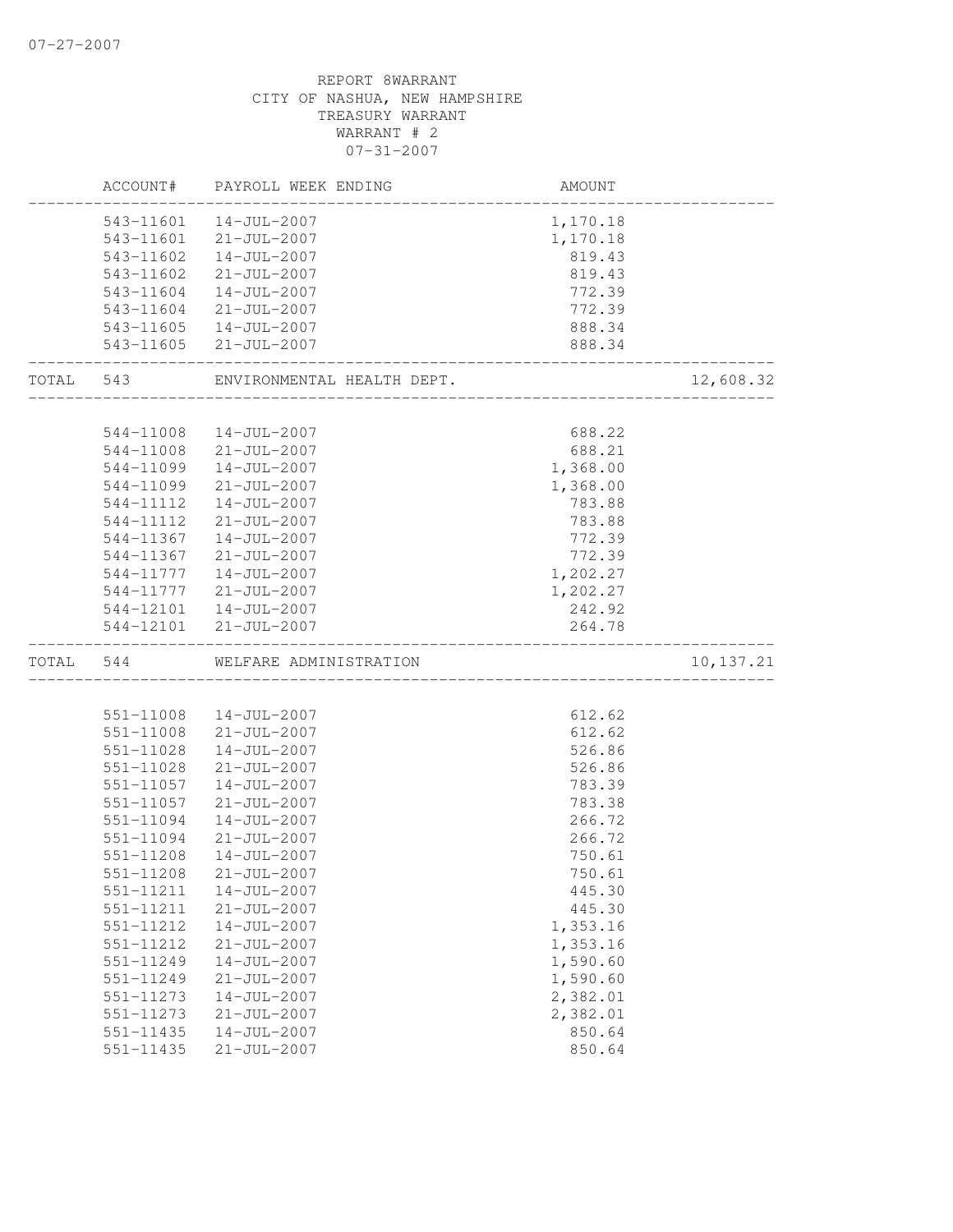07-27-2007

REPORT 8WARRANT
CITY OF NASHUA, NEW HAMPSHIRE
TREASURY WARRANT
WARRANT # 2
07-31-2007

| | ACCOUNT# | PAYROLL WEEK ENDING | AMOUNT | |
|---|---|---|---|---|
| | 543-11601 | 14-JUL-2007 | 1,170.18 | |
| | 543-11601 | 21-JUL-2007 | 1,170.18 | |
| | 543-11602 | 14-JUL-2007 | 819.43 | |
| | 543-11602 | 21-JUL-2007 | 819.43 | |
| | 543-11604 | 14-JUL-2007 | 772.39 | |
| | 543-11604 | 21-JUL-2007 | 772.39 | |
| | 543-11605 | 14-JUL-2007 | 888.34 | |
| | 543-11605 | 21-JUL-2007 | 888.34 | |
| TOTAL | 543 | ENVIRONMENTAL HEALTH DEPT. | | 12,608.32 |
| | 544-11008 | 14-JUL-2007 | 688.22 | |
| | 544-11008 | 21-JUL-2007 | 688.21 | |
| | 544-11099 | 14-JUL-2007 | 1,368.00 | |
| | 544-11099 | 21-JUL-2007 | 1,368.00 | |
| | 544-11112 | 14-JUL-2007 | 783.88 | |
| | 544-11112 | 21-JUL-2007 | 783.88 | |
| | 544-11367 | 14-JUL-2007 | 772.39 | |
| | 544-11367 | 21-JUL-2007 | 772.39 | |
| | 544-11777 | 14-JUL-2007 | 1,202.27 | |
| | 544-11777 | 21-JUL-2007 | 1,202.27 | |
| | 544-12101 | 14-JUL-2007 | 242.92 | |
| | 544-12101 | 21-JUL-2007 | 264.78 | |
| TOTAL | 544 | WELFARE ADMINISTRATION | | 10,137.21 |
| | 551-11008 | 14-JUL-2007 | 612.62 | |
| | 551-11008 | 21-JUL-2007 | 612.62 | |
| | 551-11028 | 14-JUL-2007 | 526.86 | |
| | 551-11028 | 21-JUL-2007 | 526.86 | |
| | 551-11057 | 14-JUL-2007 | 783.39 | |
| | 551-11057 | 21-JUL-2007 | 783.38 | |
| | 551-11094 | 14-JUL-2007 | 266.72 | |
| | 551-11094 | 21-JUL-2007 | 266.72 | |
| | 551-11208 | 14-JUL-2007 | 750.61 | |
| | 551-11208 | 21-JUL-2007 | 750.61 | |
| | 551-11211 | 14-JUL-2007 | 445.30 | |
| | 551-11211 | 21-JUL-2007 | 445.30 | |
| | 551-11212 | 14-JUL-2007 | 1,353.16 | |
| | 551-11212 | 21-JUL-2007 | 1,353.16 | |
| | 551-11249 | 14-JUL-2007 | 1,590.60 | |
| | 551-11249 | 21-JUL-2007 | 1,590.60 | |
| | 551-11273 | 14-JUL-2007 | 2,382.01 | |
| | 551-11273 | 21-JUL-2007 | 2,382.01 | |
| | 551-11435 | 14-JUL-2007 | 850.64 | |
| | 551-11435 | 21-JUL-2007 | 850.64 | |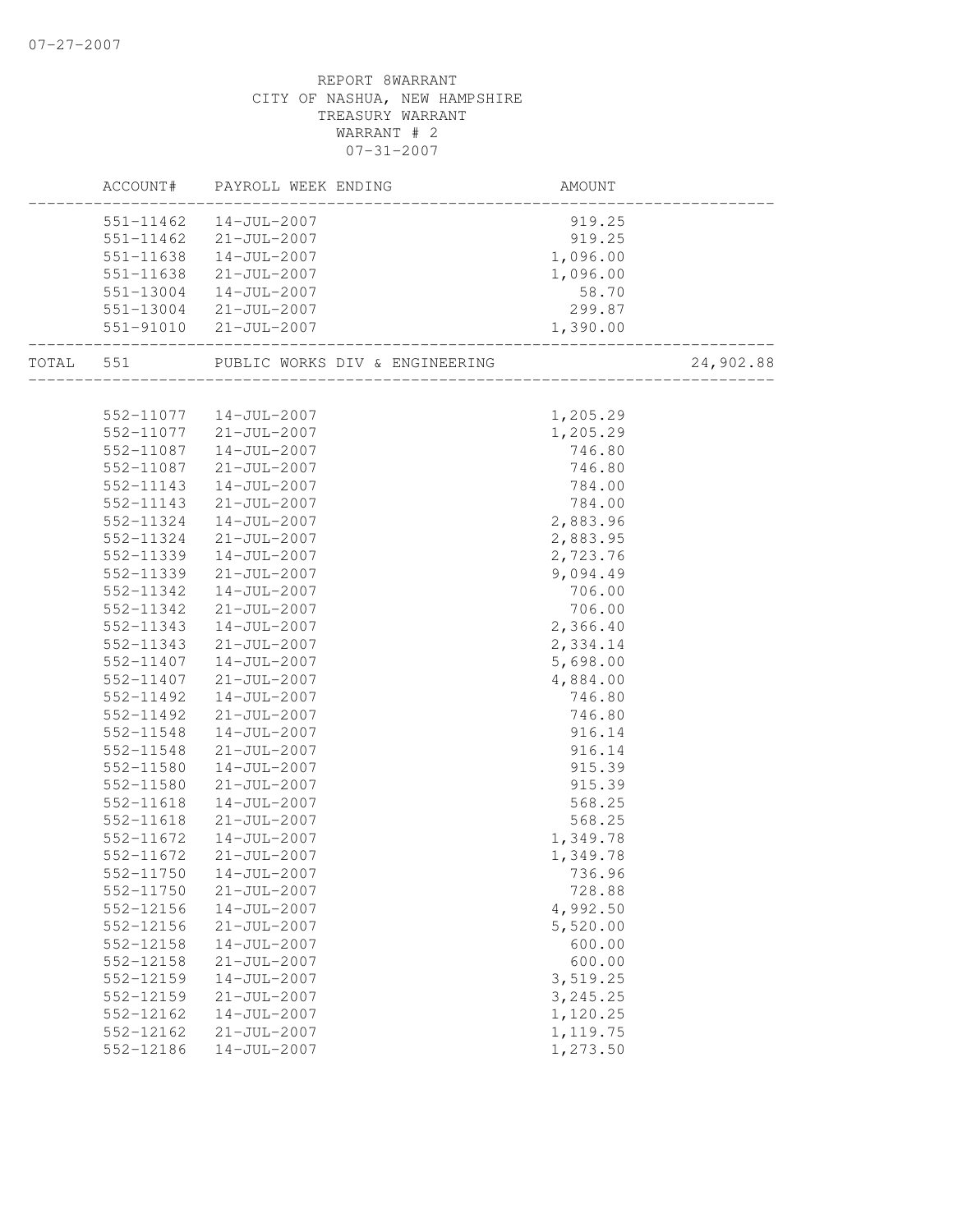REPORT 8WARRANT
CITY OF NASHUA, NEW HAMPSHIRE
TREASURY WARRANT
WARRANT # 2
07-31-2007

| | ACCOUNT# | PAYROLL WEEK ENDING | AMOUNT | |
|---|---|---|---|---|
| | 551-11462 | 14-JUL-2007 | 919.25 | |
| | 551-11462 | 21-JUL-2007 | 919.25 | |
| | 551-11638 | 14-JUL-2007 | 1,096.00 | |
| | 551-11638 | 21-JUL-2007 | 1,096.00 | |
| | 551-13004 | 14-JUL-2007 | 58.70 | |
| | 551-13004 | 21-JUL-2007 | 299.87 | |
| | 551-91010 | 21-JUL-2007 | 1,390.00 | |
| TOTAL | 551 | PUBLIC WORKS DIV & ENGINEERING | | 24,902.88 |
| | 552-11077 | 14-JUL-2007 | 1,205.29 | |
| | 552-11077 | 21-JUL-2007 | 1,205.29 | |
| | 552-11087 | 14-JUL-2007 | 746.80 | |
| | 552-11087 | 21-JUL-2007 | 746.80 | |
| | 552-11143 | 14-JUL-2007 | 784.00 | |
| | 552-11143 | 21-JUL-2007 | 784.00 | |
| | 552-11324 | 14-JUL-2007 | 2,883.96 | |
| | 552-11324 | 21-JUL-2007 | 2,883.95 | |
| | 552-11339 | 14-JUL-2007 | 2,723.76 | |
| | 552-11339 | 21-JUL-2007 | 9,094.49 | |
| | 552-11342 | 14-JUL-2007 | 706.00 | |
| | 552-11342 | 21-JUL-2007 | 706.00 | |
| | 552-11343 | 14-JUL-2007 | 2,366.40 | |
| | 552-11343 | 21-JUL-2007 | 2,334.14 | |
| | 552-11407 | 14-JUL-2007 | 5,698.00 | |
| | 552-11407 | 21-JUL-2007 | 4,884.00 | |
| | 552-11492 | 14-JUL-2007 | 746.80 | |
| | 552-11492 | 21-JUL-2007 | 746.80 | |
| | 552-11548 | 14-JUL-2007 | 916.14 | |
| | 552-11548 | 21-JUL-2007 | 916.14 | |
| | 552-11580 | 14-JUL-2007 | 915.39 | |
| | 552-11580 | 21-JUL-2007 | 915.39 | |
| | 552-11618 | 14-JUL-2007 | 568.25 | |
| | 552-11618 | 21-JUL-2007 | 568.25 | |
| | 552-11672 | 14-JUL-2007 | 1,349.78 | |
| | 552-11672 | 21-JUL-2007 | 1,349.78 | |
| | 552-11750 | 14-JUL-2007 | 736.96 | |
| | 552-11750 | 21-JUL-2007 | 728.88 | |
| | 552-12156 | 14-JUL-2007 | 4,992.50 | |
| | 552-12156 | 21-JUL-2007 | 5,520.00 | |
| | 552-12158 | 14-JUL-2007 | 600.00 | |
| | 552-12158 | 21-JUL-2007 | 600.00 | |
| | 552-12159 | 14-JUL-2007 | 3,519.25 | |
| | 552-12159 | 21-JUL-2007 | 3,245.25 | |
| | 552-12162 | 14-JUL-2007 | 1,120.25 | |
| | 552-12162 | 21-JUL-2007 | 1,119.75 | |
| | 552-12186 | 14-JUL-2007 | 1,273.50 | |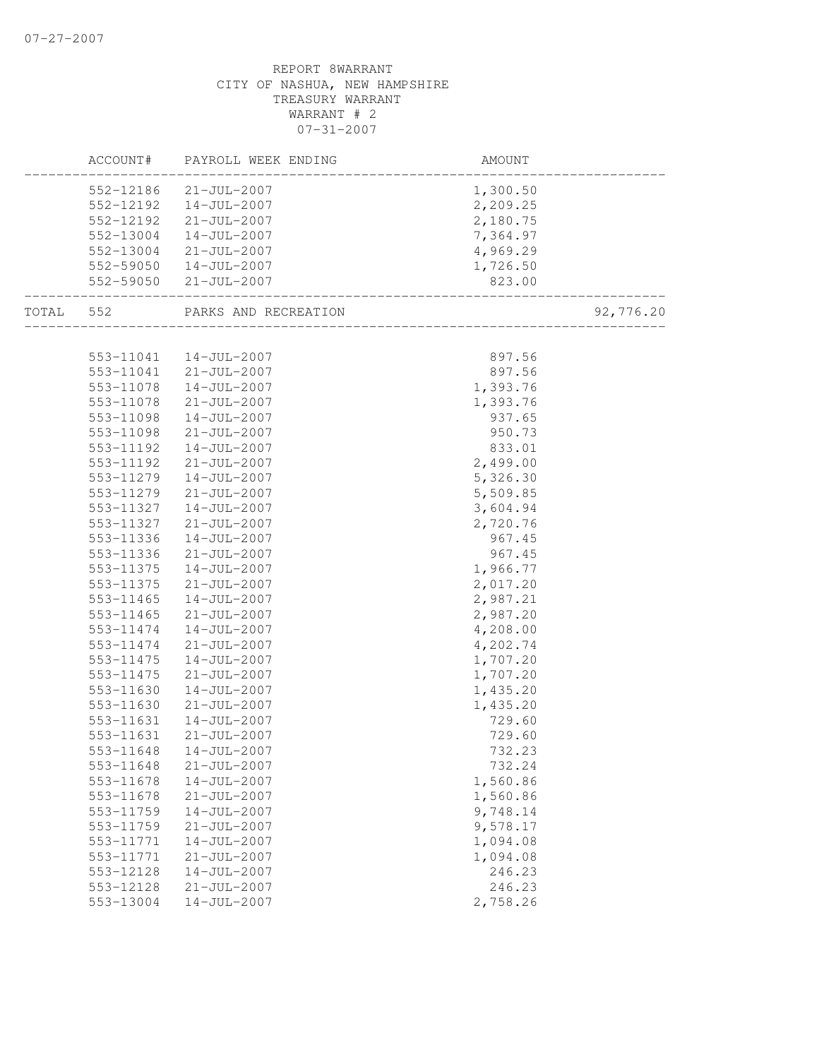REPORT 8WARRANT
CITY OF NASHUA, NEW HAMPSHIRE
TREASURY WARRANT
WARRANT # 2
07-31-2007

| | ACCOUNT# | PAYROLL WEEK ENDING | AMOUNT | |
|---|---|---|---|---|
| | 552-12186 | 21-JUL-2007 | 1,300.50 | |
| | 552-12192 | 14-JUL-2007 | 2,209.25 | |
| | 552-12192 | 21-JUL-2007 | 2,180.75 | |
| | 552-13004 | 14-JUL-2007 | 7,364.97 | |
| | 552-13004 | 21-JUL-2007 | 4,969.29 | |
| | 552-59050 | 14-JUL-2007 | 1,726.50 | |
| | 552-59050 | 21-JUL-2007 | 823.00 | |
| TOTAL | 552 | PARKS AND RECREATION | | 92,776.20 |
| | 553-11041 | 14-JUL-2007 | 897.56 | |
| | 553-11041 | 21-JUL-2007 | 897.56 | |
| | 553-11078 | 14-JUL-2007 | 1,393.76 | |
| | 553-11078 | 21-JUL-2007 | 1,393.76 | |
| | 553-11098 | 14-JUL-2007 | 937.65 | |
| | 553-11098 | 21-JUL-2007 | 950.73 | |
| | 553-11192 | 14-JUL-2007 | 833.01 | |
| | 553-11192 | 21-JUL-2007 | 2,499.00 | |
| | 553-11279 | 14-JUL-2007 | 5,326.30 | |
| | 553-11279 | 21-JUL-2007 | 5,509.85 | |
| | 553-11327 | 14-JUL-2007 | 3,604.94 | |
| | 553-11327 | 21-JUL-2007 | 2,720.76 | |
| | 553-11336 | 14-JUL-2007 | 967.45 | |
| | 553-11336 | 21-JUL-2007 | 967.45 | |
| | 553-11375 | 14-JUL-2007 | 1,966.77 | |
| | 553-11375 | 21-JUL-2007 | 2,017.20 | |
| | 553-11465 | 14-JUL-2007 | 2,987.21 | |
| | 553-11465 | 21-JUL-2007 | 2,987.20 | |
| | 553-11474 | 14-JUL-2007 | 4,208.00 | |
| | 553-11474 | 21-JUL-2007 | 4,202.74 | |
| | 553-11475 | 14-JUL-2007 | 1,707.20 | |
| | 553-11475 | 21-JUL-2007 | 1,707.20 | |
| | 553-11630 | 14-JUL-2007 | 1,435.20 | |
| | 553-11630 | 21-JUL-2007 | 1,435.20 | |
| | 553-11631 | 14-JUL-2007 | 729.60 | |
| | 553-11631 | 21-JUL-2007 | 729.60 | |
| | 553-11648 | 14-JUL-2007 | 732.23 | |
| | 553-11648 | 21-JUL-2007 | 732.24 | |
| | 553-11678 | 14-JUL-2007 | 1,560.86 | |
| | 553-11678 | 21-JUL-2007 | 1,560.86 | |
| | 553-11759 | 14-JUL-2007 | 9,748.14 | |
| | 553-11759 | 21-JUL-2007 | 9,578.17 | |
| | 553-11771 | 14-JUL-2007 | 1,094.08 | |
| | 553-11771 | 21-JUL-2007 | 1,094.08 | |
| | 553-12128 | 14-JUL-2007 | 246.23 | |
| | 553-12128 | 21-JUL-2007 | 246.23 | |
| | 553-13004 | 14-JUL-2007 | 2,758.26 | |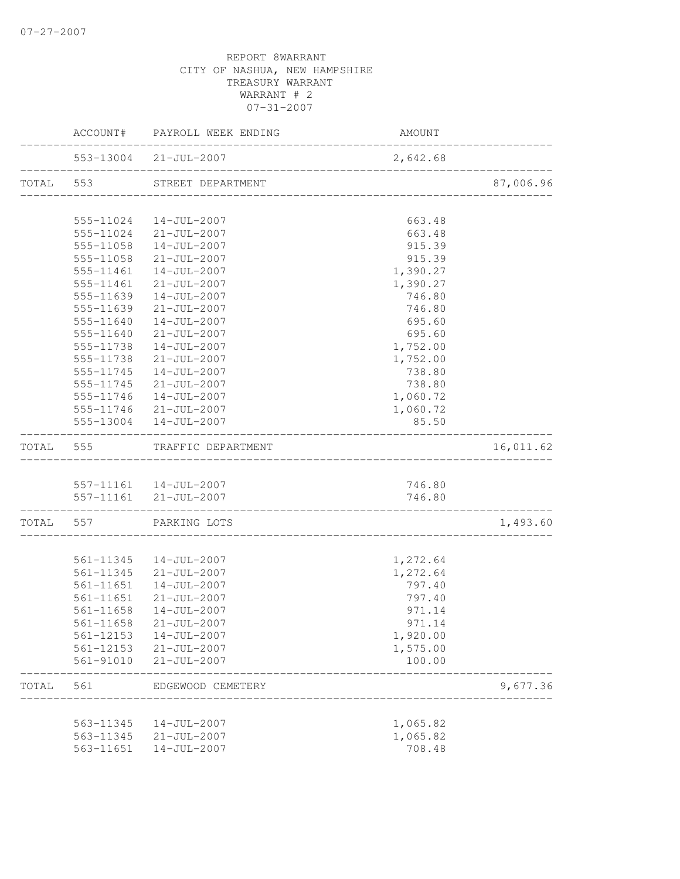07-27-2007

REPORT 8WARRANT
CITY OF NASHUA, NEW HAMPSHIRE
TREASURY WARRANT
WARRANT # 2
07-31-2007

| | ACCOUNT# | PAYROLL WEEK ENDING | AMOUNT | |
|---|---|---|---|---|
| | 553-13004 | 21-JUL-2007 | 2,642.68 | |
| TOTAL | 553 | STREET DEPARTMENT | | 87,006.96 |
| | 555-11024 | 14-JUL-2007 | 663.48 | |
| | 555-11024 | 21-JUL-2007 | 663.48 | |
| | 555-11058 | 14-JUL-2007 | 915.39 | |
| | 555-11058 | 21-JUL-2007 | 915.39 | |
| | 555-11461 | 14-JUL-2007 | 1,390.27 | |
| | 555-11461 | 21-JUL-2007 | 1,390.27 | |
| | 555-11639 | 14-JUL-2007 | 746.80 | |
| | 555-11639 | 21-JUL-2007 | 746.80 | |
| | 555-11640 | 14-JUL-2007 | 695.60 | |
| | 555-11640 | 21-JUL-2007 | 695.60 | |
| | 555-11738 | 14-JUL-2007 | 1,752.00 | |
| | 555-11738 | 21-JUL-2007 | 1,752.00 | |
| | 555-11745 | 14-JUL-2007 | 738.80 | |
| | 555-11745 | 21-JUL-2007 | 738.80 | |
| | 555-11746 | 14-JUL-2007 | 1,060.72 | |
| | 555-11746 | 21-JUL-2007 | 1,060.72 | |
| | 555-13004 | 14-JUL-2007 | 85.50 | |
| TOTAL | 555 | TRAFFIC DEPARTMENT | | 16,011.62 |
| | 557-11161 | 14-JUL-2007 | 746.80 | |
| | 557-11161 | 21-JUL-2007 | 746.80 | |
| TOTAL | 557 | PARKING LOTS | | 1,493.60 |
| | 561-11345 | 14-JUL-2007 | 1,272.64 | |
| | 561-11345 | 21-JUL-2007 | 1,272.64 | |
| | 561-11651 | 14-JUL-2007 | 797.40 | |
| | 561-11651 | 21-JUL-2007 | 797.40 | |
| | 561-11658 | 14-JUL-2007 | 971.14 | |
| | 561-11658 | 21-JUL-2007 | 971.14 | |
| | 561-12153 | 14-JUL-2007 | 1,920.00 | |
| | 561-12153 | 21-JUL-2007 | 1,575.00 | |
| | 561-91010 | 21-JUL-2007 | 100.00 | |
| TOTAL | 561 | EDGEWOOD CEMETERY | | 9,677.36 |
| | 563-11345 | 14-JUL-2007 | 1,065.82 | |
| | 563-11345 | 21-JUL-2007 | 1,065.82 | |
| | 563-11651 | 14-JUL-2007 | 708.48 | |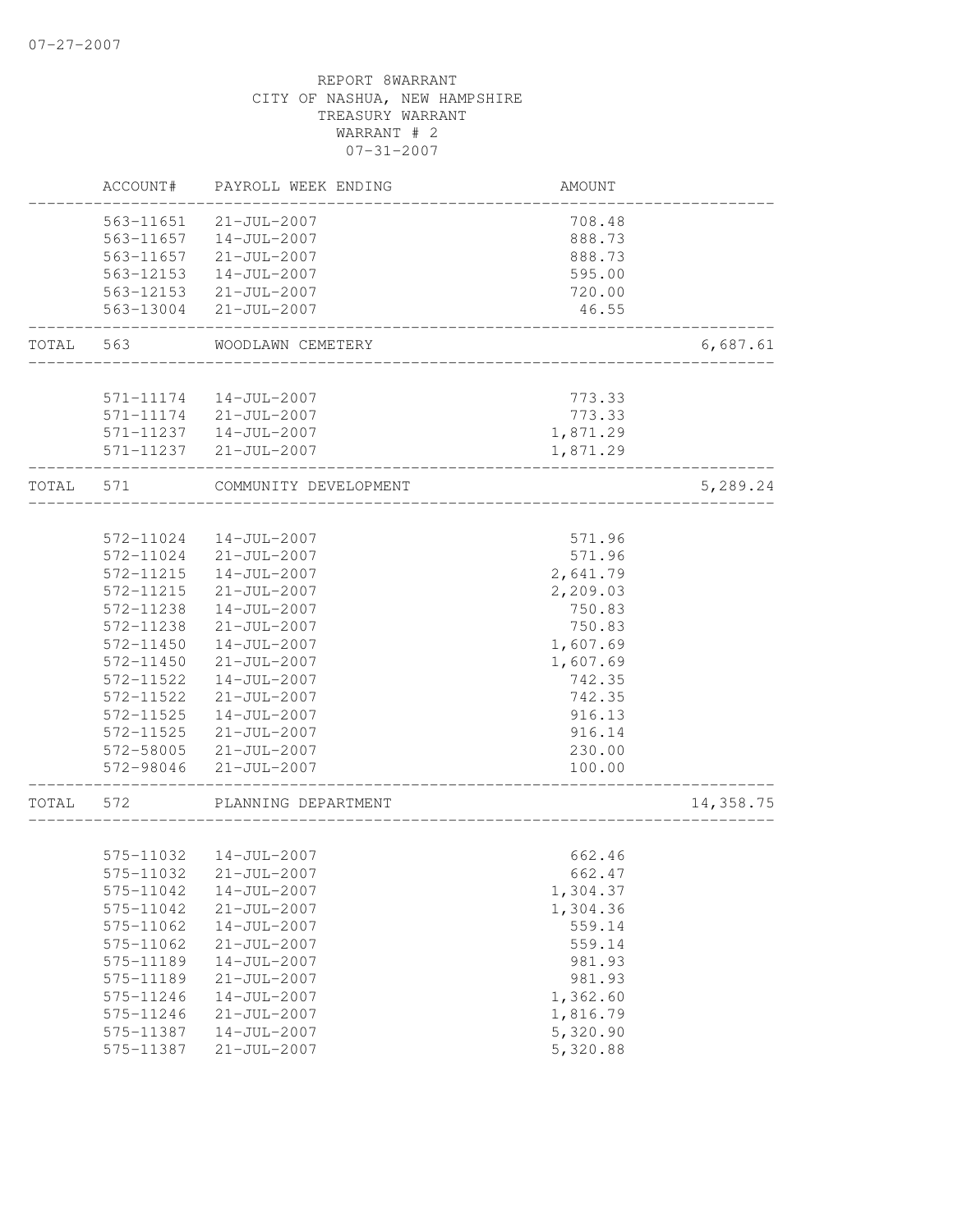07-27-2007

REPORT 8WARRANT
CITY OF NASHUA, NEW HAMPSHIRE
TREASURY WARRANT
WARRANT # 2
07-31-2007

| | ACCOUNT# | PAYROLL WEEK ENDING | AMOUNT | |
|---|---|---|---|---|
| | 563-11651 | 21-JUL-2007 | 708.48 | |
| | 563-11657 | 14-JUL-2007 | 888.73 | |
| | 563-11657 | 21-JUL-2007 | 888.73 | |
| | 563-12153 | 14-JUL-2007 | 595.00 | |
| | 563-12153 | 21-JUL-2007 | 720.00 | |
| | 563-13004 | 21-JUL-2007 | 46.55 | |
| TOTAL | 563 | WOODLAWN CEMETERY | | 6,687.61 |
| | 571-11174 | 14-JUL-2007 | 773.33 | |
| | 571-11174 | 21-JUL-2007 | 773.33 | |
| | 571-11237 | 14-JUL-2007 | 1,871.29 | |
| | 571-11237 | 21-JUL-2007 | 1,871.29 | |
| TOTAL | 571 | COMMUNITY DEVELOPMENT | | 5,289.24 |
| | 572-11024 | 14-JUL-2007 | 571.96 | |
| | 572-11024 | 21-JUL-2007 | 571.96 | |
| | 572-11215 | 14-JUL-2007 | 2,641.79 | |
| | 572-11215 | 21-JUL-2007 | 2,209.03 | |
| | 572-11238 | 14-JUL-2007 | 750.83 | |
| | 572-11238 | 21-JUL-2007 | 750.83 | |
| | 572-11450 | 14-JUL-2007 | 1,607.69 | |
| | 572-11450 | 21-JUL-2007 | 1,607.69 | |
| | 572-11522 | 14-JUL-2007 | 742.35 | |
| | 572-11522 | 21-JUL-2007 | 742.35 | |
| | 572-11525 | 14-JUL-2007 | 916.13 | |
| | 572-11525 | 21-JUL-2007 | 916.14 | |
| | 572-58005 | 21-JUL-2007 | 230.00 | |
| | 572-98046 | 21-JUL-2007 | 100.00 | |
| TOTAL | 572 | PLANNING DEPARTMENT | | 14,358.75 |
| | 575-11032 | 14-JUL-2007 | 662.46 | |
| | 575-11032 | 21-JUL-2007 | 662.47 | |
| | 575-11042 | 14-JUL-2007 | 1,304.37 | |
| | 575-11042 | 21-JUL-2007 | 1,304.36 | |
| | 575-11062 | 14-JUL-2007 | 559.14 | |
| | 575-11062 | 21-JUL-2007 | 559.14 | |
| | 575-11189 | 14-JUL-2007 | 981.93 | |
| | 575-11189 | 21-JUL-2007 | 981.93 | |
| | 575-11246 | 14-JUL-2007 | 1,362.60 | |
| | 575-11246 | 21-JUL-2007 | 1,816.79 | |
| | 575-11387 | 14-JUL-2007 | 5,320.90 | |
| | 575-11387 | 21-JUL-2007 | 5,320.88 | |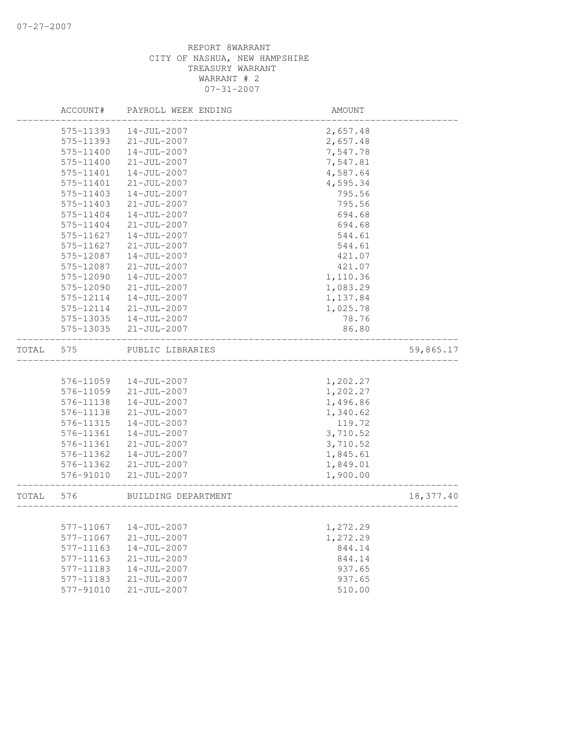REPORT 8WARRANT
CITY OF NASHUA, NEW HAMPSHIRE
TREASURY WARRANT
WARRANT # 2
07-31-2007

| | ACCOUNT# | PAYROLL WEEK ENDING | AMOUNT | |
|---|---|---|---|---|
| | 575-11393 | 14-JUL-2007 | 2,657.48 | |
| | 575-11393 | 21-JUL-2007 | 2,657.48 | |
| | 575-11400 | 14-JUL-2007 | 7,547.78 | |
| | 575-11400 | 21-JUL-2007 | 7,547.81 | |
| | 575-11401 | 14-JUL-2007 | 4,587.64 | |
| | 575-11401 | 21-JUL-2007 | 4,595.34 | |
| | 575-11403 | 14-JUL-2007 | 795.56 | |
| | 575-11403 | 21-JUL-2007 | 795.56 | |
| | 575-11404 | 14-JUL-2007 | 694.68 | |
| | 575-11404 | 21-JUL-2007 | 694.68 | |
| | 575-11627 | 14-JUL-2007 | 544.61 | |
| | 575-11627 | 21-JUL-2007 | 544.61 | |
| | 575-12087 | 14-JUL-2007 | 421.07 | |
| | 575-12087 | 21-JUL-2007 | 421.07 | |
| | 575-12090 | 14-JUL-2007 | 1,110.36 | |
| | 575-12090 | 21-JUL-2007 | 1,083.29 | |
| | 575-12114 | 14-JUL-2007 | 1,137.84 | |
| | 575-12114 | 21-JUL-2007 | 1,025.78 | |
| | 575-13035 | 14-JUL-2007 | 78.76 | |
| | 575-13035 | 21-JUL-2007 | 86.80 | |
| TOTAL | 575 | PUBLIC LIBRARIES | | 59,865.17 |
| | 576-11059 | 14-JUL-2007 | 1,202.27 | |
| | 576-11059 | 21-JUL-2007 | 1,202.27 | |
| | 576-11138 | 14-JUL-2007 | 1,496.86 | |
| | 576-11138 | 21-JUL-2007 | 1,340.62 | |
| | 576-11315 | 14-JUL-2007 | 119.72 | |
| | 576-11361 | 14-JUL-2007 | 3,710.52 | |
| | 576-11361 | 21-JUL-2007 | 3,710.52 | |
| | 576-11362 | 14-JUL-2007 | 1,845.61 | |
| | 576-11362 | 21-JUL-2007 | 1,849.01 | |
| | 576-91010 | 21-JUL-2007 | 1,900.00 | |
| TOTAL | 576 | BUILDING DEPARTMENT | | 18,377.40 |
| | 577-11067 | 14-JUL-2007 | 1,272.29 | |
| | 577-11067 | 21-JUL-2007 | 1,272.29 | |
| | 577-11163 | 14-JUL-2007 | 844.14 | |
| | 577-11163 | 21-JUL-2007 | 844.14 | |
| | 577-11183 | 14-JUL-2007 | 937.65 | |
| | 577-11183 | 21-JUL-2007 | 937.65 | |
| | 577-91010 | 21-JUL-2007 | 510.00 | |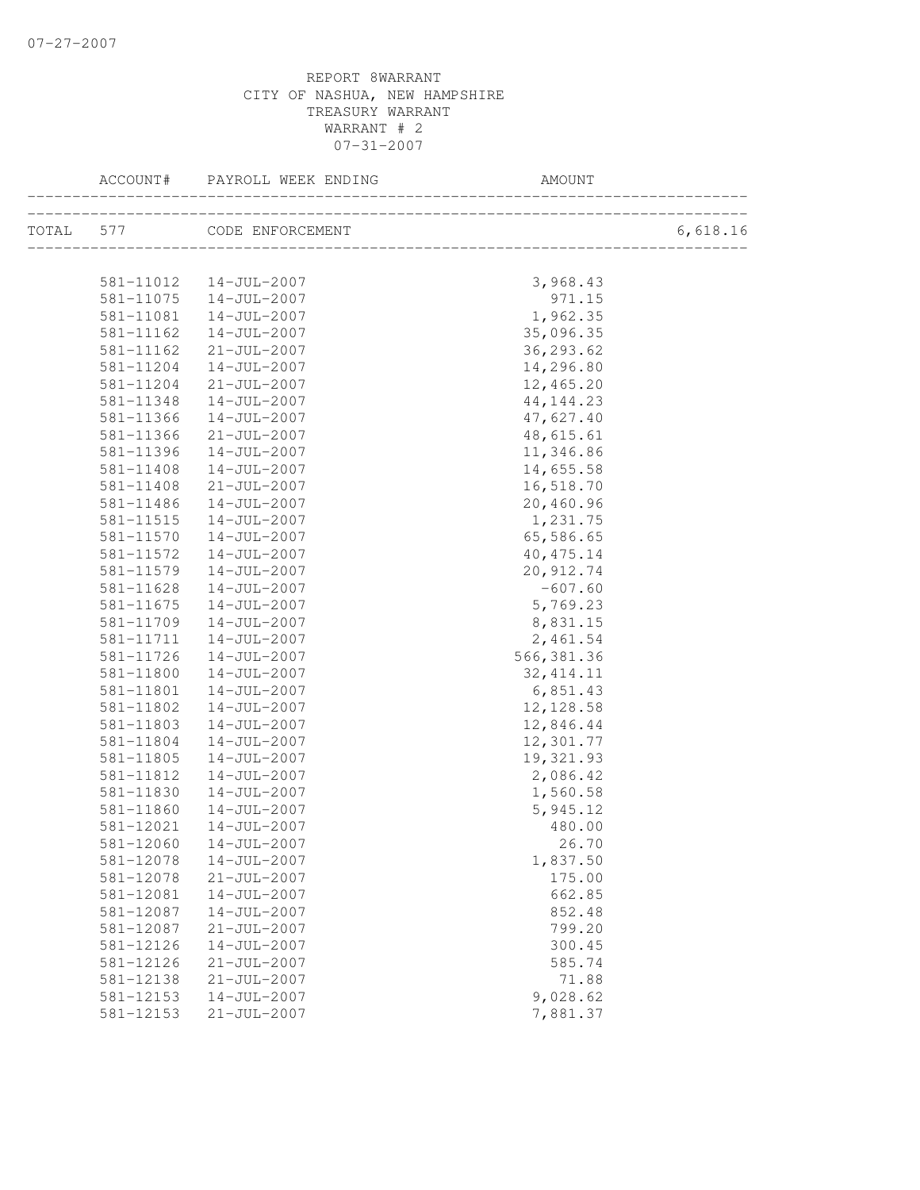REPORT 8WARRANT
CITY OF NASHUA, NEW HAMPSHIRE
TREASURY WARRANT
WARRANT # 2
07-31-2007

| ACCOUNT# | PAYROLL WEEK ENDING | AMOUNT | |
|---|---|---|---|
| TOTAL 577 | CODE ENFORCEMENT | | 6,618.16 |
| 581-11012 | 14-JUL-2007 | 3,968.43 | |
| 581-11075 | 14-JUL-2007 | 971.15 | |
| 581-11081 | 14-JUL-2007 | 1,962.35 | |
| 581-11162 | 14-JUL-2007 | 35,096.35 | |
| 581-11162 | 21-JUL-2007 | 36,293.62 | |
| 581-11204 | 14-JUL-2007 | 14,296.80 | |
| 581-11204 | 21-JUL-2007 | 12,465.20 | |
| 581-11348 | 14-JUL-2007 | 44,144.23 | |
| 581-11366 | 14-JUL-2007 | 47,627.40 | |
| 581-11366 | 21-JUL-2007 | 48,615.61 | |
| 581-11396 | 14-JUL-2007 | 11,346.86 | |
| 581-11408 | 14-JUL-2007 | 14,655.58 | |
| 581-11408 | 21-JUL-2007 | 16,518.70 | |
| 581-11486 | 14-JUL-2007 | 20,460.96 | |
| 581-11515 | 14-JUL-2007 | 1,231.75 | |
| 581-11570 | 14-JUL-2007 | 65,586.65 | |
| 581-11572 | 14-JUL-2007 | 40,475.14 | |
| 581-11579 | 14-JUL-2007 | 20,912.74 | |
| 581-11628 | 14-JUL-2007 | -607.60 | |
| 581-11675 | 14-JUL-2007 | 5,769.23 | |
| 581-11709 | 14-JUL-2007 | 8,831.15 | |
| 581-11711 | 14-JUL-2007 | 2,461.54 | |
| 581-11726 | 14-JUL-2007 | 566,381.36 | |
| 581-11800 | 14-JUL-2007 | 32,414.11 | |
| 581-11801 | 14-JUL-2007 | 6,851.43 | |
| 581-11802 | 14-JUL-2007 | 12,128.58 | |
| 581-11803 | 14-JUL-2007 | 12,846.44 | |
| 581-11804 | 14-JUL-2007 | 12,301.77 | |
| 581-11805 | 14-JUL-2007 | 19,321.93 | |
| 581-11812 | 14-JUL-2007 | 2,086.42 | |
| 581-11830 | 14-JUL-2007 | 1,560.58 | |
| 581-11860 | 14-JUL-2007 | 5,945.12 | |
| 581-12021 | 14-JUL-2007 | 480.00 | |
| 581-12060 | 14-JUL-2007 | 26.70 | |
| 581-12078 | 14-JUL-2007 | 1,837.50 | |
| 581-12078 | 21-JUL-2007 | 175.00 | |
| 581-12081 | 14-JUL-2007 | 662.85 | |
| 581-12087 | 14-JUL-2007 | 852.48 | |
| 581-12087 | 21-JUL-2007 | 799.20 | |
| 581-12126 | 14-JUL-2007 | 300.45 | |
| 581-12126 | 21-JUL-2007 | 585.74 | |
| 581-12138 | 21-JUL-2007 | 71.88 | |
| 581-12153 | 14-JUL-2007 | 9,028.62 | |
| 581-12153 | 21-JUL-2007 | 7,881.37 | |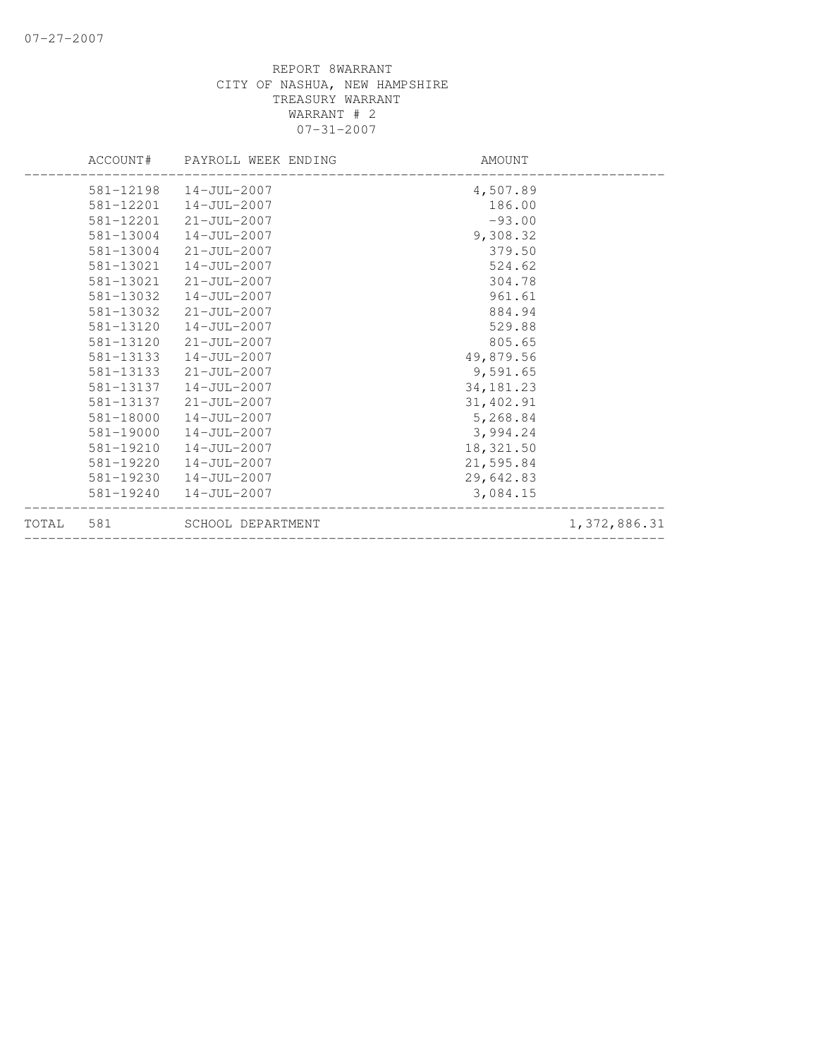07-27-2007

REPORT 8WARRANT
CITY OF NASHUA, NEW HAMPSHIRE
TREASURY WARRANT
WARRANT # 2
07-31-2007

| | ACCOUNT# | PAYROLL WEEK ENDING | AMOUNT | |
|---|---|---|---|---|
| | 581-12198 | 14-JUL-2007 | 4,507.89 | |
| | 581-12201 | 14-JUL-2007 | 186.00 | |
| | 581-12201 | 21-JUL-2007 | -93.00 | |
| | 581-13004 | 14-JUL-2007 | 9,308.32 | |
| | 581-13004 | 21-JUL-2007 | 379.50 | |
| | 581-13021 | 14-JUL-2007 | 524.62 | |
| | 581-13021 | 21-JUL-2007 | 304.78 | |
| | 581-13032 | 14-JUL-2007 | 961.61 | |
| | 581-13032 | 21-JUL-2007 | 884.94 | |
| | 581-13120 | 14-JUL-2007 | 529.88 | |
| | 581-13120 | 21-JUL-2007 | 805.65 | |
| | 581-13133 | 14-JUL-2007 | 49,879.56 | |
| | 581-13133 | 21-JUL-2007 | 9,591.65 | |
| | 581-13137 | 14-JUL-2007 | 34,181.23 | |
| | 581-13137 | 21-JUL-2007 | 31,402.91 | |
| | 581-18000 | 14-JUL-2007 | 5,268.84 | |
| | 581-19000 | 14-JUL-2007 | 3,994.24 | |
| | 581-19210 | 14-JUL-2007 | 18,321.50 | |
| | 581-19220 | 14-JUL-2007 | 21,595.84 | |
| | 581-19230 | 14-JUL-2007 | 29,642.83 | |
| | 581-19240 | 14-JUL-2007 | 3,084.15 | |
| TOTAL | 581 | SCHOOL DEPARTMENT | | 1,372,886.31 |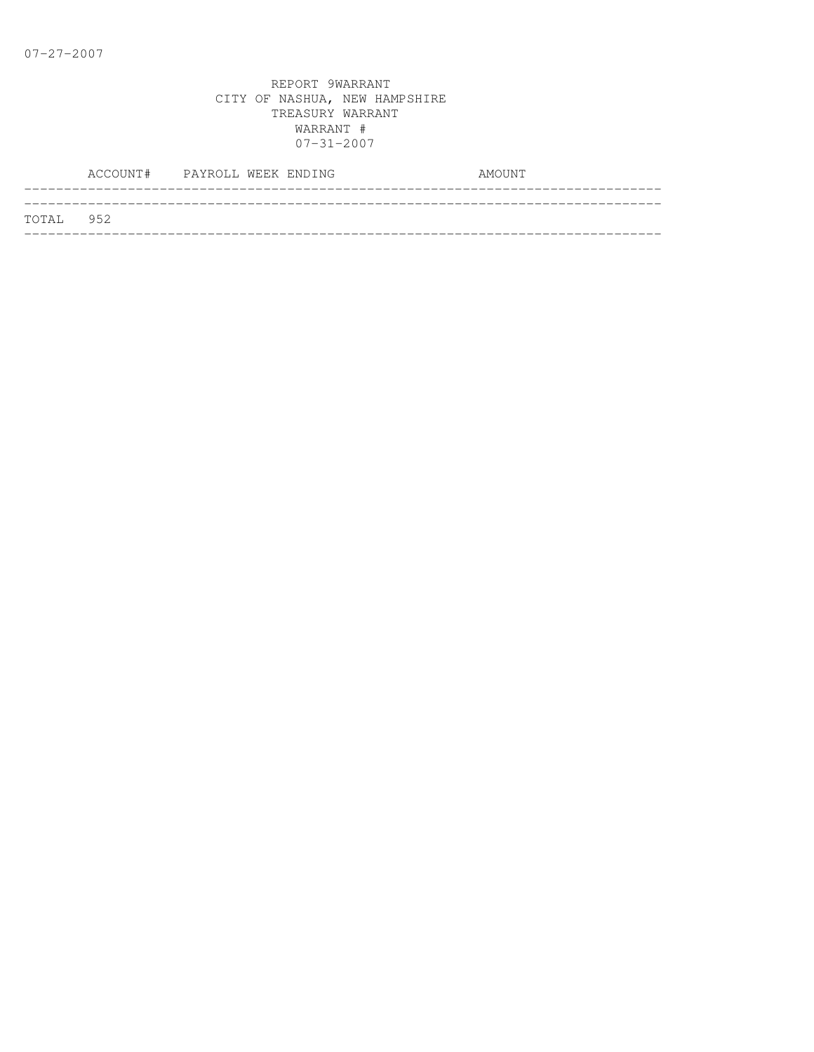07-27-2007

REPORT 9WARRANT
CITY OF NASHUA, NEW HAMPSHIRE
TREASURY WARRANT
WARRANT #
07-31-2007

| | ACCOUNT# | PAYROLL WEEK ENDING | AMOUNT |
|---|---|---|---|
| TOTAL | 952 | | |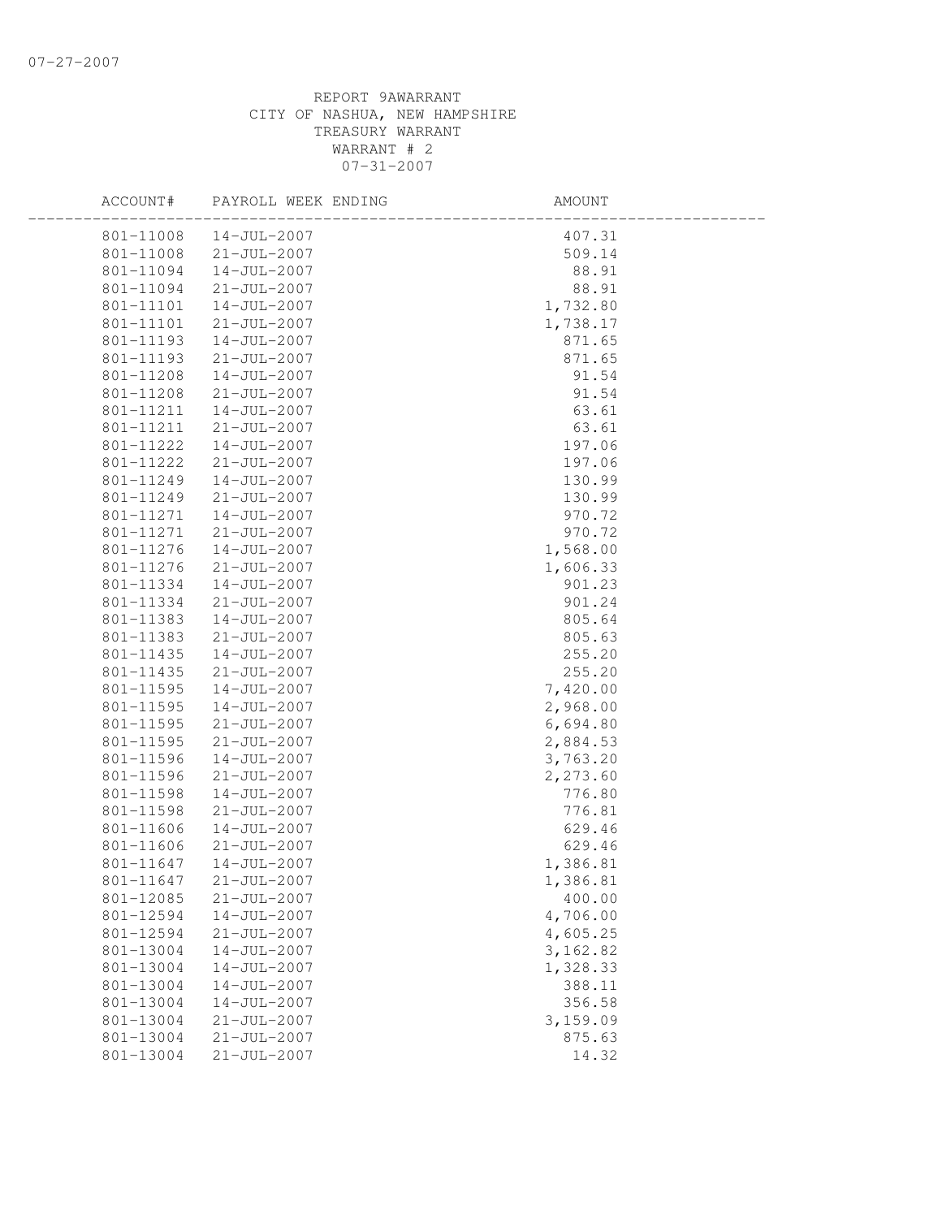07-27-2007

REPORT 9AWARRANT
CITY OF NASHUA, NEW HAMPSHIRE
TREASURY WARRANT
WARRANT # 2
07-31-2007

| ACCOUNT# | PAYROLL WEEK ENDING | AMOUNT |
|---|---|---|
| 801-11008 | 14-JUL-2007 | 407.31 |
| 801-11008 | 21-JUL-2007 | 509.14 |
| 801-11094 | 14-JUL-2007 | 88.91 |
| 801-11094 | 21-JUL-2007 | 88.91 |
| 801-11101 | 14-JUL-2007 | 1,732.80 |
| 801-11101 | 21-JUL-2007 | 1,738.17 |
| 801-11193 | 14-JUL-2007 | 871.65 |
| 801-11193 | 21-JUL-2007 | 871.65 |
| 801-11208 | 14-JUL-2007 | 91.54 |
| 801-11208 | 21-JUL-2007 | 91.54 |
| 801-11211 | 14-JUL-2007 | 63.61 |
| 801-11211 | 21-JUL-2007 | 63.61 |
| 801-11222 | 14-JUL-2007 | 197.06 |
| 801-11222 | 21-JUL-2007 | 197.06 |
| 801-11249 | 14-JUL-2007 | 130.99 |
| 801-11249 | 21-JUL-2007 | 130.99 |
| 801-11271 | 14-JUL-2007 | 970.72 |
| 801-11271 | 21-JUL-2007 | 970.72 |
| 801-11276 | 14-JUL-2007 | 1,568.00 |
| 801-11276 | 21-JUL-2007 | 1,606.33 |
| 801-11334 | 14-JUL-2007 | 901.23 |
| 801-11334 | 21-JUL-2007 | 901.24 |
| 801-11383 | 14-JUL-2007 | 805.64 |
| 801-11383 | 21-JUL-2007 | 805.63 |
| 801-11435 | 14-JUL-2007 | 255.20 |
| 801-11435 | 21-JUL-2007 | 255.20 |
| 801-11595 | 14-JUL-2007 | 7,420.00 |
| 801-11595 | 14-JUL-2007 | 2,968.00 |
| 801-11595 | 21-JUL-2007 | 6,694.80 |
| 801-11595 | 21-JUL-2007 | 2,884.53 |
| 801-11596 | 14-JUL-2007 | 3,763.20 |
| 801-11596 | 21-JUL-2007 | 2,273.60 |
| 801-11598 | 14-JUL-2007 | 776.80 |
| 801-11598 | 21-JUL-2007 | 776.81 |
| 801-11606 | 14-JUL-2007 | 629.46 |
| 801-11606 | 21-JUL-2007 | 629.46 |
| 801-11647 | 14-JUL-2007 | 1,386.81 |
| 801-11647 | 21-JUL-2007 | 1,386.81 |
| 801-12085 | 21-JUL-2007 | 400.00 |
| 801-12594 | 14-JUL-2007 | 4,706.00 |
| 801-12594 | 21-JUL-2007 | 4,605.25 |
| 801-13004 | 14-JUL-2007 | 3,162.82 |
| 801-13004 | 14-JUL-2007 | 1,328.33 |
| 801-13004 | 14-JUL-2007 | 388.11 |
| 801-13004 | 14-JUL-2007 | 356.58 |
| 801-13004 | 21-JUL-2007 | 3,159.09 |
| 801-13004 | 21-JUL-2007 | 875.63 |
| 801-13004 | 21-JUL-2007 | 14.32 |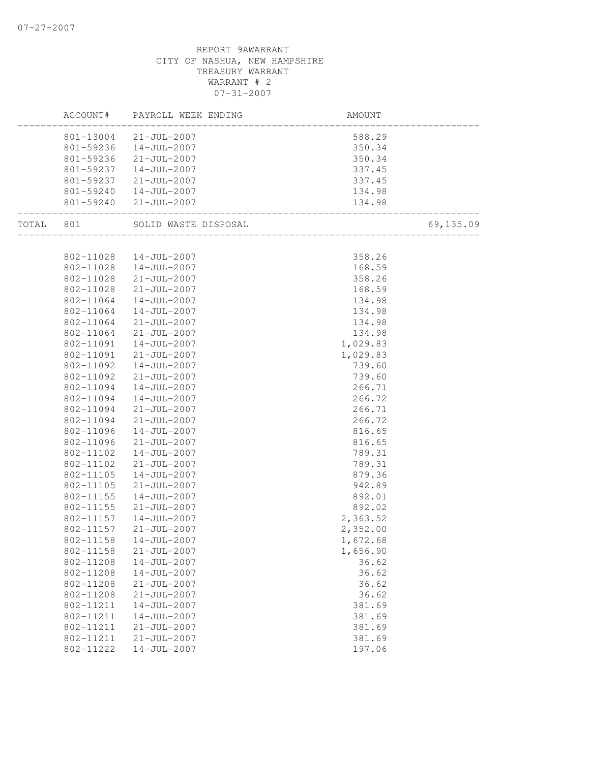07-27-2007

REPORT 9AWARRANT
CITY OF NASHUA, NEW HAMPSHIRE
TREASURY WARRANT
WARRANT # 2
07-31-2007

| | ACCOUNT# | PAYROLL WEEK ENDING | AMOUNT | |
|---|---|---|---|---|
| | 801-13004 | 21-JUL-2007 | 588.29 | |
| | 801-59236 | 14-JUL-2007 | 350.34 | |
| | 801-59236 | 21-JUL-2007 | 350.34 | |
| | 801-59237 | 14-JUL-2007 | 337.45 | |
| | 801-59237 | 21-JUL-2007 | 337.45 | |
| | 801-59240 | 14-JUL-2007 | 134.98 | |
| | 801-59240 | 21-JUL-2007 | 134.98 | |
| TOTAL | 801 | SOLID WASTE DISPOSAL | | 69,135.09 |
| | 802-11028 | 14-JUL-2007 | 358.26 | |
| | 802-11028 | 14-JUL-2007 | 168.59 | |
| | 802-11028 | 21-JUL-2007 | 358.26 | |
| | 802-11028 | 21-JUL-2007 | 168.59 | |
| | 802-11064 | 14-JUL-2007 | 134.98 | |
| | 802-11064 | 14-JUL-2007 | 134.98 | |
| | 802-11064 | 21-JUL-2007 | 134.98 | |
| | 802-11064 | 21-JUL-2007 | 134.98 | |
| | 802-11091 | 14-JUL-2007 | 1,029.83 | |
| | 802-11091 | 21-JUL-2007 | 1,029.83 | |
| | 802-11092 | 14-JUL-2007 | 739.60 | |
| | 802-11092 | 21-JUL-2007 | 739.60 | |
| | 802-11094 | 14-JUL-2007 | 266.71 | |
| | 802-11094 | 14-JUL-2007 | 266.72 | |
| | 802-11094 | 21-JUL-2007 | 266.71 | |
| | 802-11094 | 21-JUL-2007 | 266.72 | |
| | 802-11096 | 14-JUL-2007 | 816.65 | |
| | 802-11096 | 21-JUL-2007 | 816.65 | |
| | 802-11102 | 14-JUL-2007 | 789.31 | |
| | 802-11102 | 21-JUL-2007 | 789.31 | |
| | 802-11105 | 14-JUL-2007 | 879.36 | |
| | 802-11105 | 21-JUL-2007 | 942.89 | |
| | 802-11155 | 14-JUL-2007 | 892.01 | |
| | 802-11155 | 21-JUL-2007 | 892.02 | |
| | 802-11157 | 14-JUL-2007 | 2,363.52 | |
| | 802-11157 | 21-JUL-2007 | 2,352.00 | |
| | 802-11158 | 14-JUL-2007 | 1,672.68 | |
| | 802-11158 | 21-JUL-2007 | 1,656.90 | |
| | 802-11208 | 14-JUL-2007 | 36.62 | |
| | 802-11208 | 14-JUL-2007 | 36.62 | |
| | 802-11208 | 21-JUL-2007 | 36.62 | |
| | 802-11208 | 21-JUL-2007 | 36.62 | |
| | 802-11211 | 14-JUL-2007 | 381.69 | |
| | 802-11211 | 14-JUL-2007 | 381.69 | |
| | 802-11211 | 21-JUL-2007 | 381.69 | |
| | 802-11211 | 21-JUL-2007 | 381.69 | |
| | 802-11222 | 14-JUL-2007 | 197.06 | |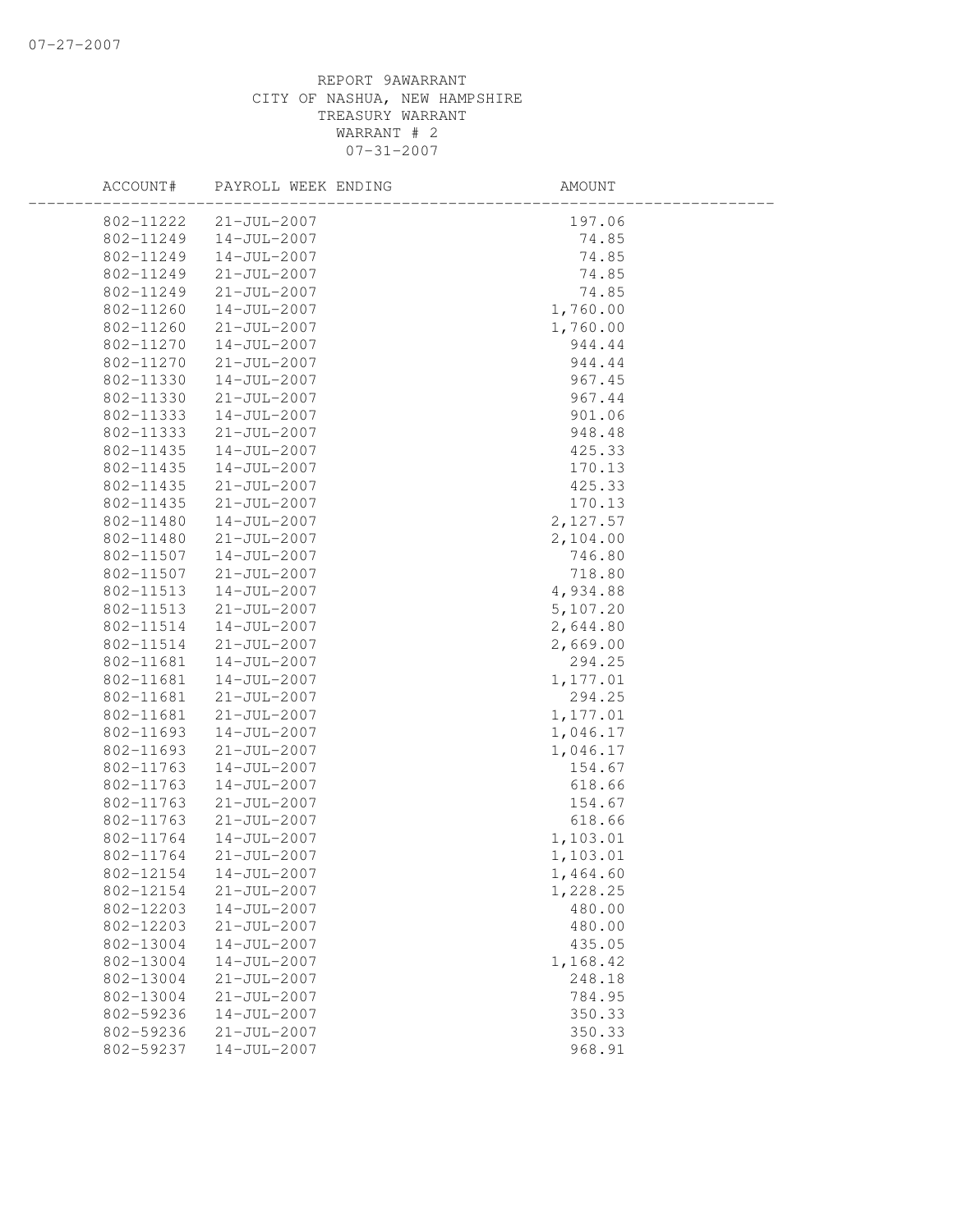REPORT 9AWARRANT
CITY OF NASHUA, NEW HAMPSHIRE
TREASURY WARRANT
WARRANT # 2
07-31-2007

| ACCOUNT# | PAYROLL WEEK ENDING | AMOUNT |
|---|---|---|
| 802-11222 | 21-JUL-2007 | 197.06 |
| 802-11249 | 14-JUL-2007 | 74.85 |
| 802-11249 | 14-JUL-2007 | 74.85 |
| 802-11249 | 21-JUL-2007 | 74.85 |
| 802-11249 | 21-JUL-2007 | 74.85 |
| 802-11260 | 14-JUL-2007 | 1,760.00 |
| 802-11260 | 21-JUL-2007 | 1,760.00 |
| 802-11270 | 14-JUL-2007 | 944.44 |
| 802-11270 | 21-JUL-2007 | 944.44 |
| 802-11330 | 14-JUL-2007 | 967.45 |
| 802-11330 | 21-JUL-2007 | 967.44 |
| 802-11333 | 14-JUL-2007 | 901.06 |
| 802-11333 | 21-JUL-2007 | 948.48 |
| 802-11435 | 14-JUL-2007 | 425.33 |
| 802-11435 | 14-JUL-2007 | 170.13 |
| 802-11435 | 21-JUL-2007 | 425.33 |
| 802-11435 | 21-JUL-2007 | 170.13 |
| 802-11480 | 14-JUL-2007 | 2,127.57 |
| 802-11480 | 21-JUL-2007 | 2,104.00 |
| 802-11507 | 14-JUL-2007 | 746.80 |
| 802-11507 | 21-JUL-2007 | 718.80 |
| 802-11513 | 14-JUL-2007 | 4,934.88 |
| 802-11513 | 21-JUL-2007 | 5,107.20 |
| 802-11514 | 14-JUL-2007 | 2,644.80 |
| 802-11514 | 21-JUL-2007 | 2,669.00 |
| 802-11681 | 14-JUL-2007 | 294.25 |
| 802-11681 | 14-JUL-2007 | 1,177.01 |
| 802-11681 | 21-JUL-2007 | 294.25 |
| 802-11681 | 21-JUL-2007 | 1,177.01 |
| 802-11693 | 14-JUL-2007 | 1,046.17 |
| 802-11693 | 21-JUL-2007 | 1,046.17 |
| 802-11763 | 14-JUL-2007 | 154.67 |
| 802-11763 | 14-JUL-2007 | 618.66 |
| 802-11763 | 21-JUL-2007 | 154.67 |
| 802-11763 | 21-JUL-2007 | 618.66 |
| 802-11764 | 14-JUL-2007 | 1,103.01 |
| 802-11764 | 21-JUL-2007 | 1,103.01 |
| 802-12154 | 14-JUL-2007 | 1,464.60 |
| 802-12154 | 21-JUL-2007 | 1,228.25 |
| 802-12203 | 14-JUL-2007 | 480.00 |
| 802-12203 | 21-JUL-2007 | 480.00 |
| 802-13004 | 14-JUL-2007 | 435.05 |
| 802-13004 | 14-JUL-2007 | 1,168.42 |
| 802-13004 | 21-JUL-2007 | 248.18 |
| 802-13004 | 21-JUL-2007 | 784.95 |
| 802-59236 | 14-JUL-2007 | 350.33 |
| 802-59236 | 21-JUL-2007 | 350.33 |
| 802-59237 | 14-JUL-2007 | 968.91 |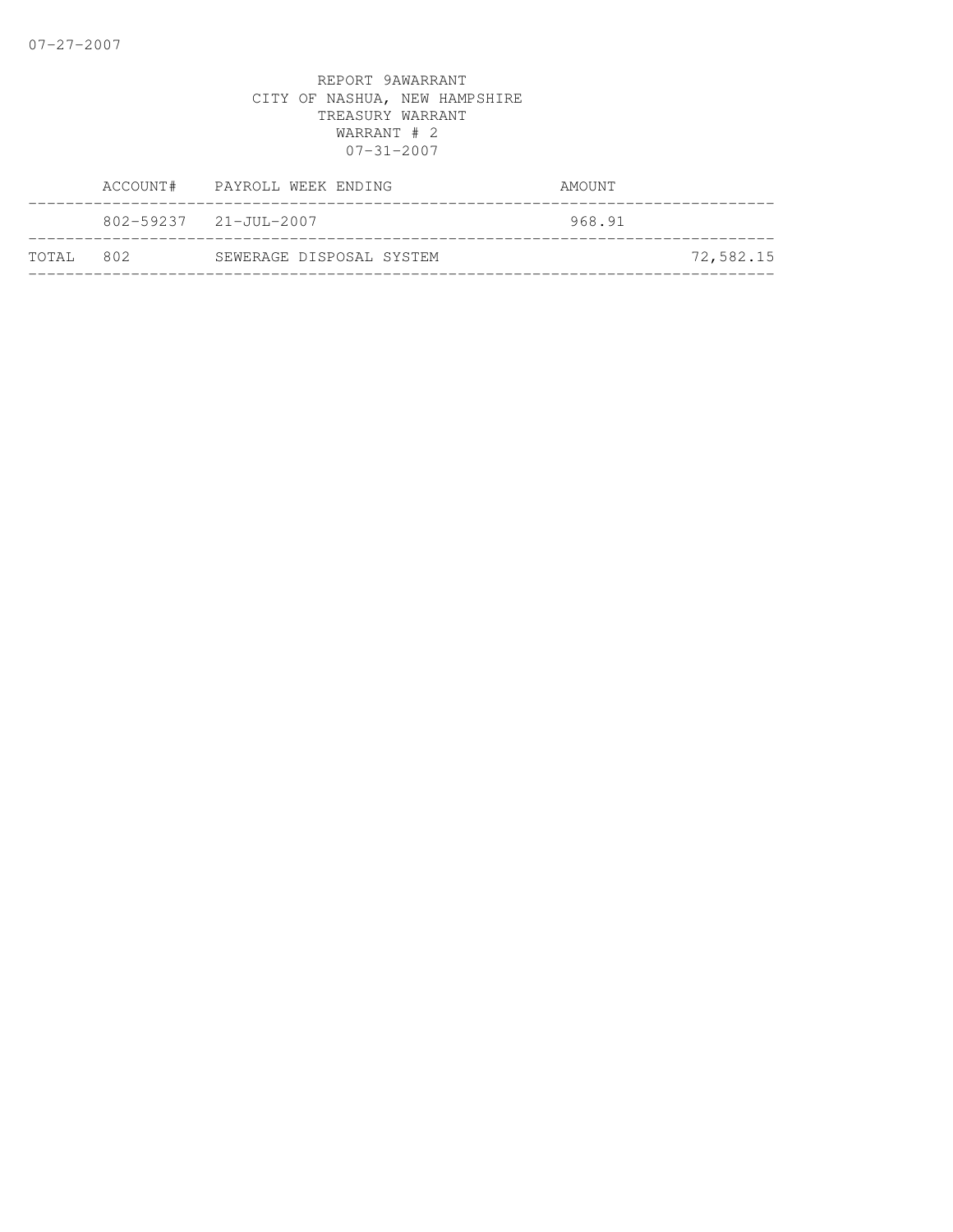REPORT 9AWARRANT
CITY OF NASHUA, NEW HAMPSHIRE
TREASURY WARRANT
WARRANT # 2
07-31-2007

| | ACCOUNT# | PAYROLL WEEK ENDING | AMOUNT | |
|---|---|---|---|---|
| | 802-59237 | 21-JUL-2007 | 968.91 | |
| TOTAL | 802 | SEWERAGE DISPOSAL SYSTEM | | 72,582.15 |